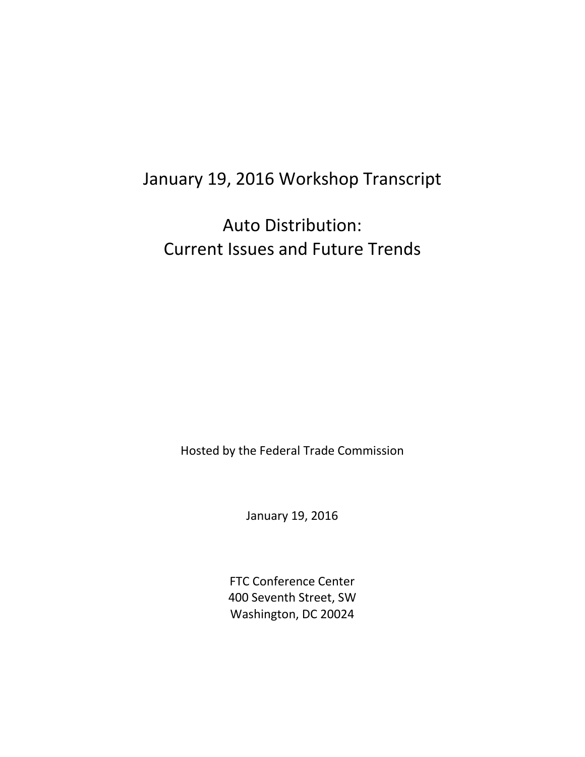# January 19, 2016 Workshop Transcript

# Auto Distribution: Current Issues and Future Trends

Hosted by the Federal Trade Commission

January 19, 2016

FTC Conference Center
400 Seventh Street, SW
Washington, DC 20024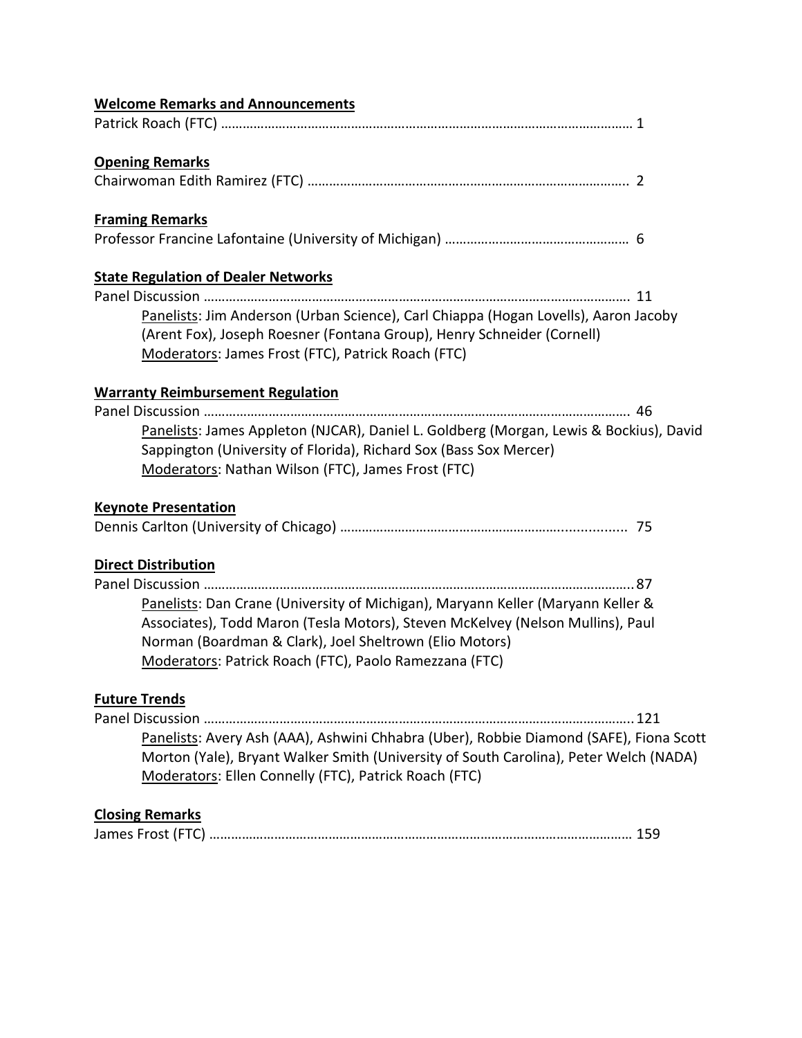**<u>Welcome Remarks and Announcements</u>**

Patrick Roach (FTC) ……………………………………………………………………………………………… 1

**<u>Opening Remarks</u>**

Chairwoman Edith Ramirez (FTC) …………………………………………………………………………….. 2

**<u>Framing Remarks</u>**

Professor Francine Lafontaine (University of Michigan) …………………………………………… 6

**<u>State Regulation of Dealer Networks</u>**

Panel Discussion ………………………………………………………………………………………………….. 11

Panelists: Jim Anderson (Urban Science), Carl Chiappa (Hogan Lovells), Aaron Jacoby (Arent Fox), Joseph Roesner (Fontana Group), Henry Schneider (Cornell)

Moderators: James Frost (FTC), Patrick Roach (FTC)

**<u>Warranty Reimbursement Regulation</u>**

Panel Discussion ………………………………………………………………………………………………….. 46

Panelists: James Appleton (NJCAR), Daniel L. Goldberg (Morgan, Lewis & Bockius), David Sappington (University of Florida), Richard Sox (Bass Sox Mercer)

Moderators: Nathan Wilson (FTC), James Frost (FTC)

**<u>Keynote Presentation</u>**

Dennis Carlton (University of Chicago) ……………………………………………………............... 75

**<u>Direct Distribution</u>**

Panel Discussion ………………………………………………………………………………………………….. 87

Panelists: Dan Crane (University of Michigan), Maryann Keller (Maryann Keller & Associates), Todd Maron (Tesla Motors), Steven McKelvey (Nelson Mullins), Paul Norman (Boardman & Clark), Joel Sheltrown (Elio Motors)

Moderators: Patrick Roach (FTC), Paolo Ramezzana (FTC)

**<u>Future Trends</u>**

Panel Discussion ………………………………………………………………………………………………….. 121

Panelists: Avery Ash (AAA), Ashwini Chhabra (Uber), Robbie Diamond (SAFE), Fiona Scott Morton (Yale), Bryant Walker Smith (University of South Carolina), Peter Welch (NADA)

Moderators: Ellen Connelly (FTC), Patrick Roach (FTC)

**<u>Closing Remarks</u>**

James Frost (FTC) ………………………………………………………………………………………………… 159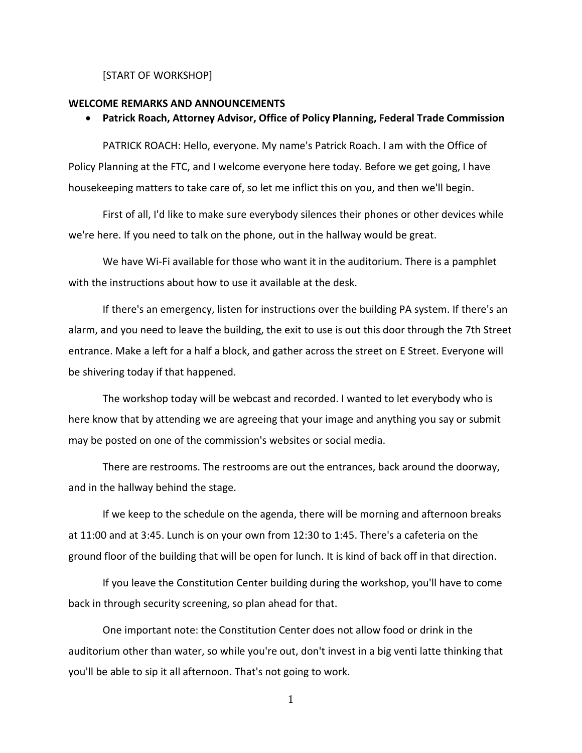[START OF WORKSHOP]

**WELCOME REMARKS AND ANNOUNCEMENTS**

- **Patrick Roach, Attorney Advisor, Office of Policy Planning, Federal Trade Commission**

PATRICK ROACH: Hello, everyone. My name's Patrick Roach. I am with the Office of Policy Planning at the FTC, and I welcome everyone here today. Before we get going, I have housekeeping matters to take care of, so let me inflict this on you, and then we'll begin.

First of all, I'd like to make sure everybody silences their phones or other devices while we're here. If you need to talk on the phone, out in the hallway would be great.

We have Wi-Fi available for those who want it in the auditorium. There is a pamphlet with the instructions about how to use it available at the desk.

If there's an emergency, listen for instructions over the building PA system. If there's an alarm, and you need to leave the building, the exit to use is out this door through the 7th Street entrance. Make a left for a half a block, and gather across the street on E Street. Everyone will be shivering today if that happened.

The workshop today will be webcast and recorded. I wanted to let everybody who is here know that by attending we are agreeing that your image and anything you say or submit may be posted on one of the commission's websites or social media.

There are restrooms. The restrooms are out the entrances, back around the doorway, and in the hallway behind the stage.

If we keep to the schedule on the agenda, there will be morning and afternoon breaks at 11:00 and at 3:45. Lunch is on your own from 12:30 to 1:45. There's a cafeteria on the ground floor of the building that will be open for lunch. It is kind of back off in that direction.

If you leave the Constitution Center building during the workshop, you'll have to come back in through security screening, so plan ahead for that.

One important note: the Constitution Center does not allow food or drink in the auditorium other than water, so while you're out, don't invest in a big venti latte thinking that you'll be able to sip it all afternoon. That's not going to work.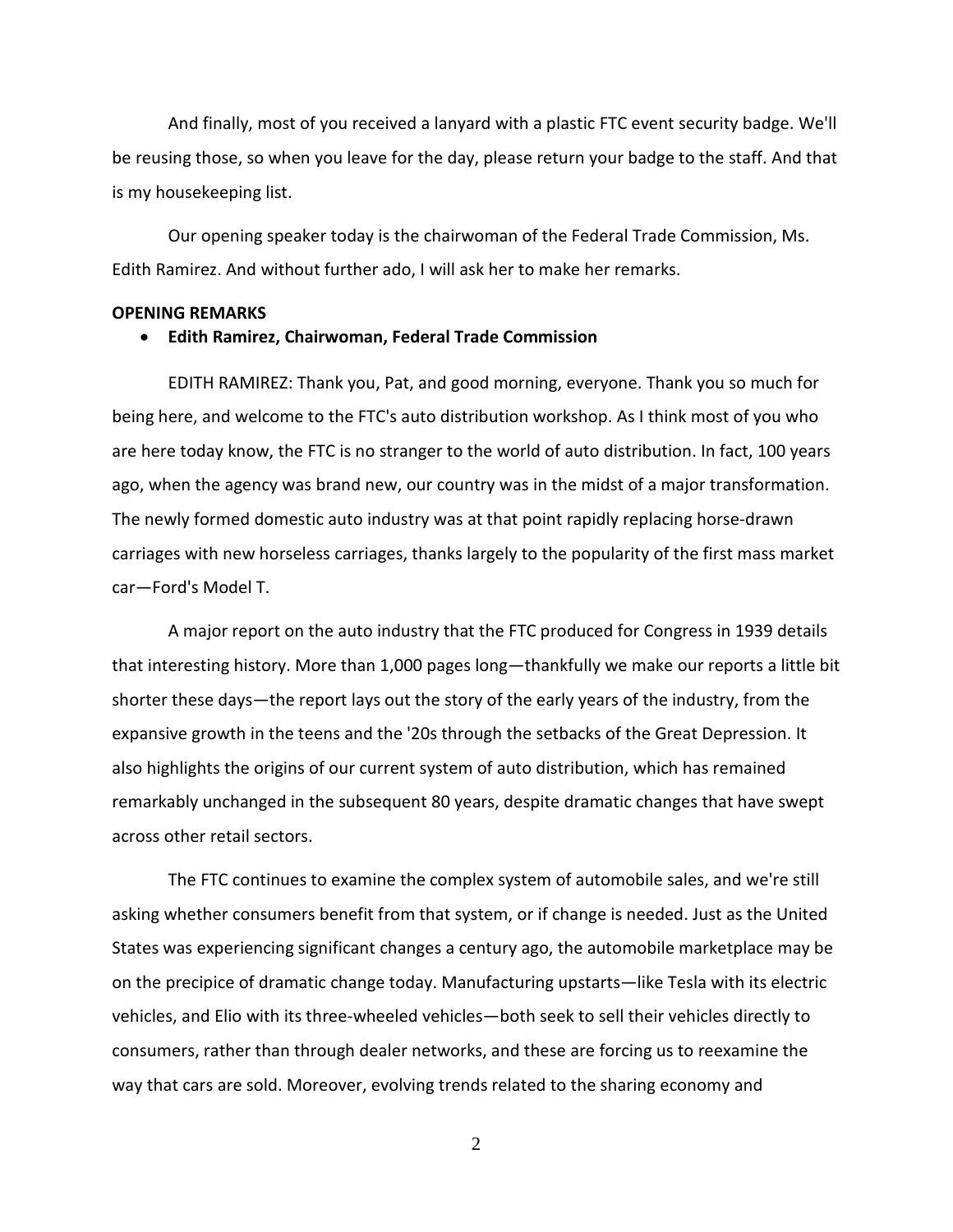And finally, most of you received a lanyard with a plastic FTC event security badge. We'll be reusing those, so when you leave for the day, please return your badge to the staff. And that is my housekeeping list.

Our opening speaker today is the chairwoman of the Federal Trade Commission, Ms. Edith Ramirez. And without further ado, I will ask her to make her remarks.

**OPENING REMARKS**

- **Edith Ramirez, Chairwoman, Federal Trade Commission**

EDITH RAMIREZ: Thank you, Pat, and good morning, everyone. Thank you so much for being here, and welcome to the FTC's auto distribution workshop. As I think most of you who are here today know, the FTC is no stranger to the world of auto distribution. In fact, 100 years ago, when the agency was brand new, our country was in the midst of a major transformation. The newly formed domestic auto industry was at that point rapidly replacing horse-drawn carriages with new horseless carriages, thanks largely to the popularity of the first mass market car—Ford's Model T.

A major report on the auto industry that the FTC produced for Congress in 1939 details that interesting history. More than 1,000 pages long—thankfully we make our reports a little bit shorter these days—the report lays out the story of the early years of the industry, from the expansive growth in the teens and the '20s through the setbacks of the Great Depression. It also highlights the origins of our current system of auto distribution, which has remained remarkably unchanged in the subsequent 80 years, despite dramatic changes that have swept across other retail sectors.

The FTC continues to examine the complex system of automobile sales, and we're still asking whether consumers benefit from that system, or if change is needed. Just as the United States was experiencing significant changes a century ago, the automobile marketplace may be on the precipice of dramatic change today. Manufacturing upstarts—like Tesla with its electric vehicles, and Elio with its three-wheeled vehicles—both seek to sell their vehicles directly to consumers, rather than through dealer networks, and these are forcing us to reexamine the way that cars are sold. Moreover, evolving trends related to the sharing economy and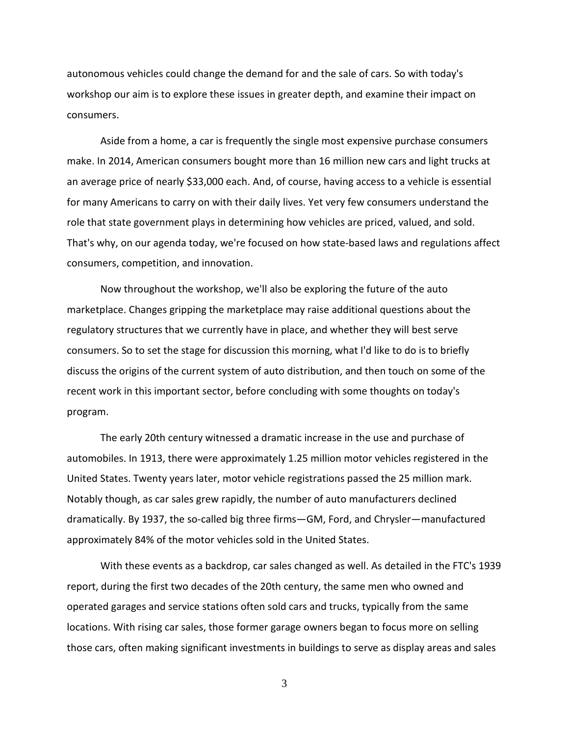autonomous vehicles could change the demand for and the sale of cars. So with today's workshop our aim is to explore these issues in greater depth, and examine their impact on consumers.

Aside from a home, a car is frequently the single most expensive purchase consumers make. In 2014, American consumers bought more than 16 million new cars and light trucks at an average price of nearly $33,000 each. And, of course, having access to a vehicle is essential for many Americans to carry on with their daily lives. Yet very few consumers understand the role that state government plays in determining how vehicles are priced, valued, and sold. That's why, on our agenda today, we're focused on how state-based laws and regulations affect consumers, competition, and innovation.

Now throughout the workshop, we'll also be exploring the future of the auto marketplace. Changes gripping the marketplace may raise additional questions about the regulatory structures that we currently have in place, and whether they will best serve consumers. So to set the stage for discussion this morning, what I'd like to do is to briefly discuss the origins of the current system of auto distribution, and then touch on some of the recent work in this important sector, before concluding with some thoughts on today's program.

The early 20th century witnessed a dramatic increase in the use and purchase of automobiles. In 1913, there were approximately 1.25 million motor vehicles registered in the United States. Twenty years later, motor vehicle registrations passed the 25 million mark. Notably though, as car sales grew rapidly, the number of auto manufacturers declined dramatically. By 1937, the so-called big three firms—GM, Ford, and Chrysler—manufactured approximately 84% of the motor vehicles sold in the United States.

With these events as a backdrop, car sales changed as well. As detailed in the FTC's 1939 report, during the first two decades of the 20th century, the same men who owned and operated garages and service stations often sold cars and trucks, typically from the same locations. With rising car sales, those former garage owners began to focus more on selling those cars, often making significant investments in buildings to serve as display areas and sales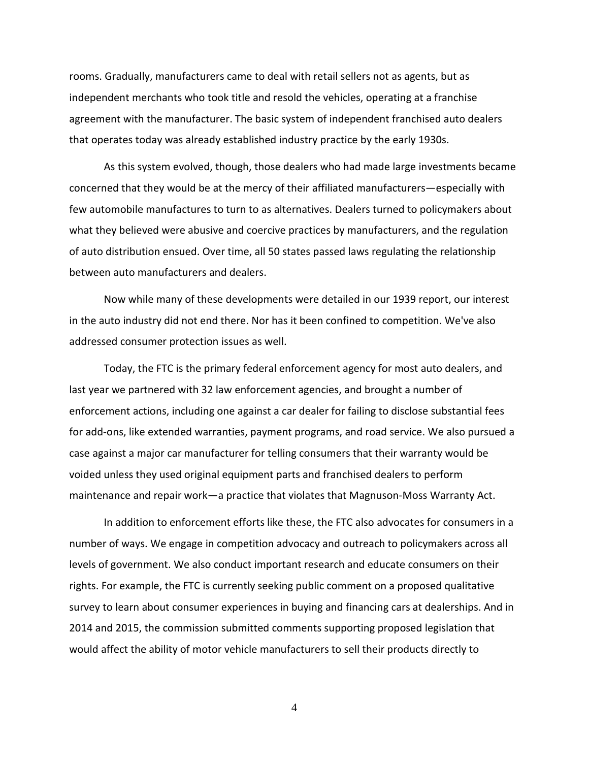rooms. Gradually, manufacturers came to deal with retail sellers not as agents, but as independent merchants who took title and resold the vehicles, operating at a franchise agreement with the manufacturer. The basic system of independent franchised auto dealers that operates today was already established industry practice by the early 1930s.

As this system evolved, though, those dealers who had made large investments became concerned that they would be at the mercy of their affiliated manufacturers—especially with few automobile manufactures to turn to as alternatives. Dealers turned to policymakers about what they believed were abusive and coercive practices by manufacturers, and the regulation of auto distribution ensued. Over time, all 50 states passed laws regulating the relationship between auto manufacturers and dealers.

Now while many of these developments were detailed in our 1939 report, our interest in the auto industry did not end there. Nor has it been confined to competition. We've also addressed consumer protection issues as well.

Today, the FTC is the primary federal enforcement agency for most auto dealers, and last year we partnered with 32 law enforcement agencies, and brought a number of enforcement actions, including one against a car dealer for failing to disclose substantial fees for add-ons, like extended warranties, payment programs, and road service. We also pursued a case against a major car manufacturer for telling consumers that their warranty would be voided unless they used original equipment parts and franchised dealers to perform maintenance and repair work—a practice that violates that Magnuson-Moss Warranty Act.

In addition to enforcement efforts like these, the FTC also advocates for consumers in a number of ways. We engage in competition advocacy and outreach to policymakers across all levels of government. We also conduct important research and educate consumers on their rights. For example, the FTC is currently seeking public comment on a proposed qualitative survey to learn about consumer experiences in buying and financing cars at dealerships. And in 2014 and 2015, the commission submitted comments supporting proposed legislation that would affect the ability of motor vehicle manufacturers to sell their products directly to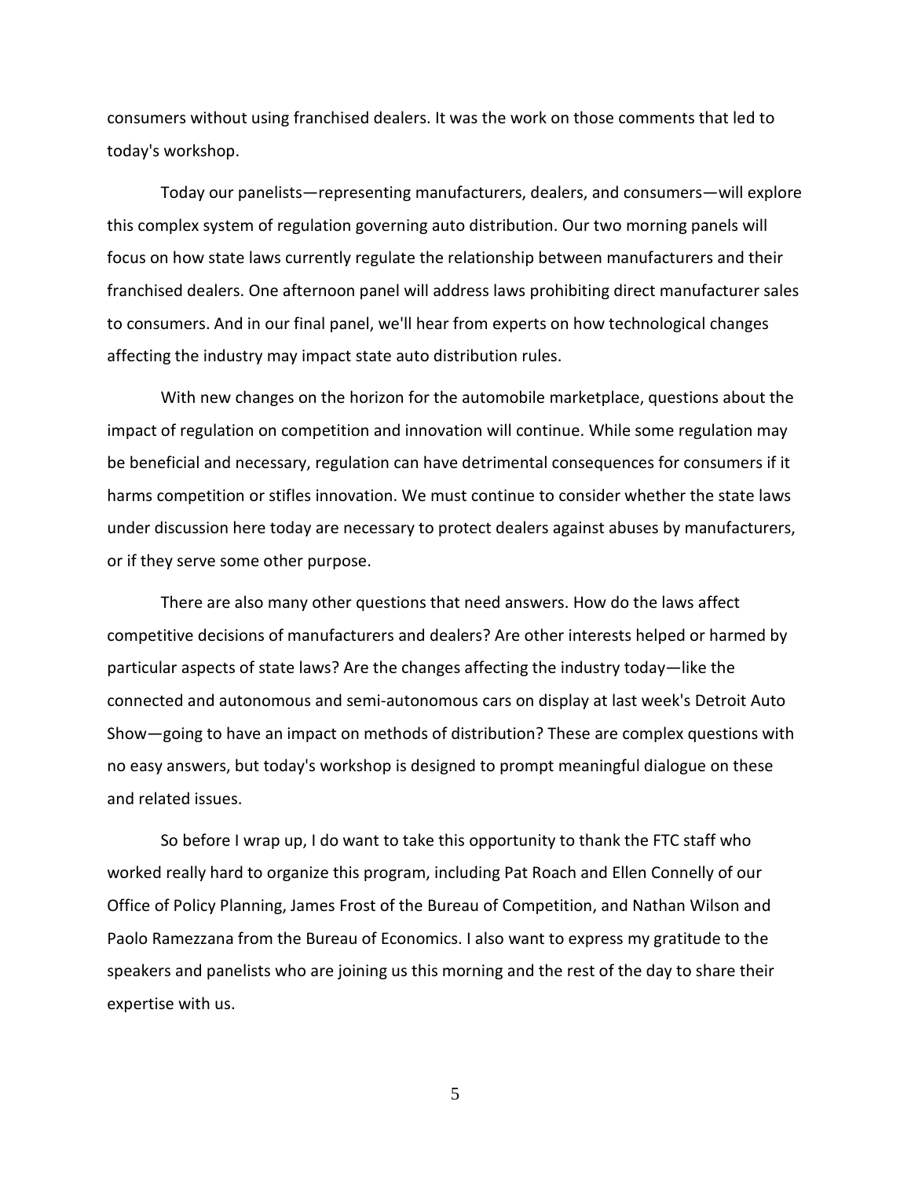consumers without using franchised dealers. It was the work on those comments that led to today's workshop.

Today our panelists—representing manufacturers, dealers, and consumers—will explore this complex system of regulation governing auto distribution. Our two morning panels will focus on how state laws currently regulate the relationship between manufacturers and their franchised dealers. One afternoon panel will address laws prohibiting direct manufacturer sales to consumers. And in our final panel, we'll hear from experts on how technological changes affecting the industry may impact state auto distribution rules.

With new changes on the horizon for the automobile marketplace, questions about the impact of regulation on competition and innovation will continue. While some regulation may be beneficial and necessary, regulation can have detrimental consequences for consumers if it harms competition or stifles innovation. We must continue to consider whether the state laws under discussion here today are necessary to protect dealers against abuses by manufacturers, or if they serve some other purpose.

There are also many other questions that need answers. How do the laws affect competitive decisions of manufacturers and dealers? Are other interests helped or harmed by particular aspects of state laws? Are the changes affecting the industry today—like the connected and autonomous and semi-autonomous cars on display at last week's Detroit Auto Show—going to have an impact on methods of distribution? These are complex questions with no easy answers, but today's workshop is designed to prompt meaningful dialogue on these and related issues.

So before I wrap up, I do want to take this opportunity to thank the FTC staff who worked really hard to organize this program, including Pat Roach and Ellen Connelly of our Office of Policy Planning, James Frost of the Bureau of Competition, and Nathan Wilson and Paolo Ramezzana from the Bureau of Economics. I also want to express my gratitude to the speakers and panelists who are joining us this morning and the rest of the day to share their expertise with us.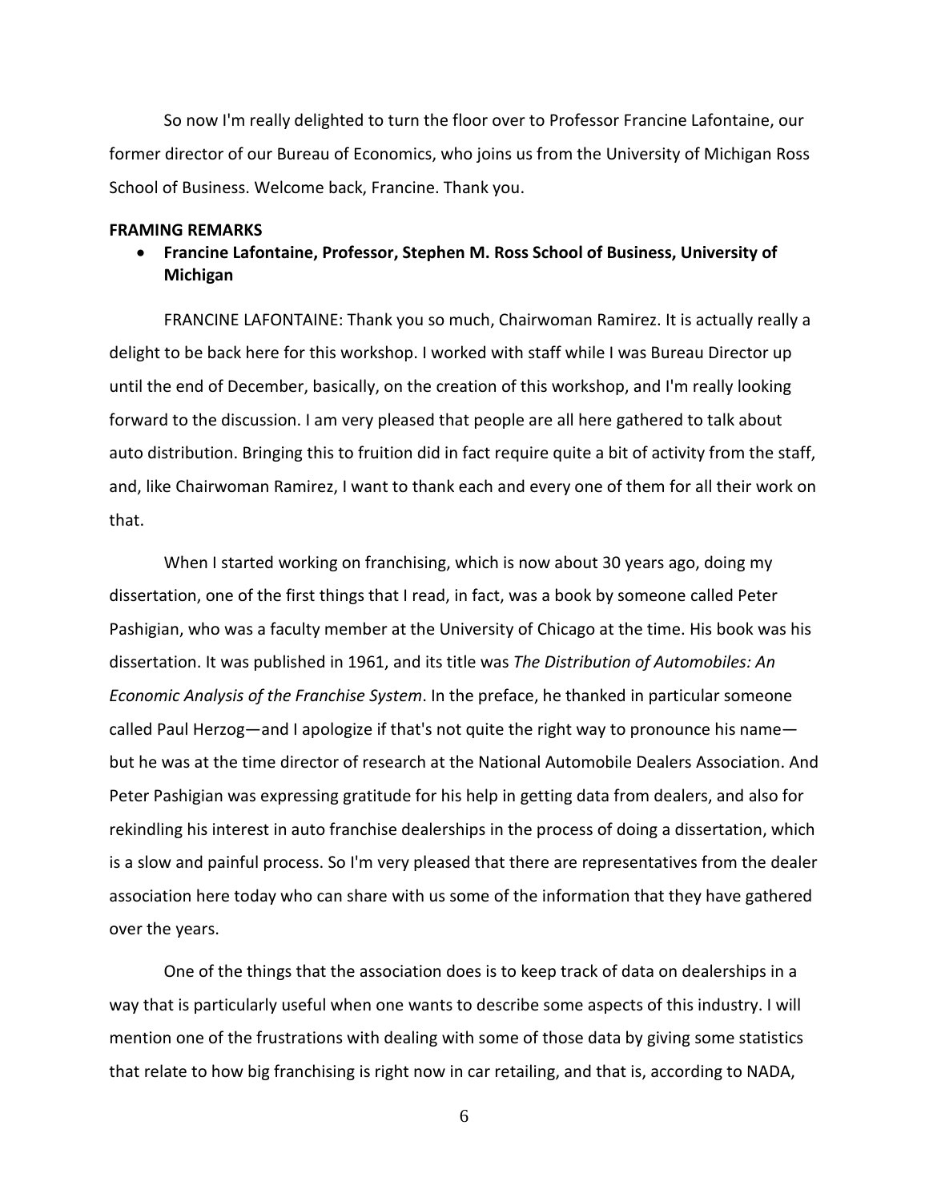So now I'm really delighted to turn the floor over to Professor Francine Lafontaine, our former director of our Bureau of Economics, who joins us from the University of Michigan Ross School of Business. Welcome back, Francine. Thank you.

**FRAMING REMARKS**

- **Francine Lafontaine, Professor, Stephen M. Ross School of Business, University of Michigan**

FRANCINE LAFONTAINE: Thank you so much, Chairwoman Ramirez. It is actually really a delight to be back here for this workshop. I worked with staff while I was Bureau Director up until the end of December, basically, on the creation of this workshop, and I'm really looking forward to the discussion. I am very pleased that people are all here gathered to talk about auto distribution. Bringing this to fruition did in fact require quite a bit of activity from the staff, and, like Chairwoman Ramirez, I want to thank each and every one of them for all their work on that.

When I started working on franchising, which is now about 30 years ago, doing my dissertation, one of the first things that I read, in fact, was a book by someone called Peter Pashigian, who was a faculty member at the University of Chicago at the time. His book was his dissertation. It was published in 1961, and its title was *The Distribution of Automobiles: An Economic Analysis of the Franchise System*. In the preface, he thanked in particular someone called Paul Herzog—and I apologize if that's not quite the right way to pronounce his name—but he was at the time director of research at the National Automobile Dealers Association. And Peter Pashigian was expressing gratitude for his help in getting data from dealers, and also for rekindling his interest in auto franchise dealerships in the process of doing a dissertation, which is a slow and painful process. So I'm very pleased that there are representatives from the dealer association here today who can share with us some of the information that they have gathered over the years.

One of the things that the association does is to keep track of data on dealerships in a way that is particularly useful when one wants to describe some aspects of this industry. I will mention one of the frustrations with dealing with some of those data by giving some statistics that relate to how big franchising is right now in car retailing, and that is, according to NADA,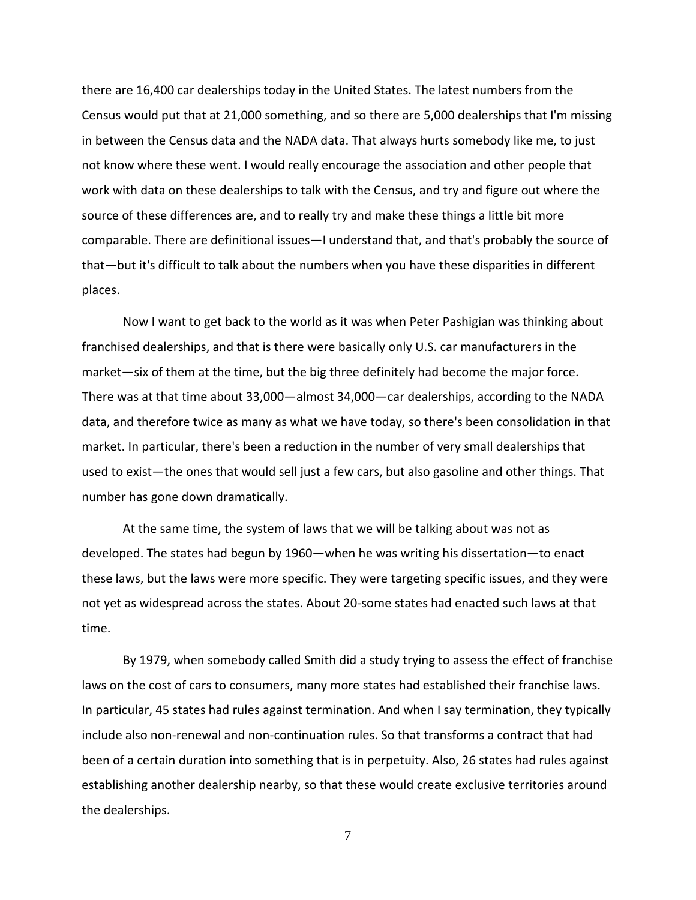there are 16,400 car dealerships today in the United States. The latest numbers from the Census would put that at 21,000 something, and so there are 5,000 dealerships that I'm missing in between the Census data and the NADA data. That always hurts somebody like me, to just not know where these went. I would really encourage the association and other people that work with data on these dealerships to talk with the Census, and try and figure out where the source of these differences are, and to really try and make these things a little bit more comparable. There are definitional issues—I understand that, and that's probably the source of that—but it's difficult to talk about the numbers when you have these disparities in different places.

Now I want to get back to the world as it was when Peter Pashigian was thinking about franchised dealerships, and that is there were basically only U.S. car manufacturers in the market—six of them at the time, but the big three definitely had become the major force. There was at that time about 33,000—almost 34,000—car dealerships, according to the NADA data, and therefore twice as many as what we have today, so there's been consolidation in that market. In particular, there's been a reduction in the number of very small dealerships that used to exist—the ones that would sell just a few cars, but also gasoline and other things. That number has gone down dramatically.

At the same time, the system of laws that we will be talking about was not as developed. The states had begun by 1960—when he was writing his dissertation—to enact these laws, but the laws were more specific. They were targeting specific issues, and they were not yet as widespread across the states. About 20-some states had enacted such laws at that time.

By 1979, when somebody called Smith did a study trying to assess the effect of franchise laws on the cost of cars to consumers, many more states had established their franchise laws. In particular, 45 states had rules against termination. And when I say termination, they typically include also non-renewal and non-continuation rules. So that transforms a contract that had been of a certain duration into something that is in perpetuity. Also, 26 states had rules against establishing another dealership nearby, so that these would create exclusive territories around the dealerships.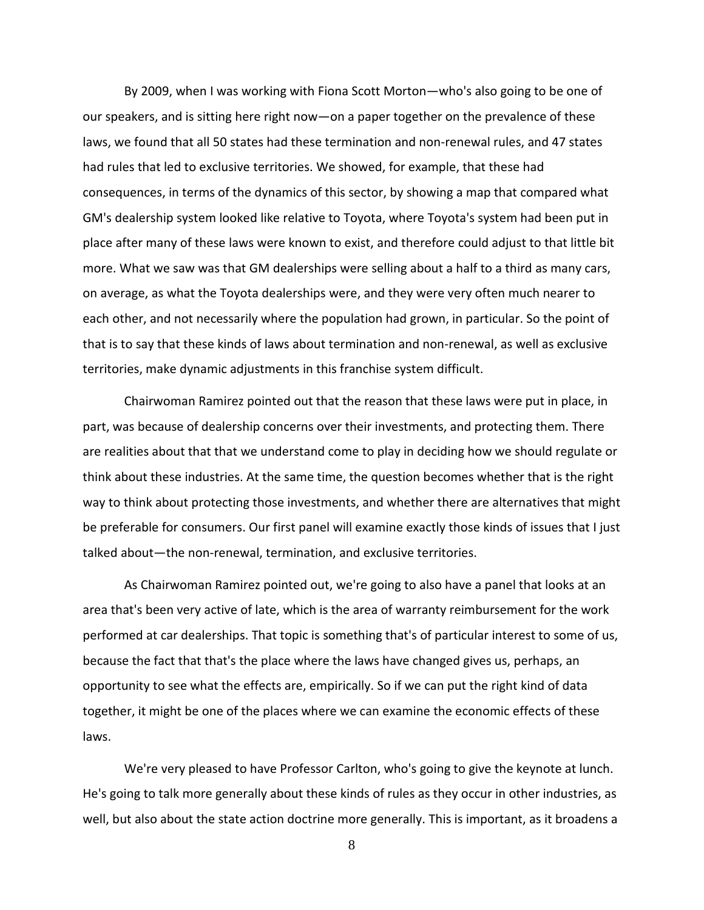By 2009, when I was working with Fiona Scott Morton—who's also going to be one of our speakers, and is sitting here right now—on a paper together on the prevalence of these laws, we found that all 50 states had these termination and non-renewal rules, and 47 states had rules that led to exclusive territories. We showed, for example, that these had consequences, in terms of the dynamics of this sector, by showing a map that compared what GM's dealership system looked like relative to Toyota, where Toyota's system had been put in place after many of these laws were known to exist, and therefore could adjust to that little bit more. What we saw was that GM dealerships were selling about a half to a third as many cars, on average, as what the Toyota dealerships were, and they were very often much nearer to each other, and not necessarily where the population had grown, in particular. So the point of that is to say that these kinds of laws about termination and non-renewal, as well as exclusive territories, make dynamic adjustments in this franchise system difficult.

Chairwoman Ramirez pointed out that the reason that these laws were put in place, in part, was because of dealership concerns over their investments, and protecting them. There are realities about that that we understand come to play in deciding how we should regulate or think about these industries. At the same time, the question becomes whether that is the right way to think about protecting those investments, and whether there are alternatives that might be preferable for consumers. Our first panel will examine exactly those kinds of issues that I just talked about—the non-renewal, termination, and exclusive territories.

As Chairwoman Ramirez pointed out, we're going to also have a panel that looks at an area that's been very active of late, which is the area of warranty reimbursement for the work performed at car dealerships. That topic is something that's of particular interest to some of us, because the fact that that's the place where the laws have changed gives us, perhaps, an opportunity to see what the effects are, empirically. So if we can put the right kind of data together, it might be one of the places where we can examine the economic effects of these laws.

We're very pleased to have Professor Carlton, who's going to give the keynote at lunch. He's going to talk more generally about these kinds of rules as they occur in other industries, as well, but also about the state action doctrine more generally. This is important, as it broadens a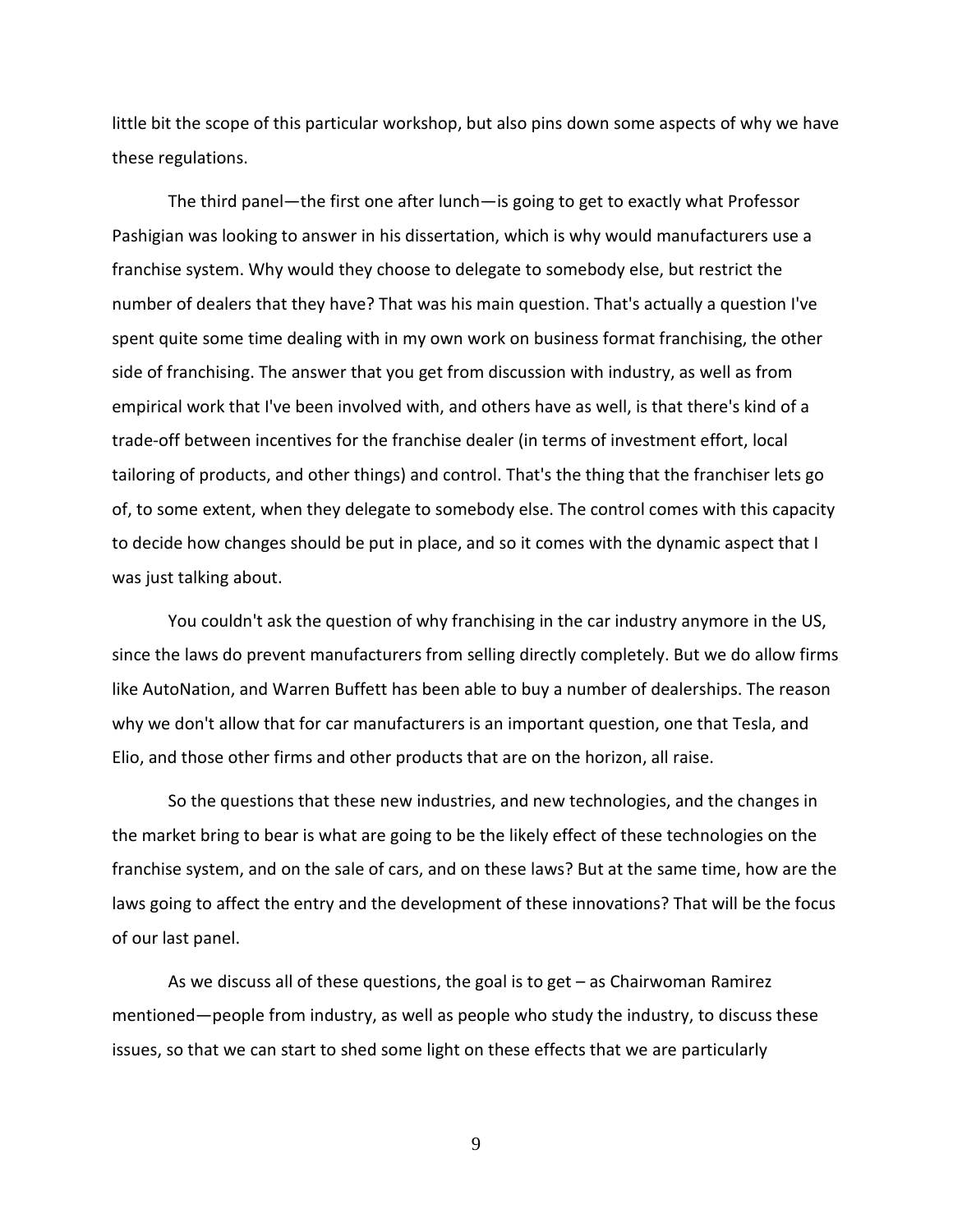little bit the scope of this particular workshop, but also pins down some aspects of why we have these regulations.

The third panel—the first one after lunch—is going to get to exactly what Professor Pashigian was looking to answer in his dissertation, which is why would manufacturers use a franchise system. Why would they choose to delegate to somebody else, but restrict the number of dealers that they have? That was his main question. That's actually a question I've spent quite some time dealing with in my own work on business format franchising, the other side of franchising. The answer that you get from discussion with industry, as well as from empirical work that I've been involved with, and others have as well, is that there's kind of a trade-off between incentives for the franchise dealer (in terms of investment effort, local tailoring of products, and other things) and control. That's the thing that the franchiser lets go of, to some extent, when they delegate to somebody else. The control comes with this capacity to decide how changes should be put in place, and so it comes with the dynamic aspect that I was just talking about.

You couldn't ask the question of why franchising in the car industry anymore in the US, since the laws do prevent manufacturers from selling directly completely. But we do allow firms like AutoNation, and Warren Buffett has been able to buy a number of dealerships. The reason why we don't allow that for car manufacturers is an important question, one that Tesla, and Elio, and those other firms and other products that are on the horizon, all raise.

So the questions that these new industries, and new technologies, and the changes in the market bring to bear is what are going to be the likely effect of these technologies on the franchise system, and on the sale of cars, and on these laws? But at the same time, how are the laws going to affect the entry and the development of these innovations? That will be the focus of our last panel.

As we discuss all of these questions, the goal is to get – as Chairwoman Ramirez mentioned—people from industry, as well as people who study the industry, to discuss these issues, so that we can start to shed some light on these effects that we are particularly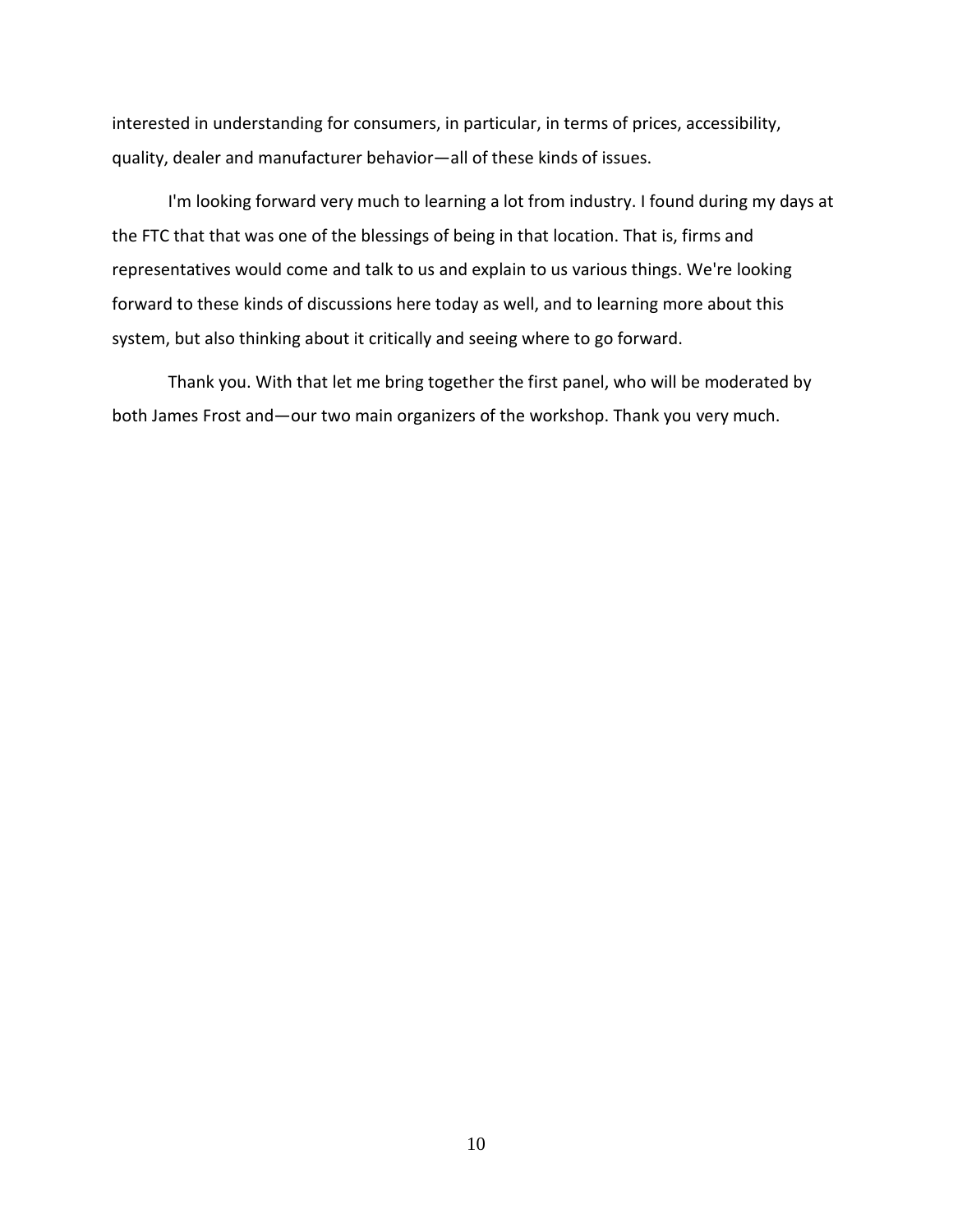interested in understanding for consumers, in particular, in terms of prices, accessibility, quality, dealer and manufacturer behavior—all of these kinds of issues.

I'm looking forward very much to learning a lot from industry. I found during my days at the FTC that that was one of the blessings of being in that location. That is, firms and representatives would come and talk to us and explain to us various things. We're looking forward to these kinds of discussions here today as well, and to learning more about this system, but also thinking about it critically and seeing where to go forward.

Thank you. With that let me bring together the first panel, who will be moderated by both James Frost and—our two main organizers of the workshop. Thank you very much.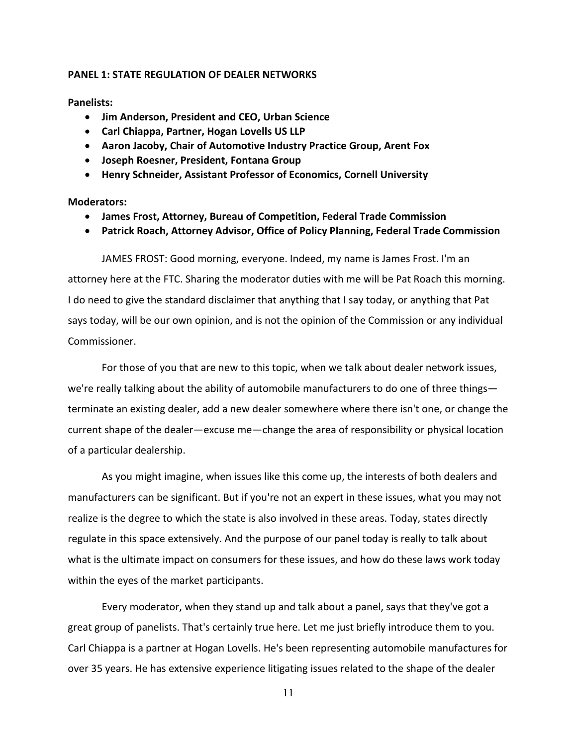**PANEL 1: STATE REGULATION OF DEALER NETWORKS**

**Panelists:**

- **Jim Anderson, President and CEO, Urban Science**
- **Carl Chiappa, Partner, Hogan Lovells US LLP**
- **Aaron Jacoby, Chair of Automotive Industry Practice Group, Arent Fox**
- **Joseph Roesner, President, Fontana Group**
- **Henry Schneider, Assistant Professor of Economics, Cornell University**

**Moderators:**

- **James Frost, Attorney, Bureau of Competition, Federal Trade Commission**
- **Patrick Roach, Attorney Advisor, Office of Policy Planning, Federal Trade Commission**

JAMES FROST: Good morning, everyone. Indeed, my name is James Frost. I'm an attorney here at the FTC. Sharing the moderator duties with me will be Pat Roach this morning. I do need to give the standard disclaimer that anything that I say today, or anything that Pat says today, will be our own opinion, and is not the opinion of the Commission or any individual Commissioner.

For those of you that are new to this topic, when we talk about dealer network issues, we're really talking about the ability of automobile manufacturers to do one of three things—terminate an existing dealer, add a new dealer somewhere where there isn't one, or change the current shape of the dealer—excuse me—change the area of responsibility or physical location of a particular dealership.

As you might imagine, when issues like this come up, the interests of both dealers and manufacturers can be significant. But if you're not an expert in these issues, what you may not realize is the degree to which the state is also involved in these areas. Today, states directly regulate in this space extensively. And the purpose of our panel today is really to talk about what is the ultimate impact on consumers for these issues, and how do these laws work today within the eyes of the market participants.

Every moderator, when they stand up and talk about a panel, says that they've got a great group of panelists. That's certainly true here. Let me just briefly introduce them to you. Carl Chiappa is a partner at Hogan Lovells. He's been representing automobile manufactures for over 35 years. He has extensive experience litigating issues related to the shape of the dealer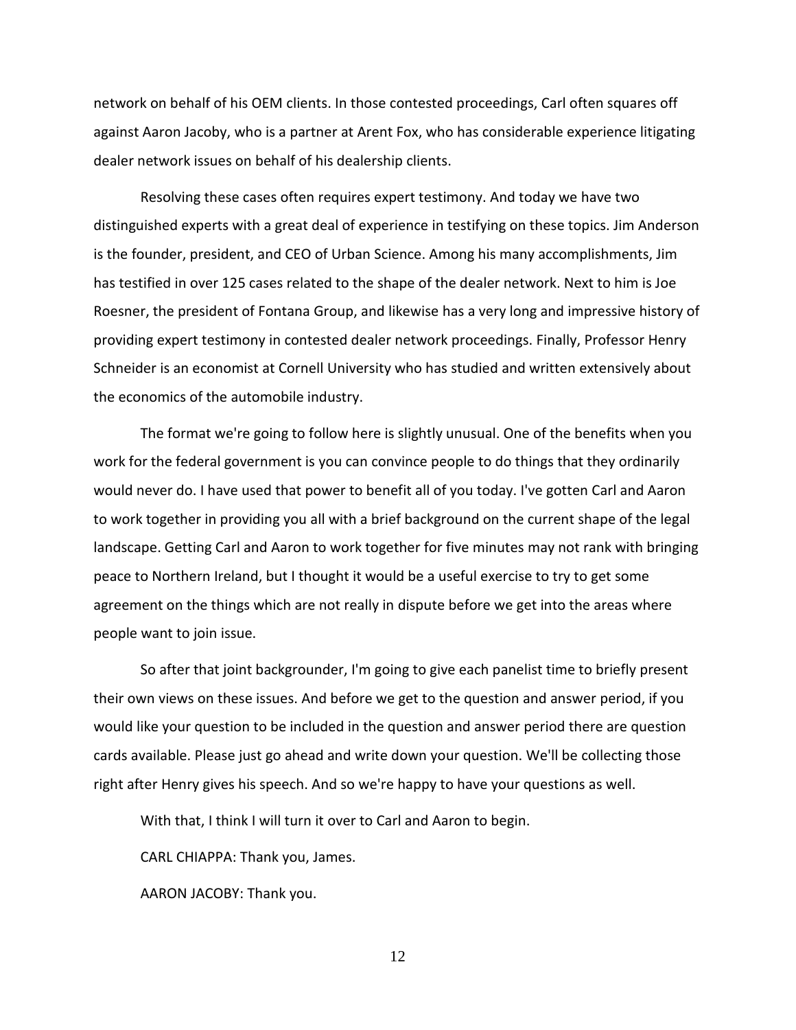network on behalf of his OEM clients. In those contested proceedings, Carl often squares off against Aaron Jacoby, who is a partner at Arent Fox, who has considerable experience litigating dealer network issues on behalf of his dealership clients.

Resolving these cases often requires expert testimony. And today we have two distinguished experts with a great deal of experience in testifying on these topics. Jim Anderson is the founder, president, and CEO of Urban Science. Among his many accomplishments, Jim has testified in over 125 cases related to the shape of the dealer network. Next to him is Joe Roesner, the president of Fontana Group, and likewise has a very long and impressive history of providing expert testimony in contested dealer network proceedings. Finally, Professor Henry Schneider is an economist at Cornell University who has studied and written extensively about the economics of the automobile industry.

The format we're going to follow here is slightly unusual. One of the benefits when you work for the federal government is you can convince people to do things that they ordinarily would never do. I have used that power to benefit all of you today. I've gotten Carl and Aaron to work together in providing you all with a brief background on the current shape of the legal landscape. Getting Carl and Aaron to work together for five minutes may not rank with bringing peace to Northern Ireland, but I thought it would be a useful exercise to try to get some agreement on the things which are not really in dispute before we get into the areas where people want to join issue.

So after that joint backgrounder, I'm going to give each panelist time to briefly present their own views on these issues. And before we get to the question and answer period, if you would like your question to be included in the question and answer period there are question cards available. Please just go ahead and write down your question. We'll be collecting those right after Henry gives his speech. And so we're happy to have your questions as well.

With that, I think I will turn it over to Carl and Aaron to begin.

CARL CHIAPPA: Thank you, James.

AARON JACOBY: Thank you.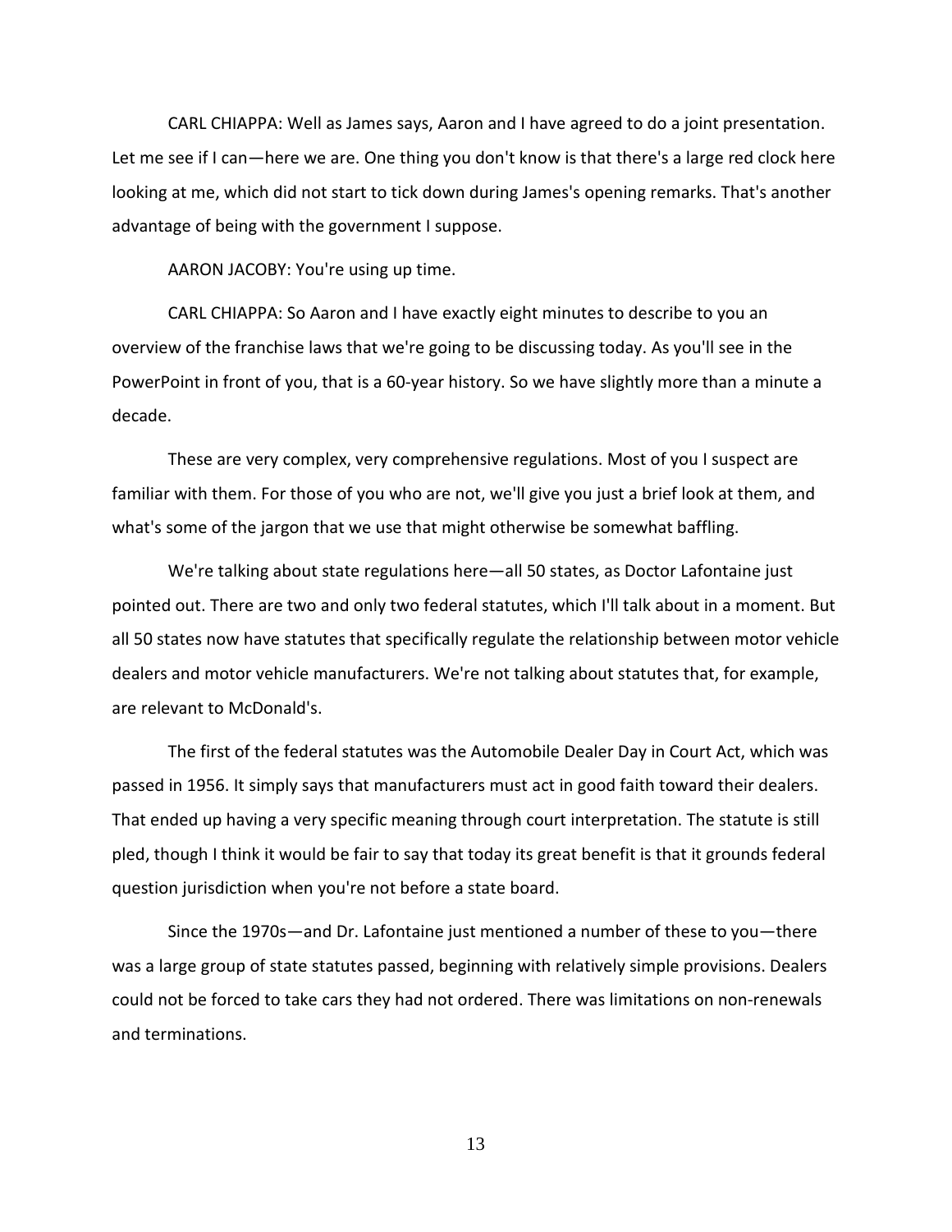CARL CHIAPPA: Well as James says, Aaron and I have agreed to do a joint presentation. Let me see if I can—here we are. One thing you don't know is that there's a large red clock here looking at me, which did not start to tick down during James's opening remarks. That's another advantage of being with the government I suppose.

AARON JACOBY: You're using up time.

CARL CHIAPPA: So Aaron and I have exactly eight minutes to describe to you an overview of the franchise laws that we're going to be discussing today. As you'll see in the PowerPoint in front of you, that is a 60-year history. So we have slightly more than a minute a decade.

These are very complex, very comprehensive regulations. Most of you I suspect are familiar with them. For those of you who are not, we'll give you just a brief look at them, and what's some of the jargon that we use that might otherwise be somewhat baffling.

We're talking about state regulations here—all 50 states, as Doctor Lafontaine just pointed out. There are two and only two federal statutes, which I'll talk about in a moment. But all 50 states now have statutes that specifically regulate the relationship between motor vehicle dealers and motor vehicle manufacturers. We're not talking about statutes that, for example, are relevant to McDonald's.

The first of the federal statutes was the Automobile Dealer Day in Court Act, which was passed in 1956. It simply says that manufacturers must act in good faith toward their dealers. That ended up having a very specific meaning through court interpretation. The statute is still pled, though I think it would be fair to say that today its great benefit is that it grounds federal question jurisdiction when you're not before a state board.

Since the 1970s—and Dr. Lafontaine just mentioned a number of these to you—there was a large group of state statutes passed, beginning with relatively simple provisions. Dealers could not be forced to take cars they had not ordered. There was limitations on non-renewals and terminations.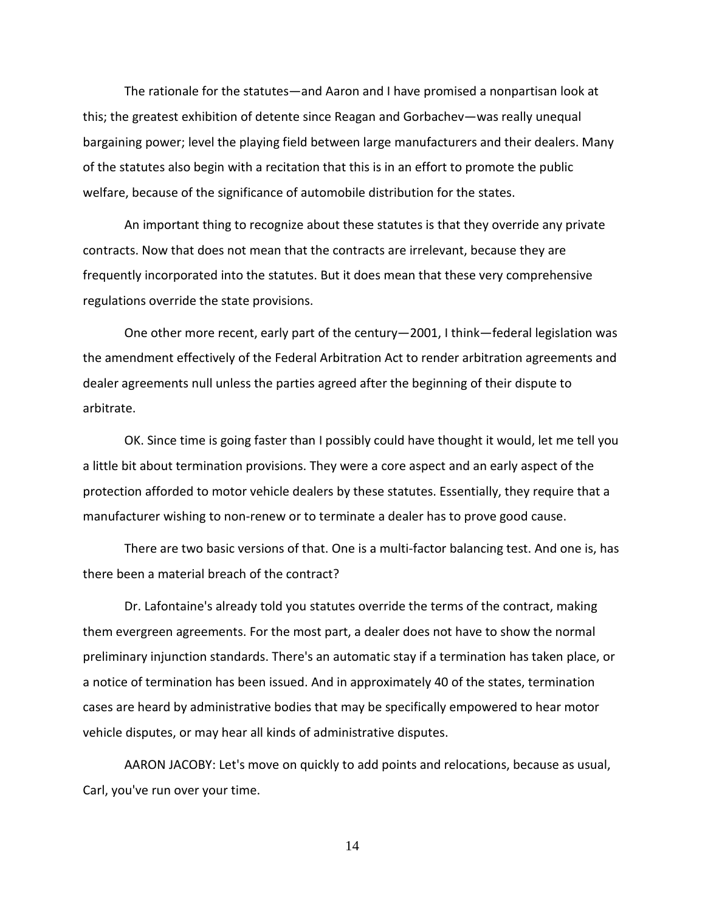The rationale for the statutes—and Aaron and I have promised a nonpartisan look at this; the greatest exhibition of detente since Reagan and Gorbachev—was really unequal bargaining power; level the playing field between large manufacturers and their dealers. Many of the statutes also begin with a recitation that this is in an effort to promote the public welfare, because of the significance of automobile distribution for the states.

An important thing to recognize about these statutes is that they override any private contracts. Now that does not mean that the contracts are irrelevant, because they are frequently incorporated into the statutes. But it does mean that these very comprehensive regulations override the state provisions.

One other more recent, early part of the century—2001, I think—federal legislation was the amendment effectively of the Federal Arbitration Act to render arbitration agreements and dealer agreements null unless the parties agreed after the beginning of their dispute to arbitrate.

OK. Since time is going faster than I possibly could have thought it would, let me tell you a little bit about termination provisions. They were a core aspect and an early aspect of the protection afforded to motor vehicle dealers by these statutes. Essentially, they require that a manufacturer wishing to non-renew or to terminate a dealer has to prove good cause.

There are two basic versions of that. One is a multi-factor balancing test. And one is, has there been a material breach of the contract?

Dr. Lafontaine's already told you statutes override the terms of the contract, making them evergreen agreements. For the most part, a dealer does not have to show the normal preliminary injunction standards. There's an automatic stay if a termination has taken place, or a notice of termination has been issued. And in approximately 40 of the states, termination cases are heard by administrative bodies that may be specifically empowered to hear motor vehicle disputes, or may hear all kinds of administrative disputes.

AARON JACOBY: Let's move on quickly to add points and relocations, because as usual, Carl, you've run over your time.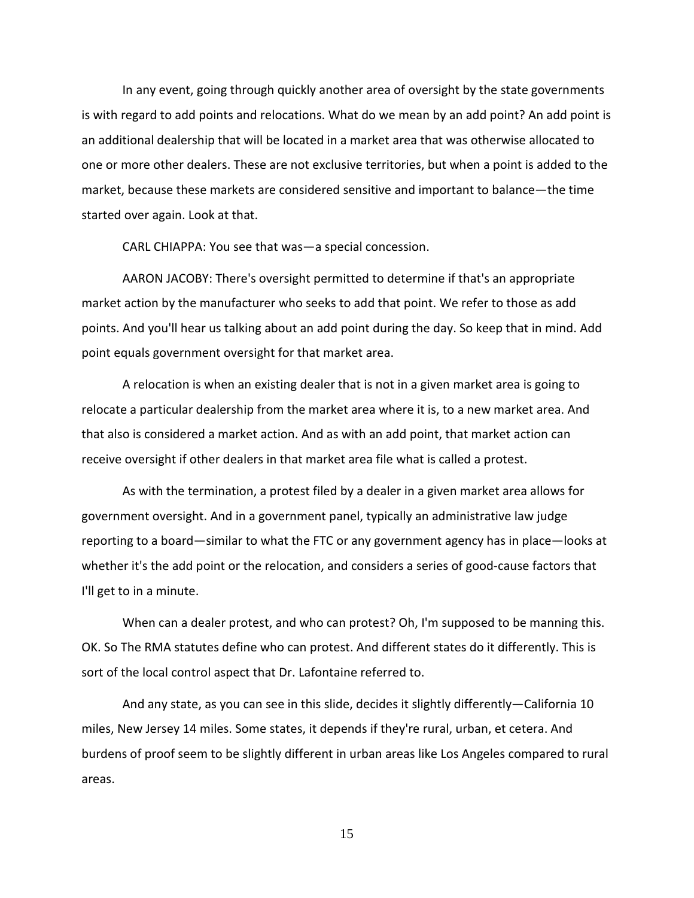In any event, going through quickly another area of oversight by the state governments is with regard to add points and relocations. What do we mean by an add point? An add point is an additional dealership that will be located in a market area that was otherwise allocated to one or more other dealers. These are not exclusive territories, but when a point is added to the market, because these markets are considered sensitive and important to balance—the time started over again. Look at that.

CARL CHIAPPA: You see that was—a special concession.

AARON JACOBY: There's oversight permitted to determine if that's an appropriate market action by the manufacturer who seeks to add that point. We refer to those as add points. And you'll hear us talking about an add point during the day. So keep that in mind. Add point equals government oversight for that market area.

A relocation is when an existing dealer that is not in a given market area is going to relocate a particular dealership from the market area where it is, to a new market area. And that also is considered a market action. And as with an add point, that market action can receive oversight if other dealers in that market area file what is called a protest.

As with the termination, a protest filed by a dealer in a given market area allows for government oversight. And in a government panel, typically an administrative law judge reporting to a board—similar to what the FTC or any government agency has in place—looks at whether it's the add point or the relocation, and considers a series of good-cause factors that I'll get to in a minute.

When can a dealer protest, and who can protest? Oh, I'm supposed to be manning this. OK. So The RMA statutes define who can protest. And different states do it differently. This is sort of the local control aspect that Dr. Lafontaine referred to.

And any state, as you can see in this slide, decides it slightly differently—California 10 miles, New Jersey 14 miles. Some states, it depends if they're rural, urban, et cetera. And burdens of proof seem to be slightly different in urban areas like Los Angeles compared to rural areas.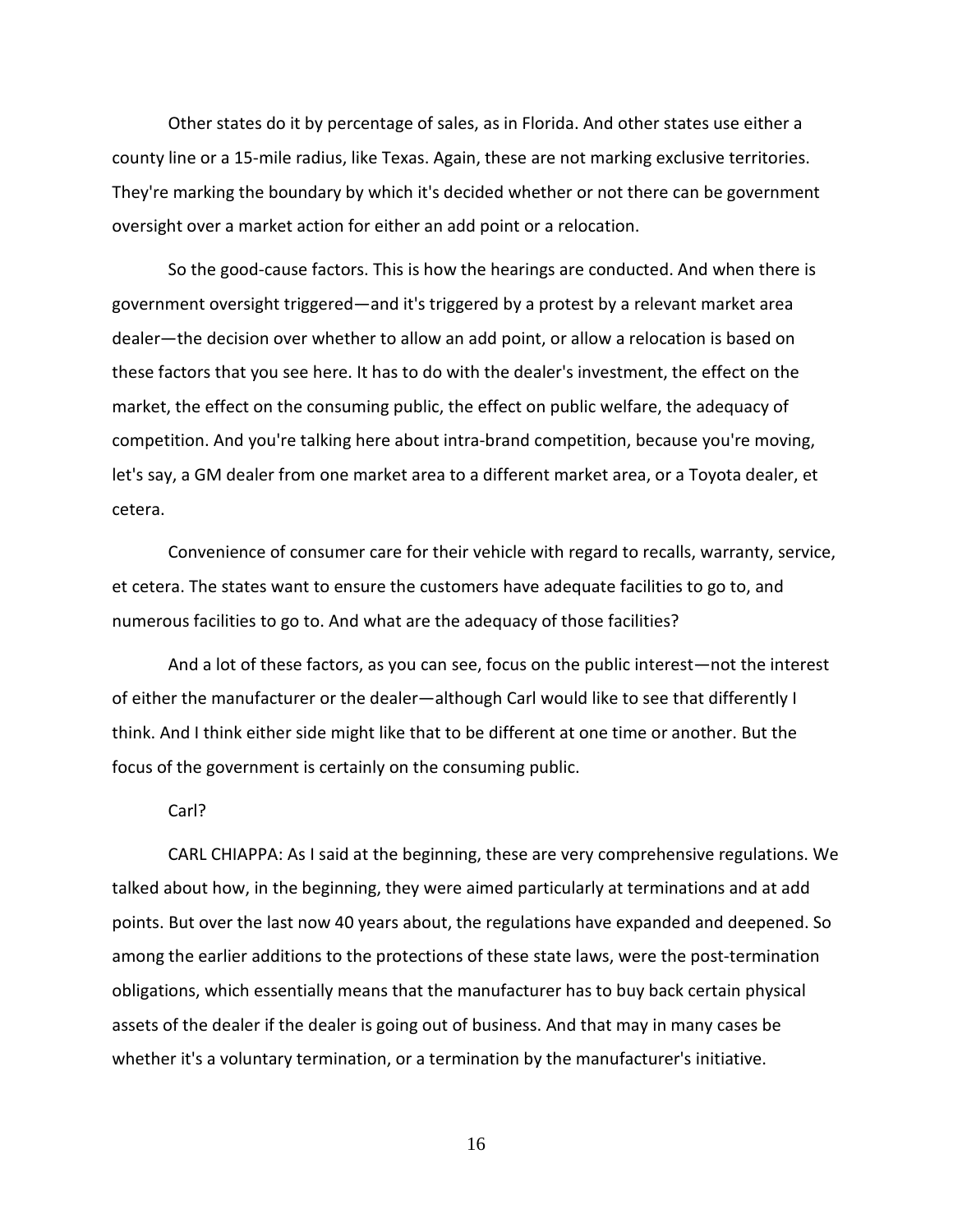Other states do it by percentage of sales, as in Florida. And other states use either a county line or a 15-mile radius, like Texas. Again, these are not marking exclusive territories. They're marking the boundary by which it's decided whether or not there can be government oversight over a market action for either an add point or a relocation.

So the good-cause factors. This is how the hearings are conducted. And when there is government oversight triggered—and it's triggered by a protest by a relevant market area dealer—the decision over whether to allow an add point, or allow a relocation is based on these factors that you see here. It has to do with the dealer's investment, the effect on the market, the effect on the consuming public, the effect on public welfare, the adequacy of competition. And you're talking here about intra-brand competition, because you're moving, let's say, a GM dealer from one market area to a different market area, or a Toyota dealer, et cetera.

Convenience of consumer care for their vehicle with regard to recalls, warranty, service, et cetera. The states want to ensure the customers have adequate facilities to go to, and numerous facilities to go to. And what are the adequacy of those facilities?

And a lot of these factors, as you can see, focus on the public interest—not the interest of either the manufacturer or the dealer—although Carl would like to see that differently I think. And I think either side might like that to be different at one time or another. But the focus of the government is certainly on the consuming public.

Carl?

CARL CHIAPPA: As I said at the beginning, these are very comprehensive regulations. We talked about how, in the beginning, they were aimed particularly at terminations and at add points. But over the last now 40 years about, the regulations have expanded and deepened. So among the earlier additions to the protections of these state laws, were the post-termination obligations, which essentially means that the manufacturer has to buy back certain physical assets of the dealer if the dealer is going out of business. And that may in many cases be whether it's a voluntary termination, or a termination by the manufacturer's initiative.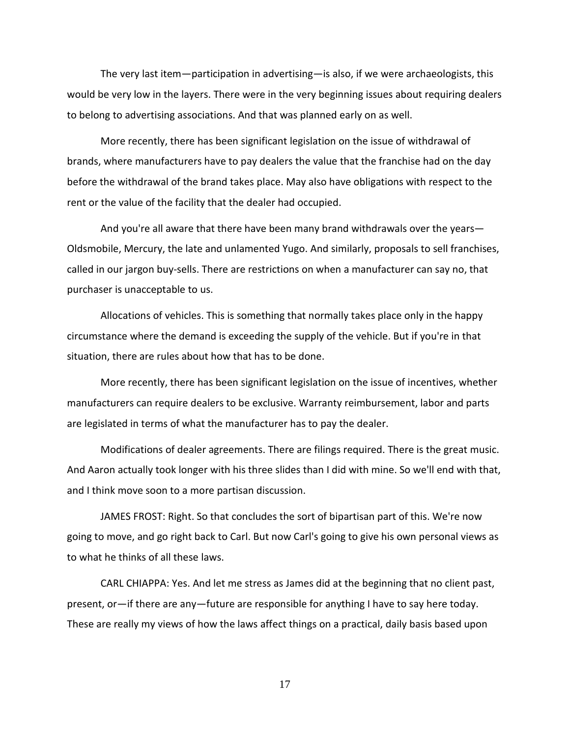The very last item—participation in advertising—is also, if we were archaeologists, this would be very low in the layers. There were in the very beginning issues about requiring dealers to belong to advertising associations. And that was planned early on as well.

More recently, there has been significant legislation on the issue of withdrawal of brands, where manufacturers have to pay dealers the value that the franchise had on the day before the withdrawal of the brand takes place. May also have obligations with respect to the rent or the value of the facility that the dealer had occupied.

And you're all aware that there have been many brand withdrawals over the years—Oldsmobile, Mercury, the late and unlamented Yugo. And similarly, proposals to sell franchises, called in our jargon buy-sells. There are restrictions on when a manufacturer can say no, that purchaser is unacceptable to us.

Allocations of vehicles. This is something that normally takes place only in the happy circumstance where the demand is exceeding the supply of the vehicle. But if you're in that situation, there are rules about how that has to be done.

More recently, there has been significant legislation on the issue of incentives, whether manufacturers can require dealers to be exclusive. Warranty reimbursement, labor and parts are legislated in terms of what the manufacturer has to pay the dealer.

Modifications of dealer agreements. There are filings required. There is the great music. And Aaron actually took longer with his three slides than I did with mine. So we'll end with that, and I think move soon to a more partisan discussion.

JAMES FROST: Right. So that concludes the sort of bipartisan part of this. We're now going to move, and go right back to Carl. But now Carl's going to give his own personal views as to what he thinks of all these laws.

CARL CHIAPPA: Yes. And let me stress as James did at the beginning that no client past, present, or—if there are any—future are responsible for anything I have to say here today. These are really my views of how the laws affect things on a practical, daily basis based upon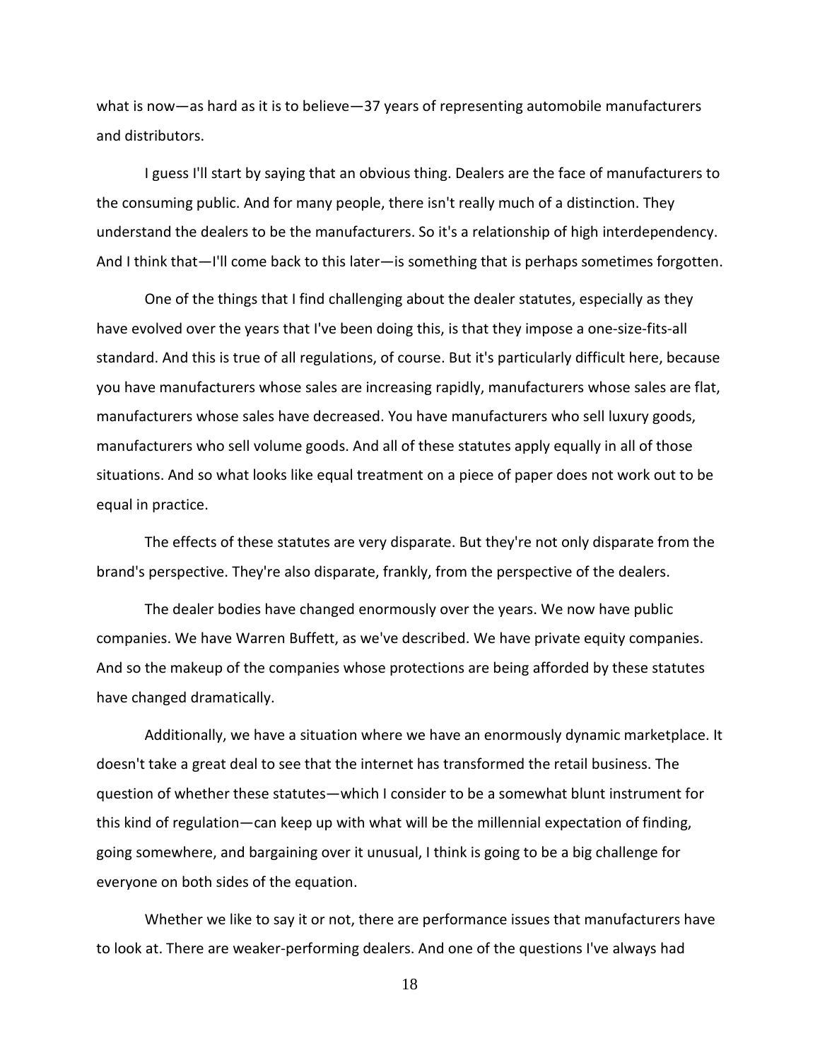what is now—as hard as it is to believe—37 years of representing automobile manufacturers and distributors.

I guess I'll start by saying that an obvious thing. Dealers are the face of manufacturers to the consuming public. And for many people, there isn't really much of a distinction. They understand the dealers to be the manufacturers. So it's a relationship of high interdependency. And I think that—I'll come back to this later—is something that is perhaps sometimes forgotten.

One of the things that I find challenging about the dealer statutes, especially as they have evolved over the years that I've been doing this, is that they impose a one-size-fits-all standard. And this is true of all regulations, of course. But it's particularly difficult here, because you have manufacturers whose sales are increasing rapidly, manufacturers whose sales are flat, manufacturers whose sales have decreased. You have manufacturers who sell luxury goods, manufacturers who sell volume goods. And all of these statutes apply equally in all of those situations. And so what looks like equal treatment on a piece of paper does not work out to be equal in practice.

The effects of these statutes are very disparate. But they're not only disparate from the brand's perspective. They're also disparate, frankly, from the perspective of the dealers.

The dealer bodies have changed enormously over the years. We now have public companies. We have Warren Buffett, as we've described. We have private equity companies. And so the makeup of the companies whose protections are being afforded by these statutes have changed dramatically.

Additionally, we have a situation where we have an enormously dynamic marketplace. It doesn't take a great deal to see that the internet has transformed the retail business. The question of whether these statutes—which I consider to be a somewhat blunt instrument for this kind of regulation—can keep up with what will be the millennial expectation of finding, going somewhere, and bargaining over it unusual, I think is going to be a big challenge for everyone on both sides of the equation.

Whether we like to say it or not, there are performance issues that manufacturers have to look at. There are weaker-performing dealers. And one of the questions I've always had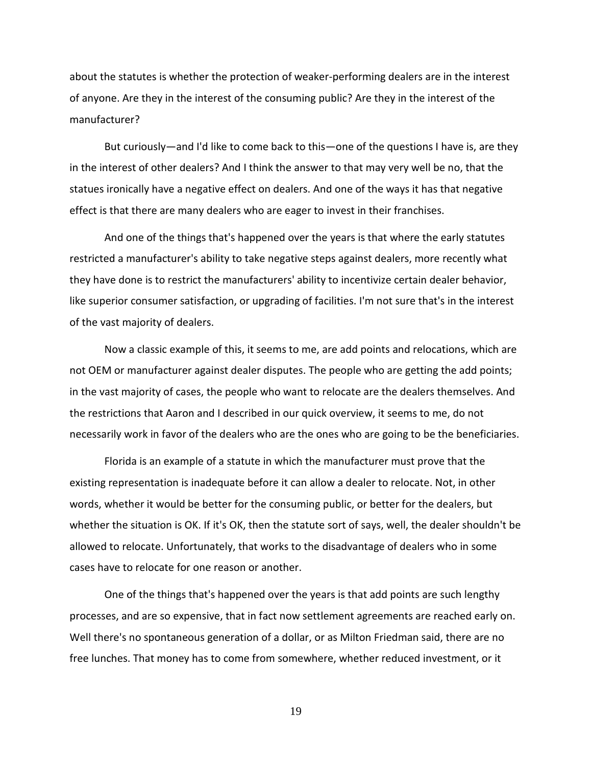about the statutes is whether the protection of weaker-performing dealers are in the interest of anyone. Are they in the interest of the consuming public? Are they in the interest of the manufacturer?

But curiously—and I'd like to come back to this—one of the questions I have is, are they in the interest of other dealers? And I think the answer to that may very well be no, that the statues ironically have a negative effect on dealers. And one of the ways it has that negative effect is that there are many dealers who are eager to invest in their franchises.

And one of the things that's happened over the years is that where the early statutes restricted a manufacturer's ability to take negative steps against dealers, more recently what they have done is to restrict the manufacturers' ability to incentivize certain dealer behavior, like superior consumer satisfaction, or upgrading of facilities. I'm not sure that's in the interest of the vast majority of dealers.

Now a classic example of this, it seems to me, are add points and relocations, which are not OEM or manufacturer against dealer disputes. The people who are getting the add points; in the vast majority of cases, the people who want to relocate are the dealers themselves. And the restrictions that Aaron and I described in our quick overview, it seems to me, do not necessarily work in favor of the dealers who are the ones who are going to be the beneficiaries.

Florida is an example of a statute in which the manufacturer must prove that the existing representation is inadequate before it can allow a dealer to relocate. Not, in other words, whether it would be better for the consuming public, or better for the dealers, but whether the situation is OK. If it's OK, then the statute sort of says, well, the dealer shouldn't be allowed to relocate. Unfortunately, that works to the disadvantage of dealers who in some cases have to relocate for one reason or another.

One of the things that's happened over the years is that add points are such lengthy processes, and are so expensive, that in fact now settlement agreements are reached early on. Well there's no spontaneous generation of a dollar, or as Milton Friedman said, there are no free lunches. That money has to come from somewhere, whether reduced investment, or it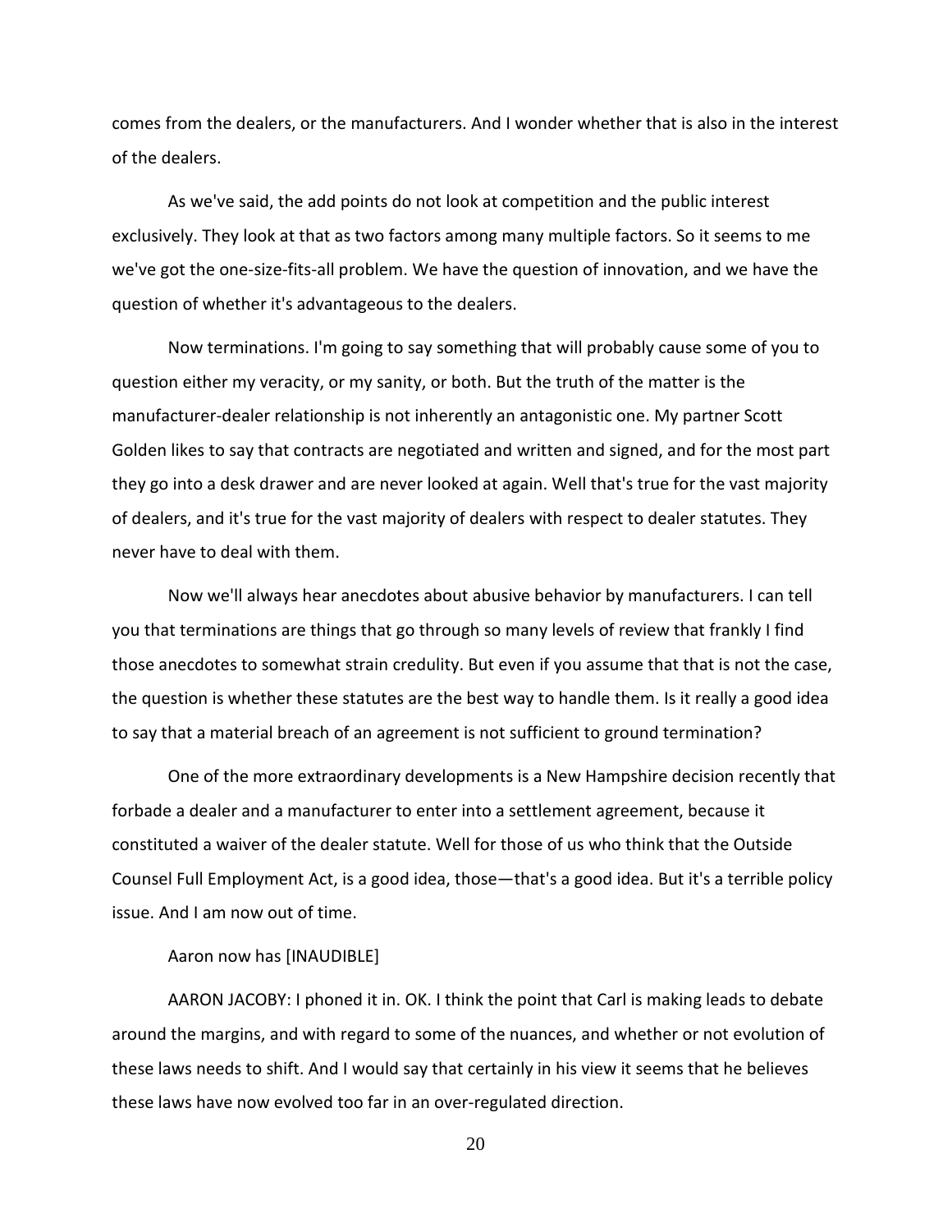comes from the dealers, or the manufacturers. And I wonder whether that is also in the interest of the dealers.

As we've said, the add points do not look at competition and the public interest exclusively. They look at that as two factors among many multiple factors. So it seems to me we've got the one-size-fits-all problem. We have the question of innovation, and we have the question of whether it's advantageous to the dealers.

Now terminations. I'm going to say something that will probably cause some of you to question either my veracity, or my sanity, or both. But the truth of the matter is the manufacturer-dealer relationship is not inherently an antagonistic one. My partner Scott Golden likes to say that contracts are negotiated and written and signed, and for the most part they go into a desk drawer and are never looked at again. Well that's true for the vast majority of dealers, and it's true for the vast majority of dealers with respect to dealer statutes. They never have to deal with them.

Now we'll always hear anecdotes about abusive behavior by manufacturers. I can tell you that terminations are things that go through so many levels of review that frankly I find those anecdotes to somewhat strain credulity. But even if you assume that that is not the case, the question is whether these statutes are the best way to handle them. Is it really a good idea to say that a material breach of an agreement is not sufficient to ground termination?

One of the more extraordinary developments is a New Hampshire decision recently that forbade a dealer and a manufacturer to enter into a settlement agreement, because it constituted a waiver of the dealer statute. Well for those of us who think that the Outside Counsel Full Employment Act, is a good idea, those—that's a good idea. But it's a terrible policy issue. And I am now out of time.

Aaron now has [INAUDIBLE]

AARON JACOBY: I phoned it in. OK. I think the point that Carl is making leads to debate around the margins, and with regard to some of the nuances, and whether or not evolution of these laws needs to shift. And I would say that certainly in his view it seems that he believes these laws have now evolved too far in an over-regulated direction.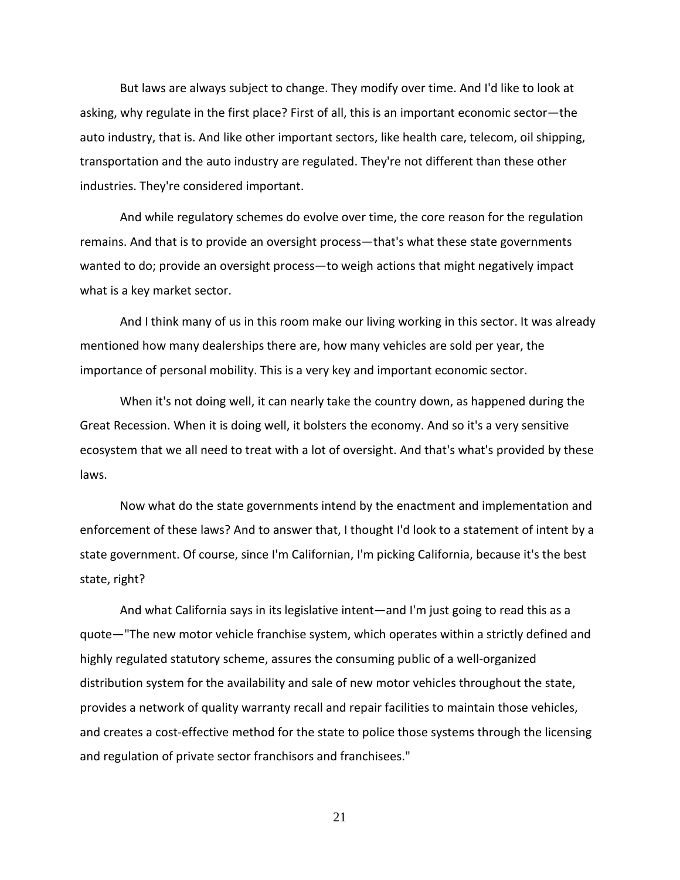But laws are always subject to change. They modify over time. And I'd like to look at asking, why regulate in the first place? First of all, this is an important economic sector—the auto industry, that is. And like other important sectors, like health care, telecom, oil shipping, transportation and the auto industry are regulated. They're not different than these other industries. They're considered important.

And while regulatory schemes do evolve over time, the core reason for the regulation remains. And that is to provide an oversight process—that's what these state governments wanted to do; provide an oversight process—to weigh actions that might negatively impact what is a key market sector.

And I think many of us in this room make our living working in this sector. It was already mentioned how many dealerships there are, how many vehicles are sold per year, the importance of personal mobility. This is a very key and important economic sector.

When it's not doing well, it can nearly take the country down, as happened during the Great Recession. When it is doing well, it bolsters the economy. And so it's a very sensitive ecosystem that we all need to treat with a lot of oversight. And that's what's provided by these laws.

Now what do the state governments intend by the enactment and implementation and enforcement of these laws? And to answer that, I thought I'd look to a statement of intent by a state government. Of course, since I'm Californian, I'm picking California, because it's the best state, right?

And what California says in its legislative intent—and I'm just going to read this as a quote—"The new motor vehicle franchise system, which operates within a strictly defined and highly regulated statutory scheme, assures the consuming public of a well-organized distribution system for the availability and sale of new motor vehicles throughout the state, provides a network of quality warranty recall and repair facilities to maintain those vehicles, and creates a cost-effective method for the state to police those systems through the licensing and regulation of private sector franchisors and franchisees."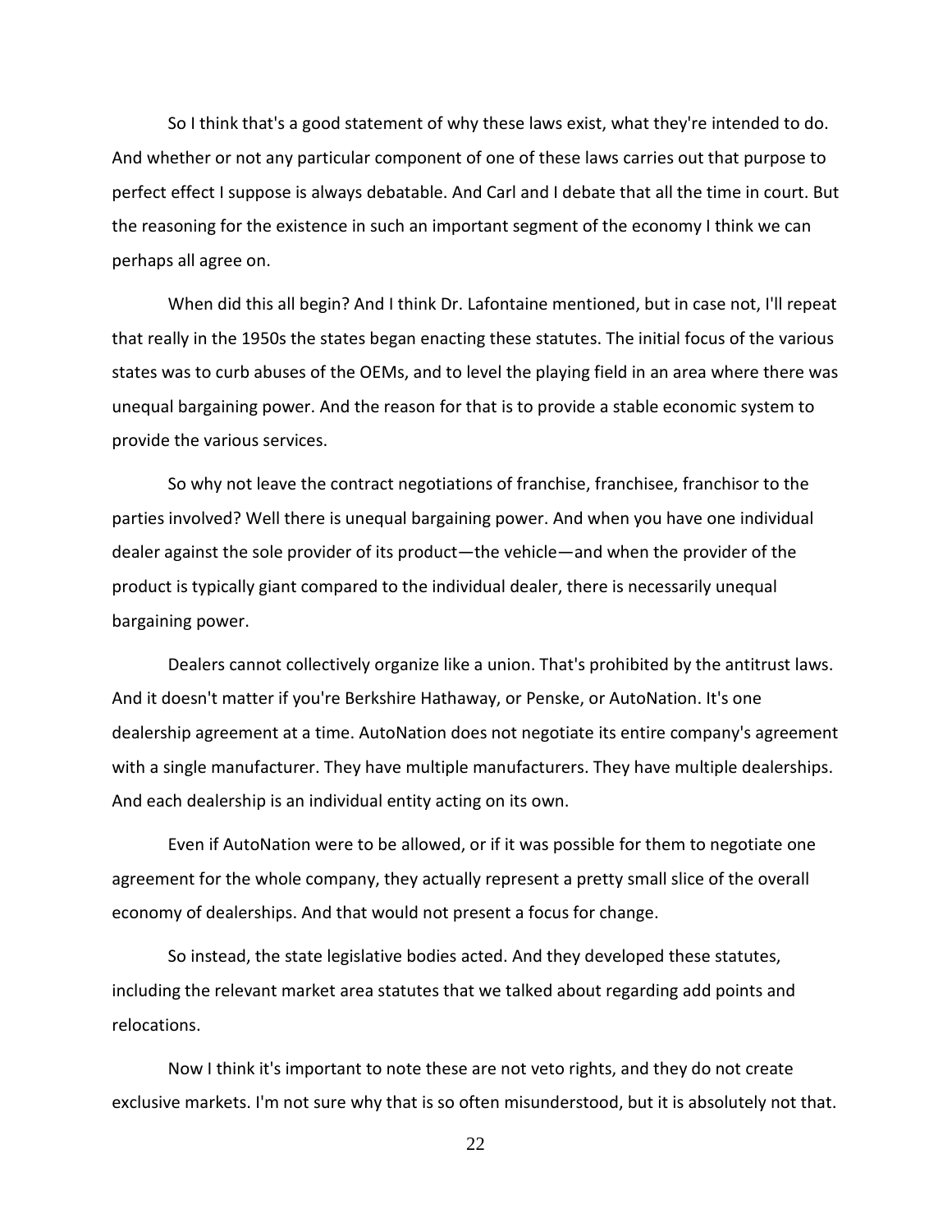So I think that's a good statement of why these laws exist, what they're intended to do. And whether or not any particular component of one of these laws carries out that purpose to perfect effect I suppose is always debatable. And Carl and I debate that all the time in court. But the reasoning for the existence in such an important segment of the economy I think we can perhaps all agree on.

When did this all begin? And I think Dr. Lafontaine mentioned, but in case not, I'll repeat that really in the 1950s the states began enacting these statutes. The initial focus of the various states was to curb abuses of the OEMs, and to level the playing field in an area where there was unequal bargaining power. And the reason for that is to provide a stable economic system to provide the various services.

So why not leave the contract negotiations of franchise, franchisee, franchisor to the parties involved? Well there is unequal bargaining power. And when you have one individual dealer against the sole provider of its product—the vehicle—and when the provider of the product is typically giant compared to the individual dealer, there is necessarily unequal bargaining power.

Dealers cannot collectively organize like a union. That's prohibited by the antitrust laws. And it doesn't matter if you're Berkshire Hathaway, or Penske, or AutoNation. It's one dealership agreement at a time. AutoNation does not negotiate its entire company's agreement with a single manufacturer. They have multiple manufacturers. They have multiple dealerships. And each dealership is an individual entity acting on its own.

Even if AutoNation were to be allowed, or if it was possible for them to negotiate one agreement for the whole company, they actually represent a pretty small slice of the overall economy of dealerships. And that would not present a focus for change.

So instead, the state legislative bodies acted. And they developed these statutes, including the relevant market area statutes that we talked about regarding add points and relocations.

Now I think it's important to note these are not veto rights, and they do not create exclusive markets. I'm not sure why that is so often misunderstood, but it is absolutely not that.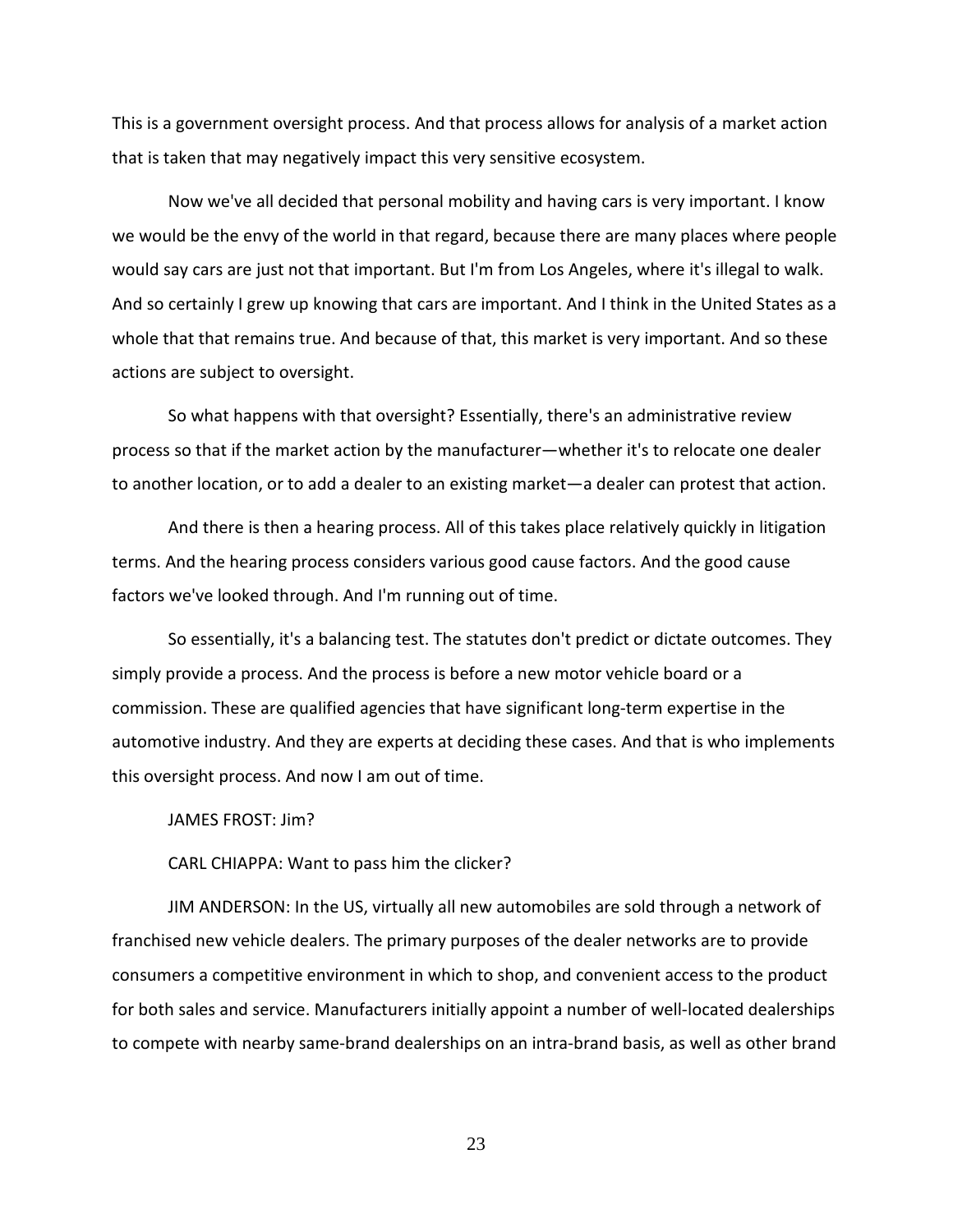This is a government oversight process. And that process allows for analysis of a market action that is taken that may negatively impact this very sensitive ecosystem.

Now we've all decided that personal mobility and having cars is very important. I know we would be the envy of the world in that regard, because there are many places where people would say cars are just not that important. But I'm from Los Angeles, where it's illegal to walk. And so certainly I grew up knowing that cars are important. And I think in the United States as a whole that that remains true. And because of that, this market is very important. And so these actions are subject to oversight.

So what happens with that oversight? Essentially, there's an administrative review process so that if the market action by the manufacturer—whether it's to relocate one dealer to another location, or to add a dealer to an existing market—a dealer can protest that action.

And there is then a hearing process. All of this takes place relatively quickly in litigation terms. And the hearing process considers various good cause factors. And the good cause factors we've looked through. And I'm running out of time.

So essentially, it's a balancing test. The statutes don't predict or dictate outcomes. They simply provide a process. And the process is before a new motor vehicle board or a commission. These are qualified agencies that have significant long-term expertise in the automotive industry. And they are experts at deciding these cases. And that is who implements this oversight process. And now I am out of time.

JAMES FROST: Jim?

CARL CHIAPPA: Want to pass him the clicker?

JIM ANDERSON: In the US, virtually all new automobiles are sold through a network of franchised new vehicle dealers. The primary purposes of the dealer networks are to provide consumers a competitive environment in which to shop, and convenient access to the product for both sales and service. Manufacturers initially appoint a number of well-located dealerships to compete with nearby same-brand dealerships on an intra-brand basis, as well as other brand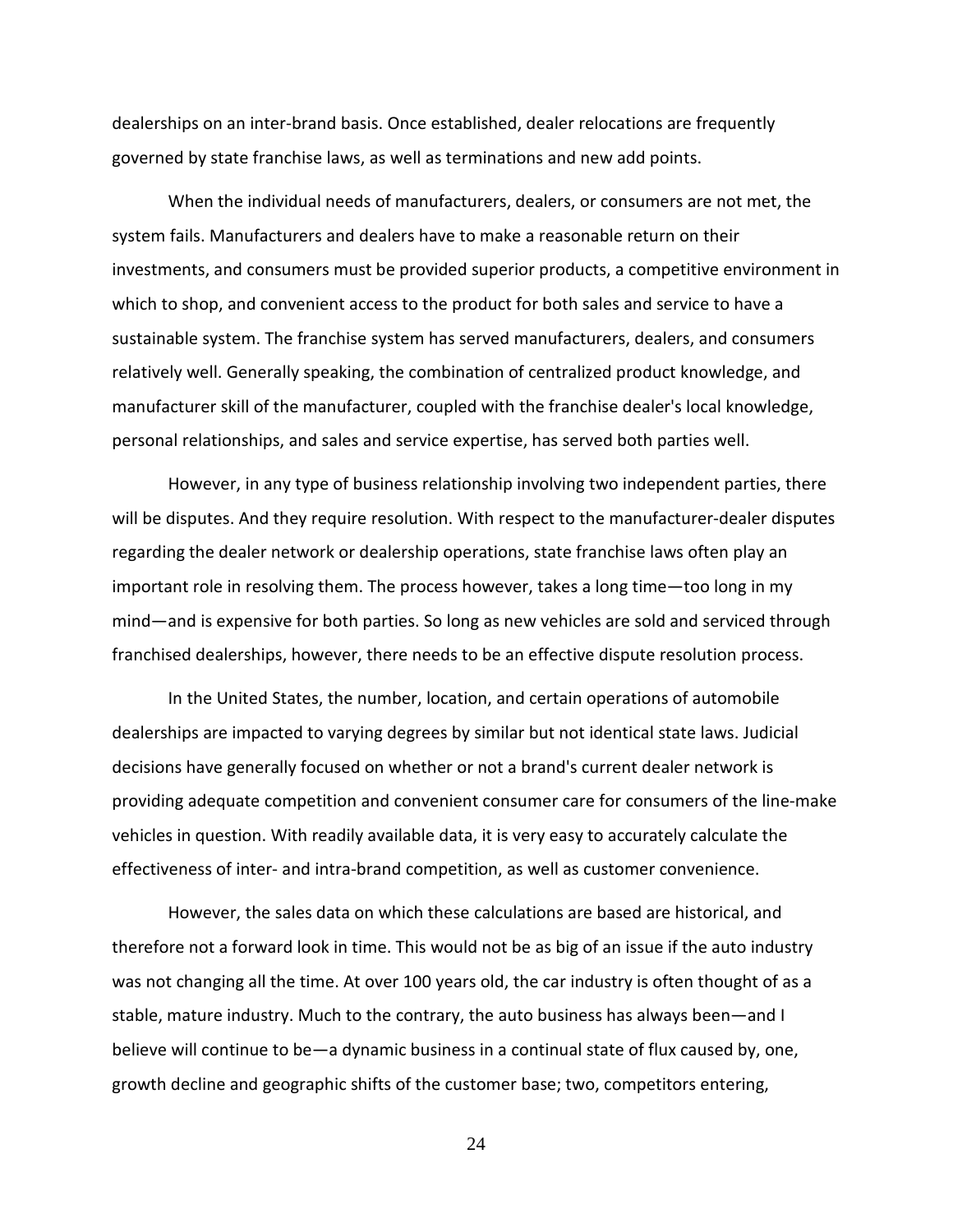dealerships on an inter-brand basis. Once established, dealer relocations are frequently governed by state franchise laws, as well as terminations and new add points.

When the individual needs of manufacturers, dealers, or consumers are not met, the system fails. Manufacturers and dealers have to make a reasonable return on their investments, and consumers must be provided superior products, a competitive environment in which to shop, and convenient access to the product for both sales and service to have a sustainable system. The franchise system has served manufacturers, dealers, and consumers relatively well. Generally speaking, the combination of centralized product knowledge, and manufacturer skill of the manufacturer, coupled with the franchise dealer's local knowledge, personal relationships, and sales and service expertise, has served both parties well.

However, in any type of business relationship involving two independent parties, there will be disputes. And they require resolution. With respect to the manufacturer-dealer disputes regarding the dealer network or dealership operations, state franchise laws often play an important role in resolving them. The process however, takes a long time—too long in my mind—and is expensive for both parties. So long as new vehicles are sold and serviced through franchised dealerships, however, there needs to be an effective dispute resolution process.

In the United States, the number, location, and certain operations of automobile dealerships are impacted to varying degrees by similar but not identical state laws. Judicial decisions have generally focused on whether or not a brand's current dealer network is providing adequate competition and convenient consumer care for consumers of the line-make vehicles in question. With readily available data, it is very easy to accurately calculate the effectiveness of inter- and intra-brand competition, as well as customer convenience.

However, the sales data on which these calculations are based are historical, and therefore not a forward look in time. This would not be as big of an issue if the auto industry was not changing all the time. At over 100 years old, the car industry is often thought of as a stable, mature industry. Much to the contrary, the auto business has always been—and I believe will continue to be—a dynamic business in a continual state of flux caused by, one, growth decline and geographic shifts of the customer base; two, competitors entering,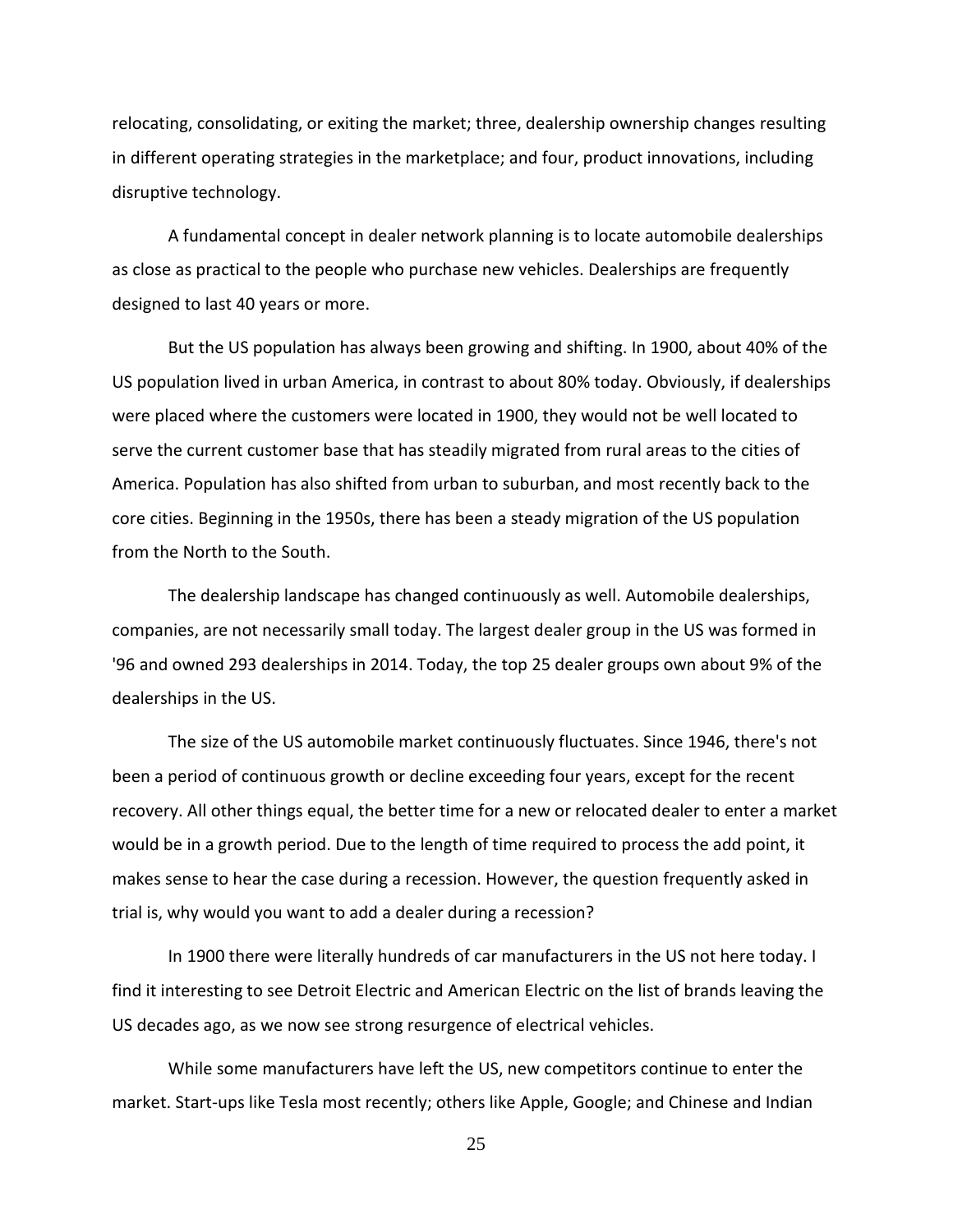relocating, consolidating, or exiting the market; three, dealership ownership changes resulting in different operating strategies in the marketplace; and four, product innovations, including disruptive technology.

A fundamental concept in dealer network planning is to locate automobile dealerships as close as practical to the people who purchase new vehicles. Dealerships are frequently designed to last 40 years or more.

But the US population has always been growing and shifting. In 1900, about 40% of the US population lived in urban America, in contrast to about 80% today. Obviously, if dealerships were placed where the customers were located in 1900, they would not be well located to serve the current customer base that has steadily migrated from rural areas to the cities of America. Population has also shifted from urban to suburban, and most recently back to the core cities. Beginning in the 1950s, there has been a steady migration of the US population from the North to the South.

The dealership landscape has changed continuously as well. Automobile dealerships, companies, are not necessarily small today. The largest dealer group in the US was formed in '96 and owned 293 dealerships in 2014. Today, the top 25 dealer groups own about 9% of the dealerships in the US.

The size of the US automobile market continuously fluctuates. Since 1946, there's not been a period of continuous growth or decline exceeding four years, except for the recent recovery. All other things equal, the better time for a new or relocated dealer to enter a market would be in a growth period. Due to the length of time required to process the add point, it makes sense to hear the case during a recession. However, the question frequently asked in trial is, why would you want to add a dealer during a recession?

In 1900 there were literally hundreds of car manufacturers in the US not here today. I find it interesting to see Detroit Electric and American Electric on the list of brands leaving the US decades ago, as we now see strong resurgence of electrical vehicles.

While some manufacturers have left the US, new competitors continue to enter the market. Start-ups like Tesla most recently; others like Apple, Google; and Chinese and Indian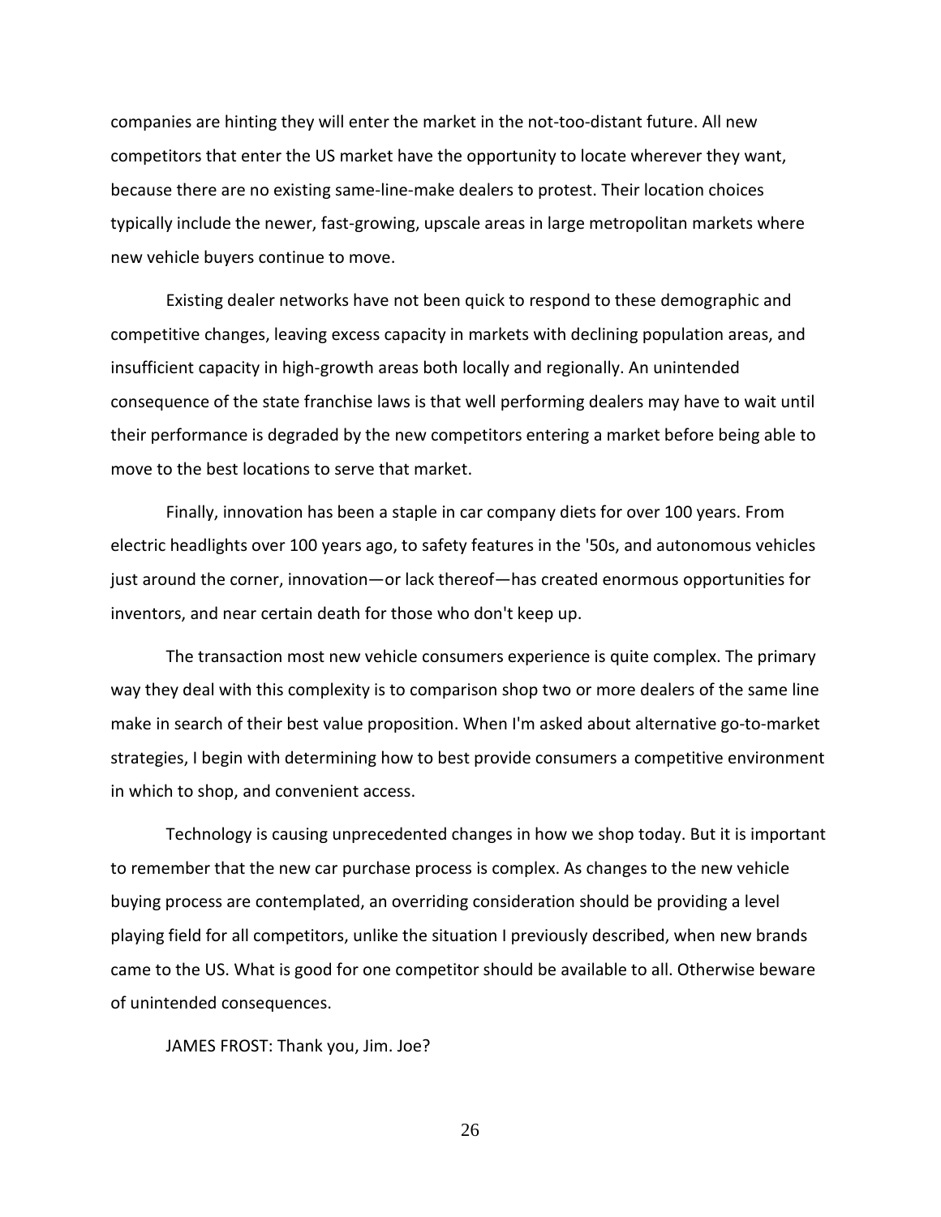companies are hinting they will enter the market in the not-too-distant future. All new competitors that enter the US market have the opportunity to locate wherever they want, because there are no existing same-line-make dealers to protest. Their location choices typically include the newer, fast-growing, upscale areas in large metropolitan markets where new vehicle buyers continue to move.

Existing dealer networks have not been quick to respond to these demographic and competitive changes, leaving excess capacity in markets with declining population areas, and insufficient capacity in high-growth areas both locally and regionally. An unintended consequence of the state franchise laws is that well performing dealers may have to wait until their performance is degraded by the new competitors entering a market before being able to move to the best locations to serve that market.

Finally, innovation has been a staple in car company diets for over 100 years. From electric headlights over 100 years ago, to safety features in the '50s, and autonomous vehicles just around the corner, innovation—or lack thereof—has created enormous opportunities for inventors, and near certain death for those who don't keep up.

The transaction most new vehicle consumers experience is quite complex. The primary way they deal with this complexity is to comparison shop two or more dealers of the same line make in search of their best value proposition. When I'm asked about alternative go-to-market strategies, I begin with determining how to best provide consumers a competitive environment in which to shop, and convenient access.

Technology is causing unprecedented changes in how we shop today. But it is important to remember that the new car purchase process is complex. As changes to the new vehicle buying process are contemplated, an overriding consideration should be providing a level playing field for all competitors, unlike the situation I previously described, when new brands came to the US. What is good for one competitor should be available to all. Otherwise beware of unintended consequences.

JAMES FROST: Thank you, Jim. Joe?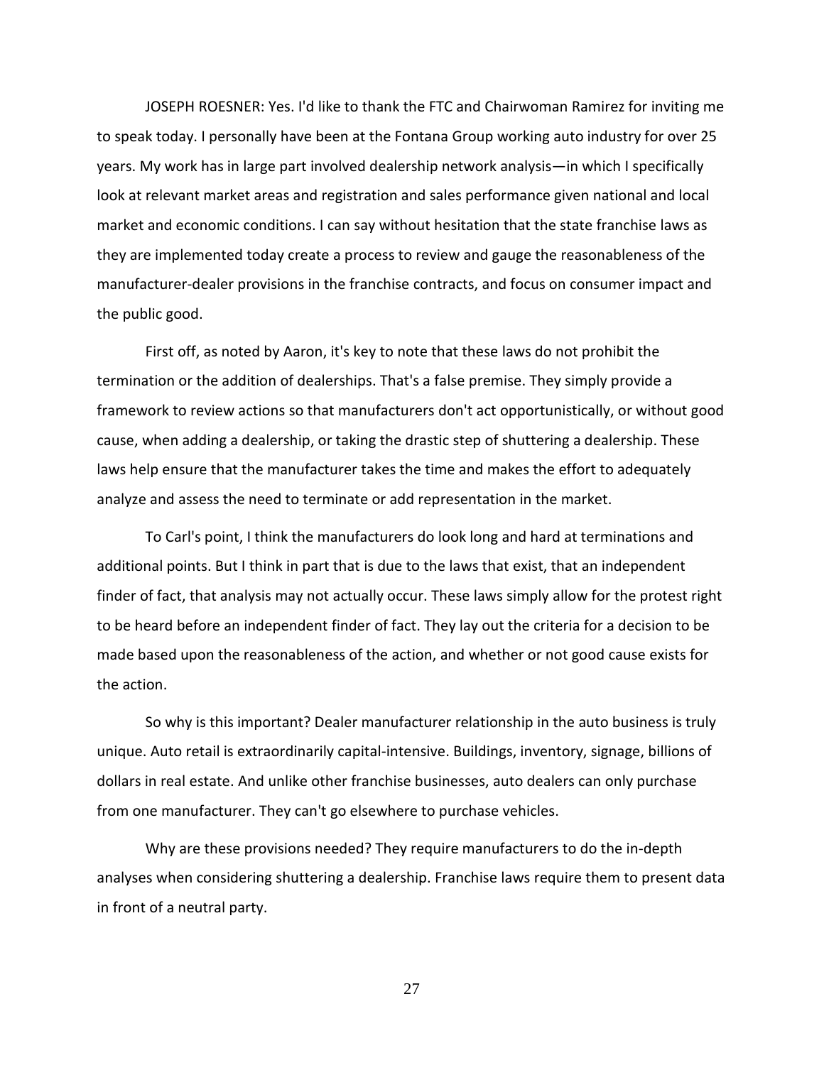JOSEPH ROESNER: Yes. I'd like to thank the FTC and Chairwoman Ramirez for inviting me to speak today. I personally have been at the Fontana Group working auto industry for over 25 years. My work has in large part involved dealership network analysis—in which I specifically look at relevant market areas and registration and sales performance given national and local market and economic conditions. I can say without hesitation that the state franchise laws as they are implemented today create a process to review and gauge the reasonableness of the manufacturer-dealer provisions in the franchise contracts, and focus on consumer impact and the public good.

First off, as noted by Aaron, it's key to note that these laws do not prohibit the termination or the addition of dealerships. That's a false premise. They simply provide a framework to review actions so that manufacturers don't act opportunistically, or without good cause, when adding a dealership, or taking the drastic step of shuttering a dealership. These laws help ensure that the manufacturer takes the time and makes the effort to adequately analyze and assess the need to terminate or add representation in the market.

To Carl's point, I think the manufacturers do look long and hard at terminations and additional points. But I think in part that is due to the laws that exist, that an independent finder of fact, that analysis may not actually occur. These laws simply allow for the protest right to be heard before an independent finder of fact. They lay out the criteria for a decision to be made based upon the reasonableness of the action, and whether or not good cause exists for the action.

So why is this important? Dealer manufacturer relationship in the auto business is truly unique. Auto retail is extraordinarily capital-intensive. Buildings, inventory, signage, billions of dollars in real estate. And unlike other franchise businesses, auto dealers can only purchase from one manufacturer. They can't go elsewhere to purchase vehicles.

Why are these provisions needed? They require manufacturers to do the in-depth analyses when considering shuttering a dealership. Franchise laws require them to present data in front of a neutral party.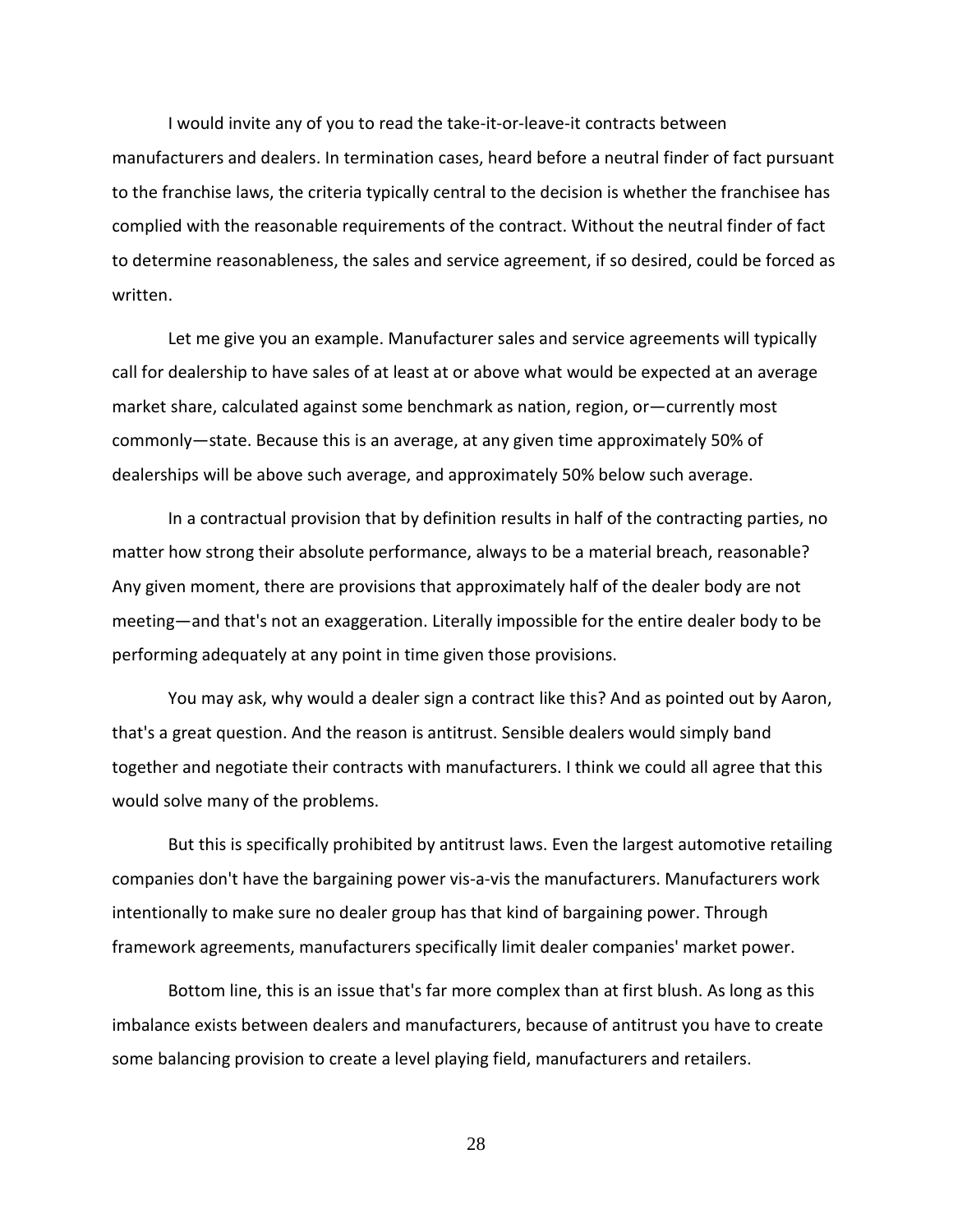I would invite any of you to read the take-it-or-leave-it contracts between manufacturers and dealers. In termination cases, heard before a neutral finder of fact pursuant to the franchise laws, the criteria typically central to the decision is whether the franchisee has complied with the reasonable requirements of the contract. Without the neutral finder of fact to determine reasonableness, the sales and service agreement, if so desired, could be forced as written.

Let me give you an example. Manufacturer sales and service agreements will typically call for dealership to have sales of at least at or above what would be expected at an average market share, calculated against some benchmark as nation, region, or—currently most commonly—state. Because this is an average, at any given time approximately 50% of dealerships will be above such average, and approximately 50% below such average.

In a contractual provision that by definition results in half of the contracting parties, no matter how strong their absolute performance, always to be a material breach, reasonable? Any given moment, there are provisions that approximately half of the dealer body are not meeting—and that's not an exaggeration. Literally impossible for the entire dealer body to be performing adequately at any point in time given those provisions.

You may ask, why would a dealer sign a contract like this? And as pointed out by Aaron, that's a great question. And the reason is antitrust. Sensible dealers would simply band together and negotiate their contracts with manufacturers. I think we could all agree that this would solve many of the problems.

But this is specifically prohibited by antitrust laws. Even the largest automotive retailing companies don't have the bargaining power vis-a-vis the manufacturers. Manufacturers work intentionally to make sure no dealer group has that kind of bargaining power. Through framework agreements, manufacturers specifically limit dealer companies' market power.

Bottom line, this is an issue that's far more complex than at first blush. As long as this imbalance exists between dealers and manufacturers, because of antitrust you have to create some balancing provision to create a level playing field, manufacturers and retailers.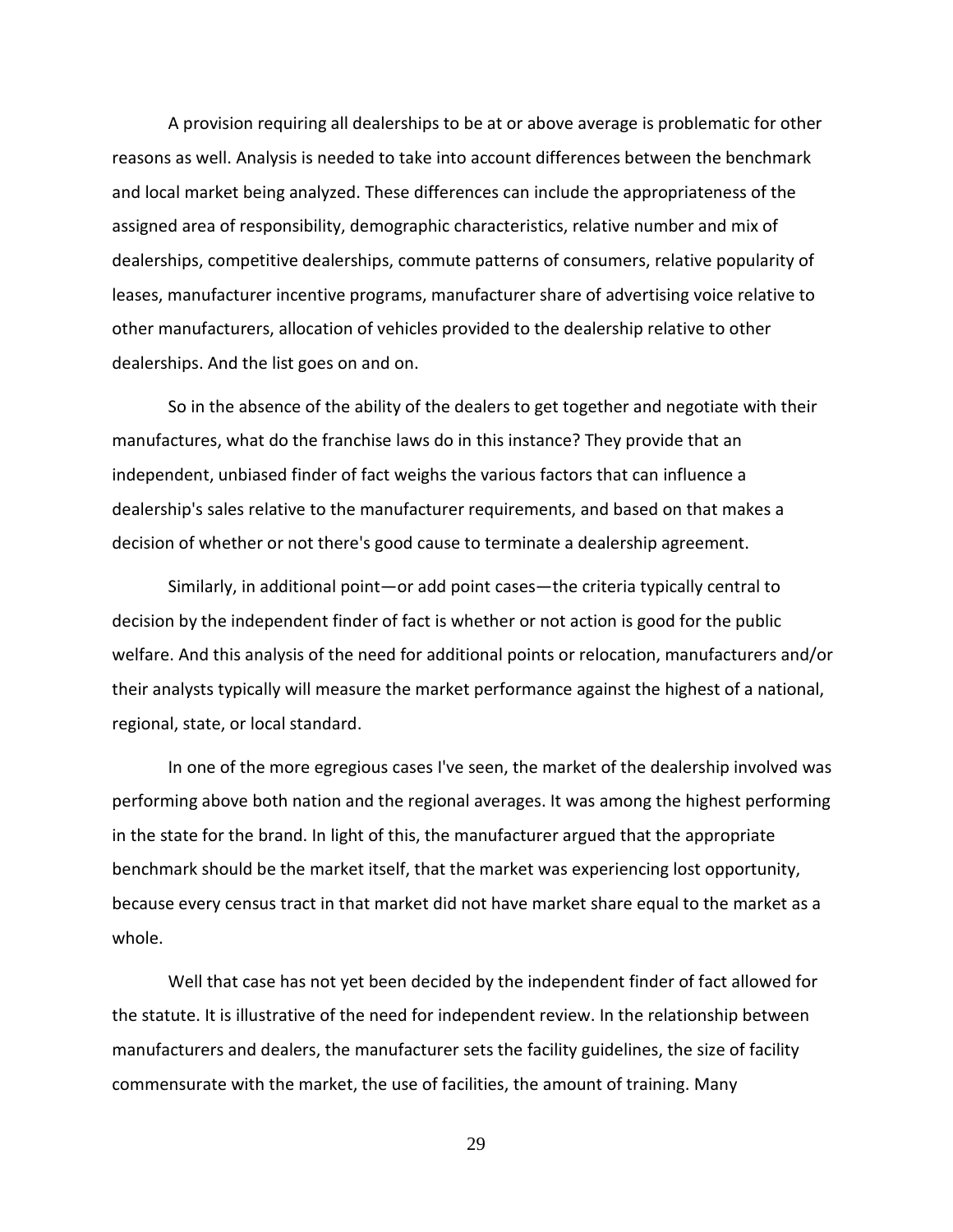A provision requiring all dealerships to be at or above average is problematic for other reasons as well. Analysis is needed to take into account differences between the benchmark and local market being analyzed. These differences can include the appropriateness of the assigned area of responsibility, demographic characteristics, relative number and mix of dealerships, competitive dealerships, commute patterns of consumers, relative popularity of leases, manufacturer incentive programs, manufacturer share of advertising voice relative to other manufacturers, allocation of vehicles provided to the dealership relative to other dealerships. And the list goes on and on.

So in the absence of the ability of the dealers to get together and negotiate with their manufactures, what do the franchise laws do in this instance? They provide that an independent, unbiased finder of fact weighs the various factors that can influence a dealership's sales relative to the manufacturer requirements, and based on that makes a decision of whether or not there's good cause to terminate a dealership agreement.

Similarly, in additional point—or add point cases—the criteria typically central to decision by the independent finder of fact is whether or not action is good for the public welfare. And this analysis of the need for additional points or relocation, manufacturers and/or their analysts typically will measure the market performance against the highest of a national, regional, state, or local standard.

In one of the more egregious cases I've seen, the market of the dealership involved was performing above both nation and the regional averages. It was among the highest performing in the state for the brand. In light of this, the manufacturer argued that the appropriate benchmark should be the market itself, that the market was experiencing lost opportunity, because every census tract in that market did not have market share equal to the market as a whole.

Well that case has not yet been decided by the independent finder of fact allowed for the statute. It is illustrative of the need for independent review. In the relationship between manufacturers and dealers, the manufacturer sets the facility guidelines, the size of facility commensurate with the market, the use of facilities, the amount of training. Many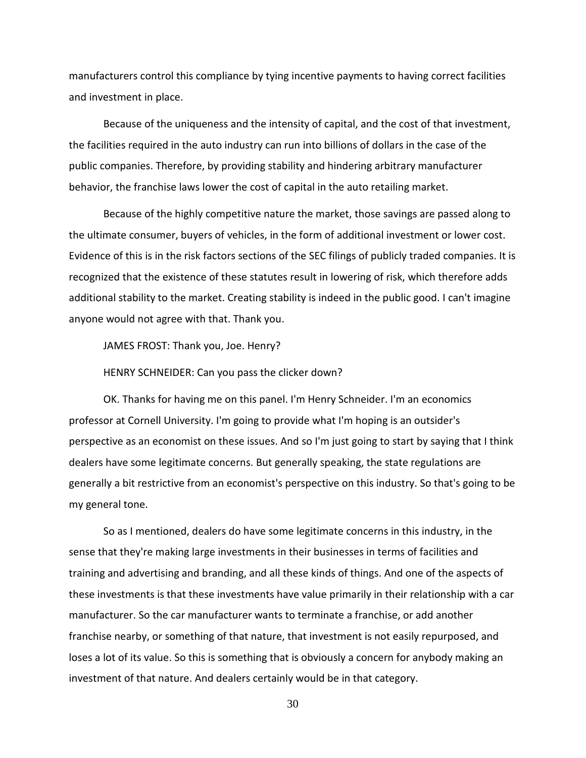manufacturers control this compliance by tying incentive payments to having correct facilities and investment in place.

Because of the uniqueness and the intensity of capital, and the cost of that investment, the facilities required in the auto industry can run into billions of dollars in the case of the public companies. Therefore, by providing stability and hindering arbitrary manufacturer behavior, the franchise laws lower the cost of capital in the auto retailing market.

Because of the highly competitive nature the market, those savings are passed along to the ultimate consumer, buyers of vehicles, in the form of additional investment or lower cost. Evidence of this is in the risk factors sections of the SEC filings of publicly traded companies. It is recognized that the existence of these statutes result in lowering of risk, which therefore adds additional stability to the market. Creating stability is indeed in the public good. I can't imagine anyone would not agree with that. Thank you.

JAMES FROST: Thank you, Joe. Henry?

HENRY SCHNEIDER: Can you pass the clicker down?

OK. Thanks for having me on this panel. I'm Henry Schneider. I'm an economics professor at Cornell University. I'm going to provide what I'm hoping is an outsider's perspective as an economist on these issues. And so I'm just going to start by saying that I think dealers have some legitimate concerns. But generally speaking, the state regulations are generally a bit restrictive from an economist's perspective on this industry. So that's going to be my general tone.

So as I mentioned, dealers do have some legitimate concerns in this industry, in the sense that they're making large investments in their businesses in terms of facilities and training and advertising and branding, and all these kinds of things. And one of the aspects of these investments is that these investments have value primarily in their relationship with a car manufacturer. So the car manufacturer wants to terminate a franchise, or add another franchise nearby, or something of that nature, that investment is not easily repurposed, and loses a lot of its value. So this is something that is obviously a concern for anybody making an investment of that nature. And dealers certainly would be in that category.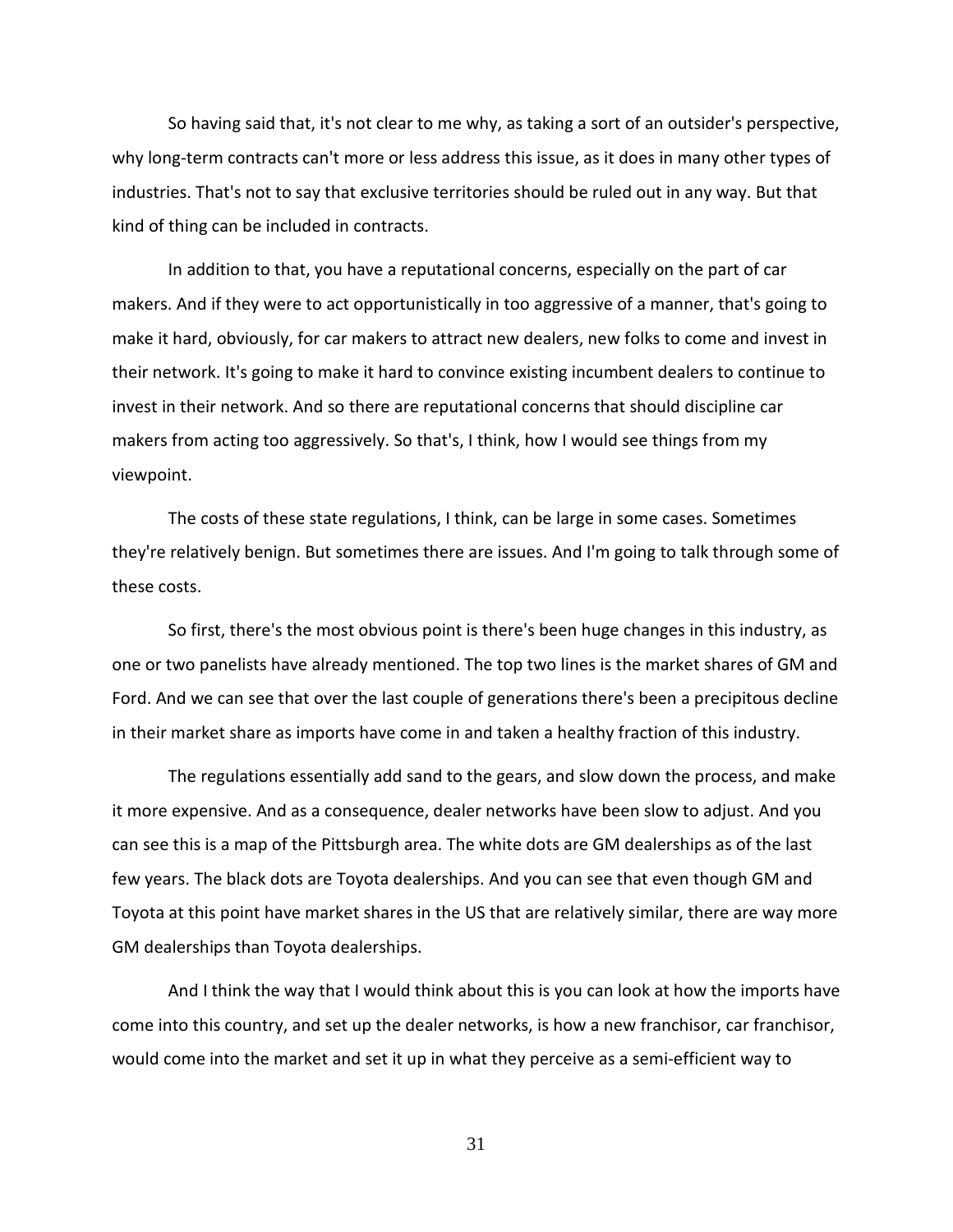So having said that, it's not clear to me why, as taking a sort of an outsider's perspective, why long-term contracts can't more or less address this issue, as it does in many other types of industries. That's not to say that exclusive territories should be ruled out in any way. But that kind of thing can be included in contracts.

In addition to that, you have a reputational concerns, especially on the part of car makers. And if they were to act opportunistically in too aggressive of a manner, that's going to make it hard, obviously, for car makers to attract new dealers, new folks to come and invest in their network. It's going to make it hard to convince existing incumbent dealers to continue to invest in their network. And so there are reputational concerns that should discipline car makers from acting too aggressively. So that's, I think, how I would see things from my viewpoint.

The costs of these state regulations, I think, can be large in some cases. Sometimes they're relatively benign. But sometimes there are issues. And I'm going to talk through some of these costs.

So first, there's the most obvious point is there's been huge changes in this industry, as one or two panelists have already mentioned. The top two lines is the market shares of GM and Ford. And we can see that over the last couple of generations there's been a precipitous decline in their market share as imports have come in and taken a healthy fraction of this industry.

The regulations essentially add sand to the gears, and slow down the process, and make it more expensive. And as a consequence, dealer networks have been slow to adjust. And you can see this is a map of the Pittsburgh area. The white dots are GM dealerships as of the last few years. The black dots are Toyota dealerships. And you can see that even though GM and Toyota at this point have market shares in the US that are relatively similar, there are way more GM dealerships than Toyota dealerships.

And I think the way that I would think about this is you can look at how the imports have come into this country, and set up the dealer networks, is how a new franchisor, car franchisor, would come into the market and set it up in what they perceive as a semi-efficient way to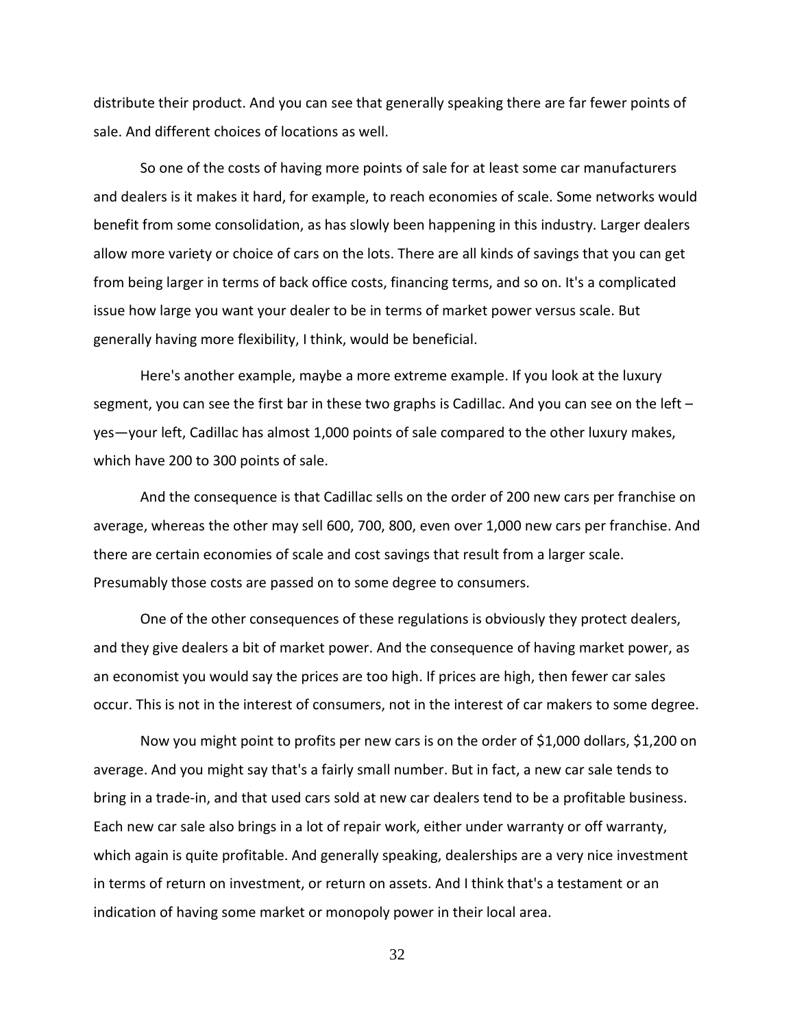distribute their product. And you can see that generally speaking there are far fewer points of sale. And different choices of locations as well.

So one of the costs of having more points of sale for at least some car manufacturers and dealers is it makes it hard, for example, to reach economies of scale. Some networks would benefit from some consolidation, as has slowly been happening in this industry. Larger dealers allow more variety or choice of cars on the lots. There are all kinds of savings that you can get from being larger in terms of back office costs, financing terms, and so on. It's a complicated issue how large you want your dealer to be in terms of market power versus scale. But generally having more flexibility, I think, would be beneficial.

Here's another example, maybe a more extreme example. If you look at the luxury segment, you can see the first bar in these two graphs is Cadillac. And you can see on the left – yes—your left, Cadillac has almost 1,000 points of sale compared to the other luxury makes, which have 200 to 300 points of sale.

And the consequence is that Cadillac sells on the order of 200 new cars per franchise on average, whereas the other may sell 600, 700, 800, even over 1,000 new cars per franchise. And there are certain economies of scale and cost savings that result from a larger scale. Presumably those costs are passed on to some degree to consumers.

One of the other consequences of these regulations is obviously they protect dealers, and they give dealers a bit of market power. And the consequence of having market power, as an economist you would say the prices are too high. If prices are high, then fewer car sales occur. This is not in the interest of consumers, not in the interest of car makers to some degree.

Now you might point to profits per new cars is on the order of $1,000 dollars, $1,200 on average. And you might say that's a fairly small number. But in fact, a new car sale tends to bring in a trade-in, and that used cars sold at new car dealers tend to be a profitable business. Each new car sale also brings in a lot of repair work, either under warranty or off warranty, which again is quite profitable. And generally speaking, dealerships are a very nice investment in terms of return on investment, or return on assets. And I think that's a testament or an indication of having some market or monopoly power in their local area.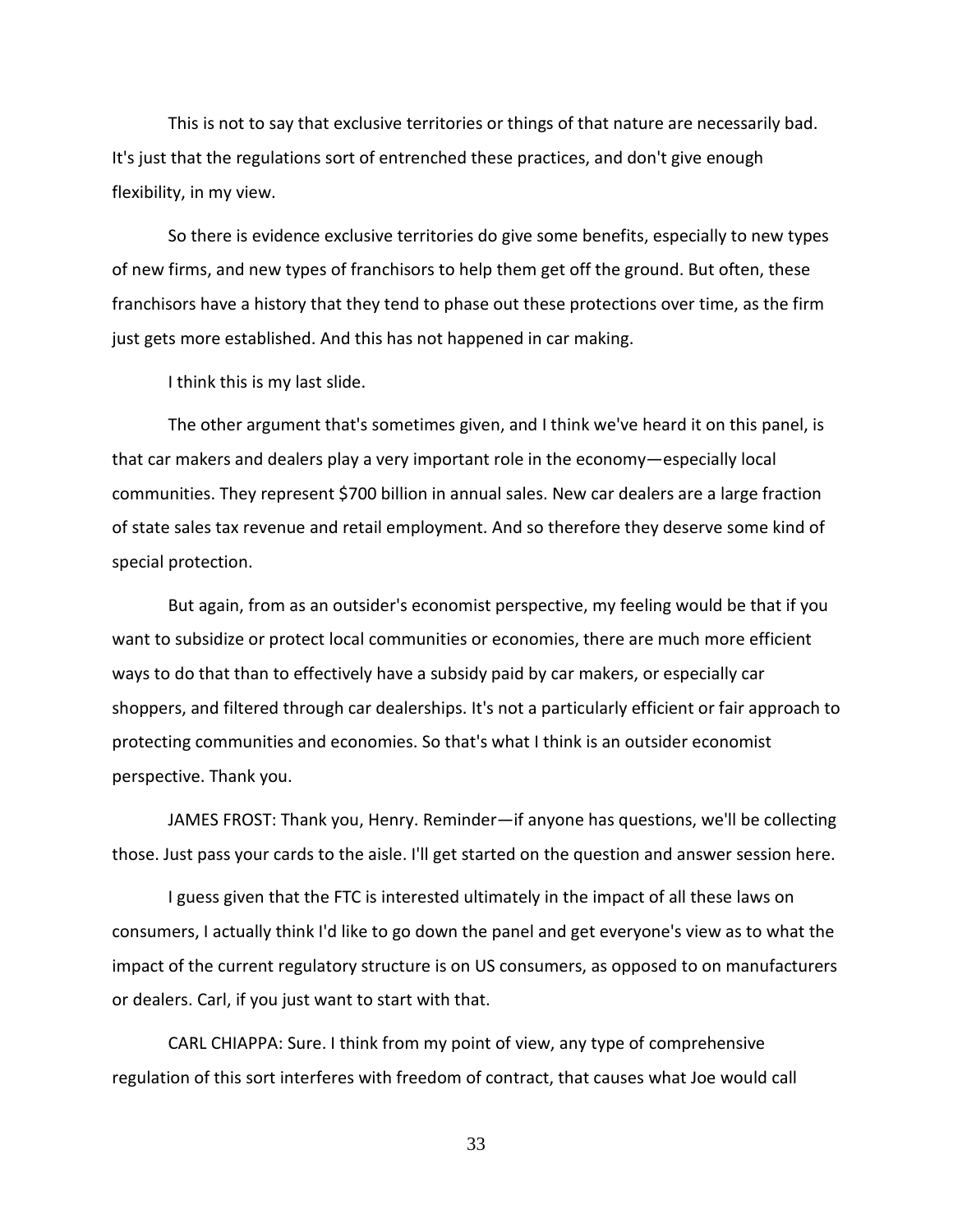This is not to say that exclusive territories or things of that nature are necessarily bad. It's just that the regulations sort of entrenched these practices, and don't give enough flexibility, in my view.

So there is evidence exclusive territories do give some benefits, especially to new types of new firms, and new types of franchisors to help them get off the ground. But often, these franchisors have a history that they tend to phase out these protections over time, as the firm just gets more established. And this has not happened in car making.

I think this is my last slide.

The other argument that's sometimes given, and I think we've heard it on this panel, is that car makers and dealers play a very important role in the economy—especially local communities. They represent $700 billion in annual sales. New car dealers are a large fraction of state sales tax revenue and retail employment. And so therefore they deserve some kind of special protection.

But again, from as an outsider's economist perspective, my feeling would be that if you want to subsidize or protect local communities or economies, there are much more efficient ways to do that than to effectively have a subsidy paid by car makers, or especially car shoppers, and filtered through car dealerships. It's not a particularly efficient or fair approach to protecting communities and economies. So that's what I think is an outsider economist perspective. Thank you.

JAMES FROST: Thank you, Henry. Reminder—if anyone has questions, we'll be collecting those. Just pass your cards to the aisle. I'll get started on the question and answer session here.

I guess given that the FTC is interested ultimately in the impact of all these laws on consumers, I actually think I'd like to go down the panel and get everyone's view as to what the impact of the current regulatory structure is on US consumers, as opposed to on manufacturers or dealers. Carl, if you just want to start with that.

CARL CHIAPPA: Sure. I think from my point of view, any type of comprehensive regulation of this sort interferes with freedom of contract, that causes what Joe would call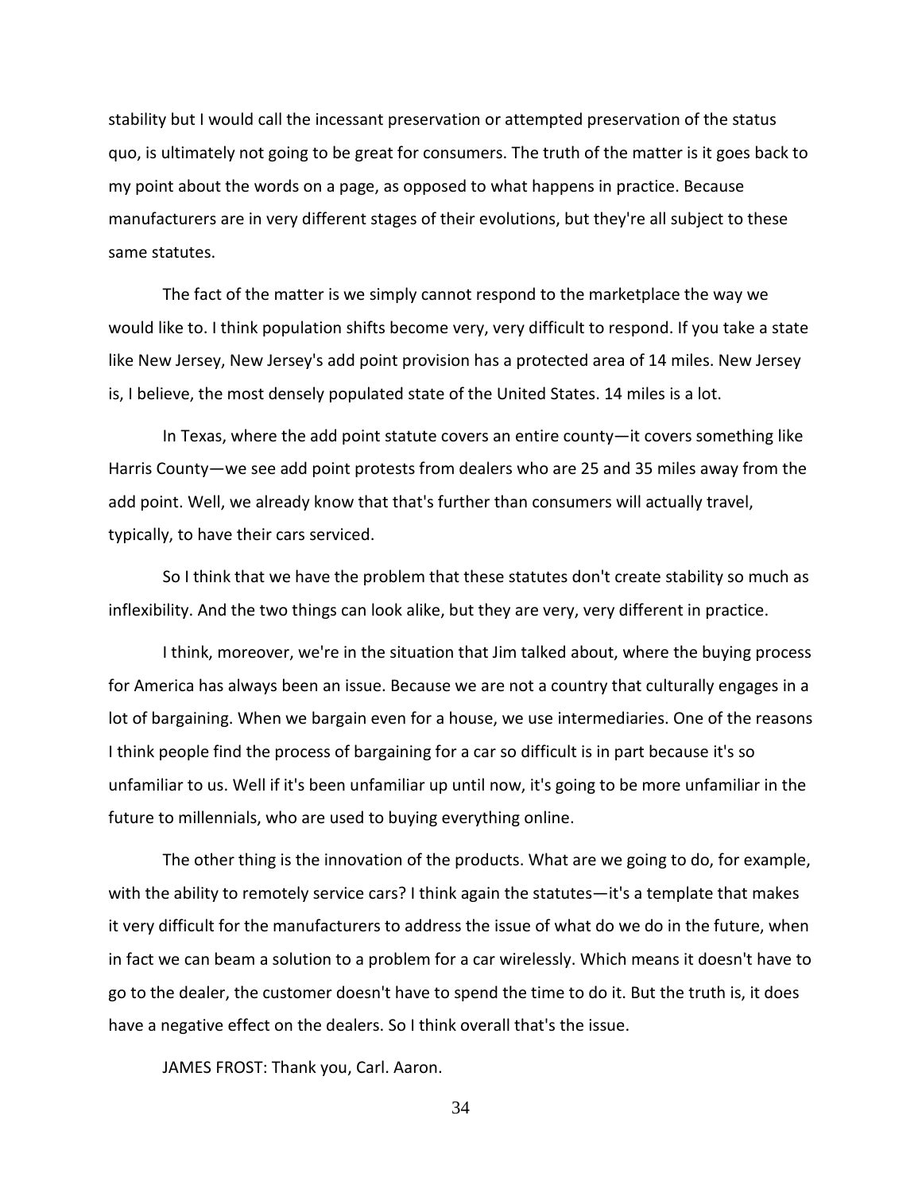stability but I would call the incessant preservation or attempted preservation of the status quo, is ultimately not going to be great for consumers. The truth of the matter is it goes back to my point about the words on a page, as opposed to what happens in practice. Because manufacturers are in very different stages of their evolutions, but they're all subject to these same statutes.

The fact of the matter is we simply cannot respond to the marketplace the way we would like to. I think population shifts become very, very difficult to respond. If you take a state like New Jersey, New Jersey's add point provision has a protected area of 14 miles. New Jersey is, I believe, the most densely populated state of the United States. 14 miles is a lot.

In Texas, where the add point statute covers an entire county—it covers something like Harris County—we see add point protests from dealers who are 25 and 35 miles away from the add point. Well, we already know that that's further than consumers will actually travel, typically, to have their cars serviced.

So I think that we have the problem that these statutes don't create stability so much as inflexibility. And the two things can look alike, but they are very, very different in practice.

I think, moreover, we're in the situation that Jim talked about, where the buying process for America has always been an issue. Because we are not a country that culturally engages in a lot of bargaining. When we bargain even for a house, we use intermediaries. One of the reasons I think people find the process of bargaining for a car so difficult is in part because it's so unfamiliar to us. Well if it's been unfamiliar up until now, it's going to be more unfamiliar in the future to millennials, who are used to buying everything online.

The other thing is the innovation of the products. What are we going to do, for example, with the ability to remotely service cars? I think again the statutes—it's a template that makes it very difficult for the manufacturers to address the issue of what do we do in the future, when in fact we can beam a solution to a problem for a car wirelessly. Which means it doesn't have to go to the dealer, the customer doesn't have to spend the time to do it. But the truth is, it does have a negative effect on the dealers. So I think overall that's the issue.

JAMES FROST: Thank you, Carl. Aaron.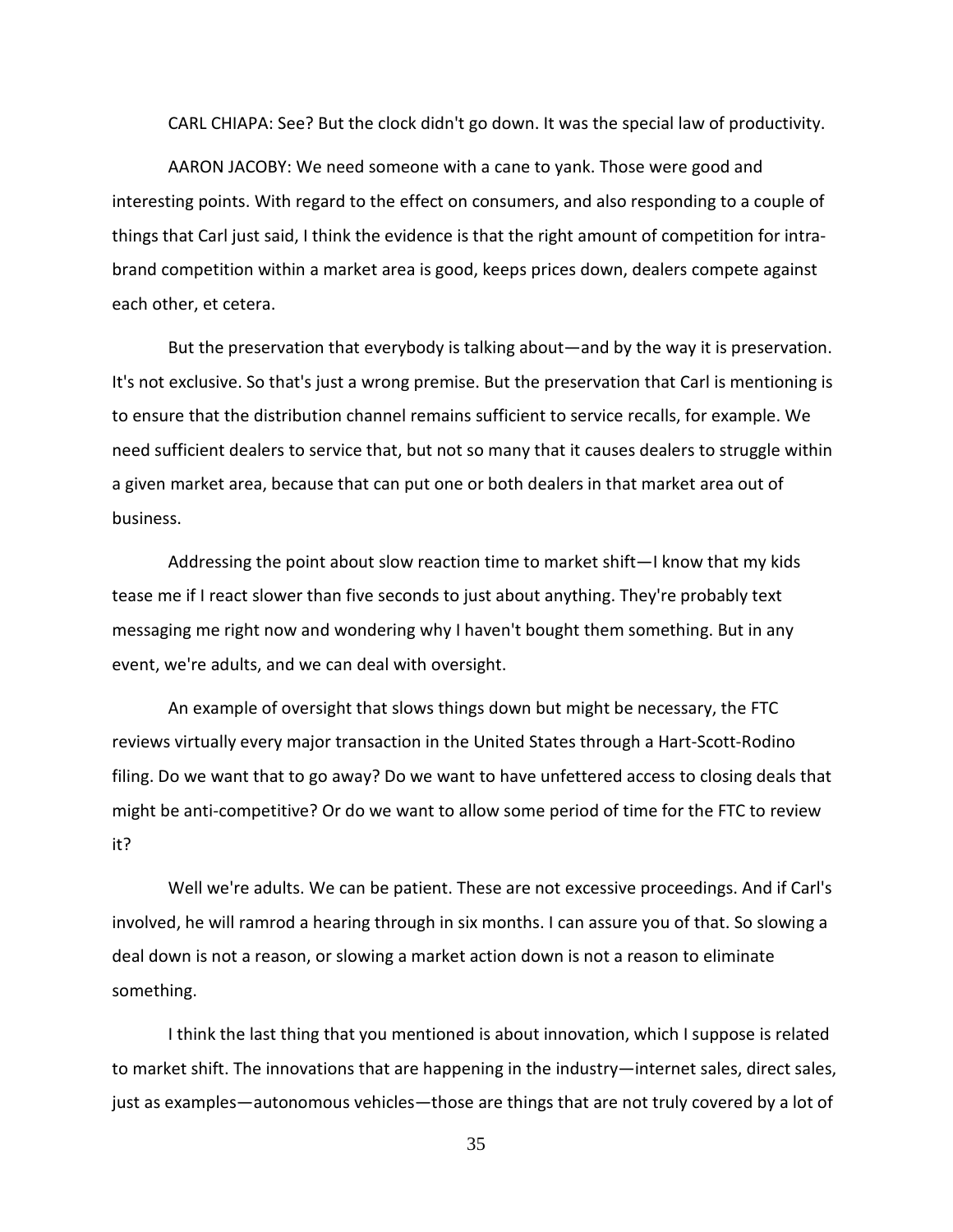CARL CHIAPA: See? But the clock didn't go down. It was the special law of productivity.

AARON JACOBY: We need someone with a cane to yank. Those were good and interesting points. With regard to the effect on consumers, and also responding to a couple of things that Carl just said, I think the evidence is that the right amount of competition for intra-brand competition within a market area is good, keeps prices down, dealers compete against each other, et cetera.

But the preservation that everybody is talking about—and by the way it is preservation. It's not exclusive. So that's just a wrong premise. But the preservation that Carl is mentioning is to ensure that the distribution channel remains sufficient to service recalls, for example. We need sufficient dealers to service that, but not so many that it causes dealers to struggle within a given market area, because that can put one or both dealers in that market area out of business.

Addressing the point about slow reaction time to market shift—I know that my kids tease me if I react slower than five seconds to just about anything. They're probably text messaging me right now and wondering why I haven't bought them something. But in any event, we're adults, and we can deal with oversight.

An example of oversight that slows things down but might be necessary, the FTC reviews virtually every major transaction in the United States through a Hart-Scott-Rodino filing. Do we want that to go away? Do we want to have unfettered access to closing deals that might be anti-competitive? Or do we want to allow some period of time for the FTC to review it?

Well we're adults. We can be patient. These are not excessive proceedings. And if Carl's involved, he will ramrod a hearing through in six months. I can assure you of that. So slowing a deal down is not a reason, or slowing a market action down is not a reason to eliminate something.

I think the last thing that you mentioned is about innovation, which I suppose is related to market shift. The innovations that are happening in the industry—internet sales, direct sales, just as examples—autonomous vehicles—those are things that are not truly covered by a lot of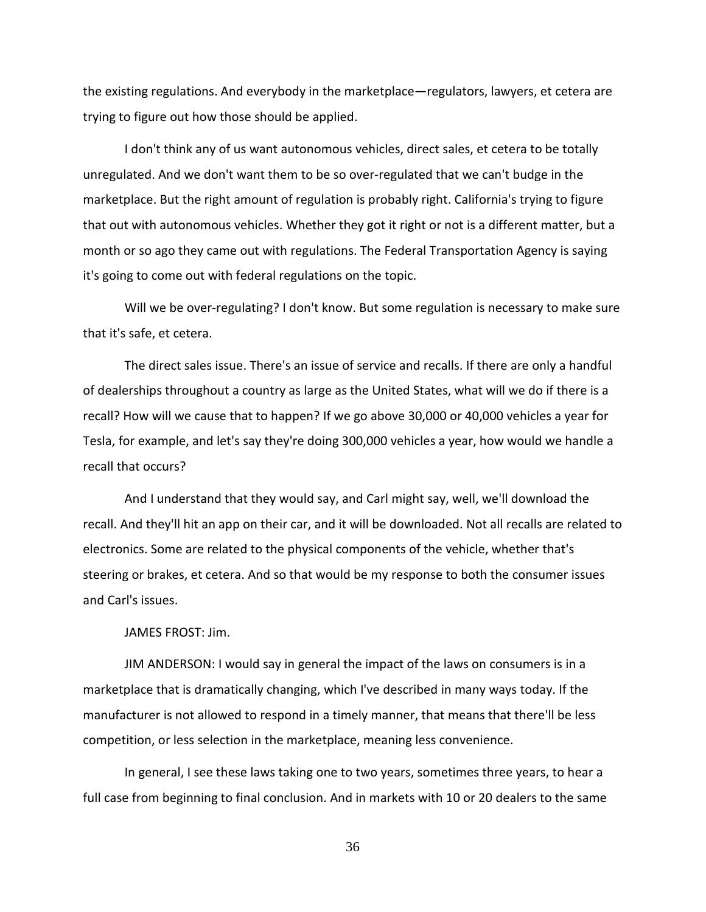the existing regulations. And everybody in the marketplace—regulators, lawyers, et cetera are trying to figure out how those should be applied.

I don't think any of us want autonomous vehicles, direct sales, et cetera to be totally unregulated. And we don't want them to be so over-regulated that we can't budge in the marketplace. But the right amount of regulation is probably right. California's trying to figure that out with autonomous vehicles. Whether they got it right or not is a different matter, but a month or so ago they came out with regulations. The Federal Transportation Agency is saying it's going to come out with federal regulations on the topic.

Will we be over-regulating? I don't know. But some regulation is necessary to make sure that it's safe, et cetera.

The direct sales issue. There's an issue of service and recalls. If there are only a handful of dealerships throughout a country as large as the United States, what will we do if there is a recall? How will we cause that to happen? If we go above 30,000 or 40,000 vehicles a year for Tesla, for example, and let's say they're doing 300,000 vehicles a year, how would we handle a recall that occurs?

And I understand that they would say, and Carl might say, well, we'll download the recall. And they'll hit an app on their car, and it will be downloaded. Not all recalls are related to electronics. Some are related to the physical components of the vehicle, whether that's steering or brakes, et cetera. And so that would be my response to both the consumer issues and Carl's issues.

JAMES FROST: Jim.

JIM ANDERSON: I would say in general the impact of the laws on consumers is in a marketplace that is dramatically changing, which I've described in many ways today. If the manufacturer is not allowed to respond in a timely manner, that means that there'll be less competition, or less selection in the marketplace, meaning less convenience.

In general, I see these laws taking one to two years, sometimes three years, to hear a full case from beginning to final conclusion. And in markets with 10 or 20 dealers to the same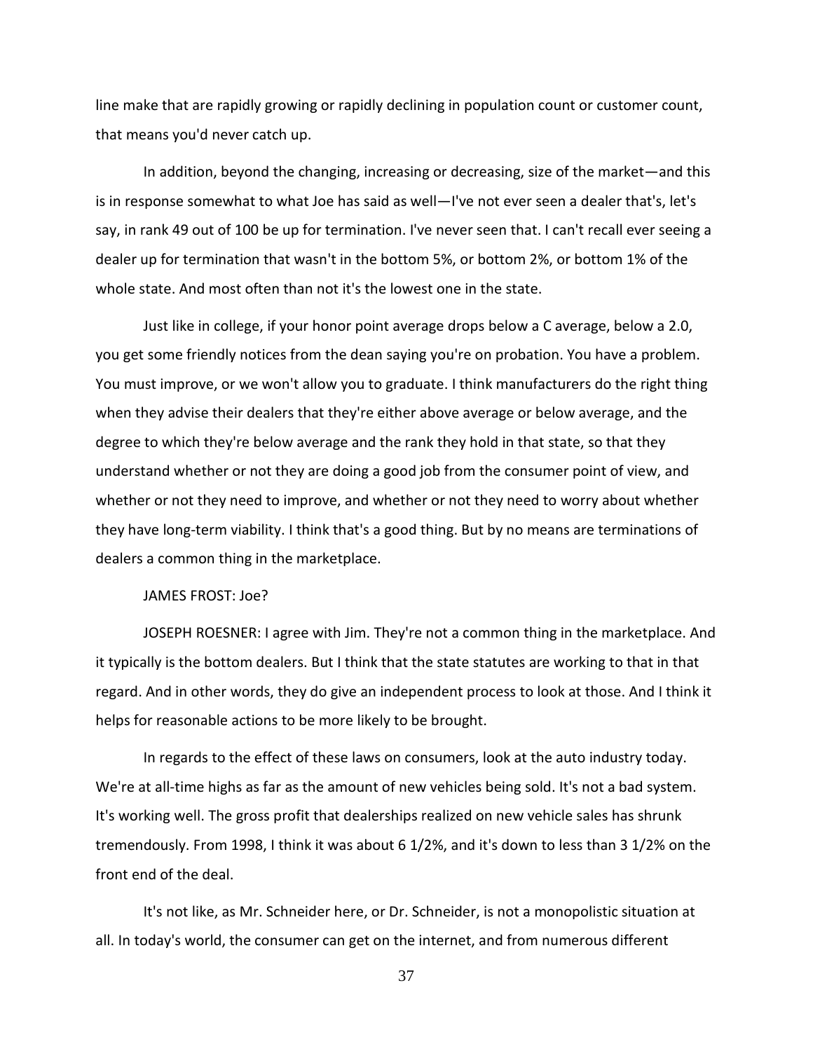line make that are rapidly growing or rapidly declining in population count or customer count, that means you'd never catch up.

In addition, beyond the changing, increasing or decreasing, size of the market—and this is in response somewhat to what Joe has said as well—I've not ever seen a dealer that's, let's say, in rank 49 out of 100 be up for termination. I've never seen that. I can't recall ever seeing a dealer up for termination that wasn't in the bottom 5%, or bottom 2%, or bottom 1% of the whole state. And most often than not it's the lowest one in the state.

Just like in college, if your honor point average drops below a C average, below a 2.0, you get some friendly notices from the dean saying you're on probation. You have a problem. You must improve, or we won't allow you to graduate. I think manufacturers do the right thing when they advise their dealers that they're either above average or below average, and the degree to which they're below average and the rank they hold in that state, so that they understand whether or not they are doing a good job from the consumer point of view, and whether or not they need to improve, and whether or not they need to worry about whether they have long-term viability. I think that's a good thing. But by no means are terminations of dealers a common thing in the marketplace.

JAMES FROST: Joe?

JOSEPH ROESNER: I agree with Jim. They're not a common thing in the marketplace. And it typically is the bottom dealers. But I think that the state statutes are working to that in that regard. And in other words, they do give an independent process to look at those. And I think it helps for reasonable actions to be more likely to be brought.

In regards to the effect of these laws on consumers, look at the auto industry today. We're at all-time highs as far as the amount of new vehicles being sold. It's not a bad system. It's working well. The gross profit that dealerships realized on new vehicle sales has shrunk tremendously. From 1998, I think it was about 6 1/2%, and it's down to less than 3 1/2% on the front end of the deal.

It's not like, as Mr. Schneider here, or Dr. Schneider, is not a monopolistic situation at all. In today's world, the consumer can get on the internet, and from numerous different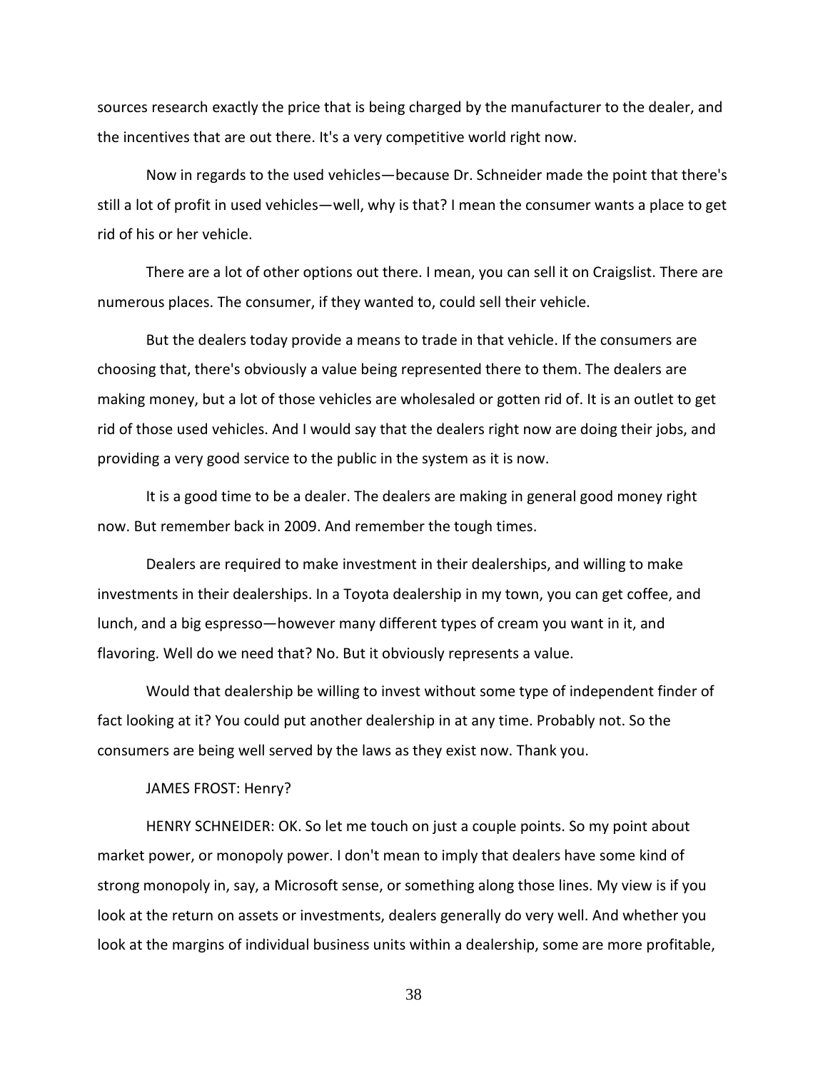sources research exactly the price that is being charged by the manufacturer to the dealer, and the incentives that are out there. It's a very competitive world right now.

Now in regards to the used vehicles—because Dr. Schneider made the point that there's still a lot of profit in used vehicles—well, why is that? I mean the consumer wants a place to get rid of his or her vehicle.

There are a lot of other options out there. I mean, you can sell it on Craigslist. There are numerous places. The consumer, if they wanted to, could sell their vehicle.

But the dealers today provide a means to trade in that vehicle. If the consumers are choosing that, there's obviously a value being represented there to them. The dealers are making money, but a lot of those vehicles are wholesaled or gotten rid of. It is an outlet to get rid of those used vehicles. And I would say that the dealers right now are doing their jobs, and providing a very good service to the public in the system as it is now.

It is a good time to be a dealer. The dealers are making in general good money right now. But remember back in 2009. And remember the tough times.

Dealers are required to make investment in their dealerships, and willing to make investments in their dealerships. In a Toyota dealership in my town, you can get coffee, and lunch, and a big espresso—however many different types of cream you want in it, and flavoring. Well do we need that? No. But it obviously represents a value.

Would that dealership be willing to invest without some type of independent finder of fact looking at it? You could put another dealership in at any time. Probably not. So the consumers are being well served by the laws as they exist now. Thank you.

JAMES FROST: Henry?

HENRY SCHNEIDER: OK. So let me touch on just a couple points. So my point about market power, or monopoly power. I don't mean to imply that dealers have some kind of strong monopoly in, say, a Microsoft sense, or something along those lines. My view is if you look at the return on assets or investments, dealers generally do very well. And whether you look at the margins of individual business units within a dealership, some are more profitable,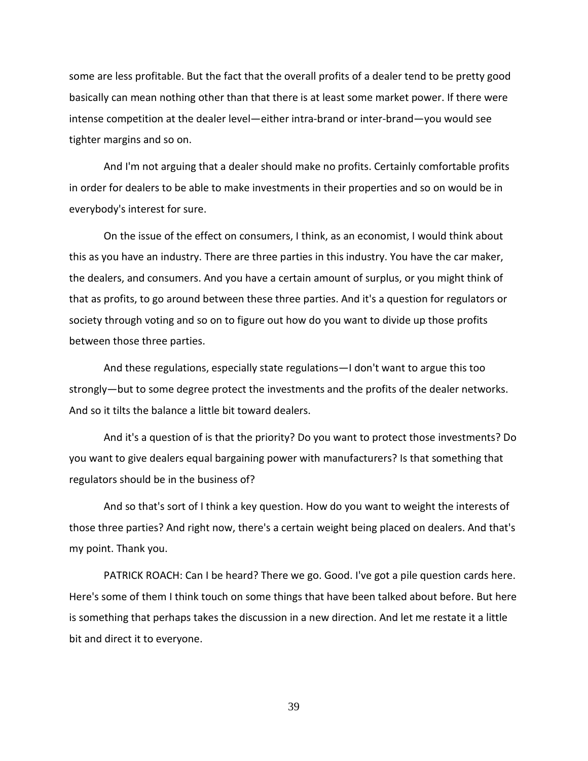some are less profitable. But the fact that the overall profits of a dealer tend to be pretty good basically can mean nothing other than that there is at least some market power. If there were intense competition at the dealer level—either intra-brand or inter-brand—you would see tighter margins and so on.

And I'm not arguing that a dealer should make no profits. Certainly comfortable profits in order for dealers to be able to make investments in their properties and so on would be in everybody's interest for sure.

On the issue of the effect on consumers, I think, as an economist, I would think about this as you have an industry. There are three parties in this industry. You have the car maker, the dealers, and consumers. And you have a certain amount of surplus, or you might think of that as profits, to go around between these three parties. And it's a question for regulators or society through voting and so on to figure out how do you want to divide up those profits between those three parties.

And these regulations, especially state regulations—I don't want to argue this too strongly—but to some degree protect the investments and the profits of the dealer networks. And so it tilts the balance a little bit toward dealers.

And it's a question of is that the priority? Do you want to protect those investments? Do you want to give dealers equal bargaining power with manufacturers? Is that something that regulators should be in the business of?

And so that's sort of I think a key question. How do you want to weight the interests of those three parties? And right now, there's a certain weight being placed on dealers. And that's my point. Thank you.

PATRICK ROACH: Can I be heard? There we go. Good. I've got a pile question cards here. Here's some of them I think touch on some things that have been talked about before. But here is something that perhaps takes the discussion in a new direction. And let me restate it a little bit and direct it to everyone.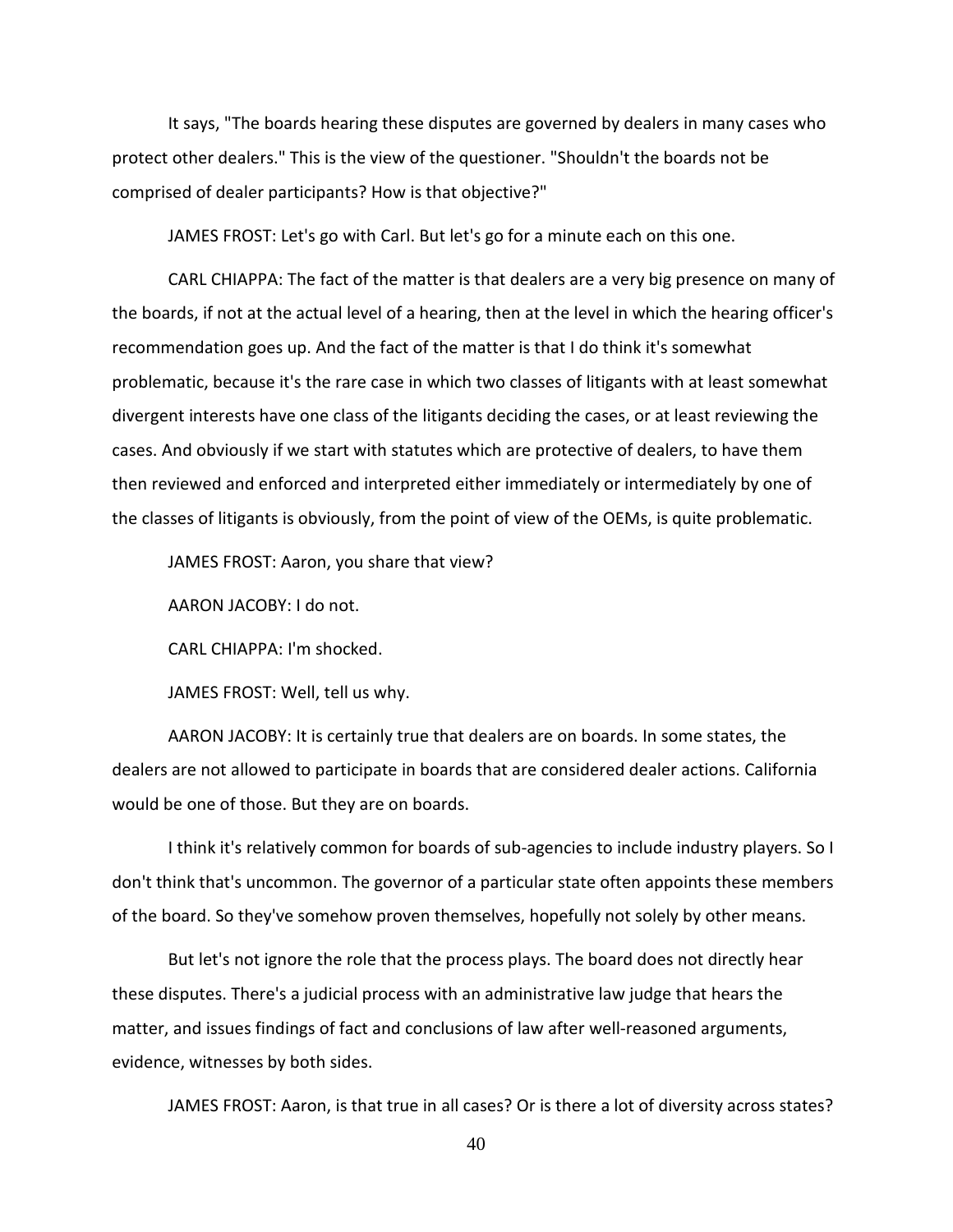It says, "The boards hearing these disputes are governed by dealers in many cases who protect other dealers." This is the view of the questioner. "Shouldn't the boards not be comprised of dealer participants? How is that objective?"

JAMES FROST: Let's go with Carl. But let's go for a minute each on this one.

CARL CHIAPPA: The fact of the matter is that dealers are a very big presence on many of the boards, if not at the actual level of a hearing, then at the level in which the hearing officer's recommendation goes up. And the fact of the matter is that I do think it's somewhat problematic, because it's the rare case in which two classes of litigants with at least somewhat divergent interests have one class of the litigants deciding the cases, or at least reviewing the cases. And obviously if we start with statutes which are protective of dealers, to have them then reviewed and enforced and interpreted either immediately or intermediately by one of the classes of litigants is obviously, from the point of view of the OEMs, is quite problematic.

JAMES FROST: Aaron, you share that view?

AARON JACOBY: I do not.

CARL CHIAPPA: I'm shocked.

JAMES FROST: Well, tell us why.

AARON JACOBY: It is certainly true that dealers are on boards. In some states, the dealers are not allowed to participate in boards that are considered dealer actions. California would be one of those. But they are on boards.

I think it's relatively common for boards of sub-agencies to include industry players. So I don't think that's uncommon. The governor of a particular state often appoints these members of the board. So they've somehow proven themselves, hopefully not solely by other means.

But let's not ignore the role that the process plays. The board does not directly hear these disputes. There's a judicial process with an administrative law judge that hears the matter, and issues findings of fact and conclusions of law after well-reasoned arguments, evidence, witnesses by both sides.

JAMES FROST: Aaron, is that true in all cases? Or is there a lot of diversity across states?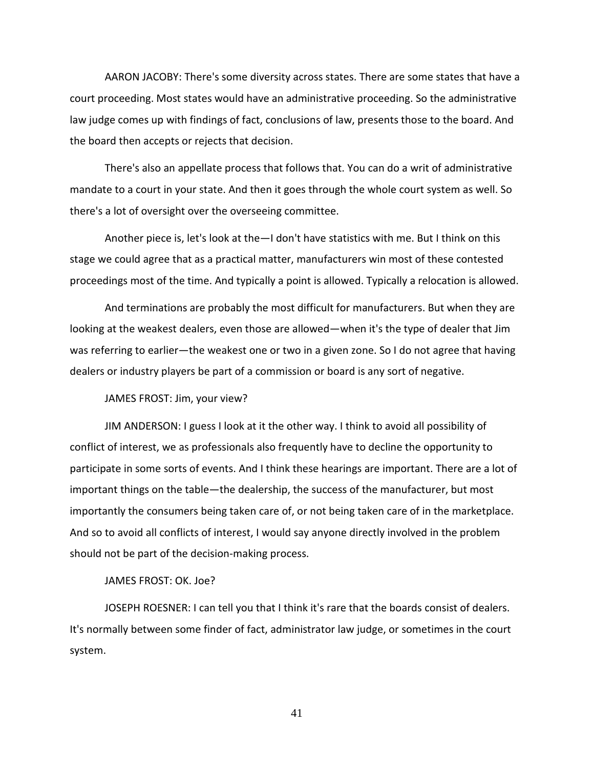AARON JACOBY: There's some diversity across states. There are some states that have a court proceeding. Most states would have an administrative proceeding. So the administrative law judge comes up with findings of fact, conclusions of law, presents those to the board. And the board then accepts or rejects that decision.

There's also an appellate process that follows that. You can do a writ of administrative mandate to a court in your state. And then it goes through the whole court system as well. So there's a lot of oversight over the overseeing committee.

Another piece is, let's look at the—I don't have statistics with me. But I think on this stage we could agree that as a practical matter, manufacturers win most of these contested proceedings most of the time. And typically a point is allowed. Typically a relocation is allowed.

And terminations are probably the most difficult for manufacturers. But when they are looking at the weakest dealers, even those are allowed—when it's the type of dealer that Jim was referring to earlier—the weakest one or two in a given zone. So I do not agree that having dealers or industry players be part of a commission or board is any sort of negative.

JAMES FROST: Jim, your view?

JIM ANDERSON: I guess I look at it the other way. I think to avoid all possibility of conflict of interest, we as professionals also frequently have to decline the opportunity to participate in some sorts of events. And I think these hearings are important. There are a lot of important things on the table—the dealership, the success of the manufacturer, but most importantly the consumers being taken care of, or not being taken care of in the marketplace. And so to avoid all conflicts of interest, I would say anyone directly involved in the problem should not be part of the decision-making process.

JAMES FROST: OK. Joe?

JOSEPH ROESNER: I can tell you that I think it's rare that the boards consist of dealers. It's normally between some finder of fact, administrator law judge, or sometimes in the court system.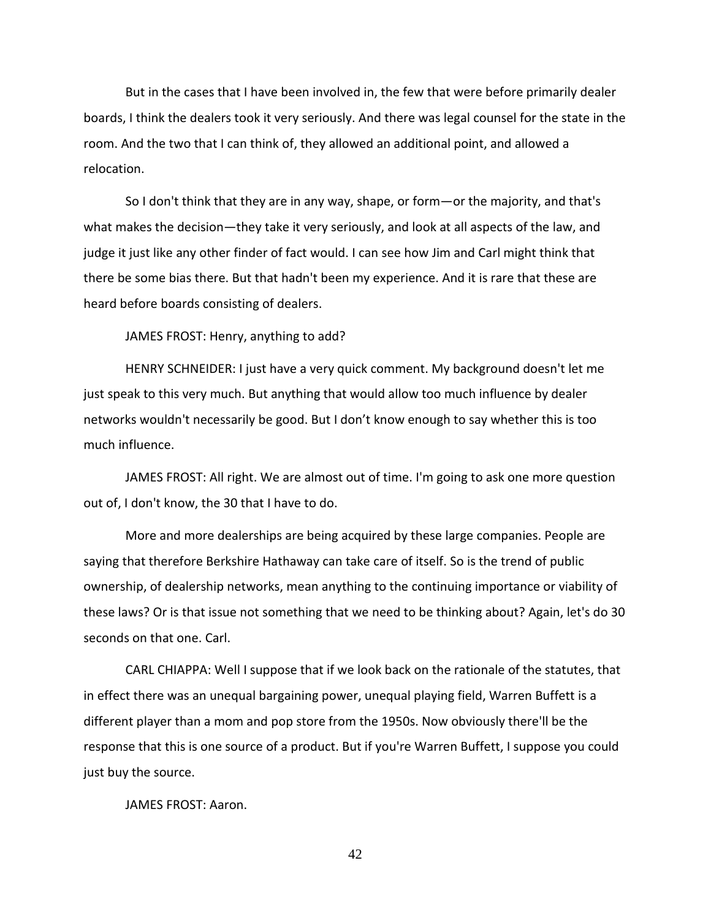But in the cases that I have been involved in, the few that were before primarily dealer boards, I think the dealers took it very seriously. And there was legal counsel for the state in the room. And the two that I can think of, they allowed an additional point, and allowed a relocation.

So I don't think that they are in any way, shape, or form—or the majority, and that's what makes the decision—they take it very seriously, and look at all aspects of the law, and judge it just like any other finder of fact would. I can see how Jim and Carl might think that there be some bias there. But that hadn't been my experience. And it is rare that these are heard before boards consisting of dealers.

JAMES FROST: Henry, anything to add?

HENRY SCHNEIDER: I just have a very quick comment. My background doesn't let me just speak to this very much. But anything that would allow too much influence by dealer networks wouldn't necessarily be good. But I don't know enough to say whether this is too much influence.

JAMES FROST: All right. We are almost out of time. I'm going to ask one more question out of, I don't know, the 30 that I have to do.

More and more dealerships are being acquired by these large companies. People are saying that therefore Berkshire Hathaway can take care of itself. So is the trend of public ownership, of dealership networks, mean anything to the continuing importance or viability of these laws? Or is that issue not something that we need to be thinking about? Again, let's do 30 seconds on that one. Carl.

CARL CHIAPPA: Well I suppose that if we look back on the rationale of the statutes, that in effect there was an unequal bargaining power, unequal playing field, Warren Buffett is a different player than a mom and pop store from the 1950s. Now obviously there'll be the response that this is one source of a product. But if you're Warren Buffett, I suppose you could just buy the source.

JAMES FROST: Aaron.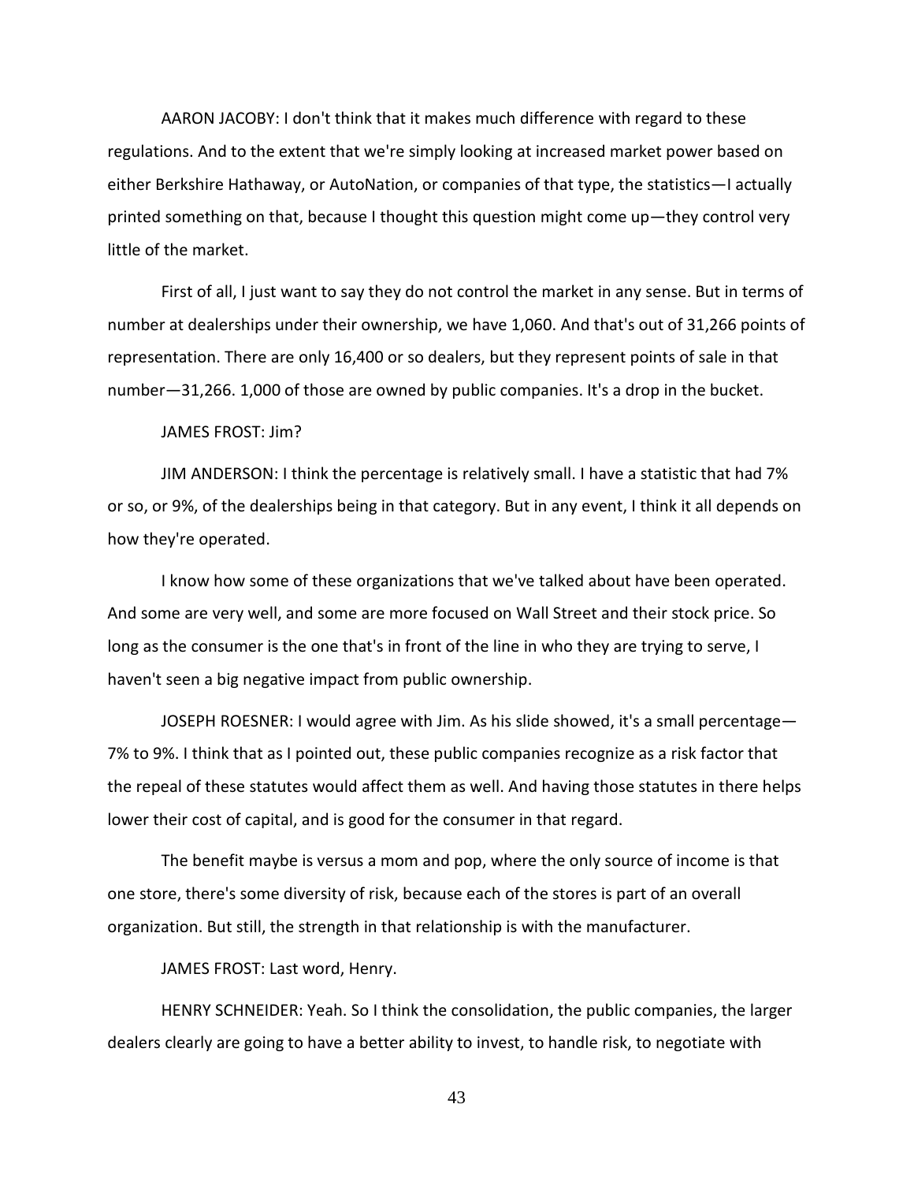AARON JACOBY: I don't think that it makes much difference with regard to these regulations. And to the extent that we're simply looking at increased market power based on either Berkshire Hathaway, or AutoNation, or companies of that type, the statistics—I actually printed something on that, because I thought this question might come up—they control very little of the market.

First of all, I just want to say they do not control the market in any sense. But in terms of number at dealerships under their ownership, we have 1,060. And that's out of 31,266 points of representation. There are only 16,400 or so dealers, but they represent points of sale in that number—31,266. 1,000 of those are owned by public companies. It's a drop in the bucket.

JAMES FROST: Jim?

JIM ANDERSON: I think the percentage is relatively small. I have a statistic that had 7% or so, or 9%, of the dealerships being in that category. But in any event, I think it all depends on how they're operated.

I know how some of these organizations that we've talked about have been operated. And some are very well, and some are more focused on Wall Street and their stock price. So long as the consumer is the one that's in front of the line in who they are trying to serve, I haven't seen a big negative impact from public ownership.

JOSEPH ROESNER: I would agree with Jim. As his slide showed, it's a small percentage—7% to 9%. I think that as I pointed out, these public companies recognize as a risk factor that the repeal of these statutes would affect them as well. And having those statutes in there helps lower their cost of capital, and is good for the consumer in that regard.

The benefit maybe is versus a mom and pop, where the only source of income is that one store, there's some diversity of risk, because each of the stores is part of an overall organization. But still, the strength in that relationship is with the manufacturer.

JAMES FROST: Last word, Henry.

HENRY SCHNEIDER: Yeah. So I think the consolidation, the public companies, the larger dealers clearly are going to have a better ability to invest, to handle risk, to negotiate with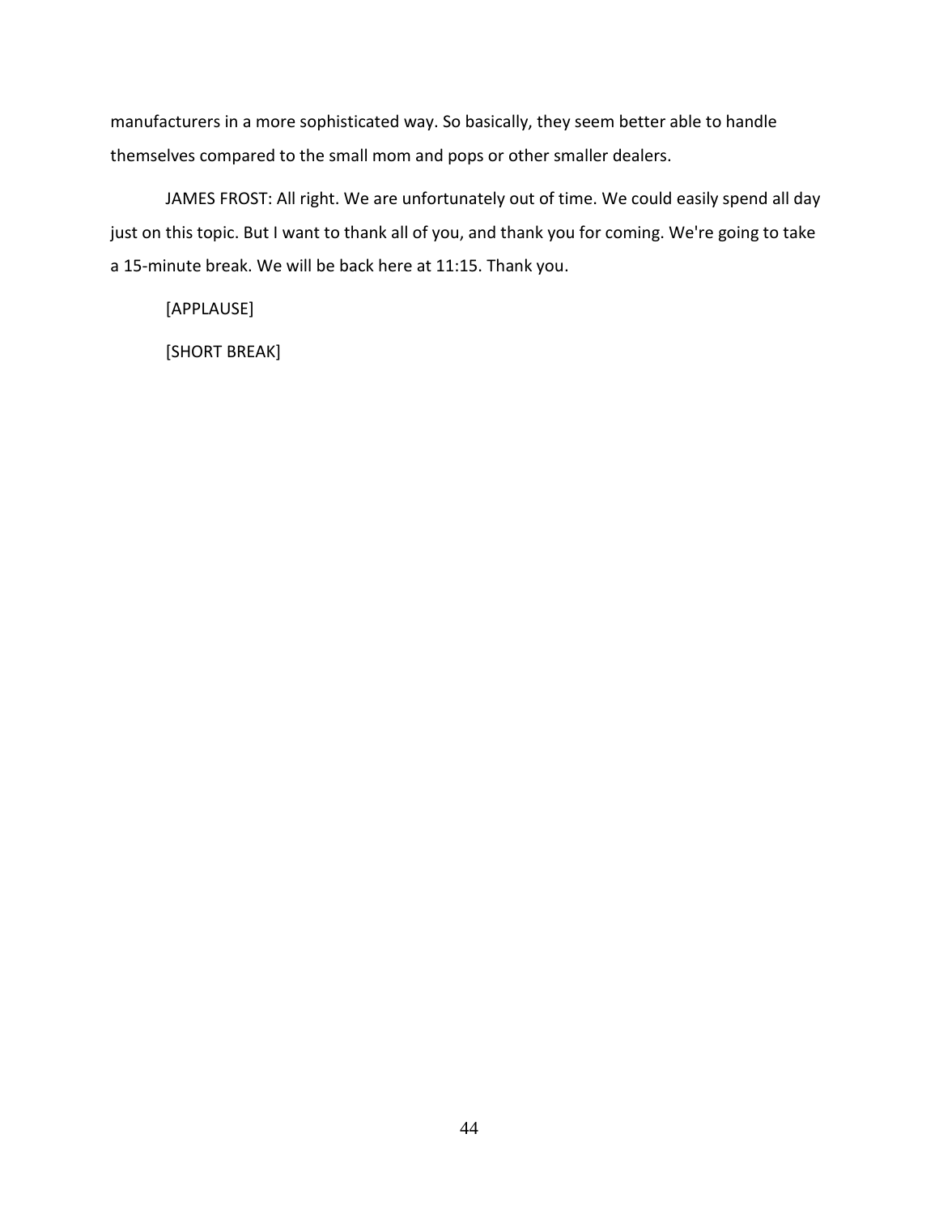manufacturers in a more sophisticated way. So basically, they seem better able to handle themselves compared to the small mom and pops or other smaller dealers.

JAMES FROST: All right. We are unfortunately out of time. We could easily spend all day just on this topic. But I want to thank all of you, and thank you for coming. We're going to take a 15-minute break. We will be back here at 11:15. Thank you.

[APPLAUSE]

[SHORT BREAK]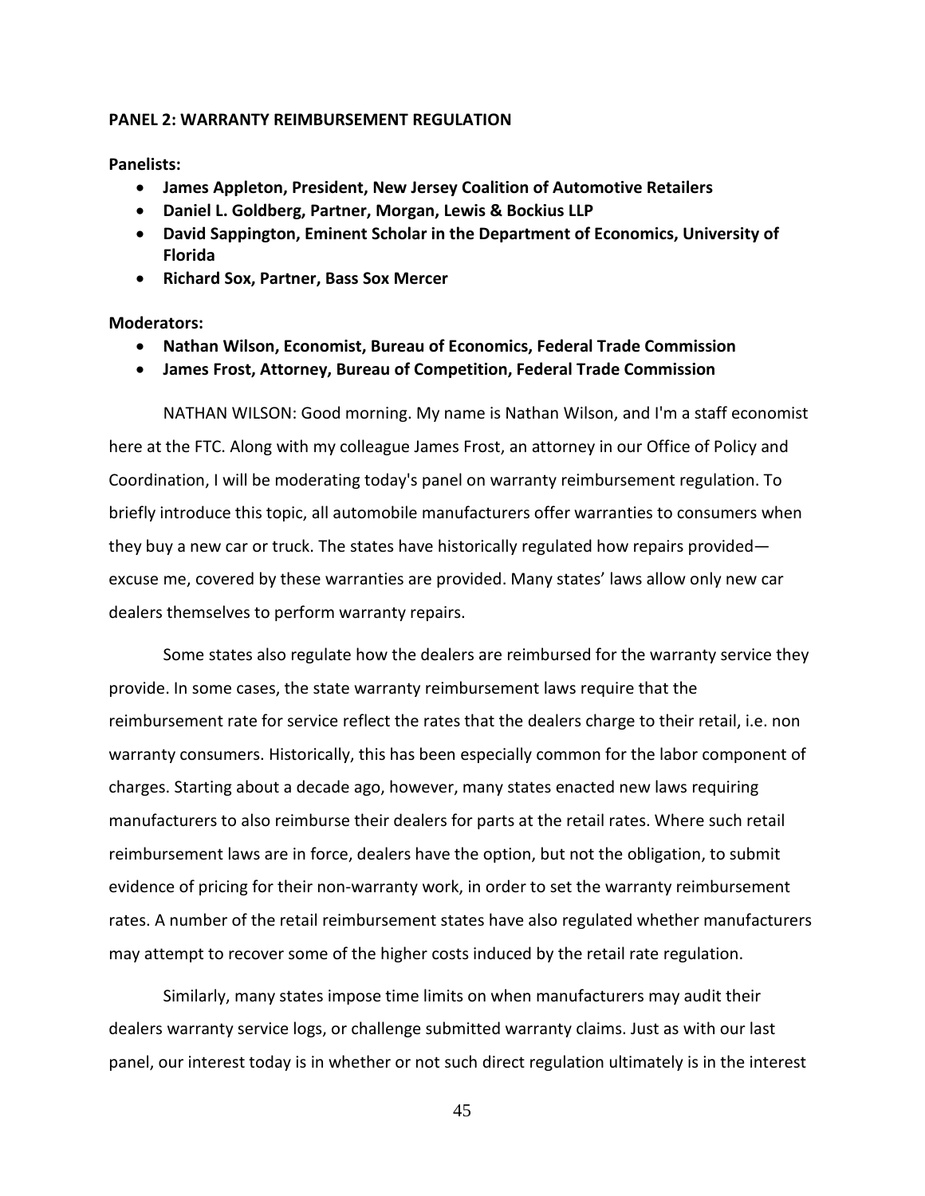**PANEL 2: WARRANTY REIMBURSEMENT REGULATION**

**Panelists:**

- **James Appleton, President, New Jersey Coalition of Automotive Retailers**
- **Daniel L. Goldberg, Partner, Morgan, Lewis & Bockius LLP**
- **David Sappington, Eminent Scholar in the Department of Economics, University of Florida**
- **Richard Sox, Partner, Bass Sox Mercer**

**Moderators:**

- **Nathan Wilson, Economist, Bureau of Economics, Federal Trade Commission**
- **James Frost, Attorney, Bureau of Competition, Federal Trade Commission**

NATHAN WILSON: Good morning. My name is Nathan Wilson, and I'm a staff economist here at the FTC. Along with my colleague James Frost, an attorney in our Office of Policy and Coordination, I will be moderating today's panel on warranty reimbursement regulation. To briefly introduce this topic, all automobile manufacturers offer warranties to consumers when they buy a new car or truck. The states have historically regulated how repairs provided—excuse me, covered by these warranties are provided. Many states' laws allow only new car dealers themselves to perform warranty repairs.

Some states also regulate how the dealers are reimbursed for the warranty service they provide. In some cases, the state warranty reimbursement laws require that the reimbursement rate for service reflect the rates that the dealers charge to their retail, i.e. non warranty consumers. Historically, this has been especially common for the labor component of charges. Starting about a decade ago, however, many states enacted new laws requiring manufacturers to also reimburse their dealers for parts at the retail rates. Where such retail reimbursement laws are in force, dealers have the option, but not the obligation, to submit evidence of pricing for their non-warranty work, in order to set the warranty reimbursement rates. A number of the retail reimbursement states have also regulated whether manufacturers may attempt to recover some of the higher costs induced by the retail rate regulation.

Similarly, many states impose time limits on when manufacturers may audit their dealers warranty service logs, or challenge submitted warranty claims. Just as with our last panel, our interest today is in whether or not such direct regulation ultimately is in the interest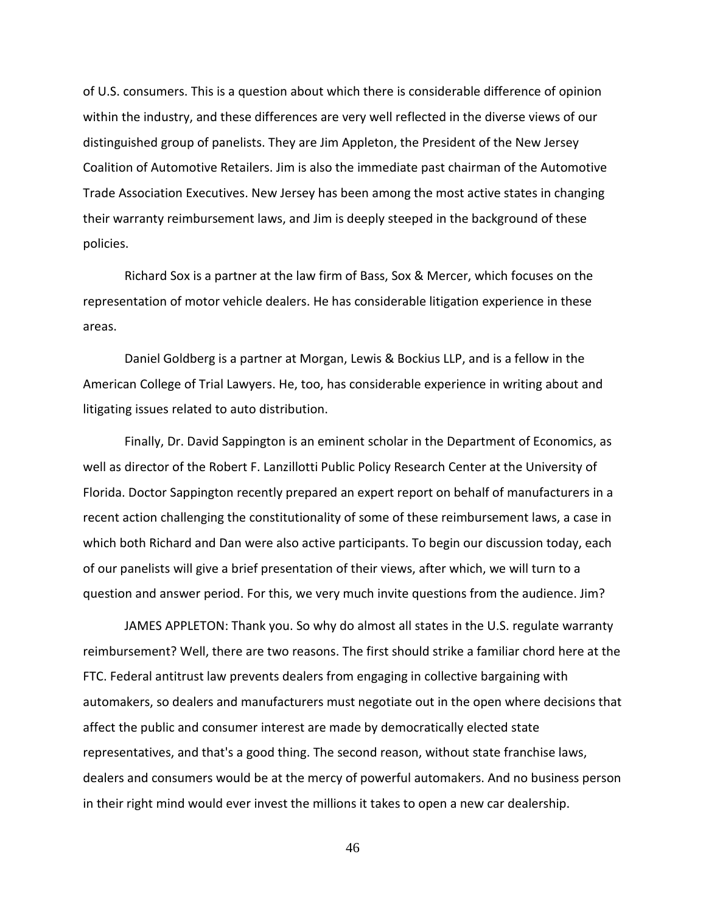of U.S. consumers. This is a question about which there is considerable difference of opinion within the industry, and these differences are very well reflected in the diverse views of our distinguished group of panelists. They are Jim Appleton, the President of the New Jersey Coalition of Automotive Retailers. Jim is also the immediate past chairman of the Automotive Trade Association Executives. New Jersey has been among the most active states in changing their warranty reimbursement laws, and Jim is deeply steeped in the background of these policies.

Richard Sox is a partner at the law firm of Bass, Sox & Mercer, which focuses on the representation of motor vehicle dealers. He has considerable litigation experience in these areas.

Daniel Goldberg is a partner at Morgan, Lewis & Bockius LLP, and is a fellow in the American College of Trial Lawyers. He, too, has considerable experience in writing about and litigating issues related to auto distribution.

Finally, Dr. David Sappington is an eminent scholar in the Department of Economics, as well as director of the Robert F. Lanzillotti Public Policy Research Center at the University of Florida. Doctor Sappington recently prepared an expert report on behalf of manufacturers in a recent action challenging the constitutionality of some of these reimbursement laws, a case in which both Richard and Dan were also active participants. To begin our discussion today, each of our panelists will give a brief presentation of their views, after which, we will turn to a question and answer period. For this, we very much invite questions from the audience. Jim?

JAMES APPLETON: Thank you. So why do almost all states in the U.S. regulate warranty reimbursement? Well, there are two reasons. The first should strike a familiar chord here at the FTC. Federal antitrust law prevents dealers from engaging in collective bargaining with automakers, so dealers and manufacturers must negotiate out in the open where decisions that affect the public and consumer interest are made by democratically elected state representatives, and that's a good thing. The second reason, without state franchise laws, dealers and consumers would be at the mercy of powerful automakers. And no business person in their right mind would ever invest the millions it takes to open a new car dealership.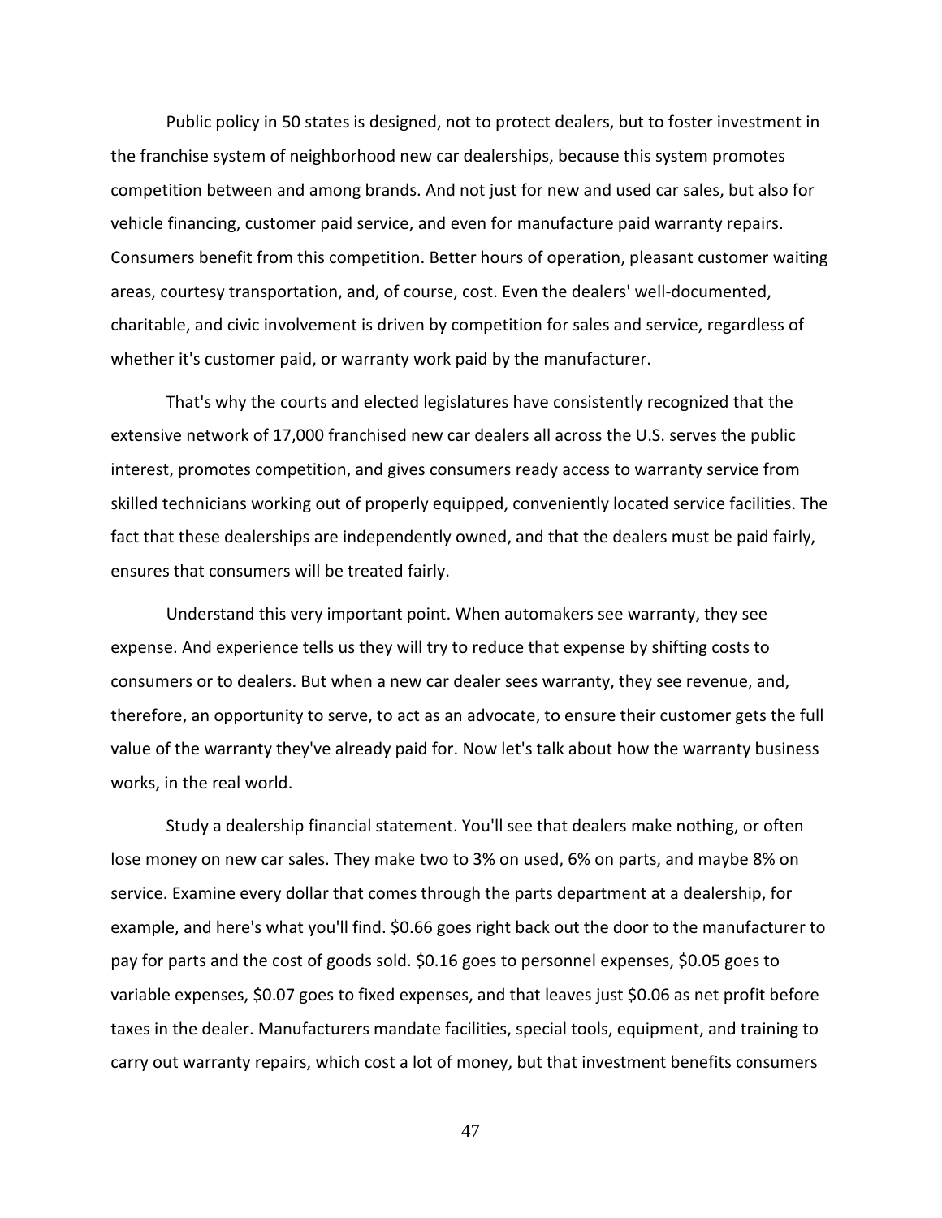Public policy in 50 states is designed, not to protect dealers, but to foster investment in the franchise system of neighborhood new car dealerships, because this system promotes competition between and among brands. And not just for new and used car sales, but also for vehicle financing, customer paid service, and even for manufacture paid warranty repairs. Consumers benefit from this competition. Better hours of operation, pleasant customer waiting areas, courtesy transportation, and, of course, cost. Even the dealers' well-documented, charitable, and civic involvement is driven by competition for sales and service, regardless of whether it's customer paid, or warranty work paid by the manufacturer.

That's why the courts and elected legislatures have consistently recognized that the extensive network of 17,000 franchised new car dealers all across the U.S. serves the public interest, promotes competition, and gives consumers ready access to warranty service from skilled technicians working out of properly equipped, conveniently located service facilities. The fact that these dealerships are independently owned, and that the dealers must be paid fairly, ensures that consumers will be treated fairly.

Understand this very important point. When automakers see warranty, they see expense. And experience tells us they will try to reduce that expense by shifting costs to consumers or to dealers. But when a new car dealer sees warranty, they see revenue, and, therefore, an opportunity to serve, to act as an advocate, to ensure their customer gets the full value of the warranty they've already paid for. Now let's talk about how the warranty business works, in the real world.

Study a dealership financial statement. You'll see that dealers make nothing, or often lose money on new car sales. They make two to 3% on used, 6% on parts, and maybe 8% on service. Examine every dollar that comes through the parts department at a dealership, for example, and here's what you'll find. $0.66 goes right back out the door to the manufacturer to pay for parts and the cost of goods sold. $0.16 goes to personnel expenses, $0.05 goes to variable expenses, $0.07 goes to fixed expenses, and that leaves just $0.06 as net profit before taxes in the dealer. Manufacturers mandate facilities, special tools, equipment, and training to carry out warranty repairs, which cost a lot of money, but that investment benefits consumers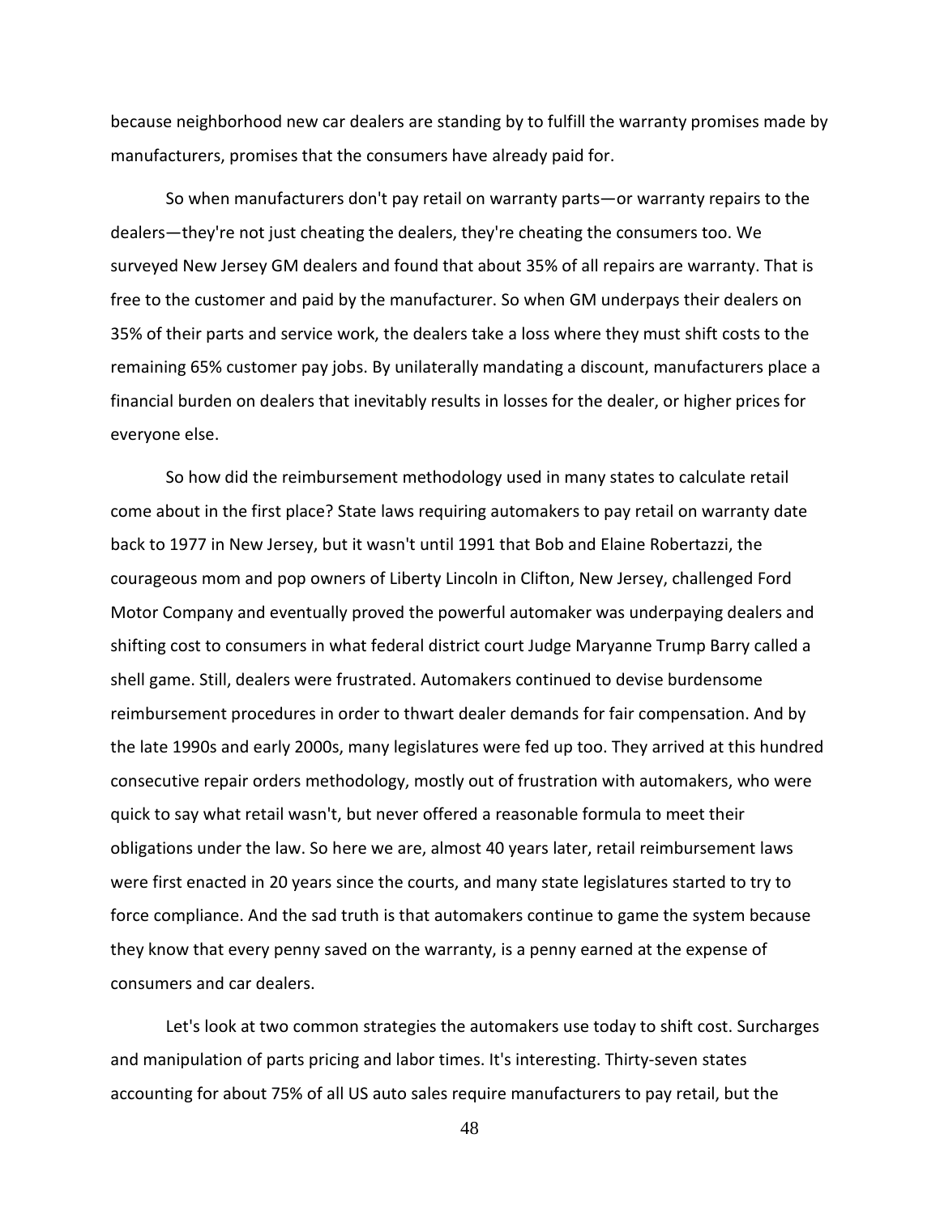because neighborhood new car dealers are standing by to fulfill the warranty promises made by manufacturers, promises that the consumers have already paid for.

So when manufacturers don't pay retail on warranty parts—or warranty repairs to the dealers—they're not just cheating the dealers, they're cheating the consumers too. We surveyed New Jersey GM dealers and found that about 35% of all repairs are warranty. That is free to the customer and paid by the manufacturer. So when GM underpays their dealers on 35% of their parts and service work, the dealers take a loss where they must shift costs to the remaining 65% customer pay jobs. By unilaterally mandating a discount, manufacturers place a financial burden on dealers that inevitably results in losses for the dealer, or higher prices for everyone else.

So how did the reimbursement methodology used in many states to calculate retail come about in the first place? State laws requiring automakers to pay retail on warranty date back to 1977 in New Jersey, but it wasn't until 1991 that Bob and Elaine Robertazzi, the courageous mom and pop owners of Liberty Lincoln in Clifton, New Jersey, challenged Ford Motor Company and eventually proved the powerful automaker was underpaying dealers and shifting cost to consumers in what federal district court Judge Maryanne Trump Barry called a shell game. Still, dealers were frustrated. Automakers continued to devise burdensome reimbursement procedures in order to thwart dealer demands for fair compensation. And by the late 1990s and early 2000s, many legislatures were fed up too. They arrived at this hundred consecutive repair orders methodology, mostly out of frustration with automakers, who were quick to say what retail wasn't, but never offered a reasonable formula to meet their obligations under the law. So here we are, almost 40 years later, retail reimbursement laws were first enacted in 20 years since the courts, and many state legislatures started to try to force compliance. And the sad truth is that automakers continue to game the system because they know that every penny saved on the warranty, is a penny earned at the expense of consumers and car dealers.

Let's look at two common strategies the automakers use today to shift cost. Surcharges and manipulation of parts pricing and labor times. It's interesting. Thirty-seven states accounting for about 75% of all US auto sales require manufacturers to pay retail, but the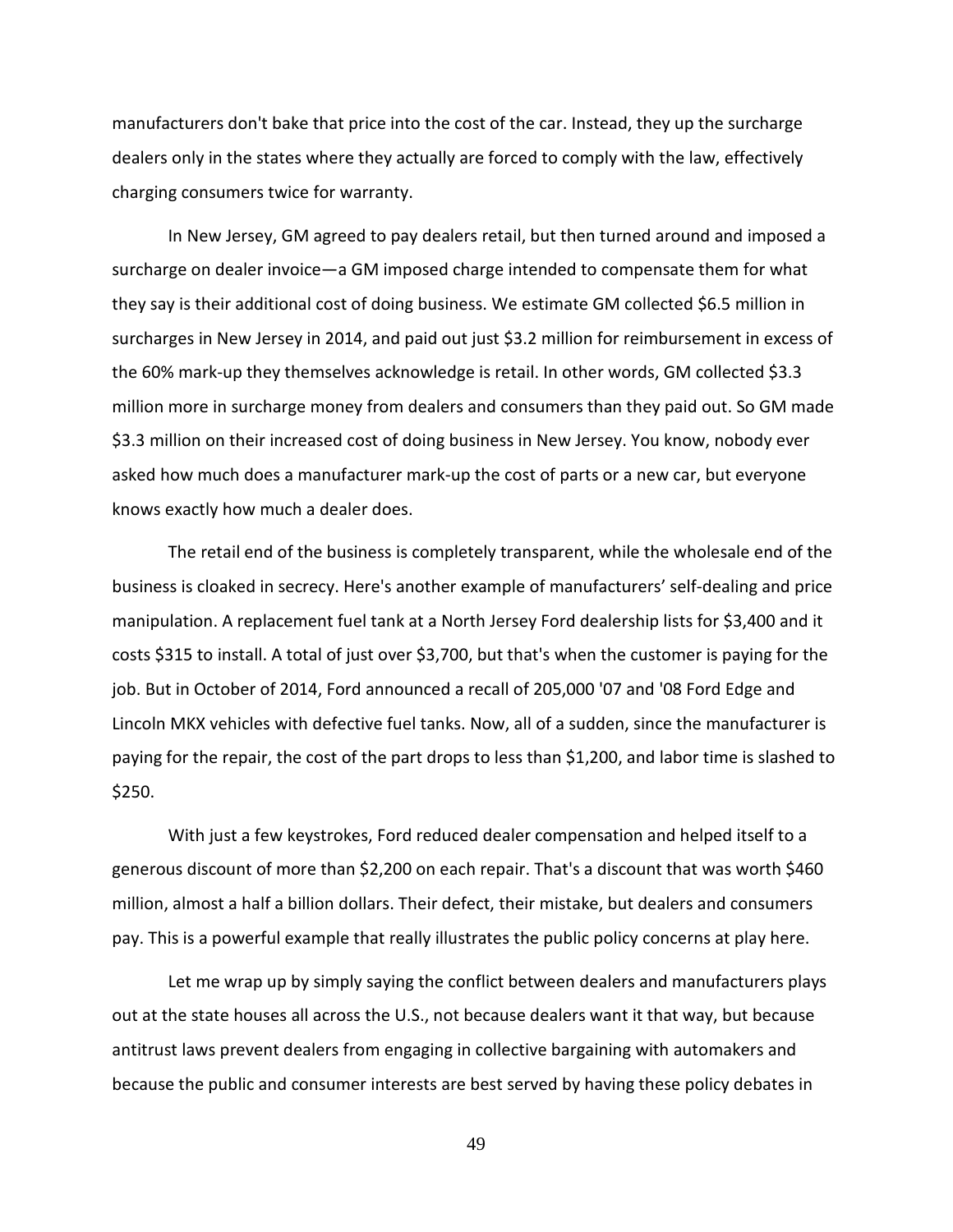manufacturers don't bake that price into the cost of the car. Instead, they up the surcharge dealers only in the states where they actually are forced to comply with the law, effectively charging consumers twice for warranty.

In New Jersey, GM agreed to pay dealers retail, but then turned around and imposed a surcharge on dealer invoice—a GM imposed charge intended to compensate them for what they say is their additional cost of doing business. We estimate GM collected $6.5 million in surcharges in New Jersey in 2014, and paid out just $3.2 million for reimbursement in excess of the 60% mark-up they themselves acknowledge is retail. In other words, GM collected $3.3 million more in surcharge money from dealers and consumers than they paid out. So GM made $3.3 million on their increased cost of doing business in New Jersey. You know, nobody ever asked how much does a manufacturer mark-up the cost of parts or a new car, but everyone knows exactly how much a dealer does.

The retail end of the business is completely transparent, while the wholesale end of the business is cloaked in secrecy. Here's another example of manufacturers' self-dealing and price manipulation. A replacement fuel tank at a North Jersey Ford dealership lists for $3,400 and it costs $315 to install. A total of just over $3,700, but that's when the customer is paying for the job. But in October of 2014, Ford announced a recall of 205,000 '07 and '08 Ford Edge and Lincoln MKX vehicles with defective fuel tanks. Now, all of a sudden, since the manufacturer is paying for the repair, the cost of the part drops to less than $1,200, and labor time is slashed to $250.

With just a few keystrokes, Ford reduced dealer compensation and helped itself to a generous discount of more than $2,200 on each repair. That's a discount that was worth $460 million, almost a half a billion dollars. Their defect, their mistake, but dealers and consumers pay. This is a powerful example that really illustrates the public policy concerns at play here.

Let me wrap up by simply saying the conflict between dealers and manufacturers plays out at the state houses all across the U.S., not because dealers want it that way, but because antitrust laws prevent dealers from engaging in collective bargaining with automakers and because the public and consumer interests are best served by having these policy debates in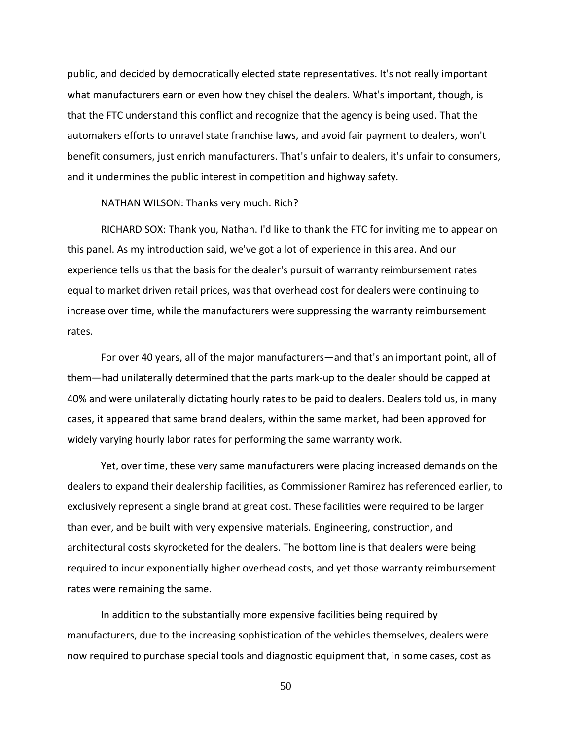public, and decided by democratically elected state representatives. It's not really important what manufacturers earn or even how they chisel the dealers. What's important, though, is that the FTC understand this conflict and recognize that the agency is being used. That the automakers efforts to unravel state franchise laws, and avoid fair payment to dealers, won't benefit consumers, just enrich manufacturers. That's unfair to dealers, it's unfair to consumers, and it undermines the public interest in competition and highway safety.

NATHAN WILSON: Thanks very much. Rich?

RICHARD SOX: Thank you, Nathan. I'd like to thank the FTC for inviting me to appear on this panel. As my introduction said, we've got a lot of experience in this area. And our experience tells us that the basis for the dealer's pursuit of warranty reimbursement rates equal to market driven retail prices, was that overhead cost for dealers were continuing to increase over time, while the manufacturers were suppressing the warranty reimbursement rates.

For over 40 years, all of the major manufacturers—and that's an important point, all of them—had unilaterally determined that the parts mark-up to the dealer should be capped at 40% and were unilaterally dictating hourly rates to be paid to dealers. Dealers told us, in many cases, it appeared that same brand dealers, within the same market, had been approved for widely varying hourly labor rates for performing the same warranty work.

Yet, over time, these very same manufacturers were placing increased demands on the dealers to expand their dealership facilities, as Commissioner Ramirez has referenced earlier, to exclusively represent a single brand at great cost. These facilities were required to be larger than ever, and be built with very expensive materials. Engineering, construction, and architectural costs skyrocketed for the dealers. The bottom line is that dealers were being required to incur exponentially higher overhead costs, and yet those warranty reimbursement rates were remaining the same.

In addition to the substantially more expensive facilities being required by manufacturers, due to the increasing sophistication of the vehicles themselves, dealers were now required to purchase special tools and diagnostic equipment that, in some cases, cost as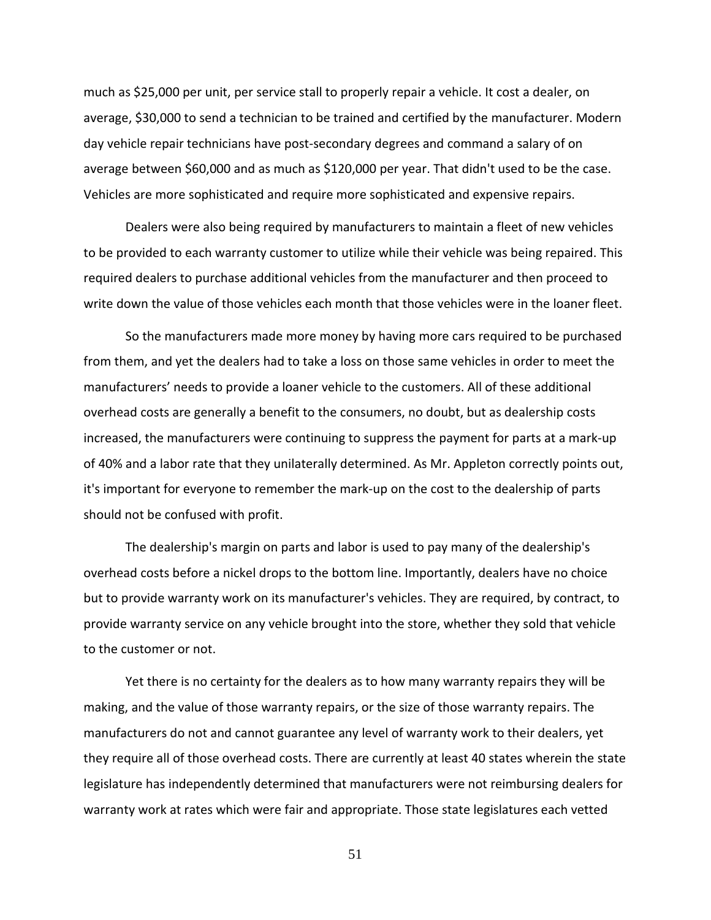much as $25,000 per unit, per service stall to properly repair a vehicle. It cost a dealer, on average, $30,000 to send a technician to be trained and certified by the manufacturer. Modern day vehicle repair technicians have post-secondary degrees and command a salary of on average between $60,000 and as much as $120,000 per year. That didn't used to be the case. Vehicles are more sophisticated and require more sophisticated and expensive repairs.

Dealers were also being required by manufacturers to maintain a fleet of new vehicles to be provided to each warranty customer to utilize while their vehicle was being repaired. This required dealers to purchase additional vehicles from the manufacturer and then proceed to write down the value of those vehicles each month that those vehicles were in the loaner fleet.

So the manufacturers made more money by having more cars required to be purchased from them, and yet the dealers had to take a loss on those same vehicles in order to meet the manufacturers' needs to provide a loaner vehicle to the customers. All of these additional overhead costs are generally a benefit to the consumers, no doubt, but as dealership costs increased, the manufacturers were continuing to suppress the payment for parts at a mark-up of 40% and a labor rate that they unilaterally determined. As Mr. Appleton correctly points out, it's important for everyone to remember the mark-up on the cost to the dealership of parts should not be confused with profit.

The dealership's margin on parts and labor is used to pay many of the dealership's overhead costs before a nickel drops to the bottom line. Importantly, dealers have no choice but to provide warranty work on its manufacturer's vehicles. They are required, by contract, to provide warranty service on any vehicle brought into the store, whether they sold that vehicle to the customer or not.

Yet there is no certainty for the dealers as to how many warranty repairs they will be making, and the value of those warranty repairs, or the size of those warranty repairs. The manufacturers do not and cannot guarantee any level of warranty work to their dealers, yet they require all of those overhead costs. There are currently at least 40 states wherein the state legislature has independently determined that manufacturers were not reimbursing dealers for warranty work at rates which were fair and appropriate. Those state legislatures each vetted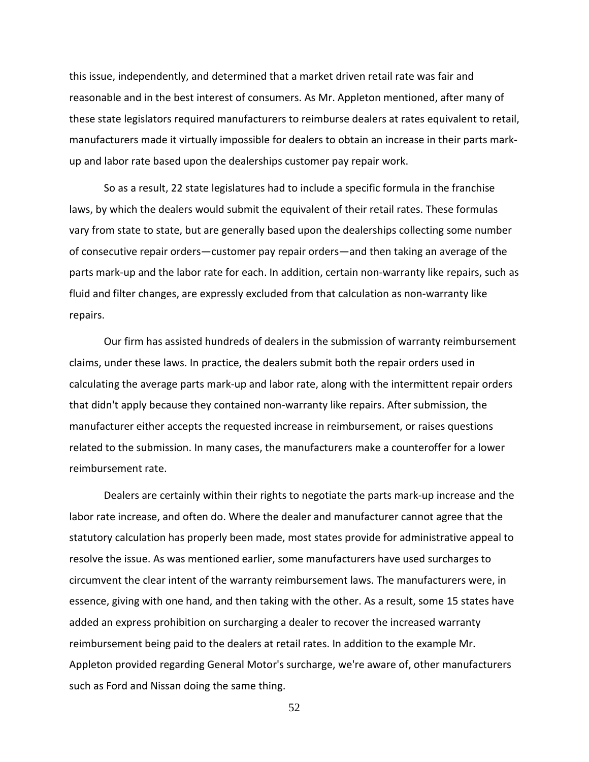this issue, independently, and determined that a market driven retail rate was fair and reasonable and in the best interest of consumers. As Mr. Appleton mentioned, after many of these state legislators required manufacturers to reimburse dealers at rates equivalent to retail, manufacturers made it virtually impossible for dealers to obtain an increase in their parts mark-up and labor rate based upon the dealerships customer pay repair work.

So as a result, 22 state legislatures had to include a specific formula in the franchise laws, by which the dealers would submit the equivalent of their retail rates. These formulas vary from state to state, but are generally based upon the dealerships collecting some number of consecutive repair orders—customer pay repair orders—and then taking an average of the parts mark-up and the labor rate for each. In addition, certain non-warranty like repairs, such as fluid and filter changes, are expressly excluded from that calculation as non-warranty like repairs.

Our firm has assisted hundreds of dealers in the submission of warranty reimbursement claims, under these laws. In practice, the dealers submit both the repair orders used in calculating the average parts mark-up and labor rate, along with the intermittent repair orders that didn't apply because they contained non-warranty like repairs. After submission, the manufacturer either accepts the requested increase in reimbursement, or raises questions related to the submission. In many cases, the manufacturers make a counteroffer for a lower reimbursement rate.

Dealers are certainly within their rights to negotiate the parts mark-up increase and the labor rate increase, and often do. Where the dealer and manufacturer cannot agree that the statutory calculation has properly been made, most states provide for administrative appeal to resolve the issue. As was mentioned earlier, some manufacturers have used surcharges to circumvent the clear intent of the warranty reimbursement laws. The manufacturers were, in essence, giving with one hand, and then taking with the other. As a result, some 15 states have added an express prohibition on surcharging a dealer to recover the increased warranty reimbursement being paid to the dealers at retail rates. In addition to the example Mr. Appleton provided regarding General Motor's surcharge, we're aware of, other manufacturers such as Ford and Nissan doing the same thing.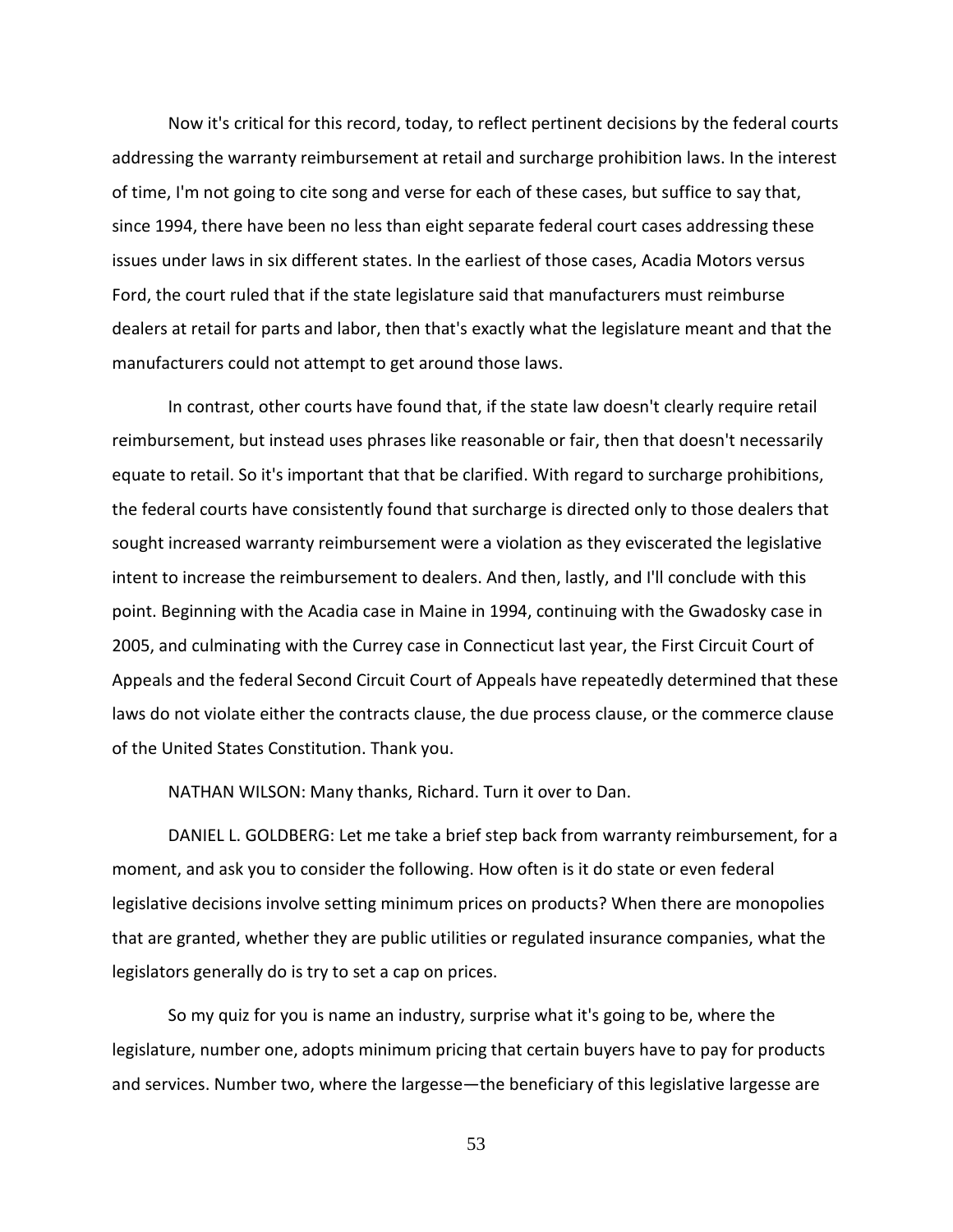Now it's critical for this record, today, to reflect pertinent decisions by the federal courts addressing the warranty reimbursement at retail and surcharge prohibition laws. In the interest of time, I'm not going to cite song and verse for each of these cases, but suffice to say that, since 1994, there have been no less than eight separate federal court cases addressing these issues under laws in six different states. In the earliest of those cases, Acadia Motors versus Ford, the court ruled that if the state legislature said that manufacturers must reimburse dealers at retail for parts and labor, then that's exactly what the legislature meant and that the manufacturers could not attempt to get around those laws.

In contrast, other courts have found that, if the state law doesn't clearly require retail reimbursement, but instead uses phrases like reasonable or fair, then that doesn't necessarily equate to retail. So it's important that that be clarified. With regard to surcharge prohibitions, the federal courts have consistently found that surcharge is directed only to those dealers that sought increased warranty reimbursement were a violation as they eviscerated the legislative intent to increase the reimbursement to dealers. And then, lastly, and I'll conclude with this point. Beginning with the Acadia case in Maine in 1994, continuing with the Gwadosky case in 2005, and culminating with the Currey case in Connecticut last year, the First Circuit Court of Appeals and the federal Second Circuit Court of Appeals have repeatedly determined that these laws do not violate either the contracts clause, the due process clause, or the commerce clause of the United States Constitution. Thank you.

NATHAN WILSON: Many thanks, Richard. Turn it over to Dan.

DANIEL L. GOLDBERG: Let me take a brief step back from warranty reimbursement, for a moment, and ask you to consider the following. How often is it do state or even federal legislative decisions involve setting minimum prices on products? When there are monopolies that are granted, whether they are public utilities or regulated insurance companies, what the legislators generally do is try to set a cap on prices.

So my quiz for you is name an industry, surprise what it's going to be, where the legislature, number one, adopts minimum pricing that certain buyers have to pay for products and services. Number two, where the largesse—the beneficiary of this legislative largesse are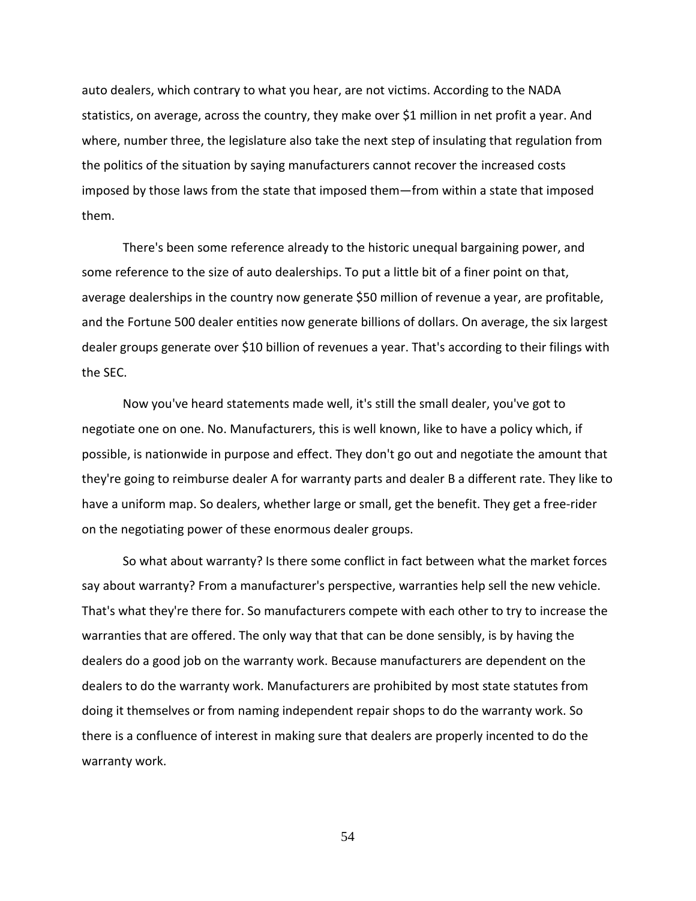auto dealers, which contrary to what you hear, are not victims. According to the NADA statistics, on average, across the country, they make over $1 million in net profit a year. And where, number three, the legislature also take the next step of insulating that regulation from the politics of the situation by saying manufacturers cannot recover the increased costs imposed by those laws from the state that imposed them—from within a state that imposed them.

There's been some reference already to the historic unequal bargaining power, and some reference to the size of auto dealerships. To put a little bit of a finer point on that, average dealerships in the country now generate $50 million of revenue a year, are profitable, and the Fortune 500 dealer entities now generate billions of dollars. On average, the six largest dealer groups generate over $10 billion of revenues a year. That's according to their filings with the SEC.

Now you've heard statements made well, it's still the small dealer, you've got to negotiate one on one. No. Manufacturers, this is well known, like to have a policy which, if possible, is nationwide in purpose and effect. They don't go out and negotiate the amount that they're going to reimburse dealer A for warranty parts and dealer B a different rate. They like to have a uniform map. So dealers, whether large or small, get the benefit. They get a free-rider on the negotiating power of these enormous dealer groups.

So what about warranty? Is there some conflict in fact between what the market forces say about warranty? From a manufacturer's perspective, warranties help sell the new vehicle. That's what they're there for. So manufacturers compete with each other to try to increase the warranties that are offered. The only way that that can be done sensibly, is by having the dealers do a good job on the warranty work. Because manufacturers are dependent on the dealers to do the warranty work. Manufacturers are prohibited by most state statutes from doing it themselves or from naming independent repair shops to do the warranty work. So there is a confluence of interest in making sure that dealers are properly incented to do the warranty work.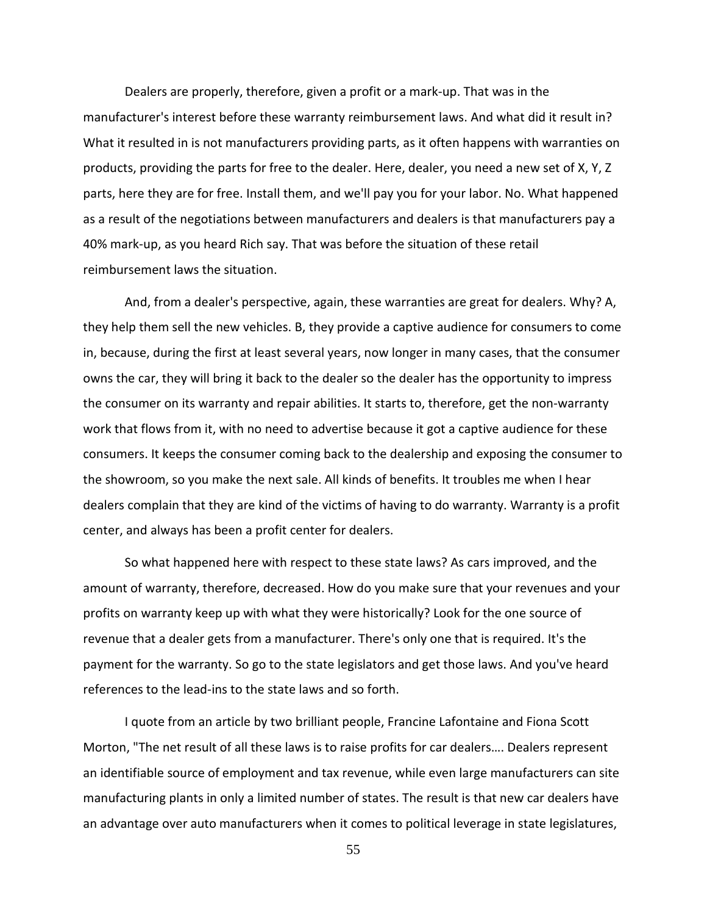Dealers are properly, therefore, given a profit or a mark-up. That was in the manufacturer's interest before these warranty reimbursement laws. And what did it result in? What it resulted in is not manufacturers providing parts, as it often happens with warranties on products, providing the parts for free to the dealer. Here, dealer, you need a new set of X, Y, Z parts, here they are for free. Install them, and we'll pay you for your labor. No. What happened as a result of the negotiations between manufacturers and dealers is that manufacturers pay a 40% mark-up, as you heard Rich say. That was before the situation of these retail reimbursement laws the situation.

And, from a dealer's perspective, again, these warranties are great for dealers. Why? A, they help them sell the new vehicles. B, they provide a captive audience for consumers to come in, because, during the first at least several years, now longer in many cases, that the consumer owns the car, they will bring it back to the dealer so the dealer has the opportunity to impress the consumer on its warranty and repair abilities. It starts to, therefore, get the non-warranty work that flows from it, with no need to advertise because it got a captive audience for these consumers. It keeps the consumer coming back to the dealership and exposing the consumer to the showroom, so you make the next sale. All kinds of benefits. It troubles me when I hear dealers complain that they are kind of the victims of having to do warranty. Warranty is a profit center, and always has been a profit center for dealers.

So what happened here with respect to these state laws? As cars improved, and the amount of warranty, therefore, decreased. How do you make sure that your revenues and your profits on warranty keep up with what they were historically? Look for the one source of revenue that a dealer gets from a manufacturer. There's only one that is required. It's the payment for the warranty. So go to the state legislators and get those laws. And you've heard references to the lead-ins to the state laws and so forth.

I quote from an article by two brilliant people, Francine Lafontaine and Fiona Scott Morton, "The net result of all these laws is to raise profits for car dealers…. Dealers represent an identifiable source of employment and tax revenue, while even large manufacturers can site manufacturing plants in only a limited number of states. The result is that new car dealers have an advantage over auto manufacturers when it comes to political leverage in state legislatures,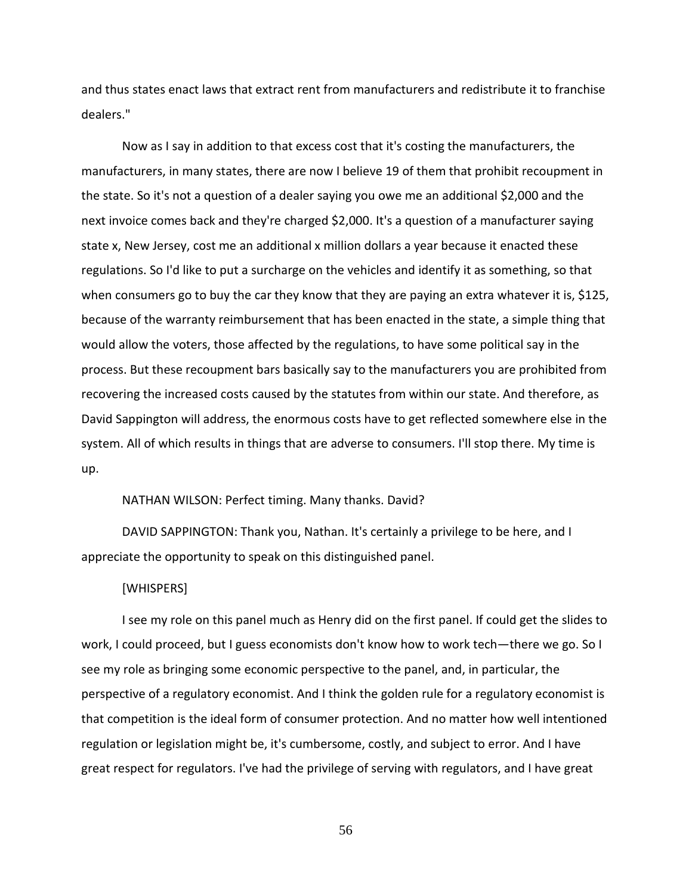and thus states enact laws that extract rent from manufacturers and redistribute it to franchise dealers."

Now as I say in addition to that excess cost that it's costing the manufacturers, the manufacturers, in many states, there are now I believe 19 of them that prohibit recoupment in the state. So it's not a question of a dealer saying you owe me an additional $2,000 and the next invoice comes back and they're charged $2,000. It's a question of a manufacturer saying state x, New Jersey, cost me an additional x million dollars a year because it enacted these regulations. So I'd like to put a surcharge on the vehicles and identify it as something, so that when consumers go to buy the car they know that they are paying an extra whatever it is, $125, because of the warranty reimbursement that has been enacted in the state, a simple thing that would allow the voters, those affected by the regulations, to have some political say in the process. But these recoupment bars basically say to the manufacturers you are prohibited from recovering the increased costs caused by the statutes from within our state. And therefore, as David Sappington will address, the enormous costs have to get reflected somewhere else in the system. All of which results in things that are adverse to consumers. I'll stop there. My time is up.

NATHAN WILSON: Perfect timing. Many thanks. David?

DAVID SAPPINGTON: Thank you, Nathan. It's certainly a privilege to be here, and I appreciate the opportunity to speak on this distinguished panel.

[WHISPERS]

I see my role on this panel much as Henry did on the first panel. If could get the slides to work, I could proceed, but I guess economists don't know how to work tech—there we go. So I see my role as bringing some economic perspective to the panel, and, in particular, the perspective of a regulatory economist. And I think the golden rule for a regulatory economist is that competition is the ideal form of consumer protection. And no matter how well intentioned regulation or legislation might be, it's cumbersome, costly, and subject to error. And I have great respect for regulators. I've had the privilege of serving with regulators, and I have great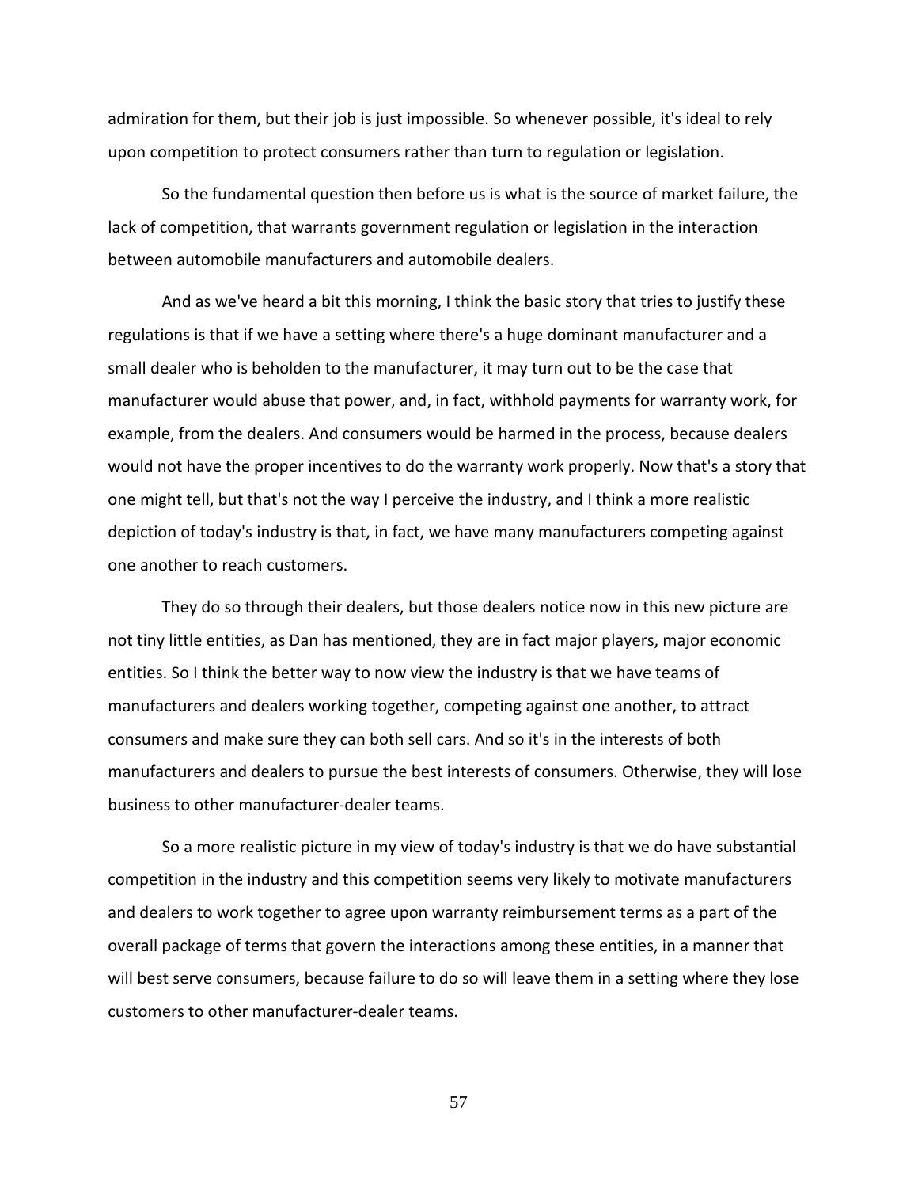admiration for them, but their job is just impossible. So whenever possible, it's ideal to rely upon competition to protect consumers rather than turn to regulation or legislation.

So the fundamental question then before us is what is the source of market failure, the lack of competition, that warrants government regulation or legislation in the interaction between automobile manufacturers and automobile dealers.

And as we've heard a bit this morning, I think the basic story that tries to justify these regulations is that if we have a setting where there's a huge dominant manufacturer and a small dealer who is beholden to the manufacturer, it may turn out to be the case that manufacturer would abuse that power, and, in fact, withhold payments for warranty work, for example, from the dealers. And consumers would be harmed in the process, because dealers would not have the proper incentives to do the warranty work properly. Now that's a story that one might tell, but that's not the way I perceive the industry, and I think a more realistic depiction of today's industry is that, in fact, we have many manufacturers competing against one another to reach customers.

They do so through their dealers, but those dealers notice now in this new picture are not tiny little entities, as Dan has mentioned, they are in fact major players, major economic entities. So I think the better way to now view the industry is that we have teams of manufacturers and dealers working together, competing against one another, to attract consumers and make sure they can both sell cars. And so it's in the interests of both manufacturers and dealers to pursue the best interests of consumers. Otherwise, they will lose business to other manufacturer-dealer teams.

So a more realistic picture in my view of today's industry is that we do have substantial competition in the industry and this competition seems very likely to motivate manufacturers and dealers to work together to agree upon warranty reimbursement terms as a part of the overall package of terms that govern the interactions among these entities, in a manner that will best serve consumers, because failure to do so will leave them in a setting where they lose customers to other manufacturer-dealer teams.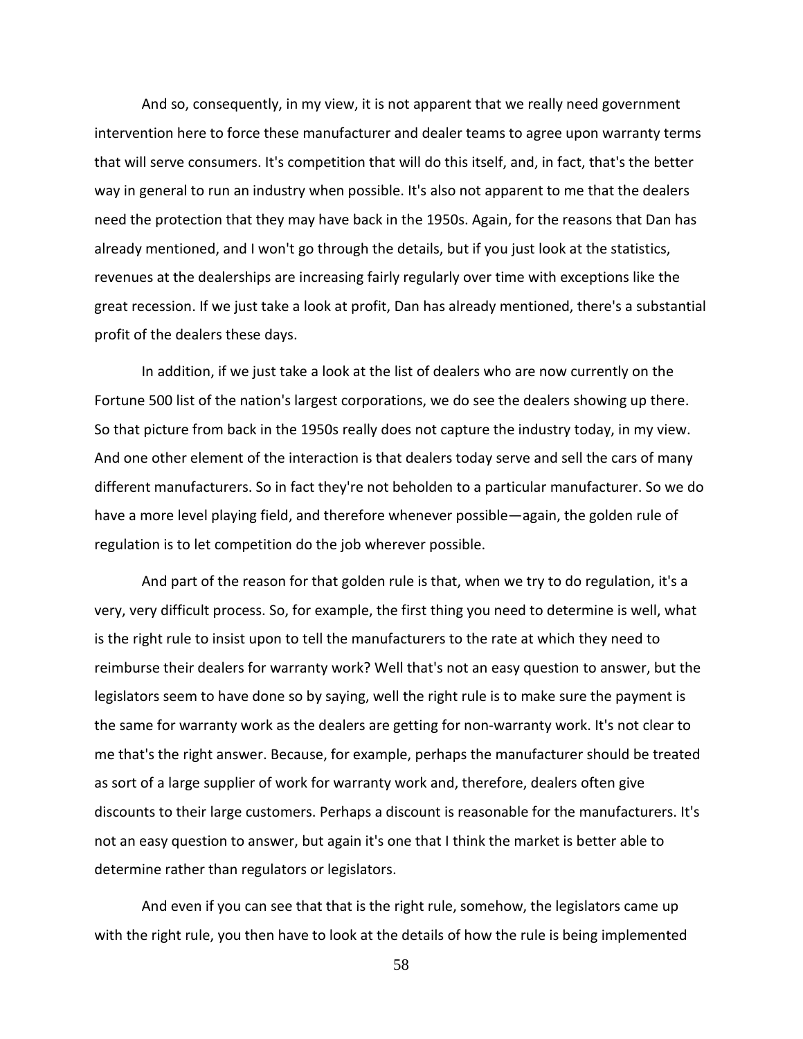And so, consequently, in my view, it is not apparent that we really need government intervention here to force these manufacturer and dealer teams to agree upon warranty terms that will serve consumers. It's competition that will do this itself, and, in fact, that's the better way in general to run an industry when possible. It's also not apparent to me that the dealers need the protection that they may have back in the 1950s. Again, for the reasons that Dan has already mentioned, and I won't go through the details, but if you just look at the statistics, revenues at the dealerships are increasing fairly regularly over time with exceptions like the great recession. If we just take a look at profit, Dan has already mentioned, there's a substantial profit of the dealers these days.

In addition, if we just take a look at the list of dealers who are now currently on the Fortune 500 list of the nation's largest corporations, we do see the dealers showing up there. So that picture from back in the 1950s really does not capture the industry today, in my view. And one other element of the interaction is that dealers today serve and sell the cars of many different manufacturers. So in fact they're not beholden to a particular manufacturer. So we do have a more level playing field, and therefore whenever possible—again, the golden rule of regulation is to let competition do the job wherever possible.

And part of the reason for that golden rule is that, when we try to do regulation, it's a very, very difficult process. So, for example, the first thing you need to determine is well, what is the right rule to insist upon to tell the manufacturers to the rate at which they need to reimburse their dealers for warranty work? Well that's not an easy question to answer, but the legislators seem to have done so by saying, well the right rule is to make sure the payment is the same for warranty work as the dealers are getting for non-warranty work. It's not clear to me that's the right answer. Because, for example, perhaps the manufacturer should be treated as sort of a large supplier of work for warranty work and, therefore, dealers often give discounts to their large customers. Perhaps a discount is reasonable for the manufacturers. It's not an easy question to answer, but again it's one that I think the market is better able to determine rather than regulators or legislators.

And even if you can see that that is the right rule, somehow, the legislators came up with the right rule, you then have to look at the details of how the rule is being implemented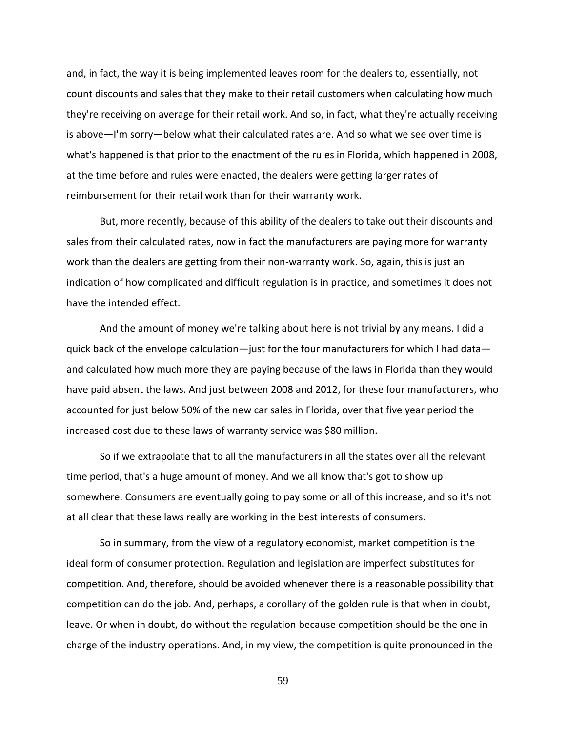and, in fact, the way it is being implemented leaves room for the dealers to, essentially, not count discounts and sales that they make to their retail customers when calculating how much they're receiving on average for their retail work. And so, in fact, what they're actually receiving is above—I'm sorry—below what their calculated rates are. And so what we see over time is what's happened is that prior to the enactment of the rules in Florida, which happened in 2008, at the time before and rules were enacted, the dealers were getting larger rates of reimbursement for their retail work than for their warranty work.

But, more recently, because of this ability of the dealers to take out their discounts and sales from their calculated rates, now in fact the manufacturers are paying more for warranty work than the dealers are getting from their non-warranty work. So, again, this is just an indication of how complicated and difficult regulation is in practice, and sometimes it does not have the intended effect.

And the amount of money we're talking about here is not trivial by any means. I did a quick back of the envelope calculation—just for the four manufacturers for which I had data—and calculated how much more they are paying because of the laws in Florida than they would have paid absent the laws. And just between 2008 and 2012, for these four manufacturers, who accounted for just below 50% of the new car sales in Florida, over that five year period the increased cost due to these laws of warranty service was $80 million.

So if we extrapolate that to all the manufacturers in all the states over all the relevant time period, that's a huge amount of money. And we all know that's got to show up somewhere. Consumers are eventually going to pay some or all of this increase, and so it's not at all clear that these laws really are working in the best interests of consumers.

So in summary, from the view of a regulatory economist, market competition is the ideal form of consumer protection. Regulation and legislation are imperfect substitutes for competition. And, therefore, should be avoided whenever there is a reasonable possibility that competition can do the job. And, perhaps, a corollary of the golden rule is that when in doubt, leave. Or when in doubt, do without the regulation because competition should be the one in charge of the industry operations. And, in my view, the competition is quite pronounced in the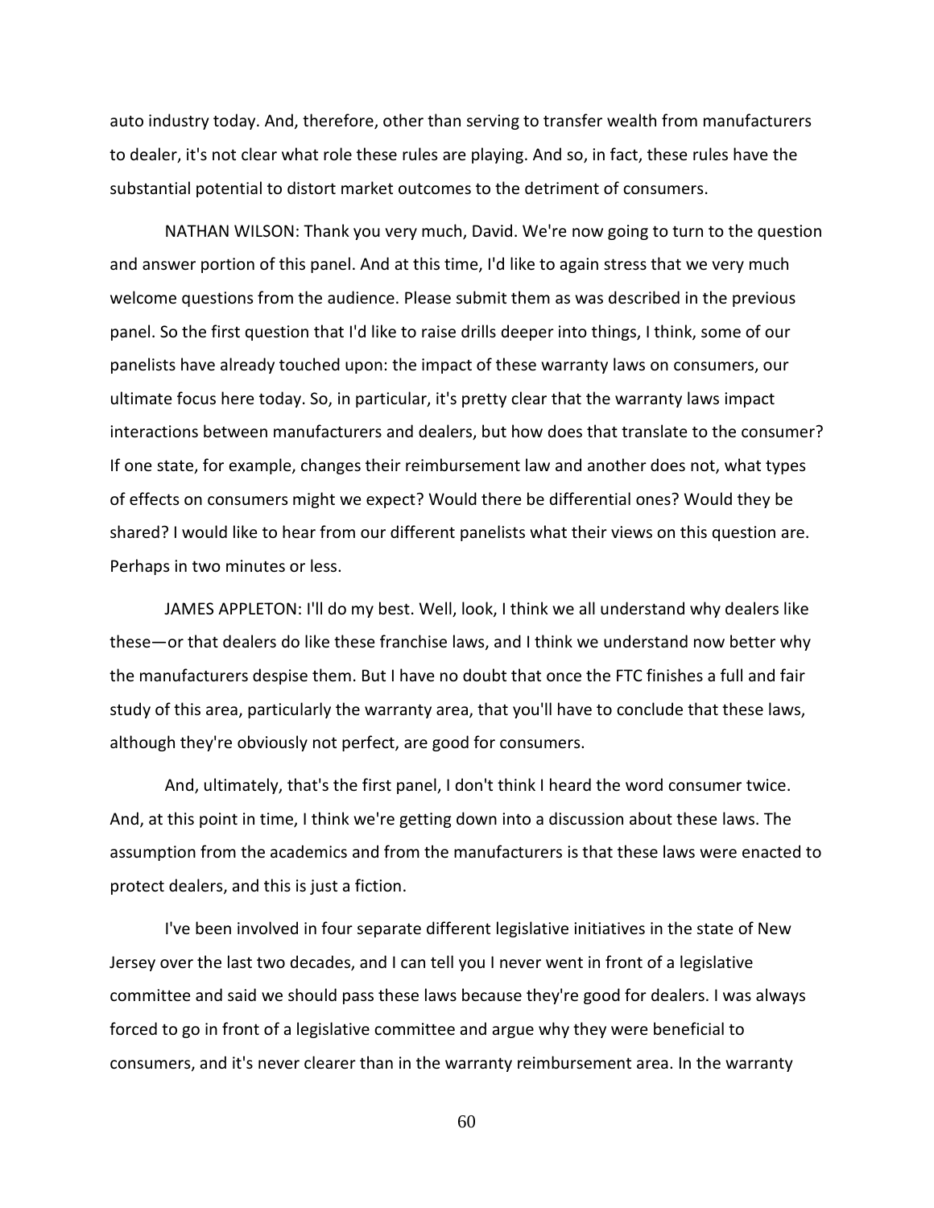auto industry today. And, therefore, other than serving to transfer wealth from manufacturers to dealer, it's not clear what role these rules are playing. And so, in fact, these rules have the substantial potential to distort market outcomes to the detriment of consumers.

NATHAN WILSON: Thank you very much, David. We're now going to turn to the question and answer portion of this panel. And at this time, I'd like to again stress that we very much welcome questions from the audience. Please submit them as was described in the previous panel. So the first question that I'd like to raise drills deeper into things, I think, some of our panelists have already touched upon: the impact of these warranty laws on consumers, our ultimate focus here today. So, in particular, it's pretty clear that the warranty laws impact interactions between manufacturers and dealers, but how does that translate to the consumer? If one state, for example, changes their reimbursement law and another does not, what types of effects on consumers might we expect? Would there be differential ones? Would they be shared? I would like to hear from our different panelists what their views on this question are. Perhaps in two minutes or less.

JAMES APPLETON: I'll do my best. Well, look, I think we all understand why dealers like these—or that dealers do like these franchise laws, and I think we understand now better why the manufacturers despise them. But I have no doubt that once the FTC finishes a full and fair study of this area, particularly the warranty area, that you'll have to conclude that these laws, although they're obviously not perfect, are good for consumers.

And, ultimately, that's the first panel, I don't think I heard the word consumer twice. And, at this point in time, I think we're getting down into a discussion about these laws. The assumption from the academics and from the manufacturers is that these laws were enacted to protect dealers, and this is just a fiction.

I've been involved in four separate different legislative initiatives in the state of New Jersey over the last two decades, and I can tell you I never went in front of a legislative committee and said we should pass these laws because they're good for dealers. I was always forced to go in front of a legislative committee and argue why they were beneficial to consumers, and it's never clearer than in the warranty reimbursement area. In the warranty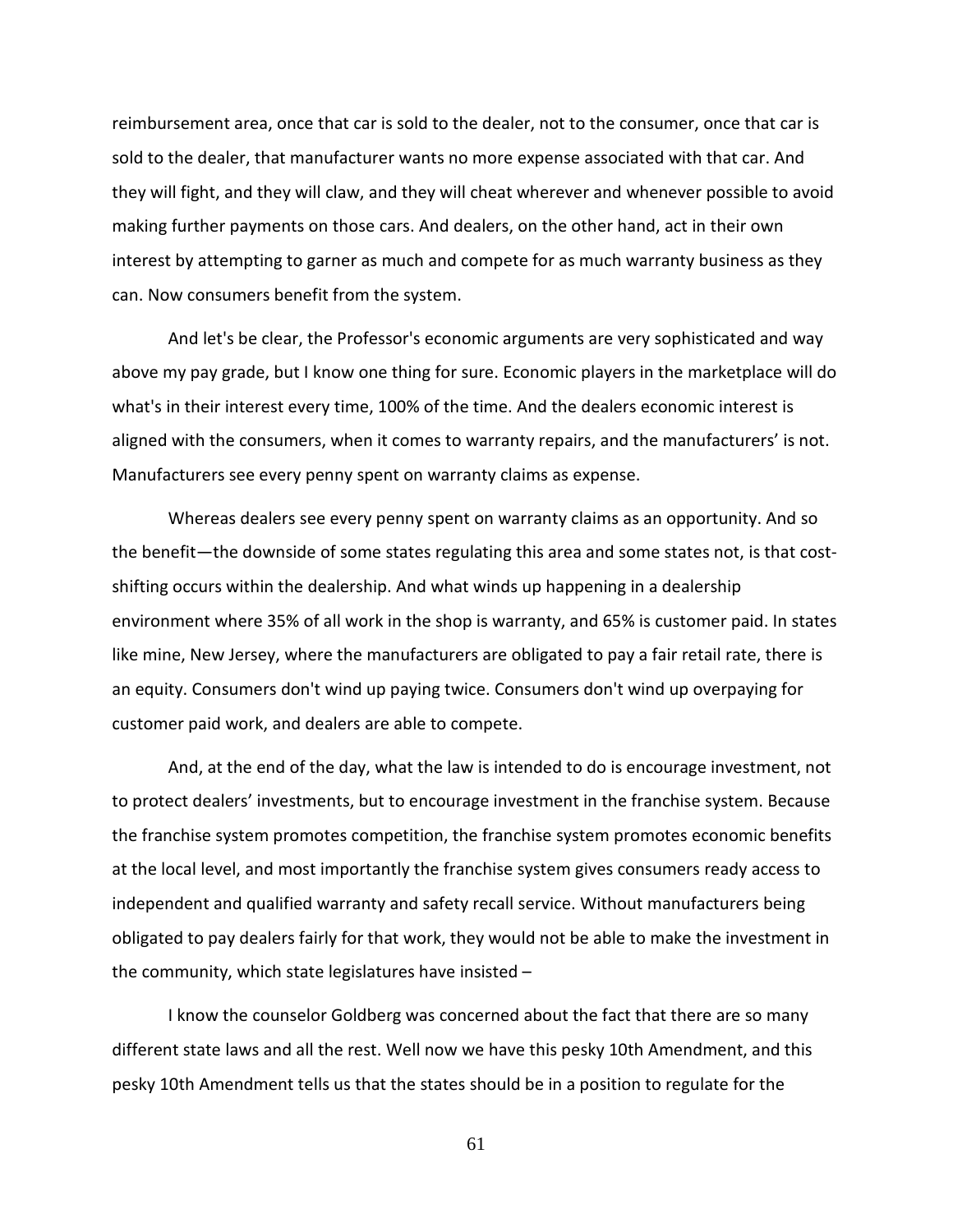reimbursement area, once that car is sold to the dealer, not to the consumer, once that car is sold to the dealer, that manufacturer wants no more expense associated with that car. And they will fight, and they will claw, and they will cheat wherever and whenever possible to avoid making further payments on those cars. And dealers, on the other hand, act in their own interest by attempting to garner as much and compete for as much warranty business as they can. Now consumers benefit from the system.

And let's be clear, the Professor's economic arguments are very sophisticated and way above my pay grade, but I know one thing for sure. Economic players in the marketplace will do what's in their interest every time, 100% of the time. And the dealers economic interest is aligned with the consumers, when it comes to warranty repairs, and the manufacturers' is not. Manufacturers see every penny spent on warranty claims as expense.

Whereas dealers see every penny spent on warranty claims as an opportunity. And so the benefit—the downside of some states regulating this area and some states not, is that cost-shifting occurs within the dealership. And what winds up happening in a dealership environment where 35% of all work in the shop is warranty, and 65% is customer paid. In states like mine, New Jersey, where the manufacturers are obligated to pay a fair retail rate, there is an equity. Consumers don't wind up paying twice. Consumers don't wind up overpaying for customer paid work, and dealers are able to compete.

And, at the end of the day, what the law is intended to do is encourage investment, not to protect dealers' investments, but to encourage investment in the franchise system. Because the franchise system promotes competition, the franchise system promotes economic benefits at the local level, and most importantly the franchise system gives consumers ready access to independent and qualified warranty and safety recall service. Without manufacturers being obligated to pay dealers fairly for that work, they would not be able to make the investment in the community, which state legislatures have insisted –

I know the counselor Goldberg was concerned about the fact that there are so many different state laws and all the rest. Well now we have this pesky 10th Amendment, and this pesky 10th Amendment tells us that the states should be in a position to regulate for the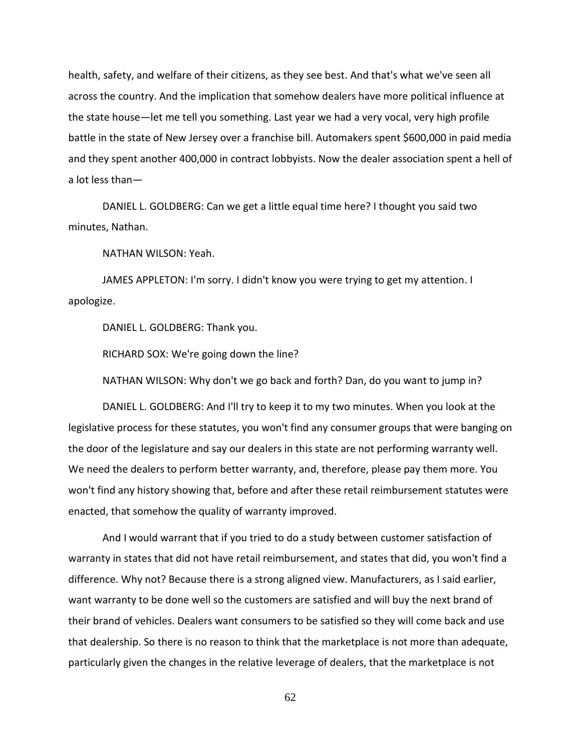health, safety, and welfare of their citizens, as they see best. And that's what we've seen all across the country. And the implication that somehow dealers have more political influence at the state house—let me tell you something. Last year we had a very vocal, very high profile battle in the state of New Jersey over a franchise bill. Automakers spent $600,000 in paid media and they spent another 400,000 in contract lobbyists. Now the dealer association spent a hell of a lot less than—

DANIEL L. GOLDBERG: Can we get a little equal time here? I thought you said two minutes, Nathan.

NATHAN WILSON: Yeah.

JAMES APPLETON: I'm sorry. I didn't know you were trying to get my attention. I apologize.

DANIEL L. GOLDBERG: Thank you.

RICHARD SOX: We're going down the line?

NATHAN WILSON: Why don't we go back and forth? Dan, do you want to jump in?

DANIEL L. GOLDBERG: And I'll try to keep it to my two minutes. When you look at the legislative process for these statutes, you won't find any consumer groups that were banging on the door of the legislature and say our dealers in this state are not performing warranty well. We need the dealers to perform better warranty, and, therefore, please pay them more. You won't find any history showing that, before and after these retail reimbursement statutes were enacted, that somehow the quality of warranty improved.

And I would warrant that if you tried to do a study between customer satisfaction of warranty in states that did not have retail reimbursement, and states that did, you won't find a difference. Why not? Because there is a strong aligned view. Manufacturers, as I said earlier, want warranty to be done well so the customers are satisfied and will buy the next brand of their brand of vehicles. Dealers want consumers to be satisfied so they will come back and use that dealership. So there is no reason to think that the marketplace is not more than adequate, particularly given the changes in the relative leverage of dealers, that the marketplace is not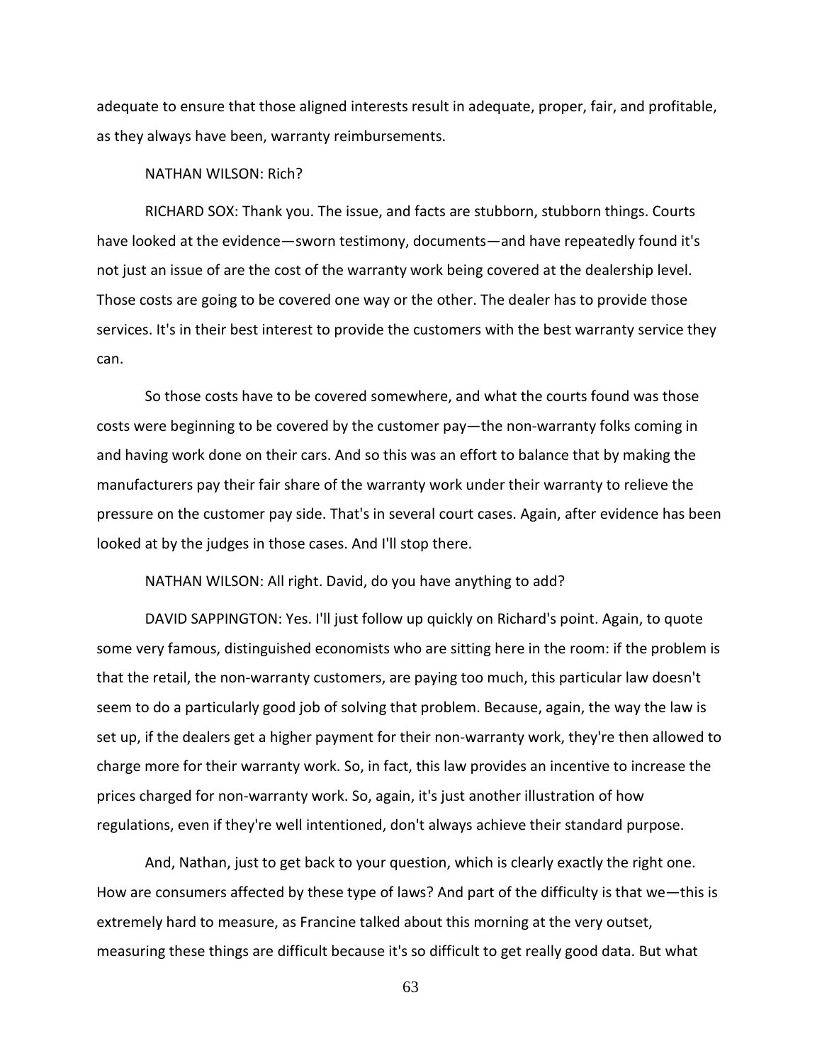adequate to ensure that those aligned interests result in adequate, proper, fair, and profitable, as they always have been, warranty reimbursements.

NATHAN WILSON: Rich?

RICHARD SOX: Thank you. The issue, and facts are stubborn, stubborn things. Courts have looked at the evidence—sworn testimony, documents—and have repeatedly found it's not just an issue of are the cost of the warranty work being covered at the dealership level. Those costs are going to be covered one way or the other. The dealer has to provide those services. It's in their best interest to provide the customers with the best warranty service they can.

So those costs have to be covered somewhere, and what the courts found was those costs were beginning to be covered by the customer pay—the non-warranty folks coming in and having work done on their cars. And so this was an effort to balance that by making the manufacturers pay their fair share of the warranty work under their warranty to relieve the pressure on the customer pay side. That's in several court cases. Again, after evidence has been looked at by the judges in those cases. And I'll stop there.

NATHAN WILSON: All right. David, do you have anything to add?

DAVID SAPPINGTON: Yes. I'll just follow up quickly on Richard's point. Again, to quote some very famous, distinguished economists who are sitting here in the room: if the problem is that the retail, the non-warranty customers, are paying too much, this particular law doesn't seem to do a particularly good job of solving that problem. Because, again, the way the law is set up, if the dealers get a higher payment for their non-warranty work, they're then allowed to charge more for their warranty work. So, in fact, this law provides an incentive to increase the prices charged for non-warranty work. So, again, it's just another illustration of how regulations, even if they're well intentioned, don't always achieve their standard purpose.

And, Nathan, just to get back to your question, which is clearly exactly the right one. How are consumers affected by these type of laws? And part of the difficulty is that we—this is extremely hard to measure, as Francine talked about this morning at the very outset, measuring these things are difficult because it's so difficult to get really good data. But what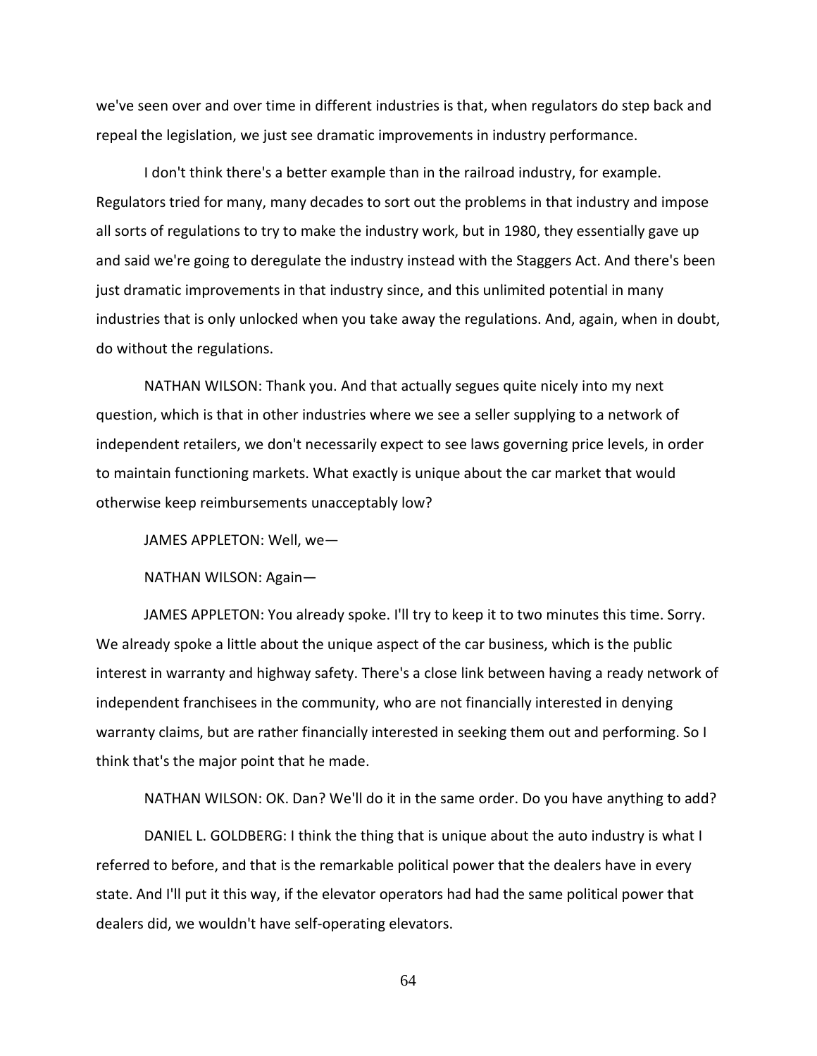we've seen over and over time in different industries is that, when regulators do step back and repeal the legislation, we just see dramatic improvements in industry performance.

I don't think there's a better example than in the railroad industry, for example. Regulators tried for many, many decades to sort out the problems in that industry and impose all sorts of regulations to try to make the industry work, but in 1980, they essentially gave up and said we're going to deregulate the industry instead with the Staggers Act. And there's been just dramatic improvements in that industry since, and this unlimited potential in many industries that is only unlocked when you take away the regulations. And, again, when in doubt, do without the regulations.

NATHAN WILSON: Thank you. And that actually segues quite nicely into my next question, which is that in other industries where we see a seller supplying to a network of independent retailers, we don't necessarily expect to see laws governing price levels, in order to maintain functioning markets. What exactly is unique about the car market that would otherwise keep reimbursements unacceptably low?

JAMES APPLETON: Well, we—

NATHAN WILSON: Again—

JAMES APPLETON: You already spoke. I'll try to keep it to two minutes this time. Sorry. We already spoke a little about the unique aspect of the car business, which is the public interest in warranty and highway safety. There's a close link between having a ready network of independent franchisees in the community, who are not financially interested in denying warranty claims, but are rather financially interested in seeking them out and performing. So I think that's the major point that he made.

NATHAN WILSON: OK. Dan? We'll do it in the same order. Do you have anything to add?

DANIEL L. GOLDBERG: I think the thing that is unique about the auto industry is what I referred to before, and that is the remarkable political power that the dealers have in every state. And I'll put it this way, if the elevator operators had had the same political power that dealers did, we wouldn't have self-operating elevators.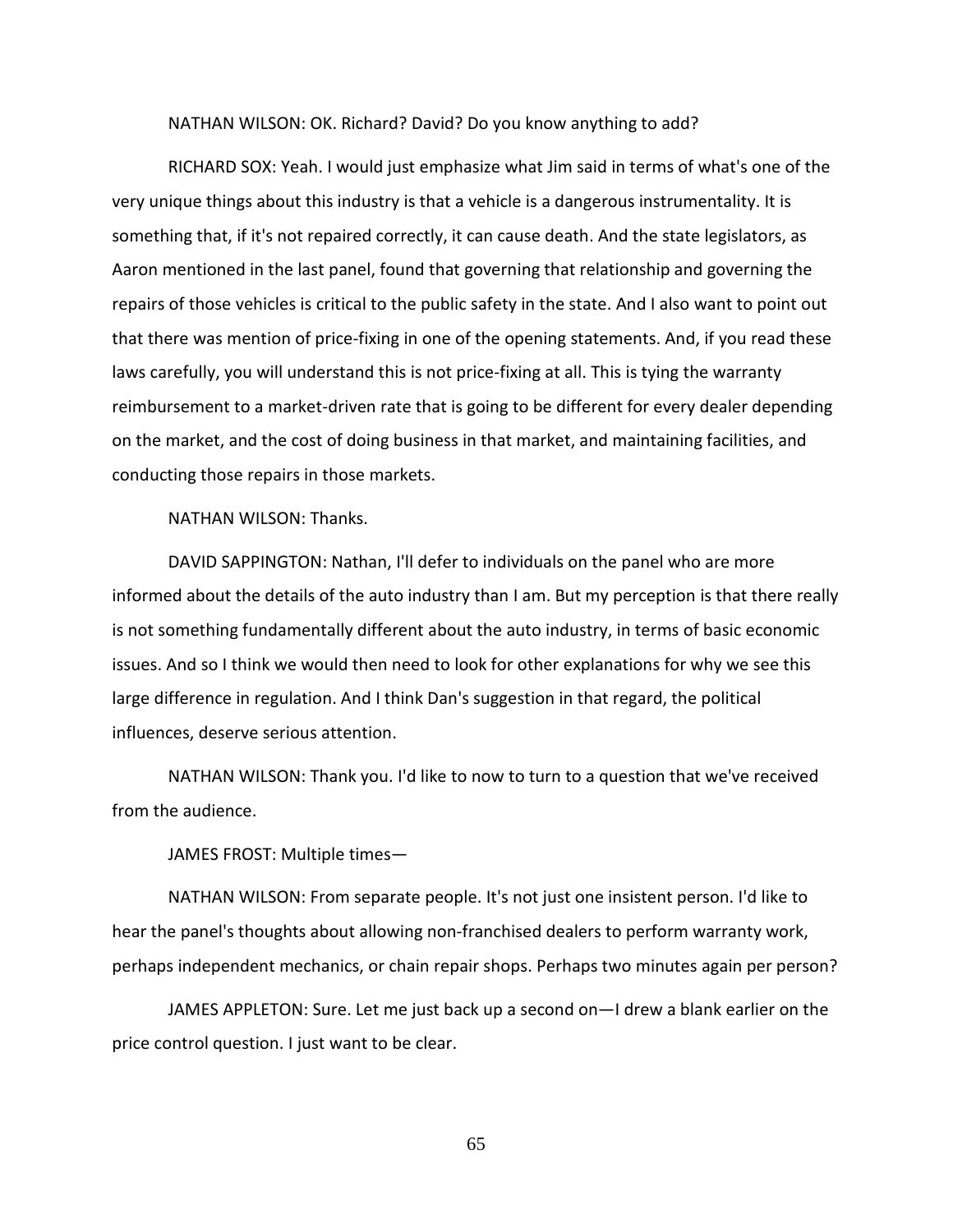NATHAN WILSON: OK. Richard? David? Do you know anything to add?

RICHARD SOX: Yeah. I would just emphasize what Jim said in terms of what's one of the very unique things about this industry is that a vehicle is a dangerous instrumentality. It is something that, if it's not repaired correctly, it can cause death. And the state legislators, as Aaron mentioned in the last panel, found that governing that relationship and governing the repairs of those vehicles is critical to the public safety in the state. And I also want to point out that there was mention of price-fixing in one of the opening statements. And, if you read these laws carefully, you will understand this is not price-fixing at all. This is tying the warranty reimbursement to a market-driven rate that is going to be different for every dealer depending on the market, and the cost of doing business in that market, and maintaining facilities, and conducting those repairs in those markets.

NATHAN WILSON: Thanks.

DAVID SAPPINGTON: Nathan, I'll defer to individuals on the panel who are more informed about the details of the auto industry than I am. But my perception is that there really is not something fundamentally different about the auto industry, in terms of basic economic issues. And so I think we would then need to look for other explanations for why we see this large difference in regulation. And I think Dan's suggestion in that regard, the political influences, deserve serious attention.

NATHAN WILSON: Thank you. I'd like to now to turn to a question that we've received from the audience.

JAMES FROST: Multiple times—

NATHAN WILSON: From separate people. It's not just one insistent person. I'd like to hear the panel's thoughts about allowing non-franchised dealers to perform warranty work, perhaps independent mechanics, or chain repair shops. Perhaps two minutes again per person?

JAMES APPLETON: Sure. Let me just back up a second on—I drew a blank earlier on the price control question. I just want to be clear.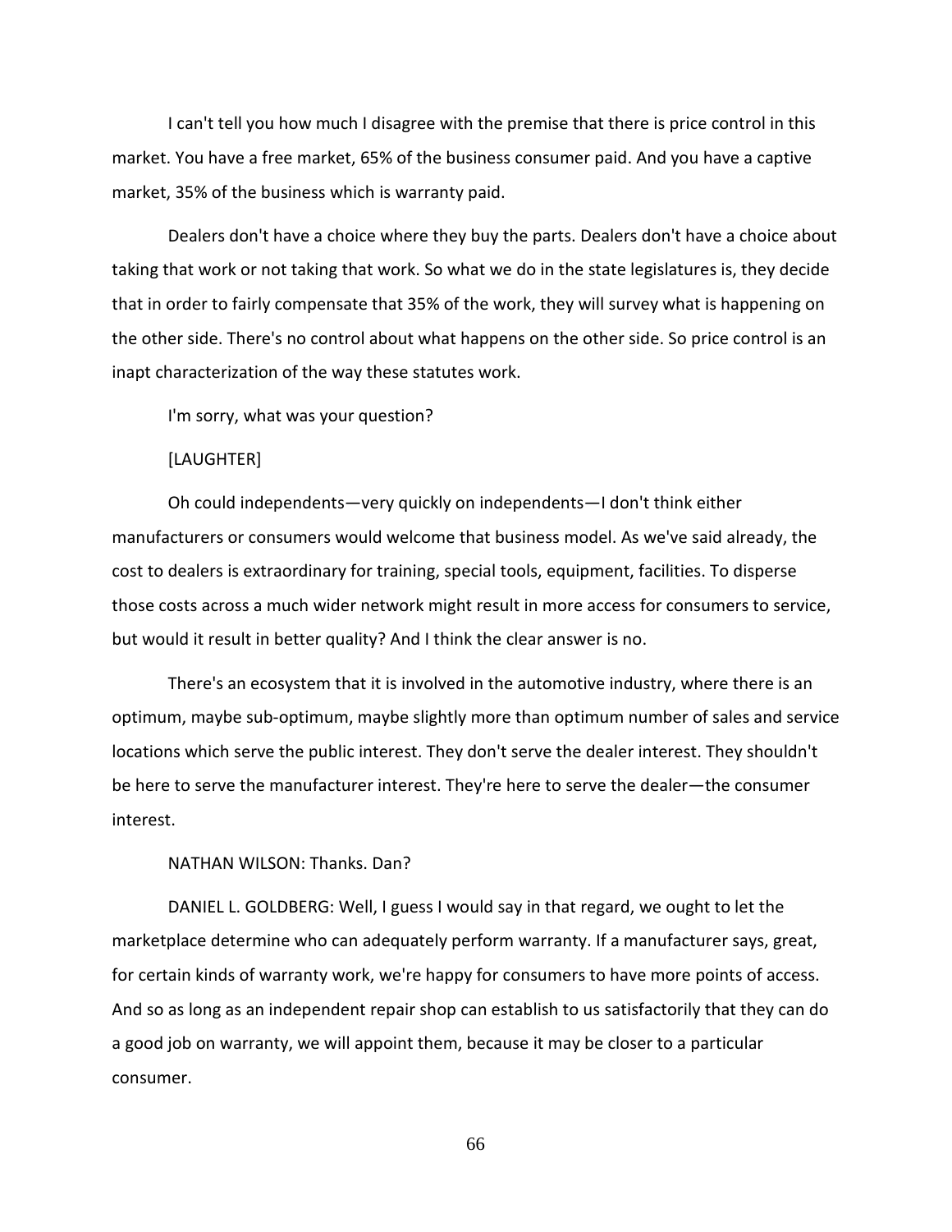I can't tell you how much I disagree with the premise that there is price control in this market. You have a free market, 65% of the business consumer paid. And you have a captive market, 35% of the business which is warranty paid.

Dealers don't have a choice where they buy the parts. Dealers don't have a choice about taking that work or not taking that work. So what we do in the state legislatures is, they decide that in order to fairly compensate that 35% of the work, they will survey what is happening on the other side. There's no control about what happens on the other side. So price control is an inapt characterization of the way these statutes work.

I'm sorry, what was your question?

[LAUGHTER]

Oh could independents—very quickly on independents—I don't think either manufacturers or consumers would welcome that business model. As we've said already, the cost to dealers is extraordinary for training, special tools, equipment, facilities. To disperse those costs across a much wider network might result in more access for consumers to service, but would it result in better quality? And I think the clear answer is no.

There's an ecosystem that it is involved in the automotive industry, where there is an optimum, maybe sub-optimum, maybe slightly more than optimum number of sales and service locations which serve the public interest. They don't serve the dealer interest. They shouldn't be here to serve the manufacturer interest. They're here to serve the dealer—the consumer interest.

NATHAN WILSON: Thanks. Dan?

DANIEL L. GOLDBERG: Well, I guess I would say in that regard, we ought to let the marketplace determine who can adequately perform warranty. If a manufacturer says, great, for certain kinds of warranty work, we're happy for consumers to have more points of access. And so as long as an independent repair shop can establish to us satisfactorily that they can do a good job on warranty, we will appoint them, because it may be closer to a particular consumer.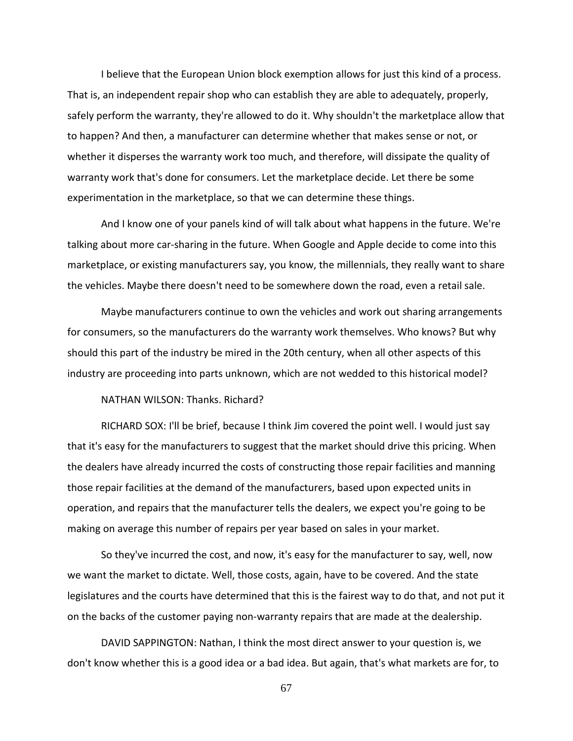I believe that the European Union block exemption allows for just this kind of a process. That is, an independent repair shop who can establish they are able to adequately, properly, safely perform the warranty, they're allowed to do it. Why shouldn't the marketplace allow that to happen? And then, a manufacturer can determine whether that makes sense or not, or whether it disperses the warranty work too much, and therefore, will dissipate the quality of warranty work that's done for consumers. Let the marketplace decide. Let there be some experimentation in the marketplace, so that we can determine these things.

And I know one of your panels kind of will talk about what happens in the future. We're talking about more car-sharing in the future. When Google and Apple decide to come into this marketplace, or existing manufacturers say, you know, the millennials, they really want to share the vehicles. Maybe there doesn't need to be somewhere down the road, even a retail sale.

Maybe manufacturers continue to own the vehicles and work out sharing arrangements for consumers, so the manufacturers do the warranty work themselves. Who knows? But why should this part of the industry be mired in the 20th century, when all other aspects of this industry are proceeding into parts unknown, which are not wedded to this historical model?

NATHAN WILSON: Thanks. Richard?

RICHARD SOX: I'll be brief, because I think Jim covered the point well. I would just say that it's easy for the manufacturers to suggest that the market should drive this pricing. When the dealers have already incurred the costs of constructing those repair facilities and manning those repair facilities at the demand of the manufacturers, based upon expected units in operation, and repairs that the manufacturer tells the dealers, we expect you're going to be making on average this number of repairs per year based on sales in your market.

So they've incurred the cost, and now, it's easy for the manufacturer to say, well, now we want the market to dictate. Well, those costs, again, have to be covered. And the state legislatures and the courts have determined that this is the fairest way to do that, and not put it on the backs of the customer paying non-warranty repairs that are made at the dealership.

DAVID SAPPINGTON: Nathan, I think the most direct answer to your question is, we don't know whether this is a good idea or a bad idea. But again, that's what markets are for, to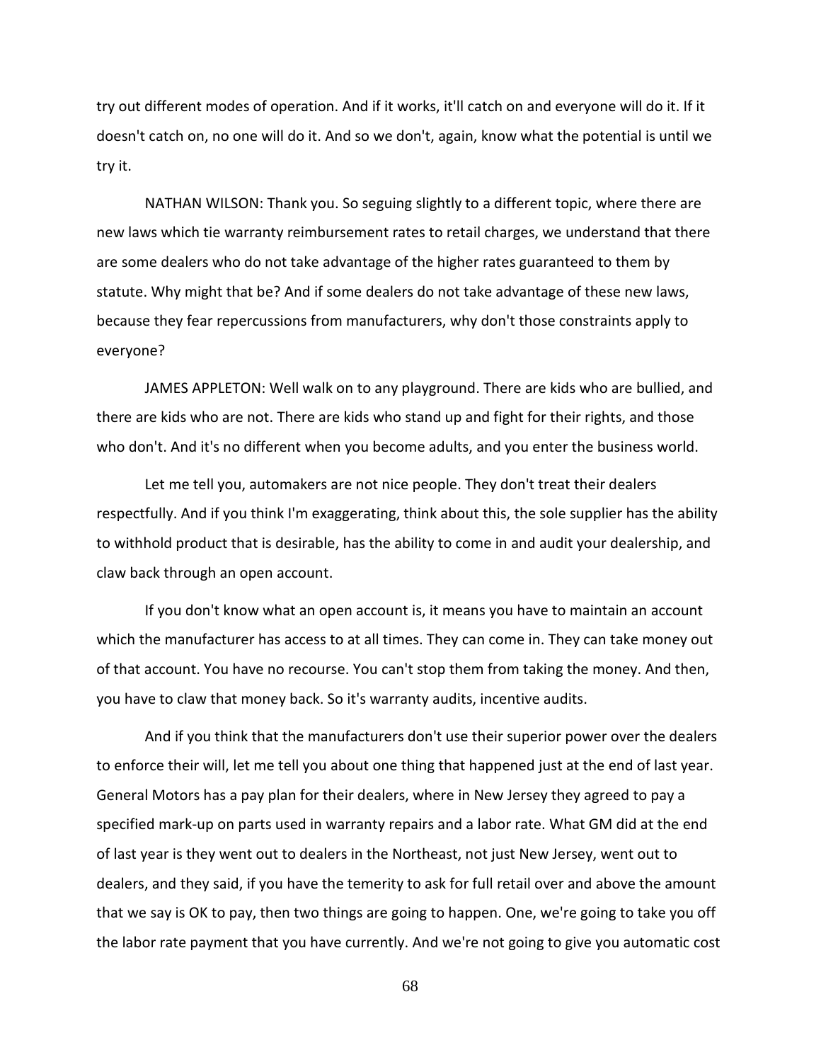try out different modes of operation. And if it works, it'll catch on and everyone will do it. If it doesn't catch on, no one will do it. And so we don't, again, know what the potential is until we try it.

NATHAN WILSON: Thank you. So seguing slightly to a different topic, where there are new laws which tie warranty reimbursement rates to retail charges, we understand that there are some dealers who do not take advantage of the higher rates guaranteed to them by statute. Why might that be? And if some dealers do not take advantage of these new laws, because they fear repercussions from manufacturers, why don't those constraints apply to everyone?

JAMES APPLETON: Well walk on to any playground. There are kids who are bullied, and there are kids who are not. There are kids who stand up and fight for their rights, and those who don't. And it's no different when you become adults, and you enter the business world.

Let me tell you, automakers are not nice people. They don't treat their dealers respectfully. And if you think I'm exaggerating, think about this, the sole supplier has the ability to withhold product that is desirable, has the ability to come in and audit your dealership, and claw back through an open account.

If you don't know what an open account is, it means you have to maintain an account which the manufacturer has access to at all times. They can come in. They can take money out of that account. You have no recourse. You can't stop them from taking the money. And then, you have to claw that money back. So it's warranty audits, incentive audits.

And if you think that the manufacturers don't use their superior power over the dealers to enforce their will, let me tell you about one thing that happened just at the end of last year. General Motors has a pay plan for their dealers, where in New Jersey they agreed to pay a specified mark-up on parts used in warranty repairs and a labor rate. What GM did at the end of last year is they went out to dealers in the Northeast, not just New Jersey, went out to dealers, and they said, if you have the temerity to ask for full retail over and above the amount that we say is OK to pay, then two things are going to happen. One, we're going to take you off the labor rate payment that you have currently. And we're not going to give you automatic cost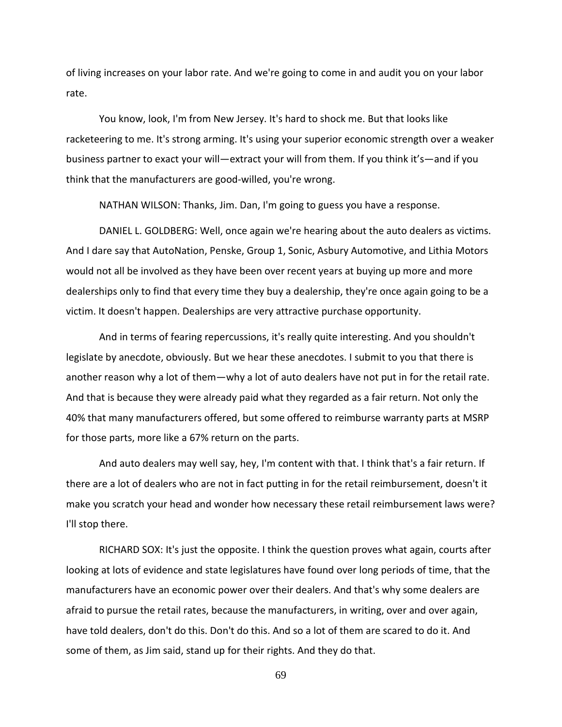of living increases on your labor rate. And we're going to come in and audit you on your labor rate.

You know, look, I'm from New Jersey. It's hard to shock me. But that looks like racketeering to me. It's strong arming. It's using your superior economic strength over a weaker business partner to exact your will—extract your will from them. If you think it's—and if you think that the manufacturers are good-willed, you're wrong.

NATHAN WILSON: Thanks, Jim. Dan, I'm going to guess you have a response.

DANIEL L. GOLDBERG: Well, once again we're hearing about the auto dealers as victims. And I dare say that AutoNation, Penske, Group 1, Sonic, Asbury Automotive, and Lithia Motors would not all be involved as they have been over recent years at buying up more and more dealerships only to find that every time they buy a dealership, they're once again going to be a victim. It doesn't happen. Dealerships are very attractive purchase opportunity.

And in terms of fearing repercussions, it's really quite interesting. And you shouldn't legislate by anecdote, obviously. But we hear these anecdotes. I submit to you that there is another reason why a lot of them—why a lot of auto dealers have not put in for the retail rate. And that is because they were already paid what they regarded as a fair return. Not only the 40% that many manufacturers offered, but some offered to reimburse warranty parts at MSRP for those parts, more like a 67% return on the parts.

And auto dealers may well say, hey, I'm content with that. I think that's a fair return. If there are a lot of dealers who are not in fact putting in for the retail reimbursement, doesn't it make you scratch your head and wonder how necessary these retail reimbursement laws were? I'll stop there.

RICHARD SOX: It's just the opposite. I think the question proves what again, courts after looking at lots of evidence and state legislatures have found over long periods of time, that the manufacturers have an economic power over their dealers. And that's why some dealers are afraid to pursue the retail rates, because the manufacturers, in writing, over and over again, have told dealers, don't do this. Don't do this. And so a lot of them are scared to do it. And some of them, as Jim said, stand up for their rights. And they do that.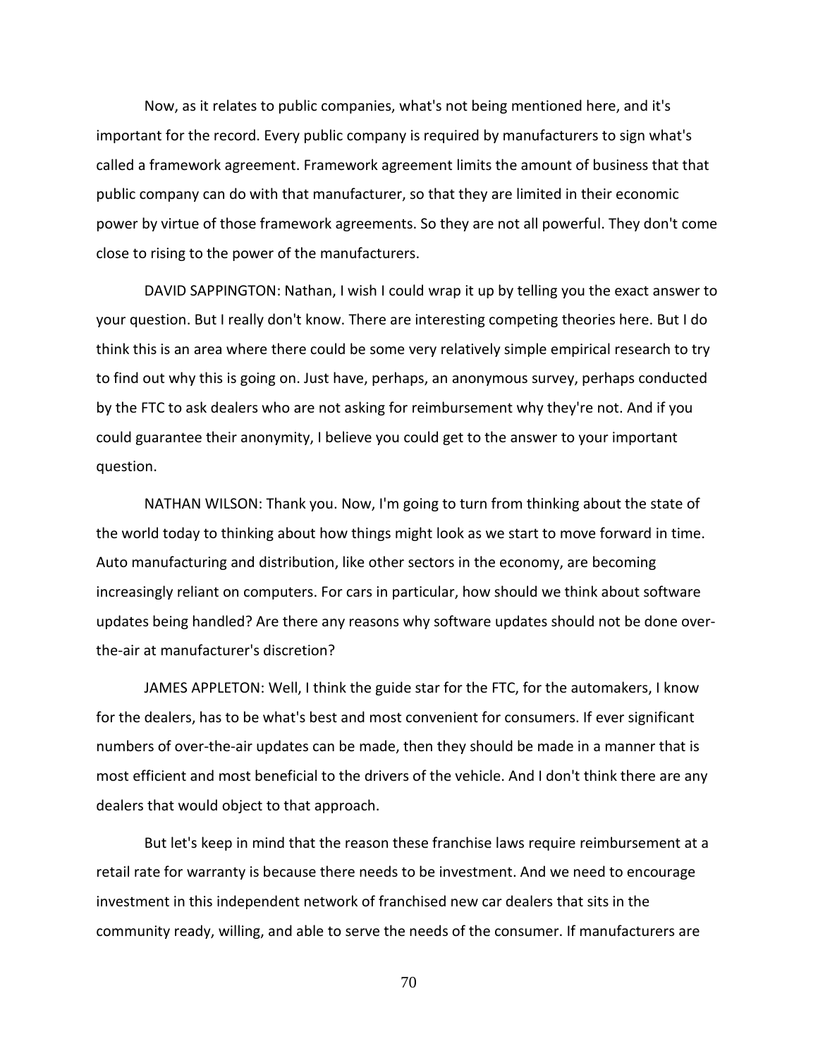Now, as it relates to public companies, what's not being mentioned here, and it's important for the record. Every public company is required by manufacturers to sign what's called a framework agreement. Framework agreement limits the amount of business that that public company can do with that manufacturer, so that they are limited in their economic power by virtue of those framework agreements. So they are not all powerful. They don't come close to rising to the power of the manufacturers.

DAVID SAPPINGTON: Nathan, I wish I could wrap it up by telling you the exact answer to your question. But I really don't know. There are interesting competing theories here. But I do think this is an area where there could be some very relatively simple empirical research to try to find out why this is going on. Just have, perhaps, an anonymous survey, perhaps conducted by the FTC to ask dealers who are not asking for reimbursement why they're not. And if you could guarantee their anonymity, I believe you could get to the answer to your important question.

NATHAN WILSON: Thank you. Now, I'm going to turn from thinking about the state of the world today to thinking about how things might look as we start to move forward in time. Auto manufacturing and distribution, like other sectors in the economy, are becoming increasingly reliant on computers. For cars in particular, how should we think about software updates being handled? Are there any reasons why software updates should not be done over-the-air at manufacturer's discretion?

JAMES APPLETON: Well, I think the guide star for the FTC, for the automakers, I know for the dealers, has to be what's best and most convenient for consumers. If ever significant numbers of over-the-air updates can be made, then they should be made in a manner that is most efficient and most beneficial to the drivers of the vehicle. And I don't think there are any dealers that would object to that approach.

But let's keep in mind that the reason these franchise laws require reimbursement at a retail rate for warranty is because there needs to be investment. And we need to encourage investment in this independent network of franchised new car dealers that sits in the community ready, willing, and able to serve the needs of the consumer. If manufacturers are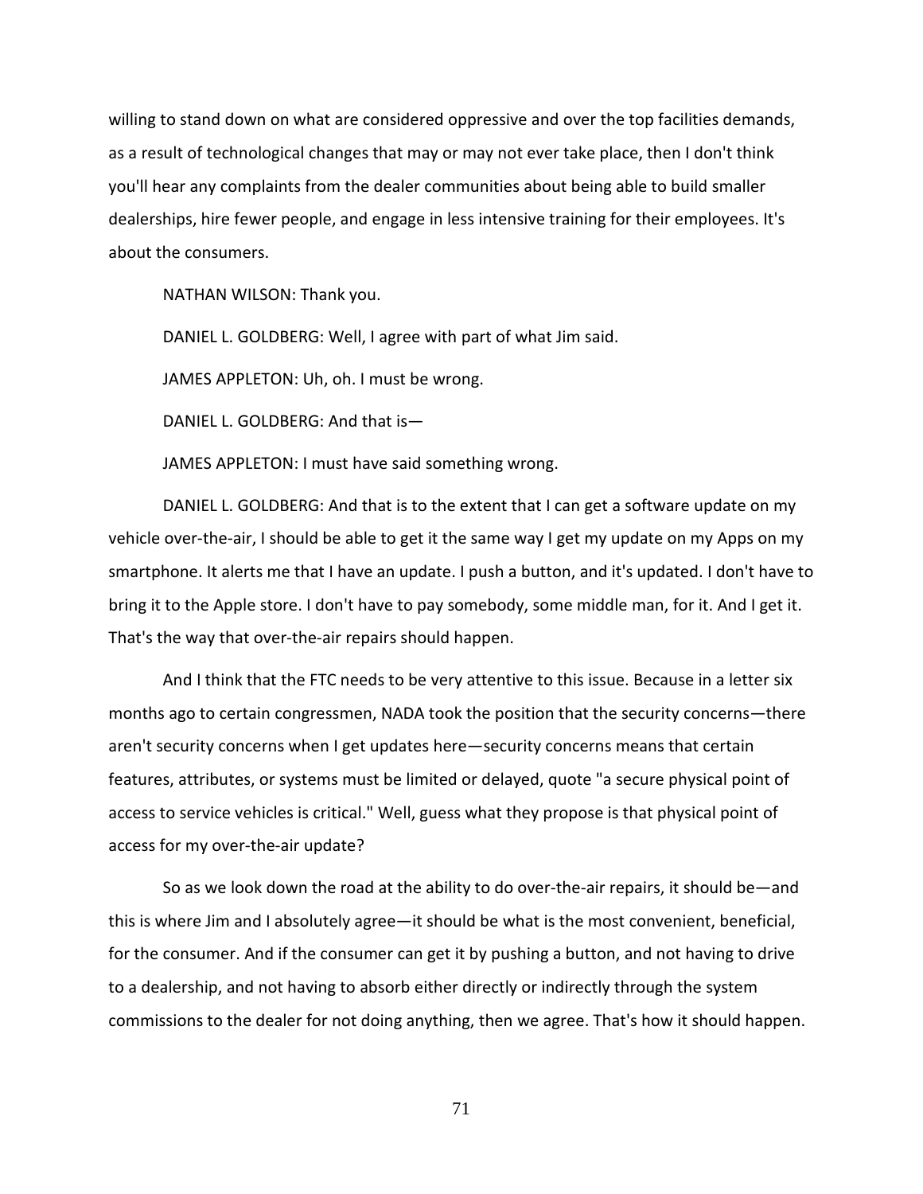willing to stand down on what are considered oppressive and over the top facilities demands, as a result of technological changes that may or may not ever take place, then I don't think you'll hear any complaints from the dealer communities about being able to build smaller dealerships, hire fewer people, and engage in less intensive training for their employees. It's about the consumers.

NATHAN WILSON: Thank you.

DANIEL L. GOLDBERG: Well, I agree with part of what Jim said.

JAMES APPLETON: Uh, oh. I must be wrong.

DANIEL L. GOLDBERG: And that is—

JAMES APPLETON: I must have said something wrong.

DANIEL L. GOLDBERG: And that is to the extent that I can get a software update on my vehicle over-the-air, I should be able to get it the same way I get my update on my Apps on my smartphone. It alerts me that I have an update. I push a button, and it's updated. I don't have to bring it to the Apple store. I don't have to pay somebody, some middle man, for it. And I get it. That's the way that over-the-air repairs should happen.

And I think that the FTC needs to be very attentive to this issue. Because in a letter six months ago to certain congressmen, NADA took the position that the security concerns—there aren't security concerns when I get updates here—security concerns means that certain features, attributes, or systems must be limited or delayed, quote "a secure physical point of access to service vehicles is critical." Well, guess what they propose is that physical point of access for my over-the-air update?

So as we look down the road at the ability to do over-the-air repairs, it should be—and this is where Jim and I absolutely agree—it should be what is the most convenient, beneficial, for the consumer. And if the consumer can get it by pushing a button, and not having to drive to a dealership, and not having to absorb either directly or indirectly through the system commissions to the dealer for not doing anything, then we agree. That's how it should happen.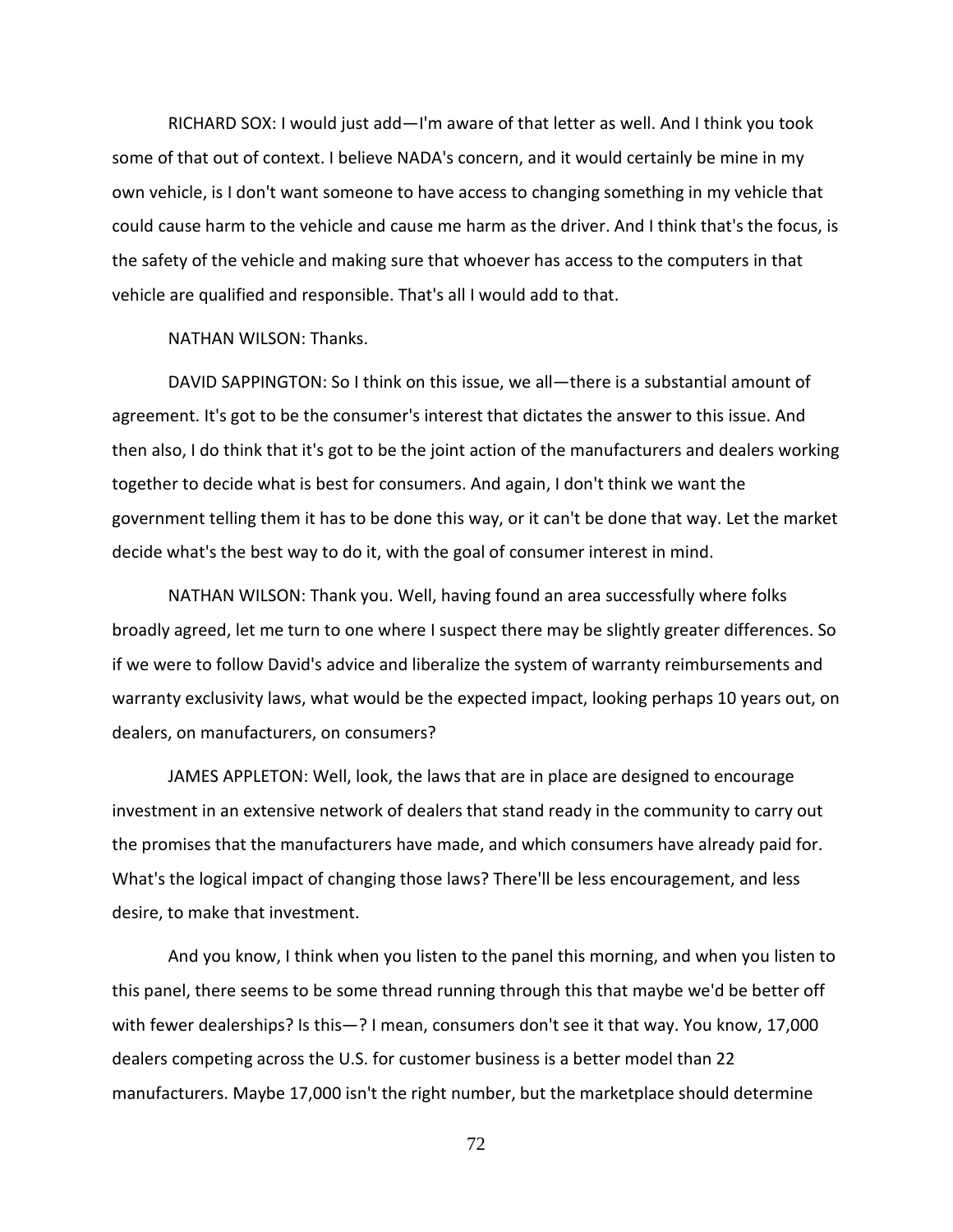RICHARD SOX: I would just add—I'm aware of that letter as well. And I think you took some of that out of context. I believe NADA's concern, and it would certainly be mine in my own vehicle, is I don't want someone to have access to changing something in my vehicle that could cause harm to the vehicle and cause me harm as the driver. And I think that's the focus, is the safety of the vehicle and making sure that whoever has access to the computers in that vehicle are qualified and responsible. That's all I would add to that.

NATHAN WILSON: Thanks.

DAVID SAPPINGTON: So I think on this issue, we all—there is a substantial amount of agreement. It's got to be the consumer's interest that dictates the answer to this issue. And then also, I do think that it's got to be the joint action of the manufacturers and dealers working together to decide what is best for consumers. And again, I don't think we want the government telling them it has to be done this way, or it can't be done that way. Let the market decide what's the best way to do it, with the goal of consumer interest in mind.

NATHAN WILSON: Thank you. Well, having found an area successfully where folks broadly agreed, let me turn to one where I suspect there may be slightly greater differences. So if we were to follow David's advice and liberalize the system of warranty reimbursements and warranty exclusivity laws, what would be the expected impact, looking perhaps 10 years out, on dealers, on manufacturers, on consumers?

JAMES APPLETON: Well, look, the laws that are in place are designed to encourage investment in an extensive network of dealers that stand ready in the community to carry out the promises that the manufacturers have made, and which consumers have already paid for. What's the logical impact of changing those laws? There'll be less encouragement, and less desire, to make that investment.

And you know, I think when you listen to the panel this morning, and when you listen to this panel, there seems to be some thread running through this that maybe we'd be better off with fewer dealerships? Is this—? I mean, consumers don't see it that way. You know, 17,000 dealers competing across the U.S. for customer business is a better model than 22 manufacturers. Maybe 17,000 isn't the right number, but the marketplace should determine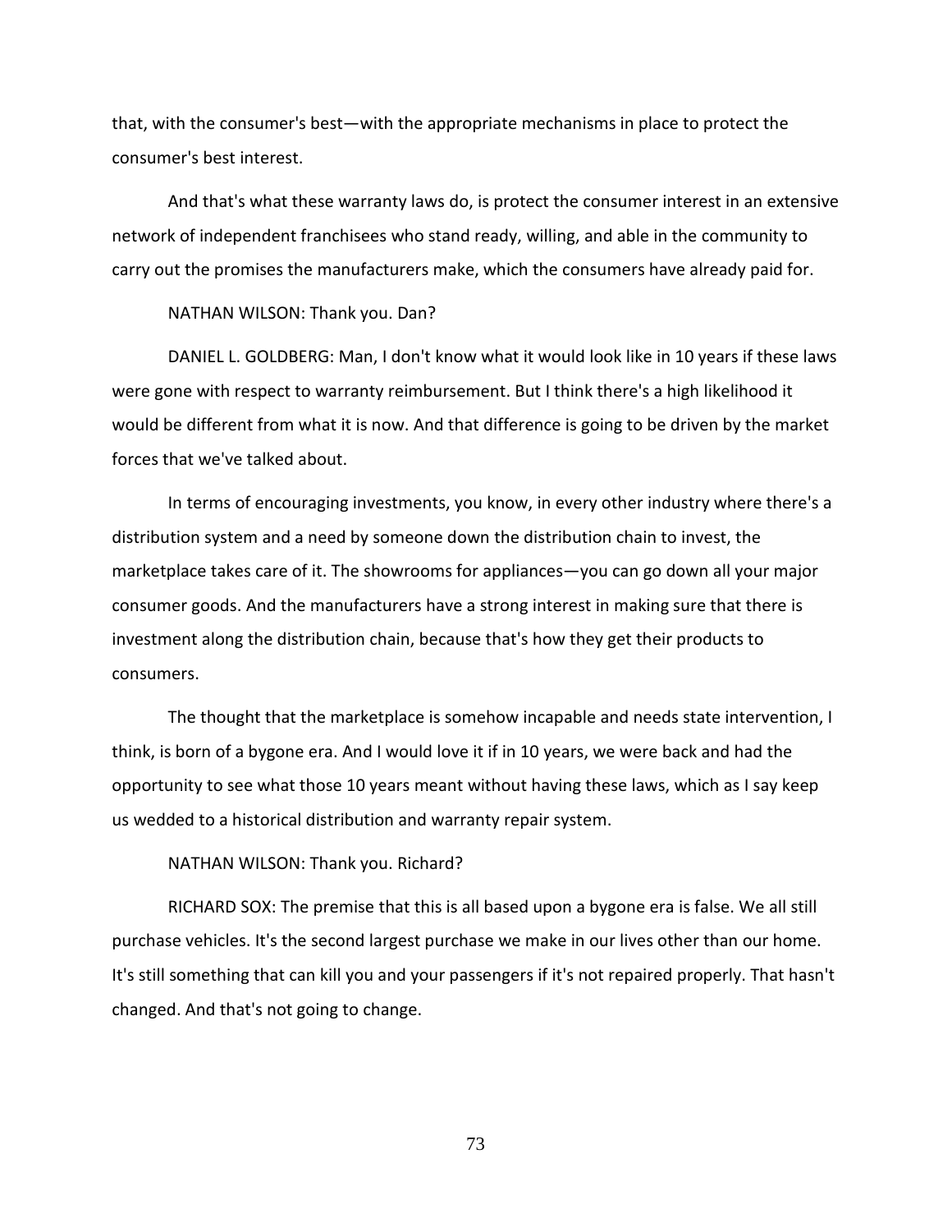that, with the consumer's best—with the appropriate mechanisms in place to protect the consumer's best interest.

And that's what these warranty laws do, is protect the consumer interest in an extensive network of independent franchisees who stand ready, willing, and able in the community to carry out the promises the manufacturers make, which the consumers have already paid for.

NATHAN WILSON: Thank you. Dan?

DANIEL L. GOLDBERG: Man, I don't know what it would look like in 10 years if these laws were gone with respect to warranty reimbursement. But I think there's a high likelihood it would be different from what it is now. And that difference is going to be driven by the market forces that we've talked about.

In terms of encouraging investments, you know, in every other industry where there's a distribution system and a need by someone down the distribution chain to invest, the marketplace takes care of it. The showrooms for appliances—you can go down all your major consumer goods. And the manufacturers have a strong interest in making sure that there is investment along the distribution chain, because that's how they get their products to consumers.

The thought that the marketplace is somehow incapable and needs state intervention, I think, is born of a bygone era. And I would love it if in 10 years, we were back and had the opportunity to see what those 10 years meant without having these laws, which as I say keep us wedded to a historical distribution and warranty repair system.

NATHAN WILSON: Thank you. Richard?

RICHARD SOX: The premise that this is all based upon a bygone era is false. We all still purchase vehicles. It's the second largest purchase we make in our lives other than our home. It's still something that can kill you and your passengers if it's not repaired properly. That hasn't changed. And that's not going to change.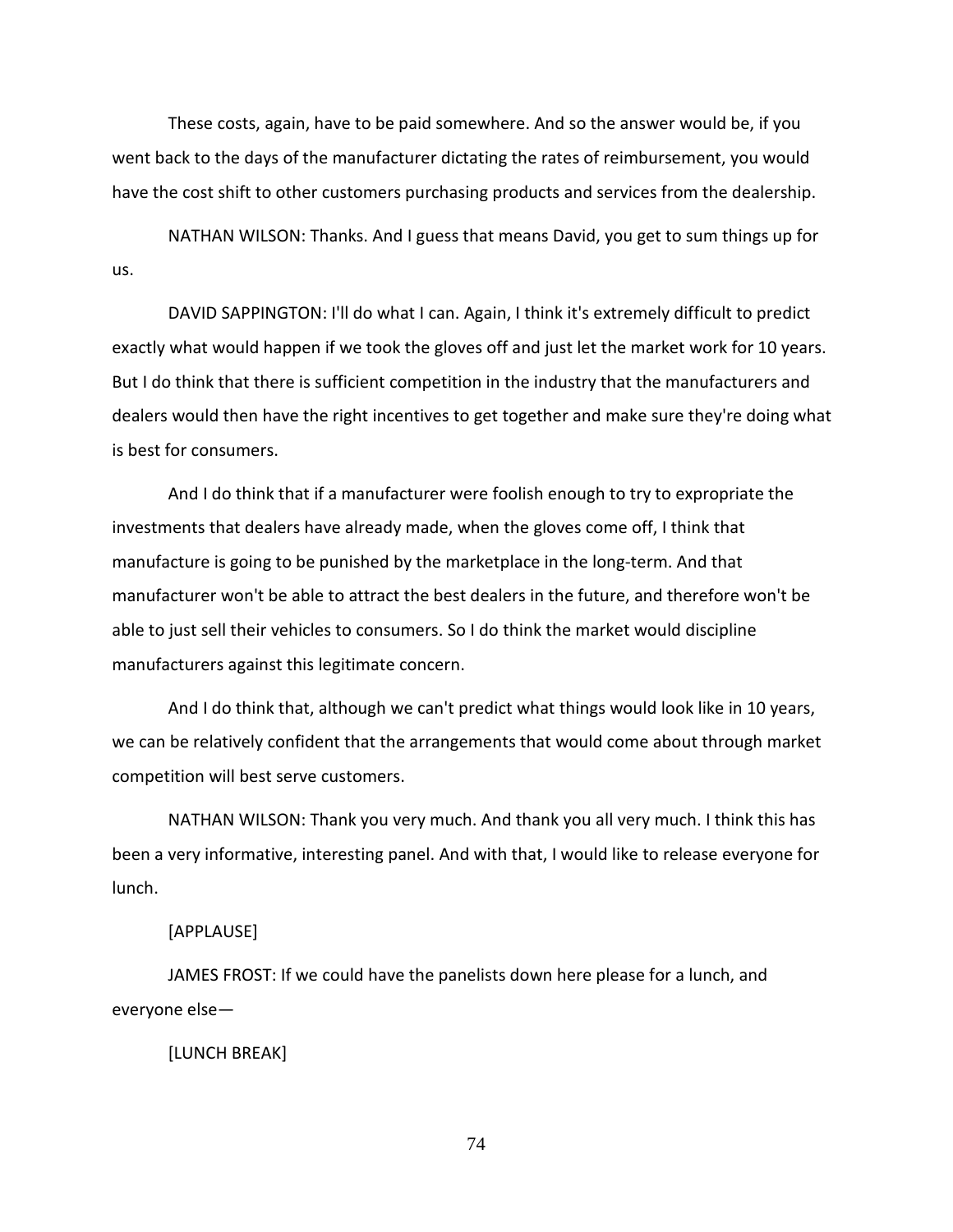These costs, again, have to be paid somewhere. And so the answer would be, if you went back to the days of the manufacturer dictating the rates of reimbursement, you would have the cost shift to other customers purchasing products and services from the dealership.

NATHAN WILSON: Thanks. And I guess that means David, you get to sum things up for us.

DAVID SAPPINGTON: I'll do what I can. Again, I think it's extremely difficult to predict exactly what would happen if we took the gloves off and just let the market work for 10 years. But I do think that there is sufficient competition in the industry that the manufacturers and dealers would then have the right incentives to get together and make sure they're doing what is best for consumers.

And I do think that if a manufacturer were foolish enough to try to expropriate the investments that dealers have already made, when the gloves come off, I think that manufacture is going to be punished by the marketplace in the long-term. And that manufacturer won't be able to attract the best dealers in the future, and therefore won't be able to just sell their vehicles to consumers. So I do think the market would discipline manufacturers against this legitimate concern.

And I do think that, although we can't predict what things would look like in 10 years, we can be relatively confident that the arrangements that would come about through market competition will best serve customers.

NATHAN WILSON: Thank you very much. And thank you all very much. I think this has been a very informative, interesting panel. And with that, I would like to release everyone for lunch.

[APPLAUSE]

JAMES FROST: If we could have the panelists down here please for a lunch, and everyone else—

[LUNCH BREAK]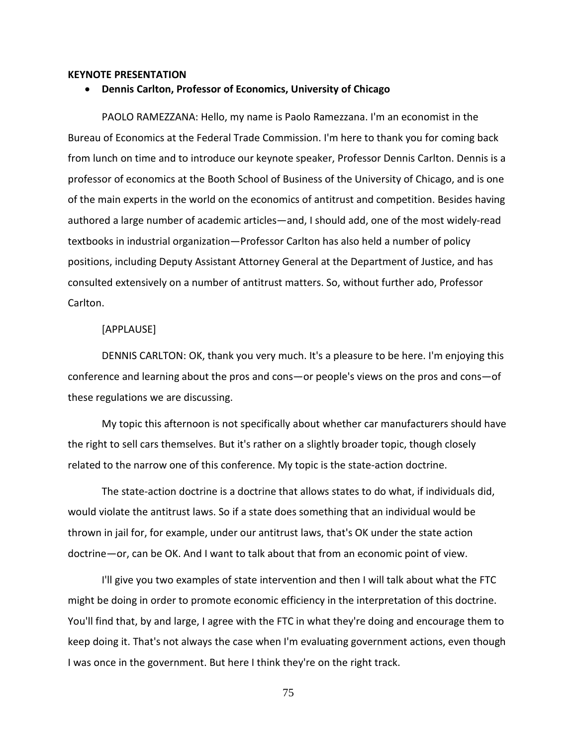**KEYNOTE PRESENTATION**

- **Dennis Carlton, Professor of Economics, University of Chicago**

PAOLO RAMEZZANA: Hello, my name is Paolo Ramezzana. I'm an economist in the Bureau of Economics at the Federal Trade Commission. I'm here to thank you for coming back from lunch on time and to introduce our keynote speaker, Professor Dennis Carlton. Dennis is a professor of economics at the Booth School of Business of the University of Chicago, and is one of the main experts in the world on the economics of antitrust and competition. Besides having authored a large number of academic articles—and, I should add, one of the most widely-read textbooks in industrial organization—Professor Carlton has also held a number of policy positions, including Deputy Assistant Attorney General at the Department of Justice, and has consulted extensively on a number of antitrust matters. So, without further ado, Professor Carlton.

[APPLAUSE]

DENNIS CARLTON: OK, thank you very much. It's a pleasure to be here. I'm enjoying this conference and learning about the pros and cons—or people's views on the pros and cons—of these regulations we are discussing.

My topic this afternoon is not specifically about whether car manufacturers should have the right to sell cars themselves. But it's rather on a slightly broader topic, though closely related to the narrow one of this conference. My topic is the state-action doctrine.

The state-action doctrine is a doctrine that allows states to do what, if individuals did, would violate the antitrust laws. So if a state does something that an individual would be thrown in jail for, for example, under our antitrust laws, that's OK under the state action doctrine—or, can be OK. And I want to talk about that from an economic point of view.

I'll give you two examples of state intervention and then I will talk about what the FTC might be doing in order to promote economic efficiency in the interpretation of this doctrine. You'll find that, by and large, I agree with the FTC in what they're doing and encourage them to keep doing it. That's not always the case when I'm evaluating government actions, even though I was once in the government. But here I think they're on the right track.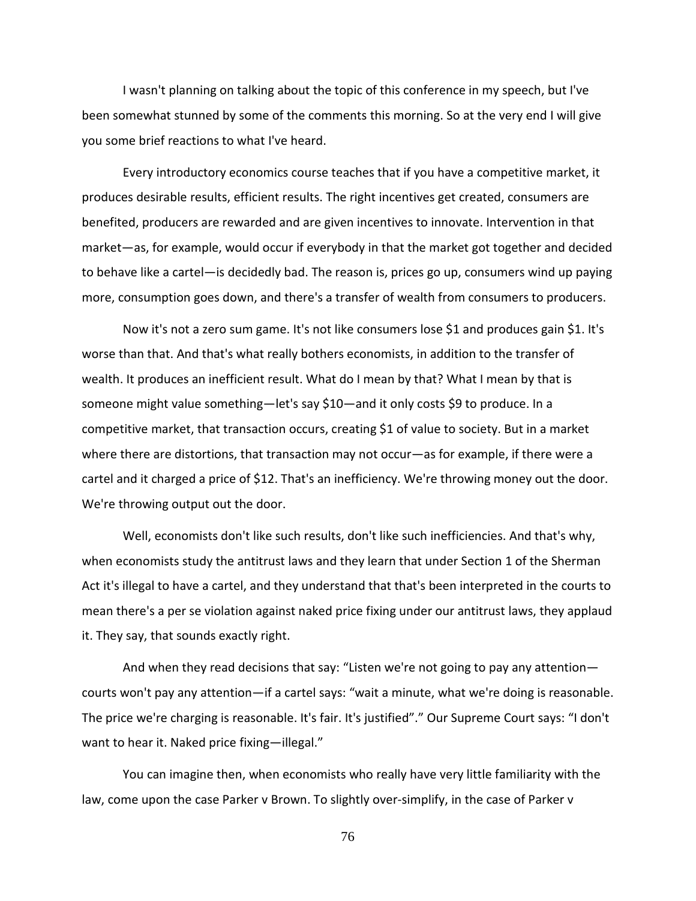I wasn't planning on talking about the topic of this conference in my speech, but I've been somewhat stunned by some of the comments this morning. So at the very end I will give you some brief reactions to what I've heard.

Every introductory economics course teaches that if you have a competitive market, it produces desirable results, efficient results. The right incentives get created, consumers are benefited, producers are rewarded and are given incentives to innovate. Intervention in that market—as, for example, would occur if everybody in that the market got together and decided to behave like a cartel—is decidedly bad. The reason is, prices go up, consumers wind up paying more, consumption goes down, and there's a transfer of wealth from consumers to producers.

Now it's not a zero sum game. It's not like consumers lose $1 and produces gain $1. It's worse than that. And that's what really bothers economists, in addition to the transfer of wealth. It produces an inefficient result. What do I mean by that? What I mean by that is someone might value something—let's say $10—and it only costs $9 to produce. In a competitive market, that transaction occurs, creating $1 of value to society. But in a market where there are distortions, that transaction may not occur—as for example, if there were a cartel and it charged a price of $12. That's an inefficiency. We're throwing money out the door. We're throwing output out the door.

Well, economists don't like such results, don't like such inefficiencies. And that's why, when economists study the antitrust laws and they learn that under Section 1 of the Sherman Act it's illegal to have a cartel, and they understand that that's been interpreted in the courts to mean there's a per se violation against naked price fixing under our antitrust laws, they applaud it. They say, that sounds exactly right.

And when they read decisions that say: "Listen we're not going to pay any attention—courts won't pay any attention—if a cartel says: "wait a minute, what we're doing is reasonable. The price we're charging is reasonable. It's fair. It's justified"." Our Supreme Court says: "I don't want to hear it. Naked price fixing—illegal."

You can imagine then, when economists who really have very little familiarity with the law, come upon the case Parker v Brown. To slightly over-simplify, in the case of Parker v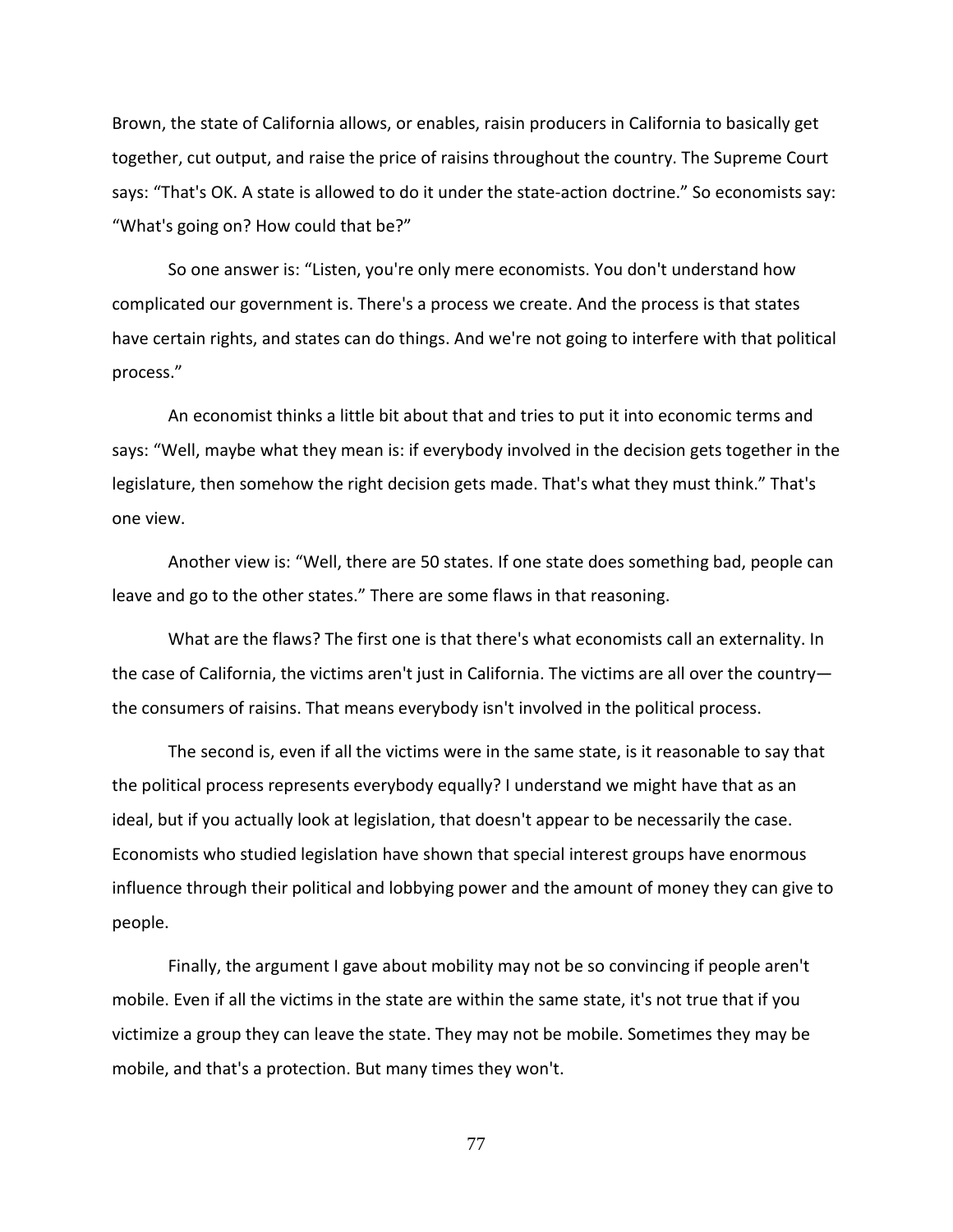Brown, the state of California allows, or enables, raisin producers in California to basically get together, cut output, and raise the price of raisins throughout the country. The Supreme Court says: "That's OK. A state is allowed to do it under the state-action doctrine." So economists say: "What's going on? How could that be?"

So one answer is: "Listen, you're only mere economists. You don't understand how complicated our government is. There's a process we create. And the process is that states have certain rights, and states can do things. And we're not going to interfere with that political process."

An economist thinks a little bit about that and tries to put it into economic terms and says: "Well, maybe what they mean is: if everybody involved in the decision gets together in the legislature, then somehow the right decision gets made. That's what they must think." That's one view.

Another view is: "Well, there are 50 states. If one state does something bad, people can leave and go to the other states." There are some flaws in that reasoning.

What are the flaws? The first one is that there's what economists call an externality. In the case of California, the victims aren't just in California. The victims are all over the country—the consumers of raisins. That means everybody isn't involved in the political process.

The second is, even if all the victims were in the same state, is it reasonable to say that the political process represents everybody equally? I understand we might have that as an ideal, but if you actually look at legislation, that doesn't appear to be necessarily the case. Economists who studied legislation have shown that special interest groups have enormous influence through their political and lobbying power and the amount of money they can give to people.

Finally, the argument I gave about mobility may not be so convincing if people aren't mobile. Even if all the victims in the state are within the same state, it's not true that if you victimize a group they can leave the state. They may not be mobile. Sometimes they may be mobile, and that's a protection. But many times they won't.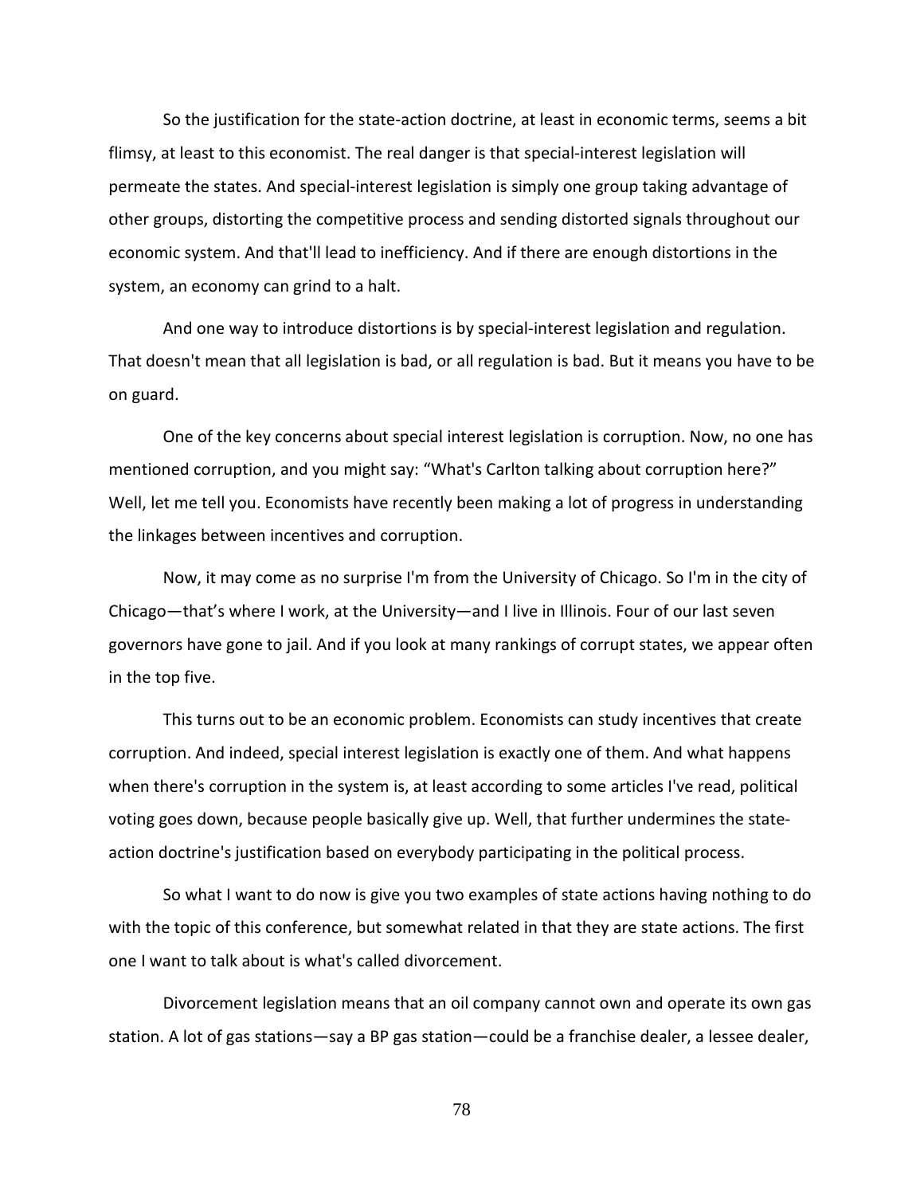So the justification for the state-action doctrine, at least in economic terms, seems a bit flimsy, at least to this economist. The real danger is that special-interest legislation will permeate the states. And special-interest legislation is simply one group taking advantage of other groups, distorting the competitive process and sending distorted signals throughout our economic system. And that'll lead to inefficiency. And if there are enough distortions in the system, an economy can grind to a halt.

And one way to introduce distortions is by special-interest legislation and regulation. That doesn't mean that all legislation is bad, or all regulation is bad. But it means you have to be on guard.

One of the key concerns about special interest legislation is corruption. Now, no one has mentioned corruption, and you might say: "What's Carlton talking about corruption here?" Well, let me tell you. Economists have recently been making a lot of progress in understanding the linkages between incentives and corruption.

Now, it may come as no surprise I'm from the University of Chicago. So I'm in the city of Chicago—that's where I work, at the University—and I live in Illinois. Four of our last seven governors have gone to jail. And if you look at many rankings of corrupt states, we appear often in the top five.

This turns out to be an economic problem. Economists can study incentives that create corruption. And indeed, special interest legislation is exactly one of them. And what happens when there's corruption in the system is, at least according to some articles I've read, political voting goes down, because people basically give up. Well, that further undermines the state-action doctrine's justification based on everybody participating in the political process.

So what I want to do now is give you two examples of state actions having nothing to do with the topic of this conference, but somewhat related in that they are state actions. The first one I want to talk about is what's called divorcement.

Divorcement legislation means that an oil company cannot own and operate its own gas station. A lot of gas stations—say a BP gas station—could be a franchise dealer, a lessee dealer,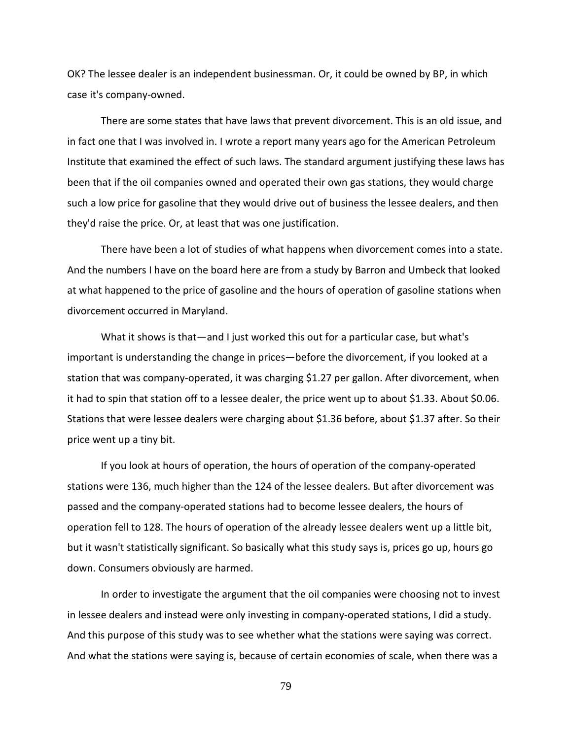OK? The lessee dealer is an independent businessman. Or, it could be owned by BP, in which case it's company-owned.

There are some states that have laws that prevent divorcement. This is an old issue, and in fact one that I was involved in. I wrote a report many years ago for the American Petroleum Institute that examined the effect of such laws. The standard argument justifying these laws has been that if the oil companies owned and operated their own gas stations, they would charge such a low price for gasoline that they would drive out of business the lessee dealers, and then they'd raise the price. Or, at least that was one justification.

There have been a lot of studies of what happens when divorcement comes into a state. And the numbers I have on the board here are from a study by Barron and Umbeck that looked at what happened to the price of gasoline and the hours of operation of gasoline stations when divorcement occurred in Maryland.

What it shows is that—and I just worked this out for a particular case, but what's important is understanding the change in prices—before the divorcement, if you looked at a station that was company-operated, it was charging \$1.27 per gallon. After divorcement, when it had to spin that station off to a lessee dealer, the price went up to about \$1.33. About \$0.06. Stations that were lessee dealers were charging about \$1.36 before, about \$1.37 after. So their price went up a tiny bit.

If you look at hours of operation, the hours of operation of the company-operated stations were 136, much higher than the 124 of the lessee dealers. But after divorcement was passed and the company-operated stations had to become lessee dealers, the hours of operation fell to 128. The hours of operation of the already lessee dealers went up a little bit, but it wasn't statistically significant. So basically what this study says is, prices go up, hours go down. Consumers obviously are harmed.

In order to investigate the argument that the oil companies were choosing not to invest in lessee dealers and instead were only investing in company-operated stations, I did a study. And this purpose of this study was to see whether what the stations were saying was correct. And what the stations were saying is, because of certain economies of scale, when there was a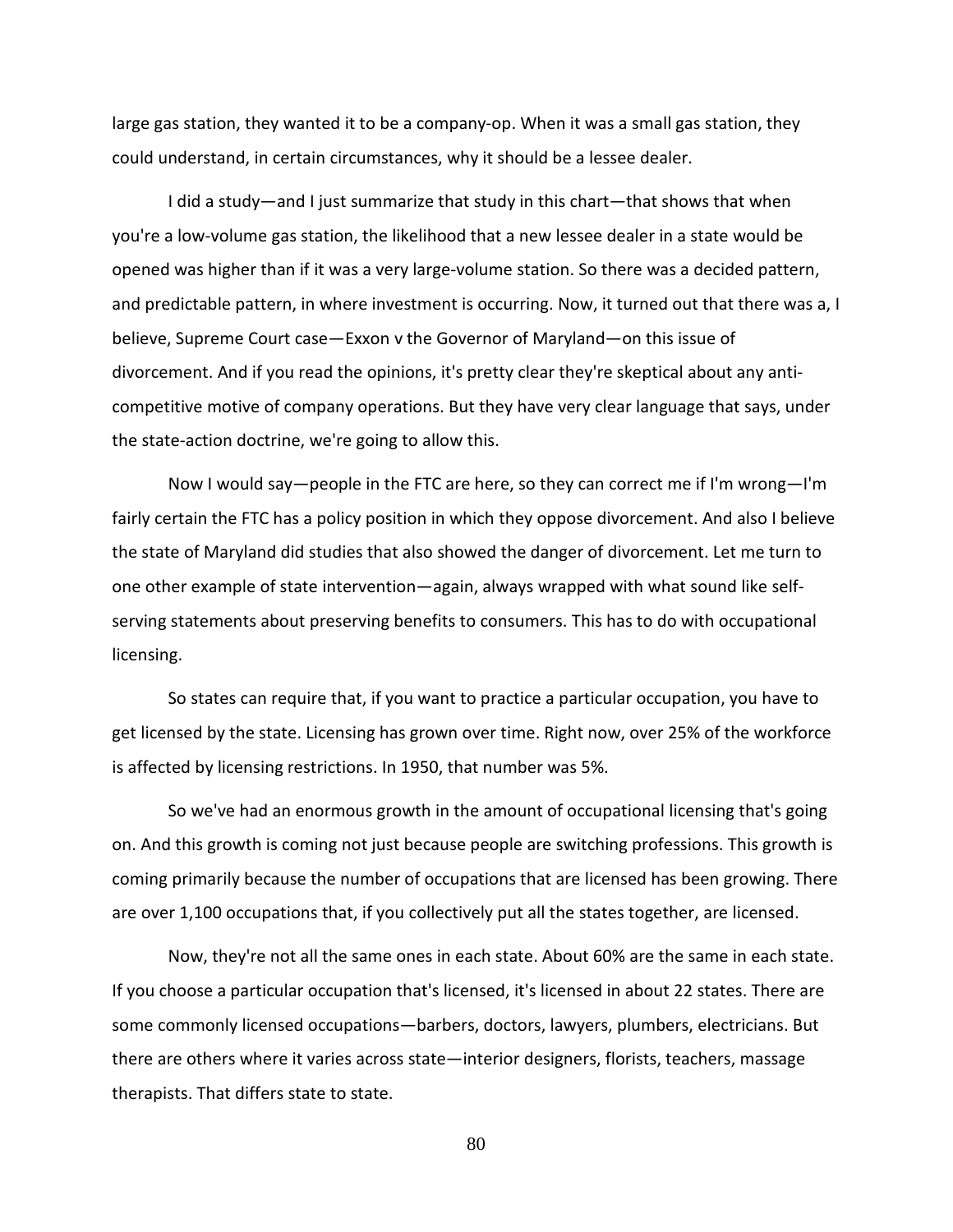large gas station, they wanted it to be a company-op. When it was a small gas station, they could understand, in certain circumstances, why it should be a lessee dealer.

I did a study—and I just summarize that study in this chart—that shows that when you're a low-volume gas station, the likelihood that a new lessee dealer in a state would be opened was higher than if it was a very large-volume station. So there was a decided pattern, and predictable pattern, in where investment is occurring. Now, it turned out that there was a, I believe, Supreme Court case—Exxon v the Governor of Maryland—on this issue of divorcement. And if you read the opinions, it's pretty clear they're skeptical about any anti-competitive motive of company operations. But they have very clear language that says, under the state-action doctrine, we're going to allow this.

Now I would say—people in the FTC are here, so they can correct me if I'm wrong—I'm fairly certain the FTC has a policy position in which they oppose divorcement. And also I believe the state of Maryland did studies that also showed the danger of divorcement. Let me turn to one other example of state intervention—again, always wrapped with what sound like self-serving statements about preserving benefits to consumers. This has to do with occupational licensing.

So states can require that, if you want to practice a particular occupation, you have to get licensed by the state. Licensing has grown over time. Right now, over 25% of the workforce is affected by licensing restrictions. In 1950, that number was 5%.

So we've had an enormous growth in the amount of occupational licensing that's going on. And this growth is coming not just because people are switching professions. This growth is coming primarily because the number of occupations that are licensed has been growing. There are over 1,100 occupations that, if you collectively put all the states together, are licensed.

Now, they're not all the same ones in each state. About 60% are the same in each state. If you choose a particular occupation that's licensed, it's licensed in about 22 states. There are some commonly licensed occupations—barbers, doctors, lawyers, plumbers, electricians. But there are others where it varies across state—interior designers, florists, teachers, massage therapists. That differs state to state.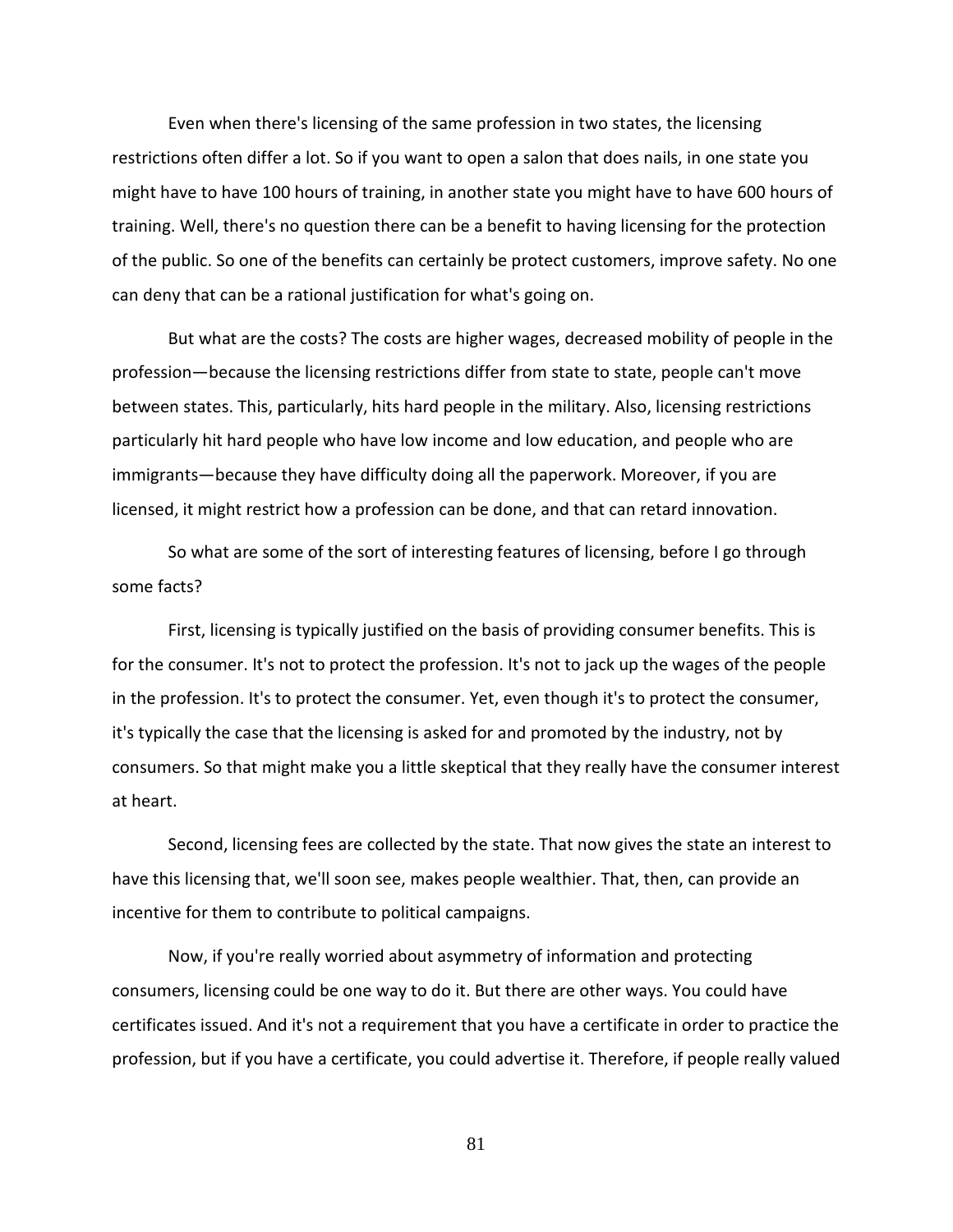Even when there's licensing of the same profession in two states, the licensing restrictions often differ a lot. So if you want to open a salon that does nails, in one state you might have to have 100 hours of training, in another state you might have to have 600 hours of training. Well, there's no question there can be a benefit to having licensing for the protection of the public. So one of the benefits can certainly be protect customers, improve safety. No one can deny that can be a rational justification for what's going on.

But what are the costs? The costs are higher wages, decreased mobility of people in the profession—because the licensing restrictions differ from state to state, people can't move between states. This, particularly, hits hard people in the military. Also, licensing restrictions particularly hit hard people who have low income and low education, and people who are immigrants—because they have difficulty doing all the paperwork. Moreover, if you are licensed, it might restrict how a profession can be done, and that can retard innovation.

So what are some of the sort of interesting features of licensing, before I go through some facts?

First, licensing is typically justified on the basis of providing consumer benefits. This is for the consumer. It's not to protect the profession. It's not to jack up the wages of the people in the profession. It's to protect the consumer. Yet, even though it's to protect the consumer, it's typically the case that the licensing is asked for and promoted by the industry, not by consumers. So that might make you a little skeptical that they really have the consumer interest at heart.

Second, licensing fees are collected by the state. That now gives the state an interest to have this licensing that, we'll soon see, makes people wealthier. That, then, can provide an incentive for them to contribute to political campaigns.

Now, if you're really worried about asymmetry of information and protecting consumers, licensing could be one way to do it. But there are other ways. You could have certificates issued. And it's not a requirement that you have a certificate in order to practice the profession, but if you have a certificate, you could advertise it. Therefore, if people really valued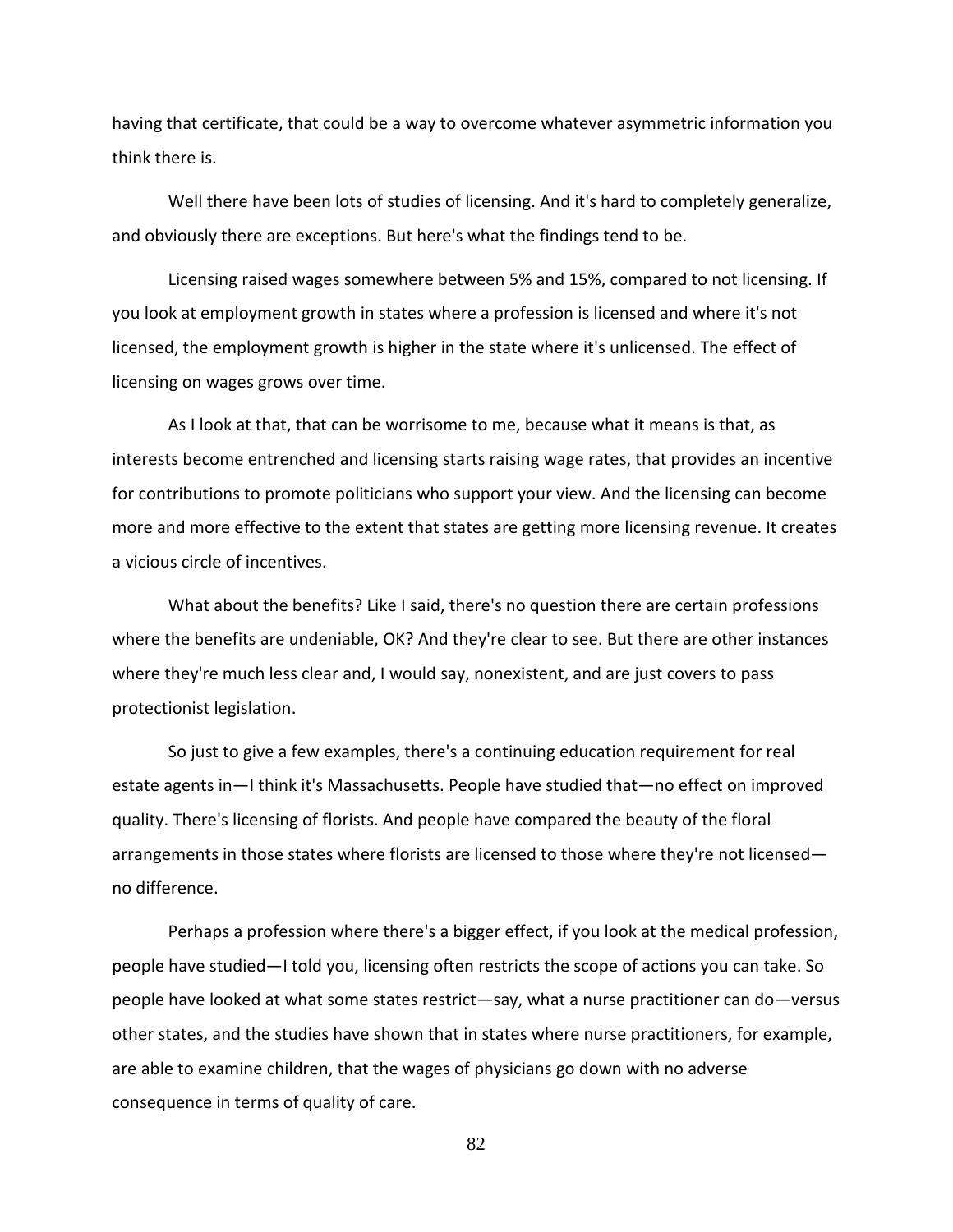having that certificate, that could be a way to overcome whatever asymmetric information you think there is.

Well there have been lots of studies of licensing. And it's hard to completely generalize, and obviously there are exceptions. But here's what the findings tend to be.

Licensing raised wages somewhere between 5% and 15%, compared to not licensing. If you look at employment growth in states where a profession is licensed and where it's not licensed, the employment growth is higher in the state where it's unlicensed. The effect of licensing on wages grows over time.

As I look at that, that can be worrisome to me, because what it means is that, as interests become entrenched and licensing starts raising wage rates, that provides an incentive for contributions to promote politicians who support your view. And the licensing can become more and more effective to the extent that states are getting more licensing revenue. It creates a vicious circle of incentives.

What about the benefits? Like I said, there's no question there are certain professions where the benefits are undeniable, OK? And they're clear to see. But there are other instances where they're much less clear and, I would say, nonexistent, and are just covers to pass protectionist legislation.

So just to give a few examples, there's a continuing education requirement for real estate agents in—I think it's Massachusetts. People have studied that—no effect on improved quality. There's licensing of florists. And people have compared the beauty of the floral arrangements in those states where florists are licensed to those where they're not licensed—no difference.

Perhaps a profession where there's a bigger effect, if you look at the medical profession, people have studied—I told you, licensing often restricts the scope of actions you can take. So people have looked at what some states restrict—say, what a nurse practitioner can do—versus other states, and the studies have shown that in states where nurse practitioners, for example, are able to examine children, that the wages of physicians go down with no adverse consequence in terms of quality of care.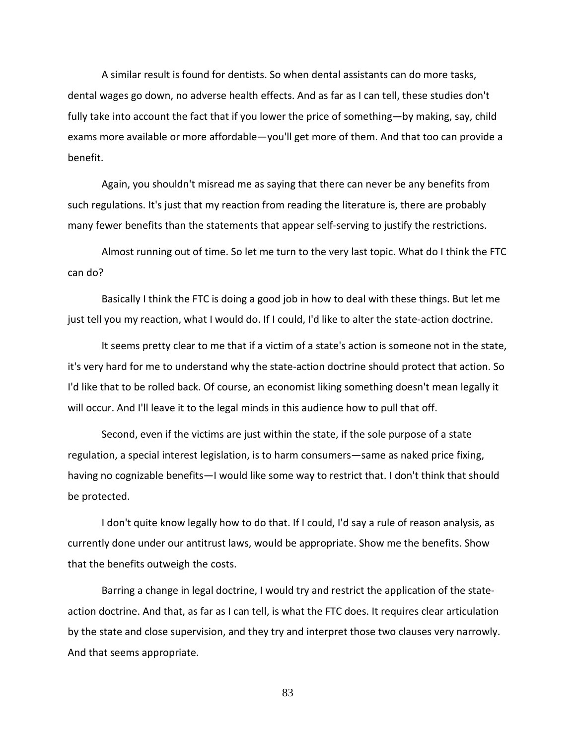A similar result is found for dentists. So when dental assistants can do more tasks, dental wages go down, no adverse health effects. And as far as I can tell, these studies don't fully take into account the fact that if you lower the price of something—by making, say, child exams more available or more affordable—you'll get more of them. And that too can provide a benefit.

Again, you shouldn't misread me as saying that there can never be any benefits from such regulations. It's just that my reaction from reading the literature is, there are probably many fewer benefits than the statements that appear self-serving to justify the restrictions.

Almost running out of time. So let me turn to the very last topic. What do I think the FTC can do?

Basically I think the FTC is doing a good job in how to deal with these things. But let me just tell you my reaction, what I would do. If I could, I'd like to alter the state-action doctrine.

It seems pretty clear to me that if a victim of a state's action is someone not in the state, it's very hard for me to understand why the state-action doctrine should protect that action. So I'd like that to be rolled back. Of course, an economist liking something doesn't mean legally it will occur. And I'll leave it to the legal minds in this audience how to pull that off.

Second, even if the victims are just within the state, if the sole purpose of a state regulation, a special interest legislation, is to harm consumers—same as naked price fixing, having no cognizable benefits—I would like some way to restrict that. I don't think that should be protected.

I don't quite know legally how to do that. If I could, I'd say a rule of reason analysis, as currently done under our antitrust laws, would be appropriate. Show me the benefits. Show that the benefits outweigh the costs.

Barring a change in legal doctrine, I would try and restrict the application of the state-action doctrine. And that, as far as I can tell, is what the FTC does. It requires clear articulation by the state and close supervision, and they try and interpret those two clauses very narrowly. And that seems appropriate.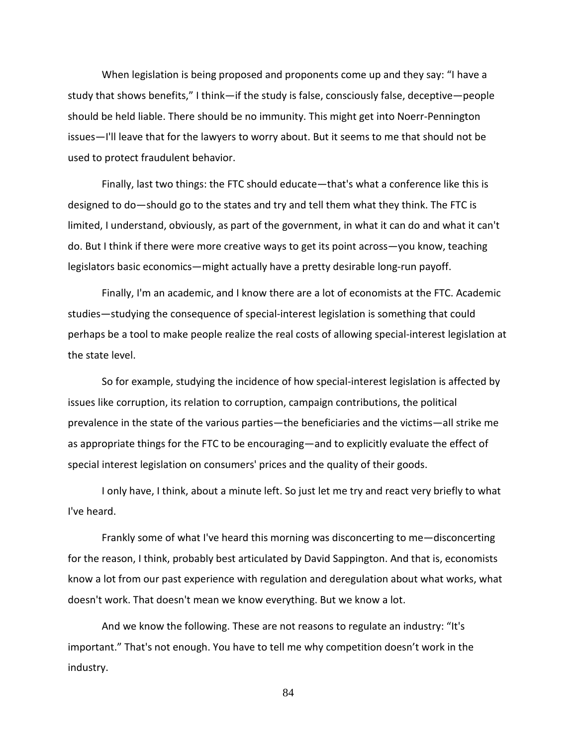When legislation is being proposed and proponents come up and they say: "I have a study that shows benefits," I think—if the study is false, consciously false, deceptive—people should be held liable. There should be no immunity. This might get into Noerr-Pennington issues—I'll leave that for the lawyers to worry about. But it seems to me that should not be used to protect fraudulent behavior.

Finally, last two things: the FTC should educate—that's what a conference like this is designed to do—should go to the states and try and tell them what they think. The FTC is limited, I understand, obviously, as part of the government, in what it can do and what it can't do. But I think if there were more creative ways to get its point across—you know, teaching legislators basic economics—might actually have a pretty desirable long-run payoff.

Finally, I'm an academic, and I know there are a lot of economists at the FTC. Academic studies—studying the consequence of special-interest legislation is something that could perhaps be a tool to make people realize the real costs of allowing special-interest legislation at the state level.

So for example, studying the incidence of how special-interest legislation is affected by issues like corruption, its relation to corruption, campaign contributions, the political prevalence in the state of the various parties—the beneficiaries and the victims—all strike me as appropriate things for the FTC to be encouraging—and to explicitly evaluate the effect of special interest legislation on consumers' prices and the quality of their goods.

I only have, I think, about a minute left. So just let me try and react very briefly to what I've heard.

Frankly some of what I've heard this morning was disconcerting to me—disconcerting for the reason, I think, probably best articulated by David Sappington. And that is, economists know a lot from our past experience with regulation and deregulation about what works, what doesn't work. That doesn't mean we know everything. But we know a lot.

And we know the following. These are not reasons to regulate an industry: "It's important." That's not enough. You have to tell me why competition doesn't work in the industry.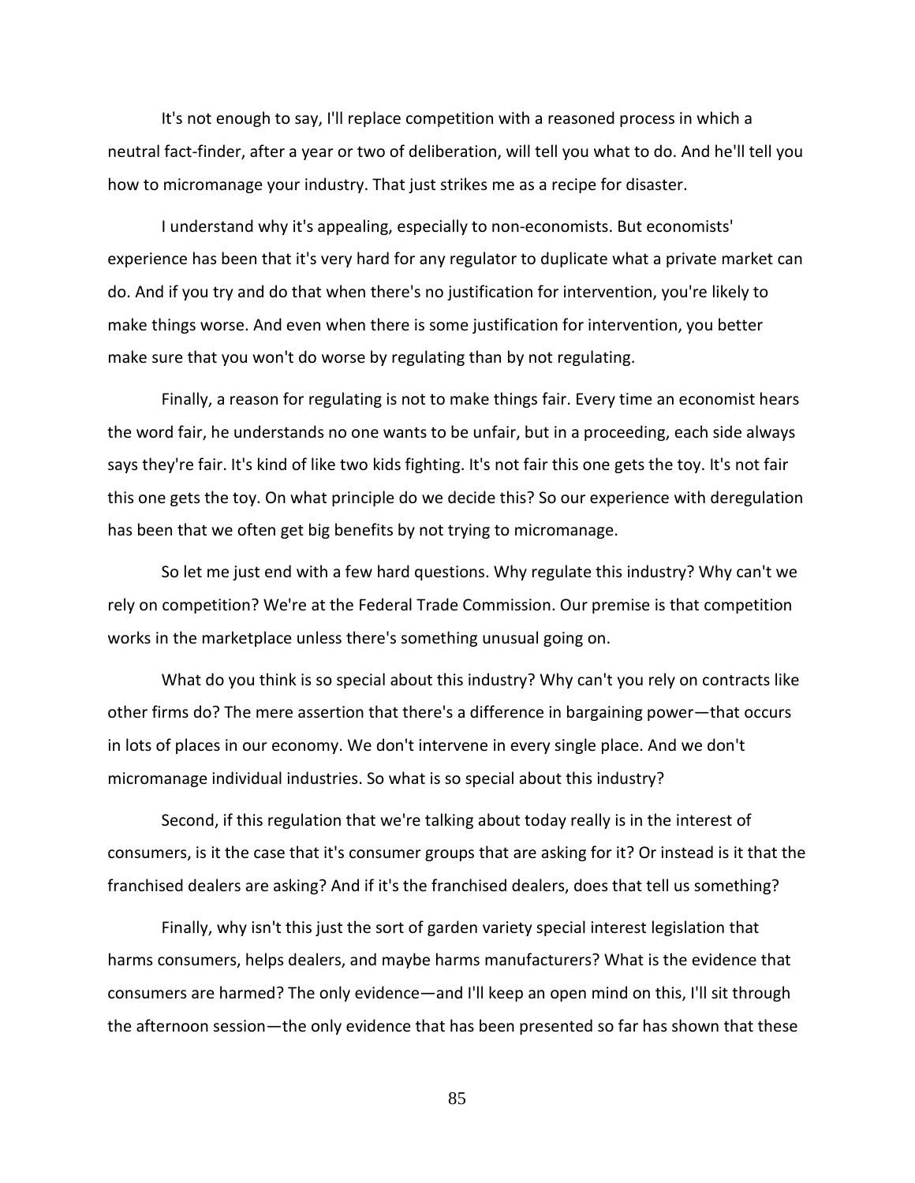It's not enough to say, I'll replace competition with a reasoned process in which a neutral fact-finder, after a year or two of deliberation, will tell you what to do. And he'll tell you how to micromanage your industry. That just strikes me as a recipe for disaster.

I understand why it's appealing, especially to non-economists. But economists' experience has been that it's very hard for any regulator to duplicate what a private market can do. And if you try and do that when there's no justification for intervention, you're likely to make things worse. And even when there is some justification for intervention, you better make sure that you won't do worse by regulating than by not regulating.

Finally, a reason for regulating is not to make things fair. Every time an economist hears the word fair, he understands no one wants to be unfair, but in a proceeding, each side always says they're fair. It's kind of like two kids fighting. It's not fair this one gets the toy. It's not fair this one gets the toy. On what principle do we decide this? So our experience with deregulation has been that we often get big benefits by not trying to micromanage.

So let me just end with a few hard questions. Why regulate this industry? Why can't we rely on competition? We're at the Federal Trade Commission. Our premise is that competition works in the marketplace unless there's something unusual going on.

What do you think is so special about this industry? Why can't you rely on contracts like other firms do? The mere assertion that there's a difference in bargaining power—that occurs in lots of places in our economy. We don't intervene in every single place. And we don't micromanage individual industries. So what is so special about this industry?

Second, if this regulation that we're talking about today really is in the interest of consumers, is it the case that it's consumer groups that are asking for it? Or instead is it that the franchised dealers are asking? And if it's the franchised dealers, does that tell us something?

Finally, why isn't this just the sort of garden variety special interest legislation that harms consumers, helps dealers, and maybe harms manufacturers? What is the evidence that consumers are harmed? The only evidence—and I'll keep an open mind on this, I'll sit through the afternoon session—the only evidence that has been presented so far has shown that these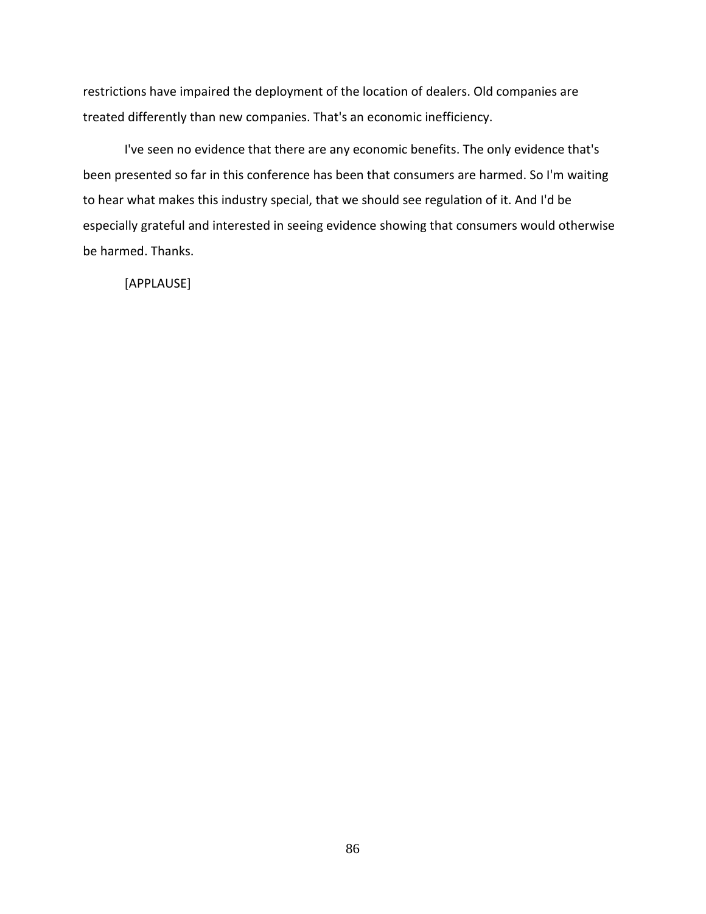restrictions have impaired the deployment of the location of dealers. Old companies are treated differently than new companies. That's an economic inefficiency.

I've seen no evidence that there are any economic benefits. The only evidence that's been presented so far in this conference has been that consumers are harmed. So I'm waiting to hear what makes this industry special, that we should see regulation of it. And I'd be especially grateful and interested in seeing evidence showing that consumers would otherwise be harmed. Thanks.

[APPLAUSE]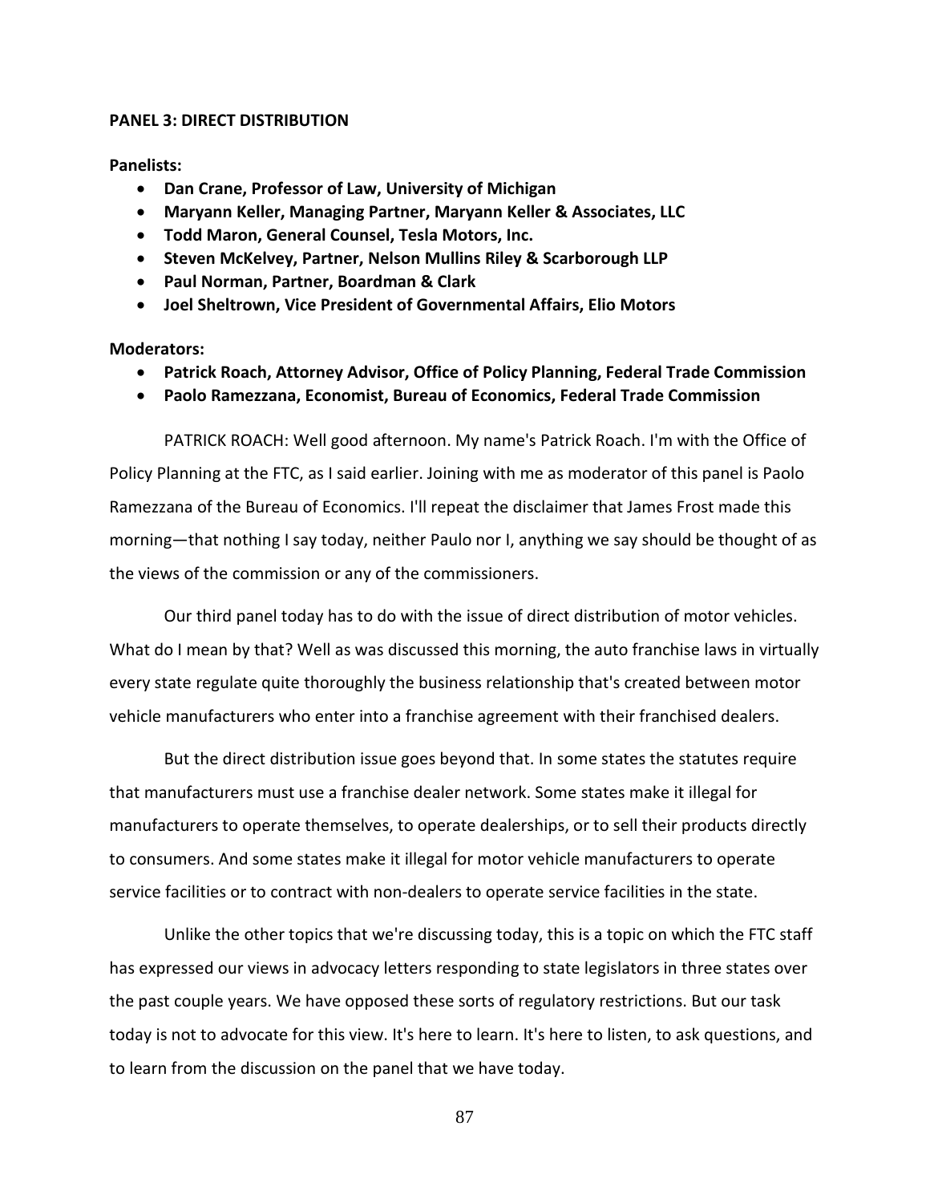**PANEL 3: DIRECT DISTRIBUTION**

**Panelists:**

- **Dan Crane, Professor of Law, University of Michigan**
- **Maryann Keller, Managing Partner, Maryann Keller & Associates, LLC**
- **Todd Maron, General Counsel, Tesla Motors, Inc.**
- **Steven McKelvey, Partner, Nelson Mullins Riley & Scarborough LLP**
- **Paul Norman, Partner, Boardman & Clark**
- **Joel Sheltrown, Vice President of Governmental Affairs, Elio Motors**

**Moderators:**

- **Patrick Roach, Attorney Advisor, Office of Policy Planning, Federal Trade Commission**
- **Paolo Ramezzana, Economist, Bureau of Economics, Federal Trade Commission**

PATRICK ROACH: Well good afternoon. My name's Patrick Roach. I'm with the Office of Policy Planning at the FTC, as I said earlier. Joining with me as moderator of this panel is Paolo Ramezzana of the Bureau of Economics. I'll repeat the disclaimer that James Frost made this morning—that nothing I say today, neither Paulo nor I, anything we say should be thought of as the views of the commission or any of the commissioners.

Our third panel today has to do with the issue of direct distribution of motor vehicles. What do I mean by that? Well as was discussed this morning, the auto franchise laws in virtually every state regulate quite thoroughly the business relationship that's created between motor vehicle manufacturers who enter into a franchise agreement with their franchised dealers.

But the direct distribution issue goes beyond that. In some states the statutes require that manufacturers must use a franchise dealer network. Some states make it illegal for manufacturers to operate themselves, to operate dealerships, or to sell their products directly to consumers. And some states make it illegal for motor vehicle manufacturers to operate service facilities or to contract with non-dealers to operate service facilities in the state.

Unlike the other topics that we're discussing today, this is a topic on which the FTC staff has expressed our views in advocacy letters responding to state legislators in three states over the past couple years. We have opposed these sorts of regulatory restrictions. But our task today is not to advocate for this view. It's here to learn. It's here to listen, to ask questions, and to learn from the discussion on the panel that we have today.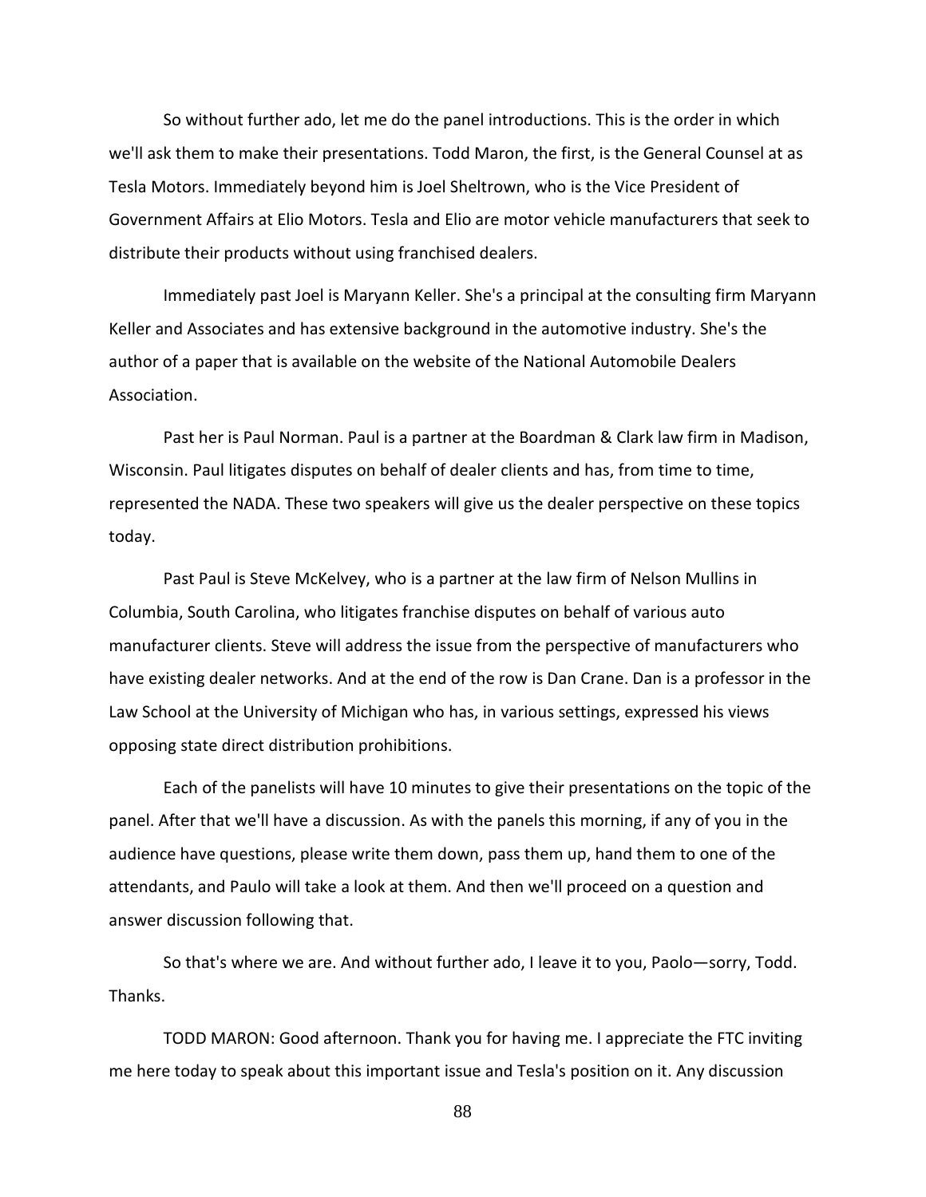So without further ado, let me do the panel introductions. This is the order in which we'll ask them to make their presentations. Todd Maron, the first, is the General Counsel at as Tesla Motors. Immediately beyond him is Joel Sheltrown, who is the Vice President of Government Affairs at Elio Motors. Tesla and Elio are motor vehicle manufacturers that seek to distribute their products without using franchised dealers.

Immediately past Joel is Maryann Keller. She's a principal at the consulting firm Maryann Keller and Associates and has extensive background in the automotive industry. She's the author of a paper that is available on the website of the National Automobile Dealers Association.

Past her is Paul Norman. Paul is a partner at the Boardman & Clark law firm in Madison, Wisconsin. Paul litigates disputes on behalf of dealer clients and has, from time to time, represented the NADA. These two speakers will give us the dealer perspective on these topics today.

Past Paul is Steve McKelvey, who is a partner at the law firm of Nelson Mullins in Columbia, South Carolina, who litigates franchise disputes on behalf of various auto manufacturer clients. Steve will address the issue from the perspective of manufacturers who have existing dealer networks. And at the end of the row is Dan Crane. Dan is a professor in the Law School at the University of Michigan who has, in various settings, expressed his views opposing state direct distribution prohibitions.

Each of the panelists will have 10 minutes to give their presentations on the topic of the panel. After that we'll have a discussion. As with the panels this morning, if any of you in the audience have questions, please write them down, pass them up, hand them to one of the attendants, and Paulo will take a look at them. And then we'll proceed on a question and answer discussion following that.

So that's where we are. And without further ado, I leave it to you, Paolo—sorry, Todd. Thanks.

TODD MARON: Good afternoon. Thank you for having me. I appreciate the FTC inviting me here today to speak about this important issue and Tesla's position on it. Any discussion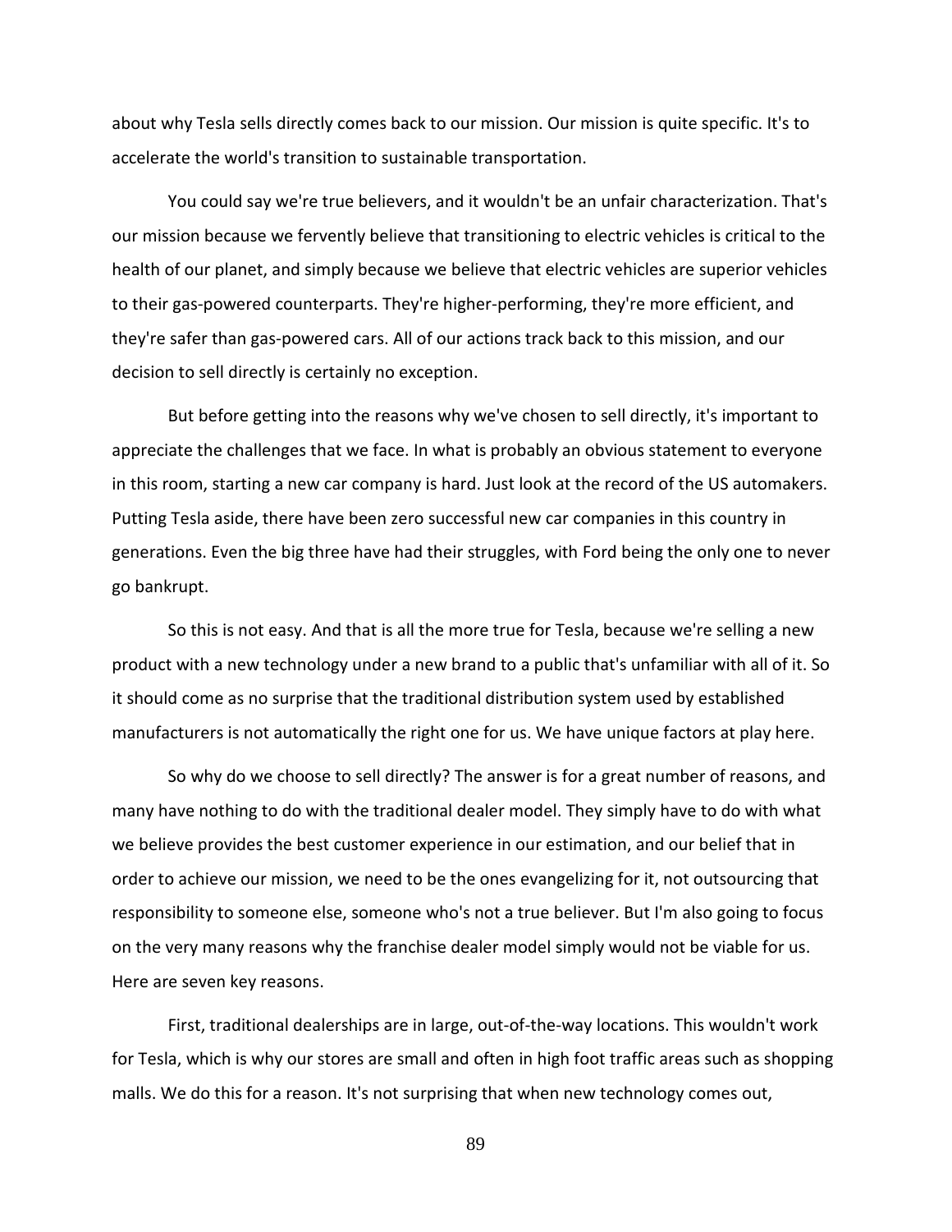about why Tesla sells directly comes back to our mission. Our mission is quite specific. It's to accelerate the world's transition to sustainable transportation.

You could say we're true believers, and it wouldn't be an unfair characterization. That's our mission because we fervently believe that transitioning to electric vehicles is critical to the health of our planet, and simply because we believe that electric vehicles are superior vehicles to their gas-powered counterparts. They're higher-performing, they're more efficient, and they're safer than gas-powered cars. All of our actions track back to this mission, and our decision to sell directly is certainly no exception.

But before getting into the reasons why we've chosen to sell directly, it's important to appreciate the challenges that we face. In what is probably an obvious statement to everyone in this room, starting a new car company is hard. Just look at the record of the US automakers. Putting Tesla aside, there have been zero successful new car companies in this country in generations. Even the big three have had their struggles, with Ford being the only one to never go bankrupt.

So this is not easy. And that is all the more true for Tesla, because we're selling a new product with a new technology under a new brand to a public that's unfamiliar with all of it. So it should come as no surprise that the traditional distribution system used by established manufacturers is not automatically the right one for us. We have unique factors at play here.

So why do we choose to sell directly? The answer is for a great number of reasons, and many have nothing to do with the traditional dealer model. They simply have to do with what we believe provides the best customer experience in our estimation, and our belief that in order to achieve our mission, we need to be the ones evangelizing for it, not outsourcing that responsibility to someone else, someone who's not a true believer. But I'm also going to focus on the very many reasons why the franchise dealer model simply would not be viable for us. Here are seven key reasons.

First, traditional dealerships are in large, out-of-the-way locations. This wouldn't work for Tesla, which is why our stores are small and often in high foot traffic areas such as shopping malls. We do this for a reason. It's not surprising that when new technology comes out,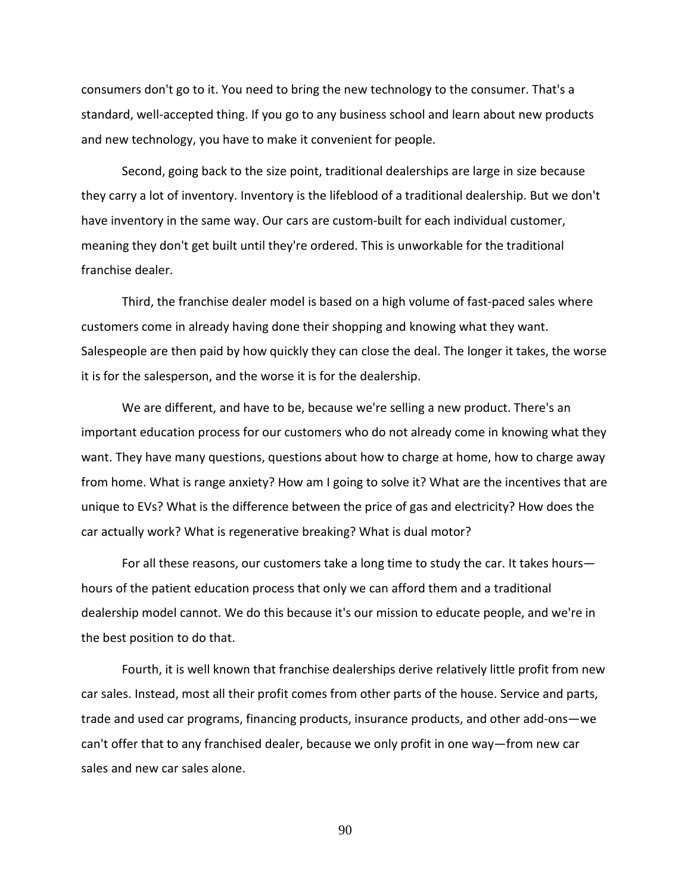consumers don't go to it. You need to bring the new technology to the consumer. That's a standard, well-accepted thing. If you go to any business school and learn about new products and new technology, you have to make it convenient for people.

Second, going back to the size point, traditional dealerships are large in size because they carry a lot of inventory. Inventory is the lifeblood of a traditional dealership. But we don't have inventory in the same way. Our cars are custom-built for each individual customer, meaning they don't get built until they're ordered. This is unworkable for the traditional franchise dealer.

Third, the franchise dealer model is based on a high volume of fast-paced sales where customers come in already having done their shopping and knowing what they want. Salespeople are then paid by how quickly they can close the deal. The longer it takes, the worse it is for the salesperson, and the worse it is for the dealership.

We are different, and have to be, because we're selling a new product. There's an important education process for our customers who do not already come in knowing what they want. They have many questions, questions about how to charge at home, how to charge away from home. What is range anxiety? How am I going to solve it? What are the incentives that are unique to EVs? What is the difference between the price of gas and electricity? How does the car actually work? What is regenerative breaking? What is dual motor?

For all these reasons, our customers take a long time to study the car. It takes hours—hours of the patient education process that only we can afford them and a traditional dealership model cannot. We do this because it's our mission to educate people, and we're in the best position to do that.

Fourth, it is well known that franchise dealerships derive relatively little profit from new car sales. Instead, most all their profit comes from other parts of the house. Service and parts, trade and used car programs, financing products, insurance products, and other add-ons—we can't offer that to any franchised dealer, because we only profit in one way—from new car sales and new car sales alone.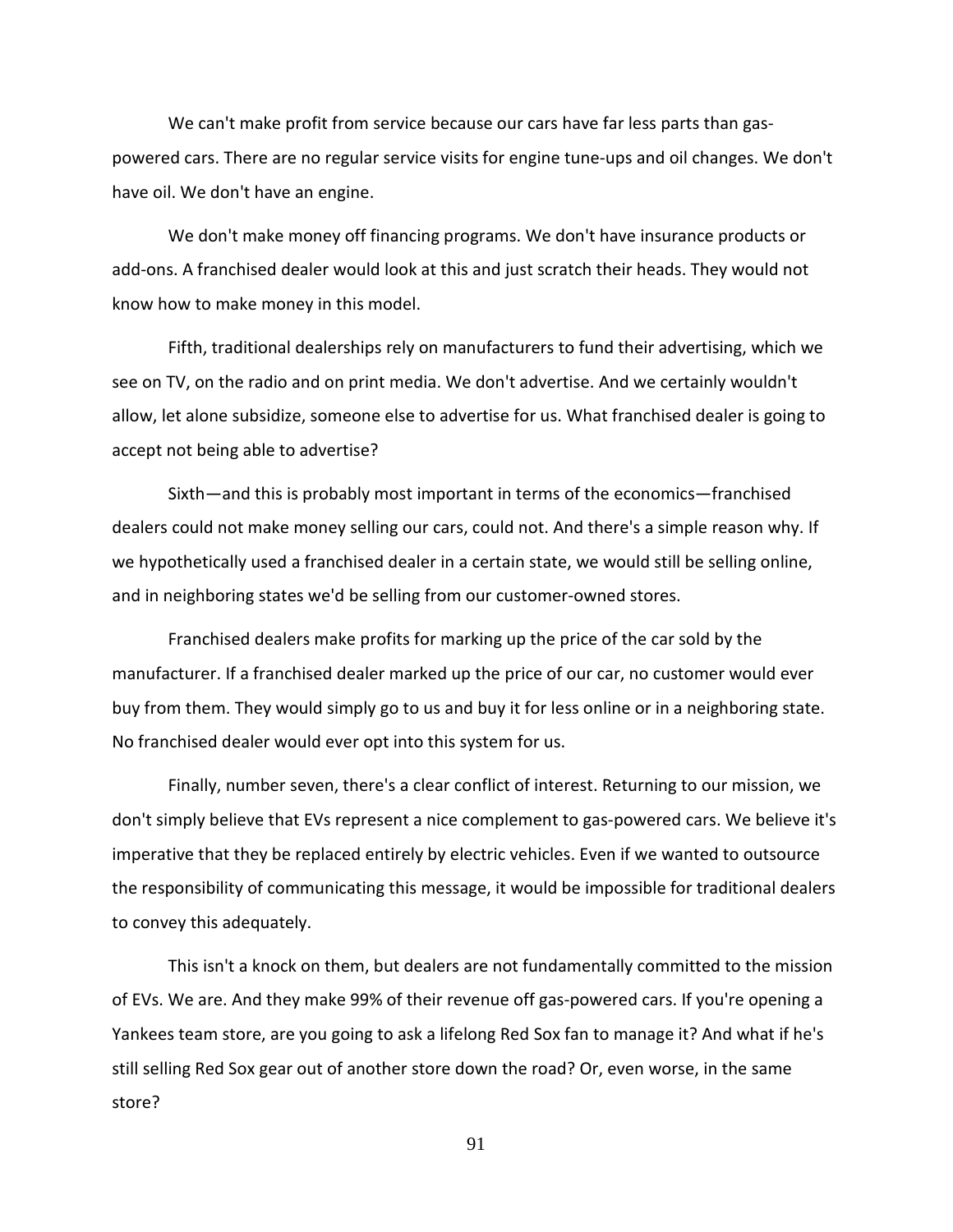We can't make profit from service because our cars have far less parts than gas-powered cars. There are no regular service visits for engine tune-ups and oil changes. We don't have oil. We don't have an engine.

We don't make money off financing programs. We don't have insurance products or add-ons. A franchised dealer would look at this and just scratch their heads. They would not know how to make money in this model.

Fifth, traditional dealerships rely on manufacturers to fund their advertising, which we see on TV, on the radio and on print media. We don't advertise. And we certainly wouldn't allow, let alone subsidize, someone else to advertise for us. What franchised dealer is going to accept not being able to advertise?

Sixth—and this is probably most important in terms of the economics—franchised dealers could not make money selling our cars, could not. And there's a simple reason why. If we hypothetically used a franchised dealer in a certain state, we would still be selling online, and in neighboring states we'd be selling from our customer-owned stores.

Franchised dealers make profits for marking up the price of the car sold by the manufacturer. If a franchised dealer marked up the price of our car, no customer would ever buy from them. They would simply go to us and buy it for less online or in a neighboring state. No franchised dealer would ever opt into this system for us.

Finally, number seven, there's a clear conflict of interest. Returning to our mission, we don't simply believe that EVs represent a nice complement to gas-powered cars. We believe it's imperative that they be replaced entirely by electric vehicles. Even if we wanted to outsource the responsibility of communicating this message, it would be impossible for traditional dealers to convey this adequately.

This isn't a knock on them, but dealers are not fundamentally committed to the mission of EVs. We are. And they make 99% of their revenue off gas-powered cars. If you're opening a Yankees team store, are you going to ask a lifelong Red Sox fan to manage it? And what if he's still selling Red Sox gear out of another store down the road? Or, even worse, in the same store?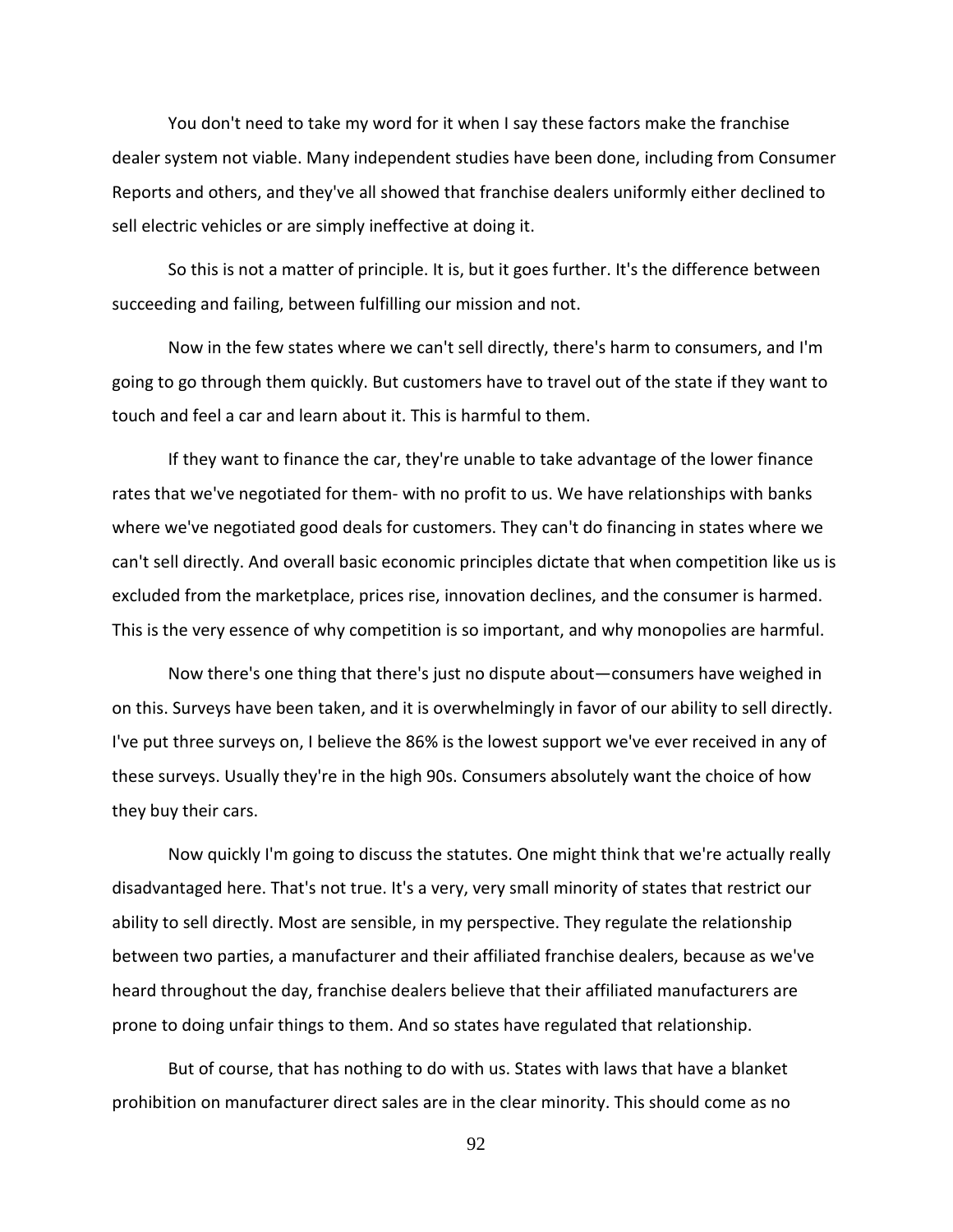You don't need to take my word for it when I say these factors make the franchise dealer system not viable. Many independent studies have been done, including from Consumer Reports and others, and they've all showed that franchise dealers uniformly either declined to sell electric vehicles or are simply ineffective at doing it.

So this is not a matter of principle. It is, but it goes further. It's the difference between succeeding and failing, between fulfilling our mission and not.

Now in the few states where we can't sell directly, there's harm to consumers, and I'm going to go through them quickly. But customers have to travel out of the state if they want to touch and feel a car and learn about it. This is harmful to them.

If they want to finance the car, they're unable to take advantage of the lower finance rates that we've negotiated for them- with no profit to us. We have relationships with banks where we've negotiated good deals for customers. They can't do financing in states where we can't sell directly. And overall basic economic principles dictate that when competition like us is excluded from the marketplace, prices rise, innovation declines, and the consumer is harmed. This is the very essence of why competition is so important, and why monopolies are harmful.

Now there's one thing that there's just no dispute about—consumers have weighed in on this. Surveys have been taken, and it is overwhelmingly in favor of our ability to sell directly. I've put three surveys on, I believe the 86% is the lowest support we've ever received in any of these surveys. Usually they're in the high 90s. Consumers absolutely want the choice of how they buy their cars.

Now quickly I'm going to discuss the statutes. One might think that we're actually really disadvantaged here. That's not true. It's a very, very small minority of states that restrict our ability to sell directly. Most are sensible, in my perspective. They regulate the relationship between two parties, a manufacturer and their affiliated franchise dealers, because as we've heard throughout the day, franchise dealers believe that their affiliated manufacturers are prone to doing unfair things to them. And so states have regulated that relationship.

But of course, that has nothing to do with us. States with laws that have a blanket prohibition on manufacturer direct sales are in the clear minority. This should come as no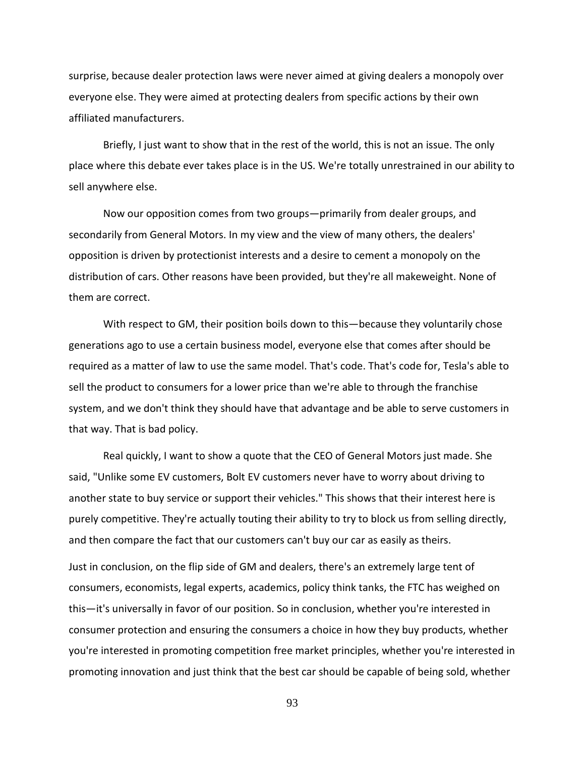surprise, because dealer protection laws were never aimed at giving dealers a monopoly over everyone else. They were aimed at protecting dealers from specific actions by their own affiliated manufacturers.

Briefly, I just want to show that in the rest of the world, this is not an issue. The only place where this debate ever takes place is in the US. We're totally unrestrained in our ability to sell anywhere else.

Now our opposition comes from two groups—primarily from dealer groups, and secondarily from General Motors. In my view and the view of many others, the dealers' opposition is driven by protectionist interests and a desire to cement a monopoly on the distribution of cars. Other reasons have been provided, but they're all makeweight. None of them are correct.

With respect to GM, their position boils down to this—because they voluntarily chose generations ago to use a certain business model, everyone else that comes after should be required as a matter of law to use the same model. That's code. That's code for, Tesla's able to sell the product to consumers for a lower price than we're able to through the franchise system, and we don't think they should have that advantage and be able to serve customers in that way. That is bad policy.

Real quickly, I want to show a quote that the CEO of General Motors just made. She said, "Unlike some EV customers, Bolt EV customers never have to worry about driving to another state to buy service or support their vehicles." This shows that their interest here is purely competitive. They're actually touting their ability to try to block us from selling directly, and then compare the fact that our customers can't buy our car as easily as theirs.

Just in conclusion, on the flip side of GM and dealers, there's an extremely large tent of consumers, economists, legal experts, academics, policy think tanks, the FTC has weighed on this—it's universally in favor of our position. So in conclusion, whether you're interested in consumer protection and ensuring the consumers a choice in how they buy products, whether you're interested in promoting competition free market principles, whether you're interested in promoting innovation and just think that the best car should be capable of being sold, whether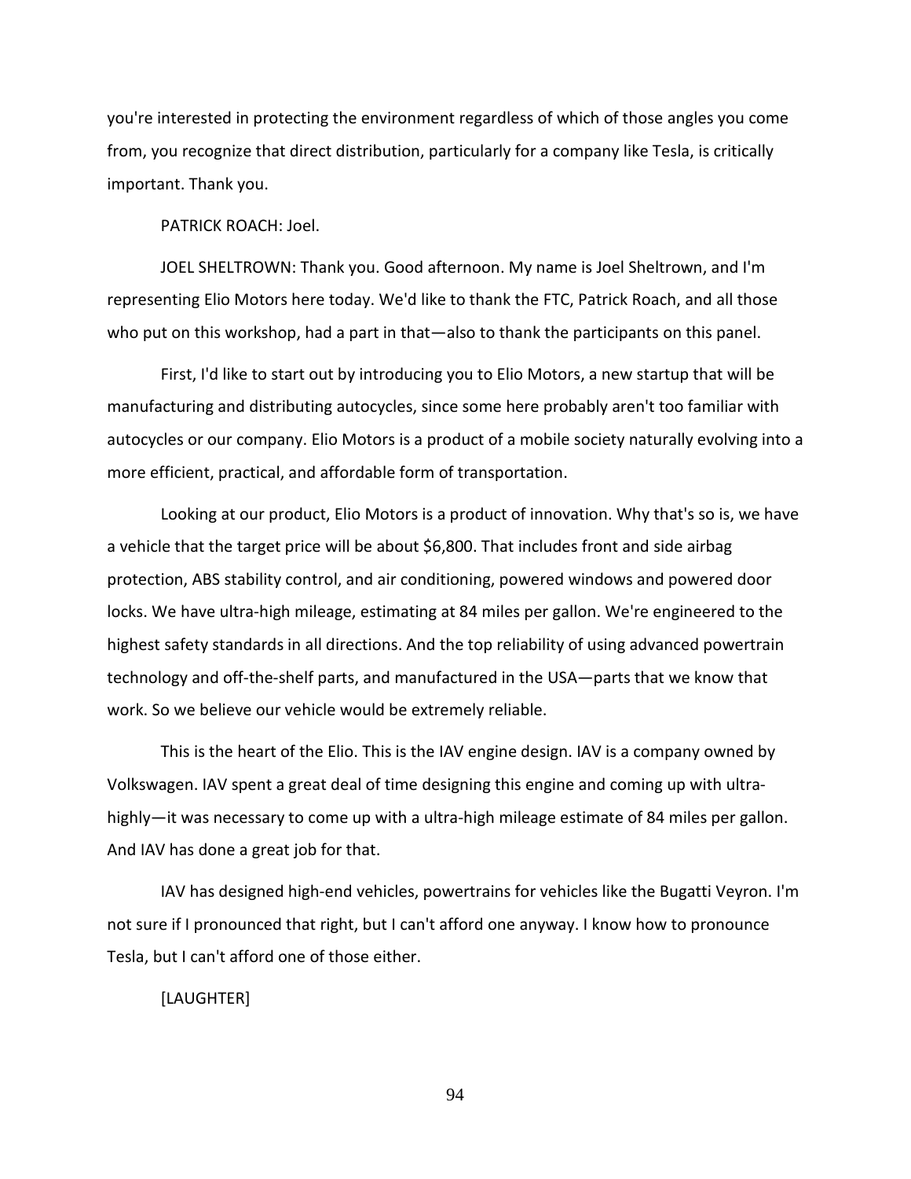you're interested in protecting the environment regardless of which of those angles you come from, you recognize that direct distribution, particularly for a company like Tesla, is critically important. Thank you.

PATRICK ROACH: Joel.

JOEL SHELTROWN: Thank you. Good afternoon. My name is Joel Sheltrown, and I'm representing Elio Motors here today. We'd like to thank the FTC, Patrick Roach, and all those who put on this workshop, had a part in that—also to thank the participants on this panel.

First, I'd like to start out by introducing you to Elio Motors, a new startup that will be manufacturing and distributing autocycles, since some here probably aren't too familiar with autocycles or our company. Elio Motors is a product of a mobile society naturally evolving into a more efficient, practical, and affordable form of transportation.

Looking at our product, Elio Motors is a product of innovation. Why that's so is, we have a vehicle that the target price will be about $6,800. That includes front and side airbag protection, ABS stability control, and air conditioning, powered windows and powered door locks. We have ultra-high mileage, estimating at 84 miles per gallon. We're engineered to the highest safety standards in all directions. And the top reliability of using advanced powertrain technology and off-the-shelf parts, and manufactured in the USA—parts that we know that work. So we believe our vehicle would be extremely reliable.

This is the heart of the Elio. This is the IAV engine design. IAV is a company owned by Volkswagen. IAV spent a great deal of time designing this engine and coming up with ultra-highly—it was necessary to come up with a ultra-high mileage estimate of 84 miles per gallon. And IAV has done a great job for that.

IAV has designed high-end vehicles, powertrains for vehicles like the Bugatti Veyron. I'm not sure if I pronounced that right, but I can't afford one anyway. I know how to pronounce Tesla, but I can't afford one of those either.

[LAUGHTER]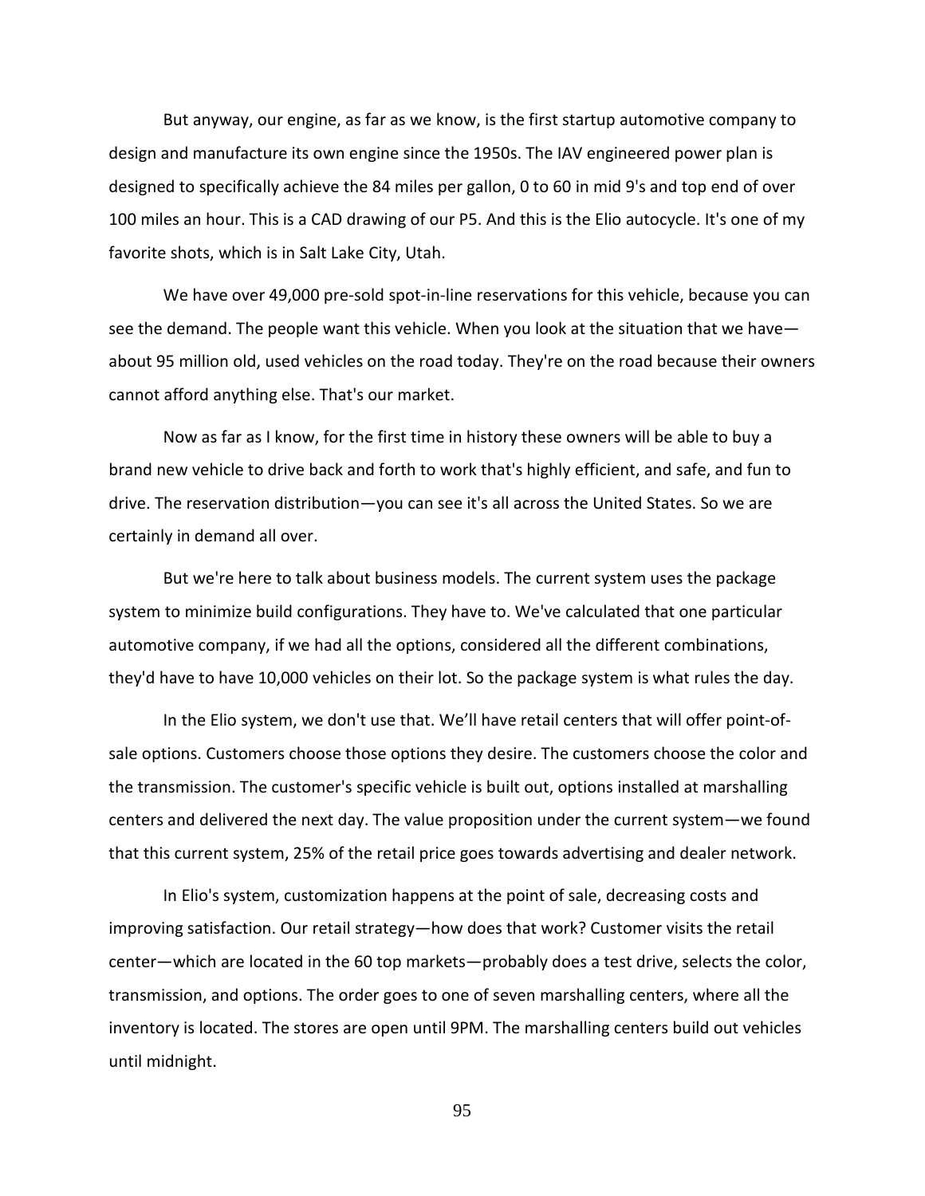But anyway, our engine, as far as we know, is the first startup automotive company to design and manufacture its own engine since the 1950s. The IAV engineered power plan is designed to specifically achieve the 84 miles per gallon, 0 to 60 in mid 9's and top end of over 100 miles an hour. This is a CAD drawing of our P5. And this is the Elio autocycle. It's one of my favorite shots, which is in Salt Lake City, Utah.

We have over 49,000 pre-sold spot-in-line reservations for this vehicle, because you can see the demand. The people want this vehicle. When you look at the situation that we have—about 95 million old, used vehicles on the road today. They're on the road because their owners cannot afford anything else. That's our market.

Now as far as I know, for the first time in history these owners will be able to buy a brand new vehicle to drive back and forth to work that's highly efficient, and safe, and fun to drive. The reservation distribution—you can see it's all across the United States. So we are certainly in demand all over.

But we're here to talk about business models. The current system uses the package system to minimize build configurations. They have to. We've calculated that one particular automotive company, if we had all the options, considered all the different combinations, they'd have to have 10,000 vehicles on their lot. So the package system is what rules the day.

In the Elio system, we don't use that. We'll have retail centers that will offer point-of-sale options. Customers choose those options they desire. The customers choose the color and the transmission. The customer's specific vehicle is built out, options installed at marshalling centers and delivered the next day. The value proposition under the current system—we found that this current system, 25% of the retail price goes towards advertising and dealer network.

In Elio's system, customization happens at the point of sale, decreasing costs and improving satisfaction. Our retail strategy—how does that work? Customer visits the retail center—which are located in the 60 top markets—probably does a test drive, selects the color, transmission, and options. The order goes to one of seven marshalling centers, where all the inventory is located. The stores are open until 9PM. The marshalling centers build out vehicles until midnight.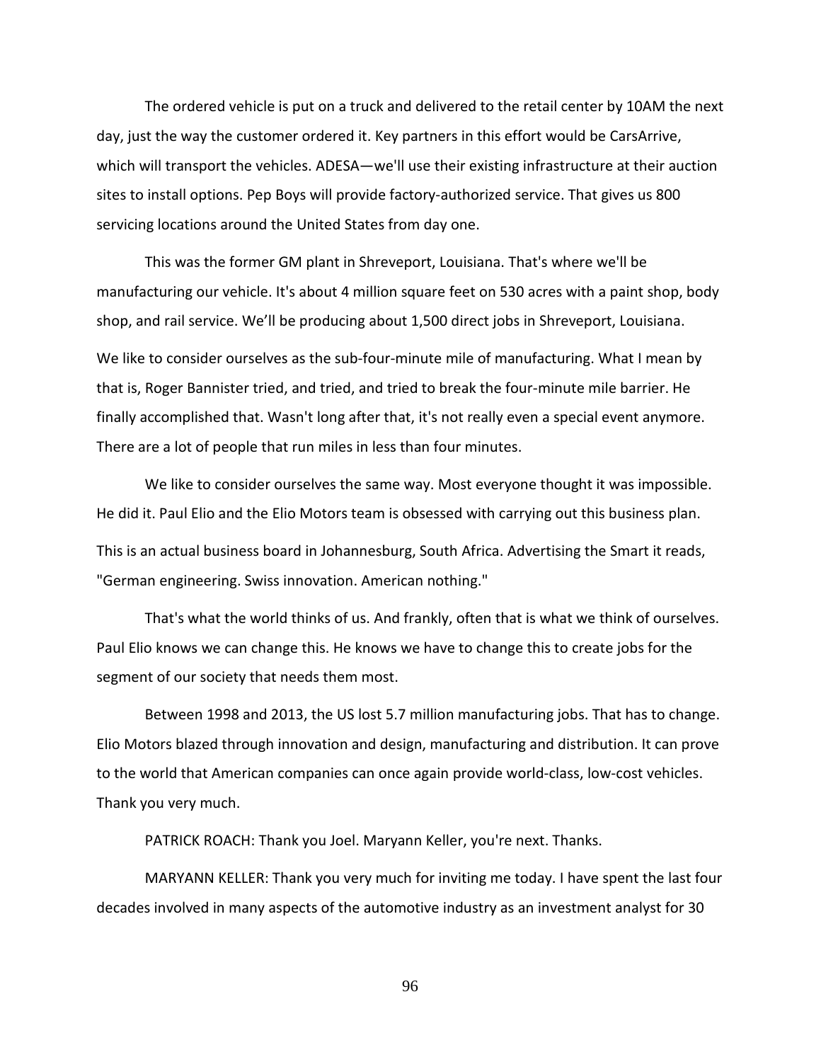The ordered vehicle is put on a truck and delivered to the retail center by 10AM the next day, just the way the customer ordered it. Key partners in this effort would be CarsArrive, which will transport the vehicles. ADESA—we'll use their existing infrastructure at their auction sites to install options. Pep Boys will provide factory-authorized service. That gives us 800 servicing locations around the United States from day one.

This was the former GM plant in Shreveport, Louisiana. That's where we'll be manufacturing our vehicle. It's about 4 million square feet on 530 acres with a paint shop, body shop, and rail service. We'll be producing about 1,500 direct jobs in Shreveport, Louisiana.

We like to consider ourselves as the sub-four-minute mile of manufacturing. What I mean by that is, Roger Bannister tried, and tried, and tried to break the four-minute mile barrier. He finally accomplished that. Wasn't long after that, it's not really even a special event anymore. There are a lot of people that run miles in less than four minutes.

We like to consider ourselves the same way. Most everyone thought it was impossible. He did it. Paul Elio and the Elio Motors team is obsessed with carrying out this business plan.

This is an actual business board in Johannesburg, South Africa. Advertising the Smart it reads, "German engineering. Swiss innovation. American nothing."

That's what the world thinks of us. And frankly, often that is what we think of ourselves. Paul Elio knows we can change this. He knows we have to change this to create jobs for the segment of our society that needs them most.

Between 1998 and 2013, the US lost 5.7 million manufacturing jobs. That has to change. Elio Motors blazed through innovation and design, manufacturing and distribution. It can prove to the world that American companies can once again provide world-class, low-cost vehicles. Thank you very much.

PATRICK ROACH: Thank you Joel. Maryann Keller, you're next. Thanks.

MARYANN KELLER: Thank you very much for inviting me today. I have spent the last four decades involved in many aspects of the automotive industry as an investment analyst for 30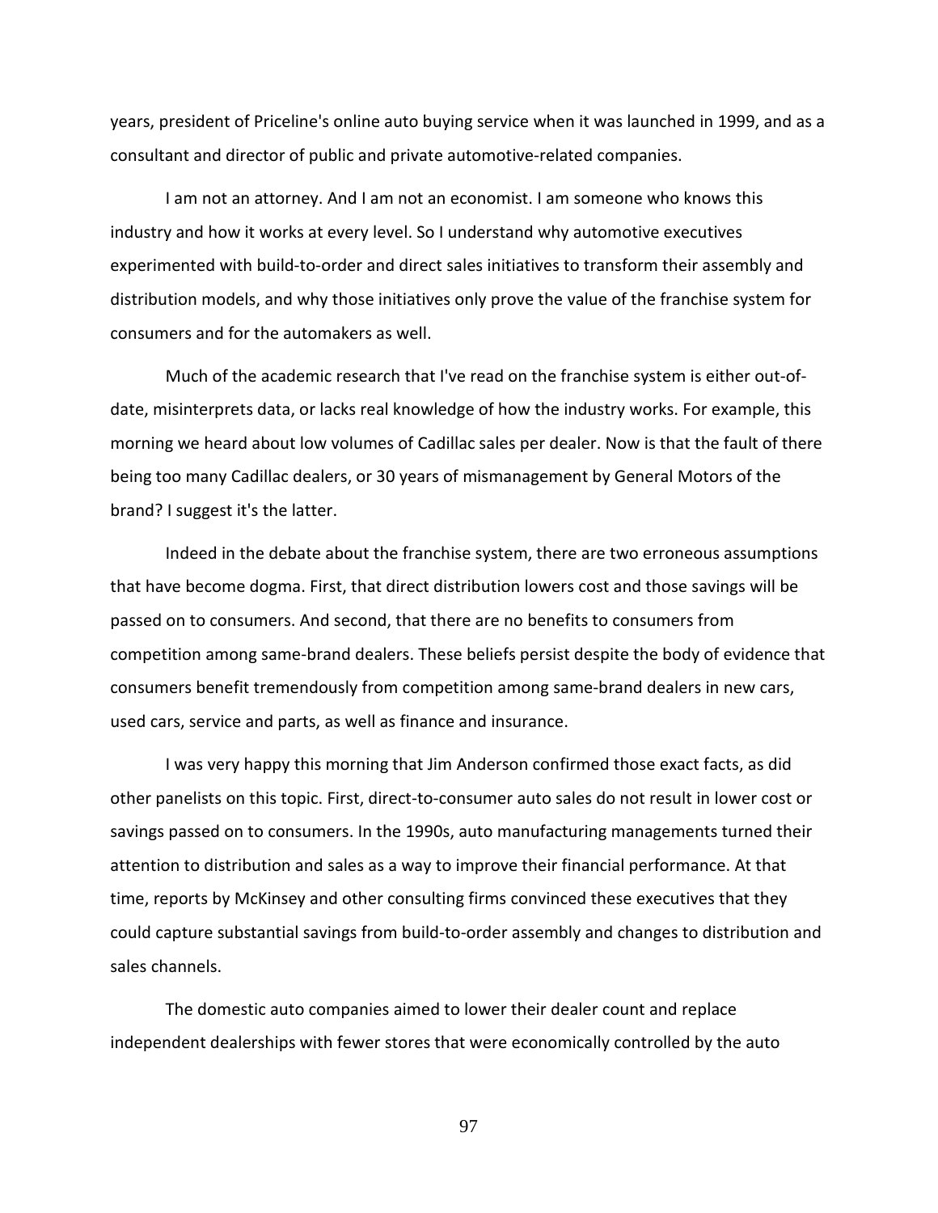years, president of Priceline's online auto buying service when it was launched in 1999, and as a consultant and director of public and private automotive-related companies.

I am not an attorney. And I am not an economist. I am someone who knows this industry and how it works at every level. So I understand why automotive executives experimented with build-to-order and direct sales initiatives to transform their assembly and distribution models, and why those initiatives only prove the value of the franchise system for consumers and for the automakers as well.

Much of the academic research that I've read on the franchise system is either out-of-date, misinterprets data, or lacks real knowledge of how the industry works. For example, this morning we heard about low volumes of Cadillac sales per dealer. Now is that the fault of there being too many Cadillac dealers, or 30 years of mismanagement by General Motors of the brand? I suggest it's the latter.

Indeed in the debate about the franchise system, there are two erroneous assumptions that have become dogma. First, that direct distribution lowers cost and those savings will be passed on to consumers. And second, that there are no benefits to consumers from competition among same-brand dealers. These beliefs persist despite the body of evidence that consumers benefit tremendously from competition among same-brand dealers in new cars, used cars, service and parts, as well as finance and insurance.

I was very happy this morning that Jim Anderson confirmed those exact facts, as did other panelists on this topic. First, direct-to-consumer auto sales do not result in lower cost or savings passed on to consumers. In the 1990s, auto manufacturing managements turned their attention to distribution and sales as a way to improve their financial performance. At that time, reports by McKinsey and other consulting firms convinced these executives that they could capture substantial savings from build-to-order assembly and changes to distribution and sales channels.

The domestic auto companies aimed to lower their dealer count and replace independent dealerships with fewer stores that were economically controlled by the auto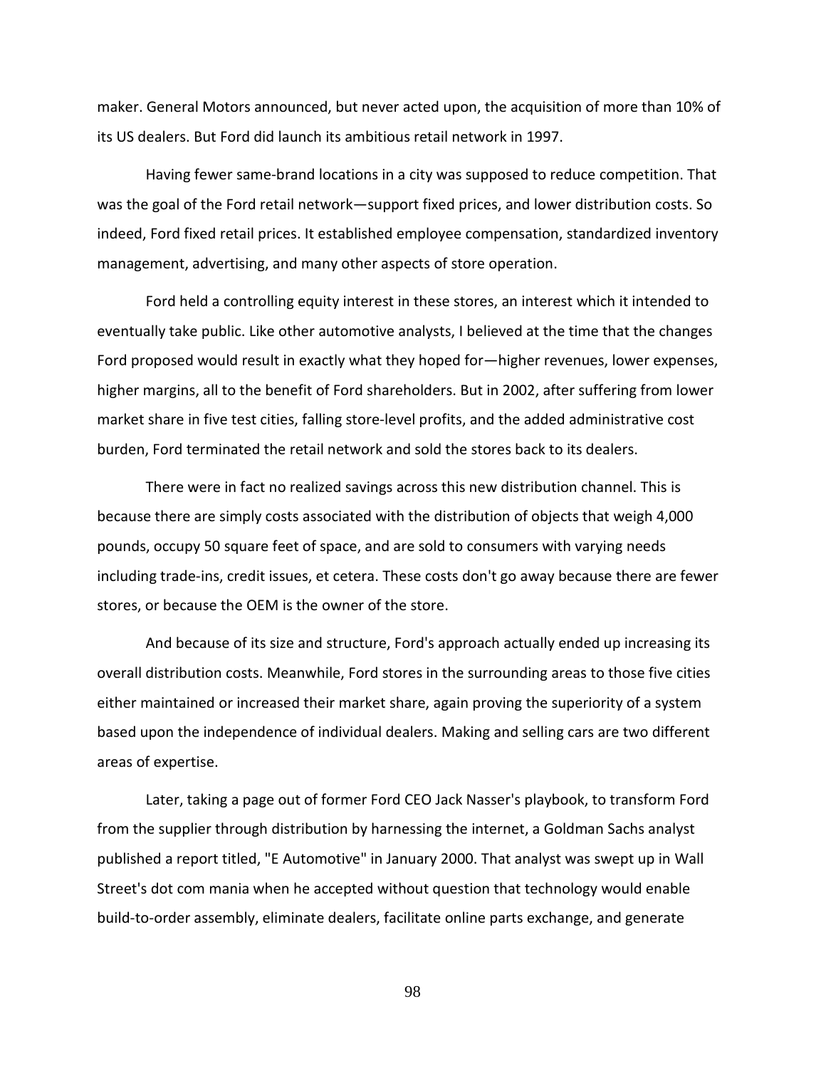maker. General Motors announced, but never acted upon, the acquisition of more than 10% of its US dealers. But Ford did launch its ambitious retail network in 1997.

Having fewer same-brand locations in a city was supposed to reduce competition. That was the goal of the Ford retail network—support fixed prices, and lower distribution costs. So indeed, Ford fixed retail prices. It established employee compensation, standardized inventory management, advertising, and many other aspects of store operation.

Ford held a controlling equity interest in these stores, an interest which it intended to eventually take public. Like other automotive analysts, I believed at the time that the changes Ford proposed would result in exactly what they hoped for—higher revenues, lower expenses, higher margins, all to the benefit of Ford shareholders. But in 2002, after suffering from lower market share in five test cities, falling store-level profits, and the added administrative cost burden, Ford terminated the retail network and sold the stores back to its dealers.

There were in fact no realized savings across this new distribution channel. This is because there are simply costs associated with the distribution of objects that weigh 4,000 pounds, occupy 50 square feet of space, and are sold to consumers with varying needs including trade-ins, credit issues, et cetera. These costs don't go away because there are fewer stores, or because the OEM is the owner of the store.

And because of its size and structure, Ford's approach actually ended up increasing its overall distribution costs. Meanwhile, Ford stores in the surrounding areas to those five cities either maintained or increased their market share, again proving the superiority of a system based upon the independence of individual dealers. Making and selling cars are two different areas of expertise.

Later, taking a page out of former Ford CEO Jack Nasser's playbook, to transform Ford from the supplier through distribution by harnessing the internet, a Goldman Sachs analyst published a report titled, "E Automotive" in January 2000. That analyst was swept up in Wall Street's dot com mania when he accepted without question that technology would enable build-to-order assembly, eliminate dealers, facilitate online parts exchange, and generate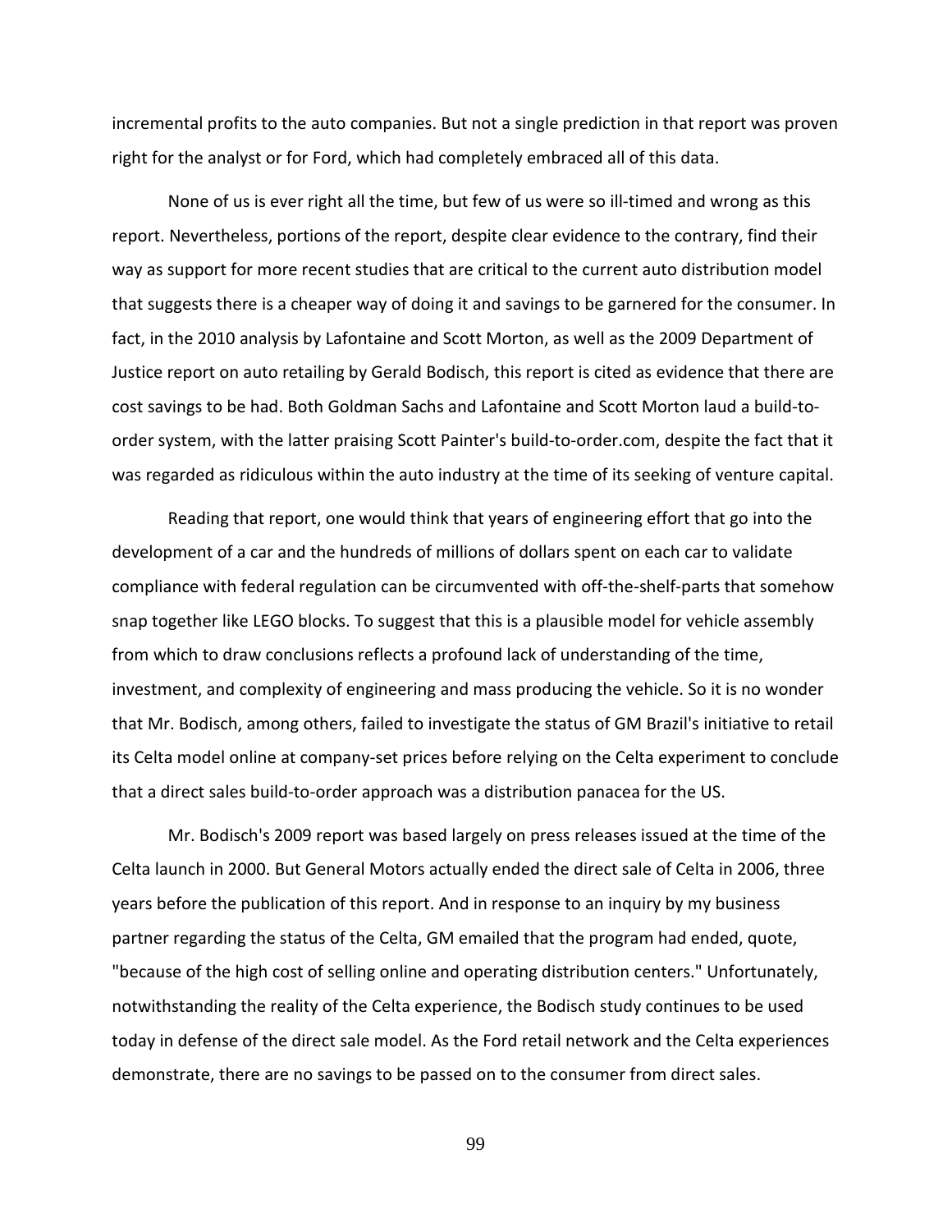incremental profits to the auto companies. But not a single prediction in that report was proven right for the analyst or for Ford, which had completely embraced all of this data.

None of us is ever right all the time, but few of us were so ill-timed and wrong as this report. Nevertheless, portions of the report, despite clear evidence to the contrary, find their way as support for more recent studies that are critical to the current auto distribution model that suggests there is a cheaper way of doing it and savings to be garnered for the consumer. In fact, in the 2010 analysis by Lafontaine and Scott Morton, as well as the 2009 Department of Justice report on auto retailing by Gerald Bodisch, this report is cited as evidence that there are cost savings to be had. Both Goldman Sachs and Lafontaine and Scott Morton laud a build-to-order system, with the latter praising Scott Painter's build-to-order.com, despite the fact that it was regarded as ridiculous within the auto industry at the time of its seeking of venture capital.

Reading that report, one would think that years of engineering effort that go into the development of a car and the hundreds of millions of dollars spent on each car to validate compliance with federal regulation can be circumvented with off-the-shelf-parts that somehow snap together like LEGO blocks. To suggest that this is a plausible model for vehicle assembly from which to draw conclusions reflects a profound lack of understanding of the time, investment, and complexity of engineering and mass producing the vehicle. So it is no wonder that Mr. Bodisch, among others, failed to investigate the status of GM Brazil's initiative to retail its Celta model online at company-set prices before relying on the Celta experiment to conclude that a direct sales build-to-order approach was a distribution panacea for the US.

Mr. Bodisch's 2009 report was based largely on press releases issued at the time of the Celta launch in 2000. But General Motors actually ended the direct sale of Celta in 2006, three years before the publication of this report. And in response to an inquiry by my business partner regarding the status of the Celta, GM emailed that the program had ended, quote, "because of the high cost of selling online and operating distribution centers." Unfortunately, notwithstanding the reality of the Celta experience, the Bodisch study continues to be used today in defense of the direct sale model. As the Ford retail network and the Celta experiences demonstrate, there are no savings to be passed on to the consumer from direct sales.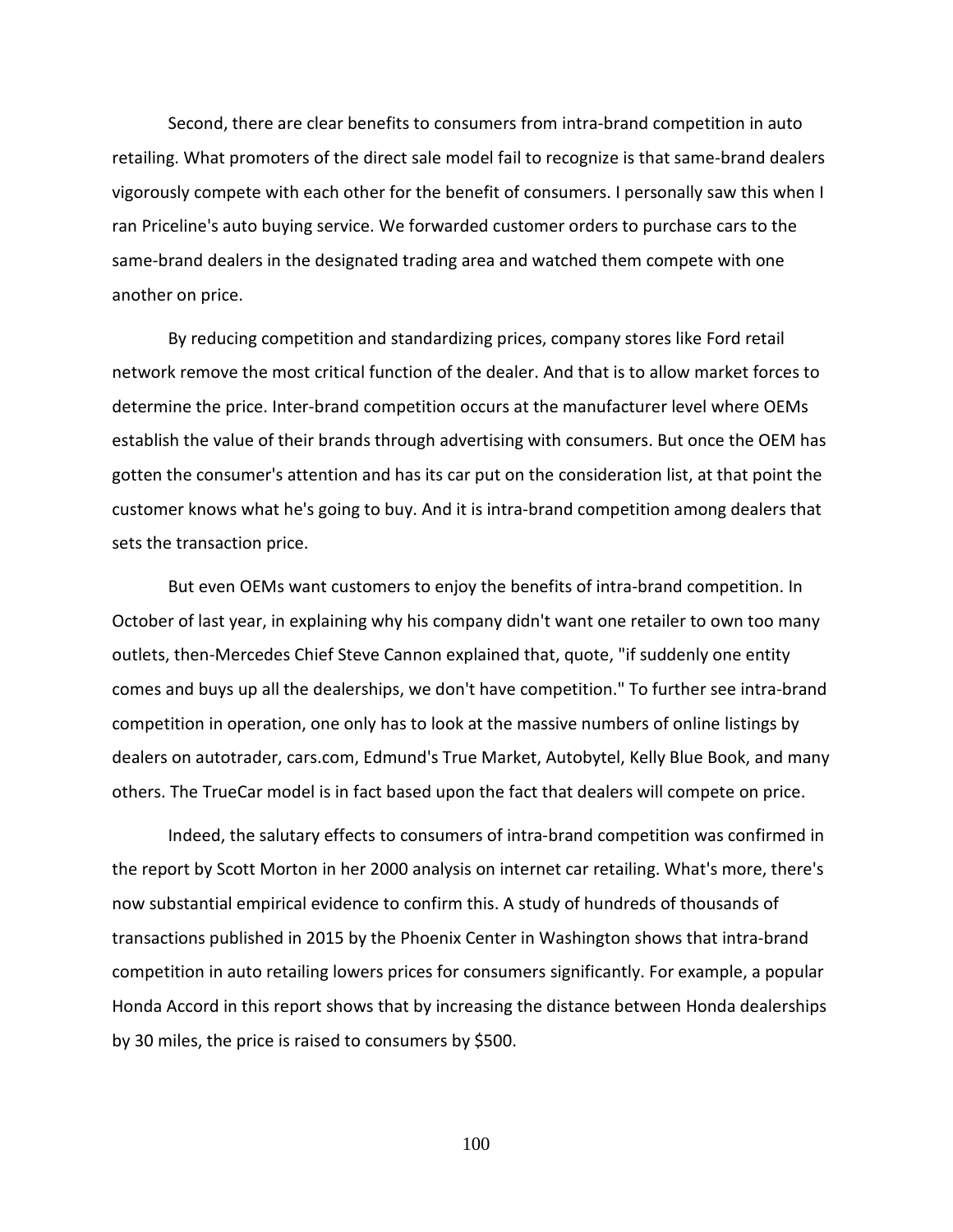Second, there are clear benefits to consumers from intra-brand competition in auto retailing. What promoters of the direct sale model fail to recognize is that same-brand dealers vigorously compete with each other for the benefit of consumers. I personally saw this when I ran Priceline's auto buying service. We forwarded customer orders to purchase cars to the same-brand dealers in the designated trading area and watched them compete with one another on price.

By reducing competition and standardizing prices, company stores like Ford retail network remove the most critical function of the dealer. And that is to allow market forces to determine the price. Inter-brand competition occurs at the manufacturer level where OEMs establish the value of their brands through advertising with consumers. But once the OEM has gotten the consumer's attention and has its car put on the consideration list, at that point the customer knows what he's going to buy. And it is intra-brand competition among dealers that sets the transaction price.

But even OEMs want customers to enjoy the benefits of intra-brand competition. In October of last year, in explaining why his company didn't want one retailer to own too many outlets, then-Mercedes Chief Steve Cannon explained that, quote, "if suddenly one entity comes and buys up all the dealerships, we don't have competition." To further see intra-brand competition in operation, one only has to look at the massive numbers of online listings by dealers on autotrader, cars.com, Edmund's True Market, Autobytel, Kelly Blue Book, and many others. The TrueCar model is in fact based upon the fact that dealers will compete on price.

Indeed, the salutary effects to consumers of intra-brand competition was confirmed in the report by Scott Morton in her 2000 analysis on internet car retailing. What's more, there's now substantial empirical evidence to confirm this. A study of hundreds of thousands of transactions published in 2015 by the Phoenix Center in Washington shows that intra-brand competition in auto retailing lowers prices for consumers significantly. For example, a popular Honda Accord in this report shows that by increasing the distance between Honda dealerships by 30 miles, the price is raised to consumers by $500.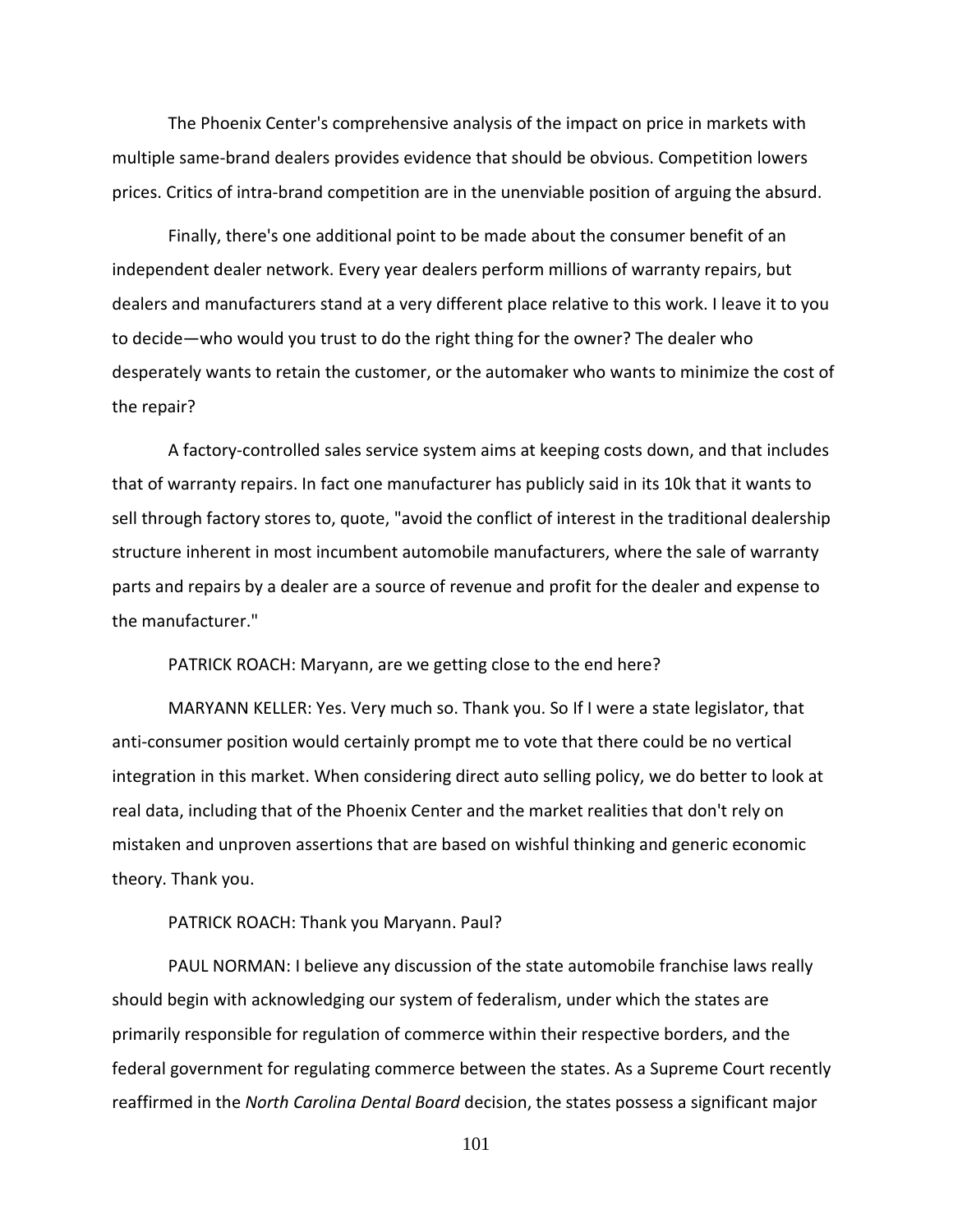The Phoenix Center's comprehensive analysis of the impact on price in markets with multiple same-brand dealers provides evidence that should be obvious. Competition lowers prices. Critics of intra-brand competition are in the unenviable position of arguing the absurd.

Finally, there's one additional point to be made about the consumer benefit of an independent dealer network. Every year dealers perform millions of warranty repairs, but dealers and manufacturers stand at a very different place relative to this work. I leave it to you to decide—who would you trust to do the right thing for the owner? The dealer who desperately wants to retain the customer, or the automaker who wants to minimize the cost of the repair?

A factory-controlled sales service system aims at keeping costs down, and that includes that of warranty repairs. In fact one manufacturer has publicly said in its 10k that it wants to sell through factory stores to, quote, "avoid the conflict of interest in the traditional dealership structure inherent in most incumbent automobile manufacturers, where the sale of warranty parts and repairs by a dealer are a source of revenue and profit for the dealer and expense to the manufacturer."

PATRICK ROACH: Maryann, are we getting close to the end here?

MARYANN KELLER: Yes. Very much so. Thank you. So If I were a state legislator, that anti-consumer position would certainly prompt me to vote that there could be no vertical integration in this market. When considering direct auto selling policy, we do better to look at real data, including that of the Phoenix Center and the market realities that don't rely on mistaken and unproven assertions that are based on wishful thinking and generic economic theory. Thank you.

PATRICK ROACH: Thank you Maryann. Paul?

PAUL NORMAN: I believe any discussion of the state automobile franchise laws really should begin with acknowledging our system of federalism, under which the states are primarily responsible for regulation of commerce within their respective borders, and the federal government for regulating commerce between the states. As a Supreme Court recently reaffirmed in the *North Carolina Dental Board* decision, the states possess a significant major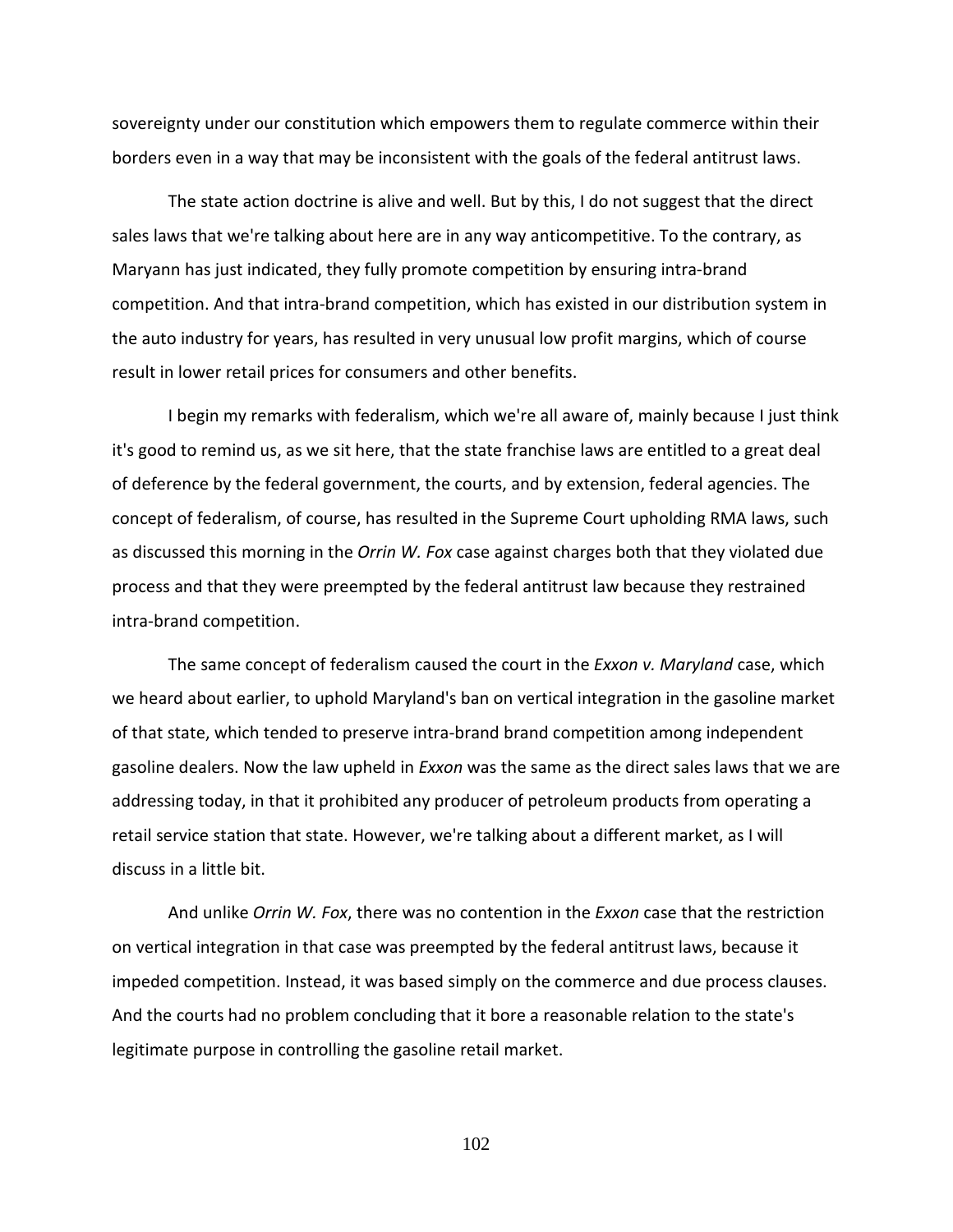sovereignty under our constitution which empowers them to regulate commerce within their borders even in a way that may be inconsistent with the goals of the federal antitrust laws.

The state action doctrine is alive and well. But by this, I do not suggest that the direct sales laws that we're talking about here are in any way anticompetitive. To the contrary, as Maryann has just indicated, they fully promote competition by ensuring intra-brand competition. And that intra-brand competition, which has existed in our distribution system in the auto industry for years, has resulted in very unusual low profit margins, which of course result in lower retail prices for consumers and other benefits.

I begin my remarks with federalism, which we're all aware of, mainly because I just think it's good to remind us, as we sit here, that the state franchise laws are entitled to a great deal of deference by the federal government, the courts, and by extension, federal agencies. The concept of federalism, of course, has resulted in the Supreme Court upholding RMA laws, such as discussed this morning in the *Orrin W. Fox* case against charges both that they violated due process and that they were preempted by the federal antitrust law because they restrained intra-brand competition.

The same concept of federalism caused the court in the *Exxon v. Maryland* case, which we heard about earlier, to uphold Maryland's ban on vertical integration in the gasoline market of that state, which tended to preserve intra-brand brand competition among independent gasoline dealers. Now the law upheld in *Exxon* was the same as the direct sales laws that we are addressing today, in that it prohibited any producer of petroleum products from operating a retail service station that state. However, we're talking about a different market, as I will discuss in a little bit.

And unlike *Orrin W. Fox*, there was no contention in the *Exxon* case that the restriction on vertical integration in that case was preempted by the federal antitrust laws, because it impeded competition. Instead, it was based simply on the commerce and due process clauses. And the courts had no problem concluding that it bore a reasonable relation to the state's legitimate purpose in controlling the gasoline retail market.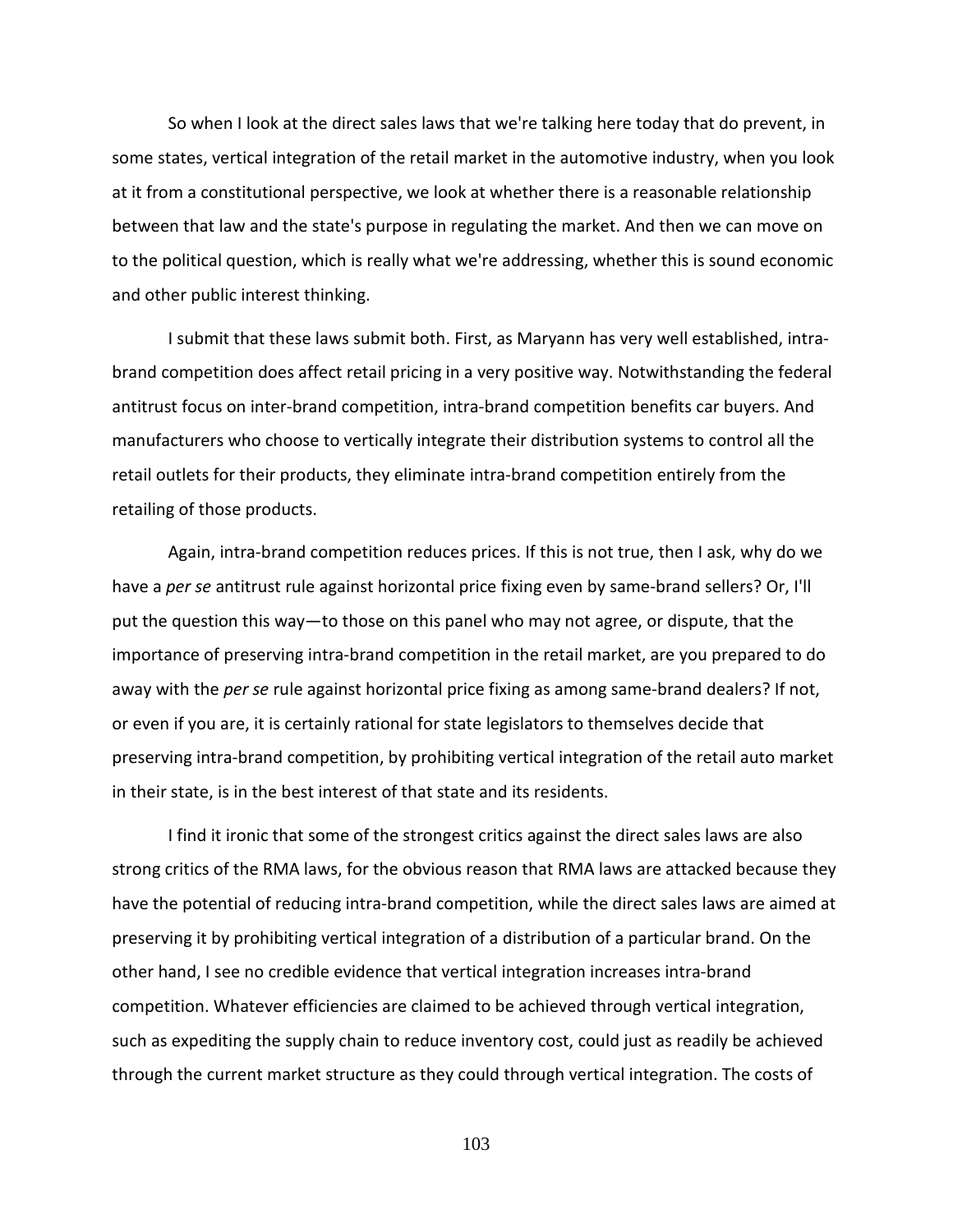So when I look at the direct sales laws that we're talking here today that do prevent, in some states, vertical integration of the retail market in the automotive industry, when you look at it from a constitutional perspective, we look at whether there is a reasonable relationship between that law and the state's purpose in regulating the market. And then we can move on to the political question, which is really what we're addressing, whether this is sound economic and other public interest thinking.

I submit that these laws submit both. First, as Maryann has very well established, intra-brand competition does affect retail pricing in a very positive way. Notwithstanding the federal antitrust focus on inter-brand competition, intra-brand competition benefits car buyers. And manufacturers who choose to vertically integrate their distribution systems to control all the retail outlets for their products, they eliminate intra-brand competition entirely from the retailing of those products.

Again, intra-brand competition reduces prices. If this is not true, then I ask, why do we have a *per se* antitrust rule against horizontal price fixing even by same-brand sellers? Or, I'll put the question this way—to those on this panel who may not agree, or dispute, that the importance of preserving intra-brand competition in the retail market, are you prepared to do away with the *per se* rule against horizontal price fixing as among same-brand dealers? If not, or even if you are, it is certainly rational for state legislators to themselves decide that preserving intra-brand competition, by prohibiting vertical integration of the retail auto market in their state, is in the best interest of that state and its residents.

I find it ironic that some of the strongest critics against the direct sales laws are also strong critics of the RMA laws, for the obvious reason that RMA laws are attacked because they have the potential of reducing intra-brand competition, while the direct sales laws are aimed at preserving it by prohibiting vertical integration of a distribution of a particular brand. On the other hand, I see no credible evidence that vertical integration increases intra-brand competition. Whatever efficiencies are claimed to be achieved through vertical integration, such as expediting the supply chain to reduce inventory cost, could just as readily be achieved through the current market structure as they could through vertical integration. The costs of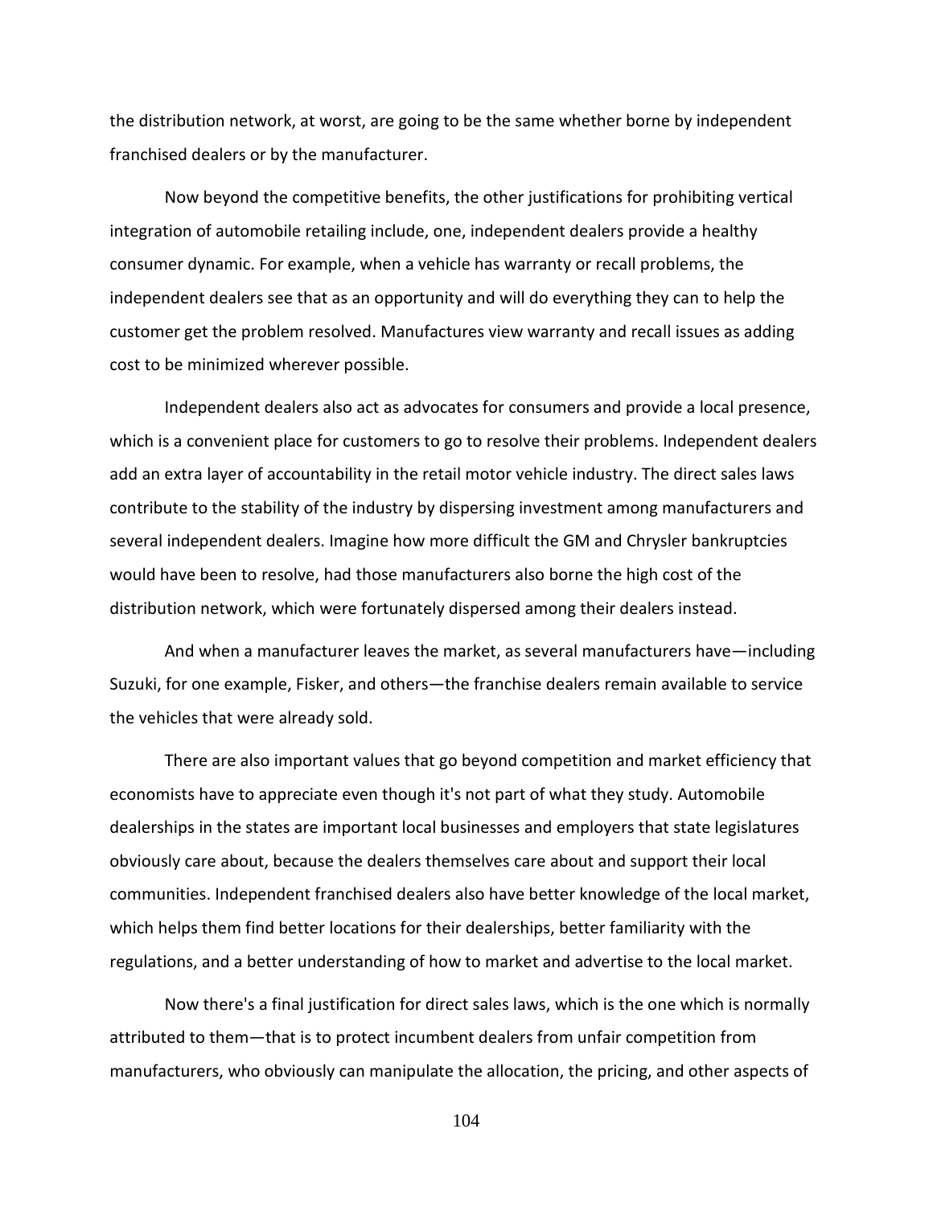the distribution network, at worst, are going to be the same whether borne by independent franchised dealers or by the manufacturer.

Now beyond the competitive benefits, the other justifications for prohibiting vertical integration of automobile retailing include, one, independent dealers provide a healthy consumer dynamic. For example, when a vehicle has warranty or recall problems, the independent dealers see that as an opportunity and will do everything they can to help the customer get the problem resolved. Manufactures view warranty and recall issues as adding cost to be minimized wherever possible.

Independent dealers also act as advocates for consumers and provide a local presence, which is a convenient place for customers to go to resolve their problems. Independent dealers add an extra layer of accountability in the retail motor vehicle industry. The direct sales laws contribute to the stability of the industry by dispersing investment among manufacturers and several independent dealers. Imagine how more difficult the GM and Chrysler bankruptcies would have been to resolve, had those manufacturers also borne the high cost of the distribution network, which were fortunately dispersed among their dealers instead.

And when a manufacturer leaves the market, as several manufacturers have—including Suzuki, for one example, Fisker, and others—the franchise dealers remain available to service the vehicles that were already sold.

There are also important values that go beyond competition and market efficiency that economists have to appreciate even though it's not part of what they study. Automobile dealerships in the states are important local businesses and employers that state legislatures obviously care about, because the dealers themselves care about and support their local communities. Independent franchised dealers also have better knowledge of the local market, which helps them find better locations for their dealerships, better familiarity with the regulations, and a better understanding of how to market and advertise to the local market.

Now there's a final justification for direct sales laws, which is the one which is normally attributed to them—that is to protect incumbent dealers from unfair competition from manufacturers, who obviously can manipulate the allocation, the pricing, and other aspects of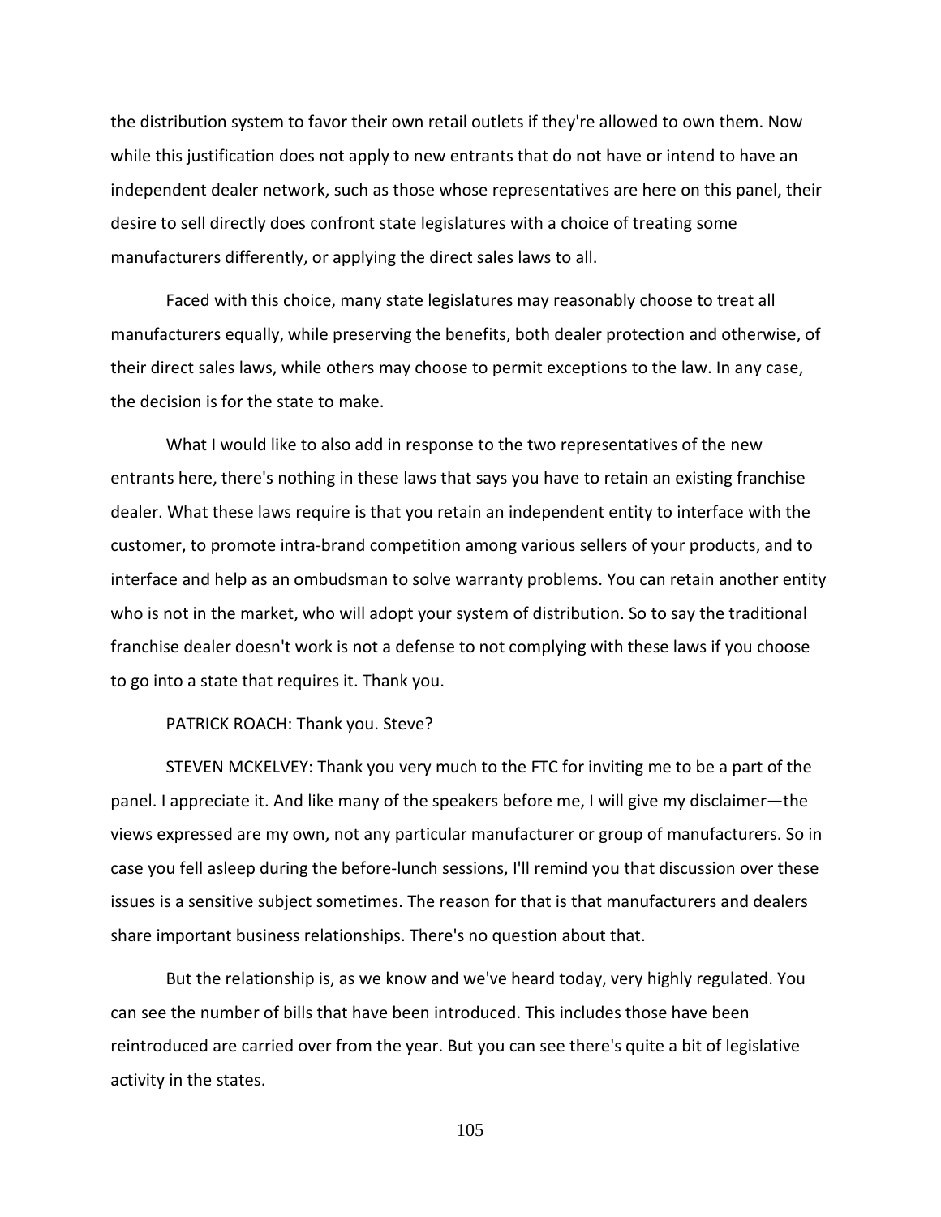the distribution system to favor their own retail outlets if they're allowed to own them. Now while this justification does not apply to new entrants that do not have or intend to have an independent dealer network, such as those whose representatives are here on this panel, their desire to sell directly does confront state legislatures with a choice of treating some manufacturers differently, or applying the direct sales laws to all.

Faced with this choice, many state legislatures may reasonably choose to treat all manufacturers equally, while preserving the benefits, both dealer protection and otherwise, of their direct sales laws, while others may choose to permit exceptions to the law. In any case, the decision is for the state to make.

What I would like to also add in response to the two representatives of the new entrants here, there's nothing in these laws that says you have to retain an existing franchise dealer. What these laws require is that you retain an independent entity to interface with the customer, to promote intra-brand competition among various sellers of your products, and to interface and help as an ombudsman to solve warranty problems. You can retain another entity who is not in the market, who will adopt your system of distribution. So to say the traditional franchise dealer doesn't work is not a defense to not complying with these laws if you choose to go into a state that requires it. Thank you.

PATRICK ROACH: Thank you. Steve?

STEVEN MCKELVEY: Thank you very much to the FTC for inviting me to be a part of the panel. I appreciate it. And like many of the speakers before me, I will give my disclaimer—the views expressed are my own, not any particular manufacturer or group of manufacturers. So in case you fell asleep during the before-lunch sessions, I'll remind you that discussion over these issues is a sensitive subject sometimes. The reason for that is that manufacturers and dealers share important business relationships. There's no question about that.

But the relationship is, as we know and we've heard today, very highly regulated. You can see the number of bills that have been introduced. This includes those have been reintroduced are carried over from the year. But you can see there's quite a bit of legislative activity in the states.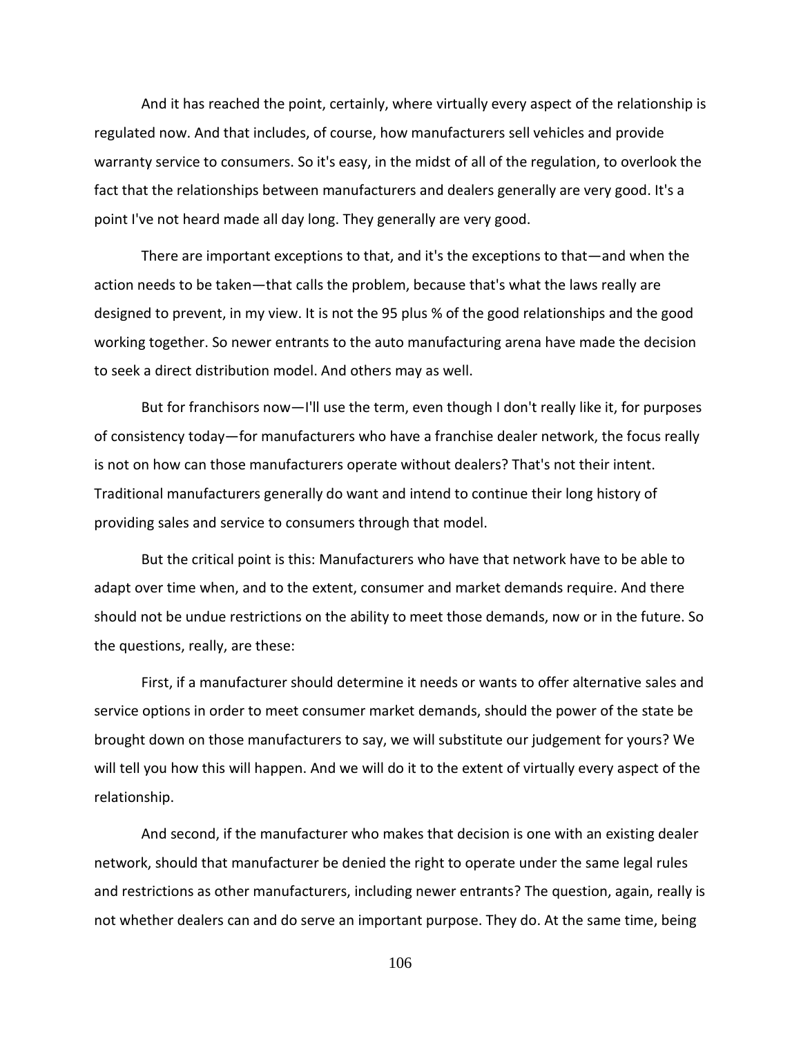And it has reached the point, certainly, where virtually every aspect of the relationship is regulated now. And that includes, of course, how manufacturers sell vehicles and provide warranty service to consumers. So it's easy, in the midst of all of the regulation, to overlook the fact that the relationships between manufacturers and dealers generally are very good. It's a point I've not heard made all day long. They generally are very good.

There are important exceptions to that, and it's the exceptions to that—and when the action needs to be taken—that calls the problem, because that's what the laws really are designed to prevent, in my view. It is not the 95 plus % of the good relationships and the good working together. So newer entrants to the auto manufacturing arena have made the decision to seek a direct distribution model. And others may as well.

But for franchisors now—I'll use the term, even though I don't really like it, for purposes of consistency today—for manufacturers who have a franchise dealer network, the focus really is not on how can those manufacturers operate without dealers? That's not their intent. Traditional manufacturers generally do want and intend to continue their long history of providing sales and service to consumers through that model.

But the critical point is this: Manufacturers who have that network have to be able to adapt over time when, and to the extent, consumer and market demands require. And there should not be undue restrictions on the ability to meet those demands, now or in the future. So the questions, really, are these:

First, if a manufacturer should determine it needs or wants to offer alternative sales and service options in order to meet consumer market demands, should the power of the state be brought down on those manufacturers to say, we will substitute our judgement for yours? We will tell you how this will happen. And we will do it to the extent of virtually every aspect of the relationship.

And second, if the manufacturer who makes that decision is one with an existing dealer network, should that manufacturer be denied the right to operate under the same legal rules and restrictions as other manufacturers, including newer entrants? The question, again, really is not whether dealers can and do serve an important purpose. They do. At the same time, being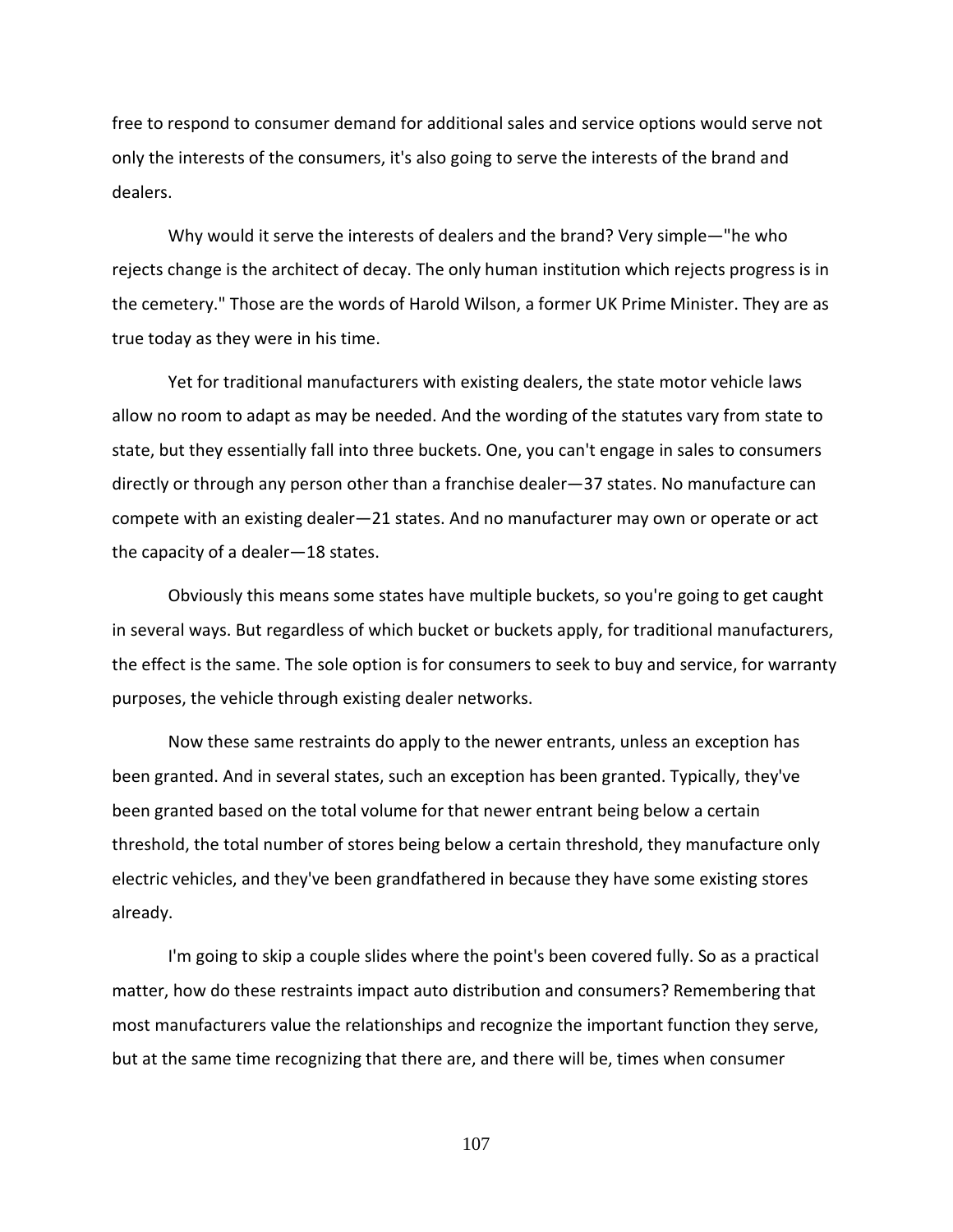free to respond to consumer demand for additional sales and service options would serve not only the interests of the consumers, it's also going to serve the interests of the brand and dealers.

Why would it serve the interests of dealers and the brand? Very simple—"he who rejects change is the architect of decay. The only human institution which rejects progress is in the cemetery." Those are the words of Harold Wilson, a former UK Prime Minister. They are as true today as they were in his time.

Yet for traditional manufacturers with existing dealers, the state motor vehicle laws allow no room to adapt as may be needed. And the wording of the statutes vary from state to state, but they essentially fall into three buckets. One, you can't engage in sales to consumers directly or through any person other than a franchise dealer—37 states. No manufacture can compete with an existing dealer—21 states. And no manufacturer may own or operate or act the capacity of a dealer—18 states.

Obviously this means some states have multiple buckets, so you're going to get caught in several ways. But regardless of which bucket or buckets apply, for traditional manufacturers, the effect is the same. The sole option is for consumers to seek to buy and service, for warranty purposes, the vehicle through existing dealer networks.

Now these same restraints do apply to the newer entrants, unless an exception has been granted. And in several states, such an exception has been granted. Typically, they've been granted based on the total volume for that newer entrant being below a certain threshold, the total number of stores being below a certain threshold, they manufacture only electric vehicles, and they've been grandfathered in because they have some existing stores already.

I'm going to skip a couple slides where the point's been covered fully. So as a practical matter, how do these restraints impact auto distribution and consumers? Remembering that most manufacturers value the relationships and recognize the important function they serve, but at the same time recognizing that there are, and there will be, times when consumer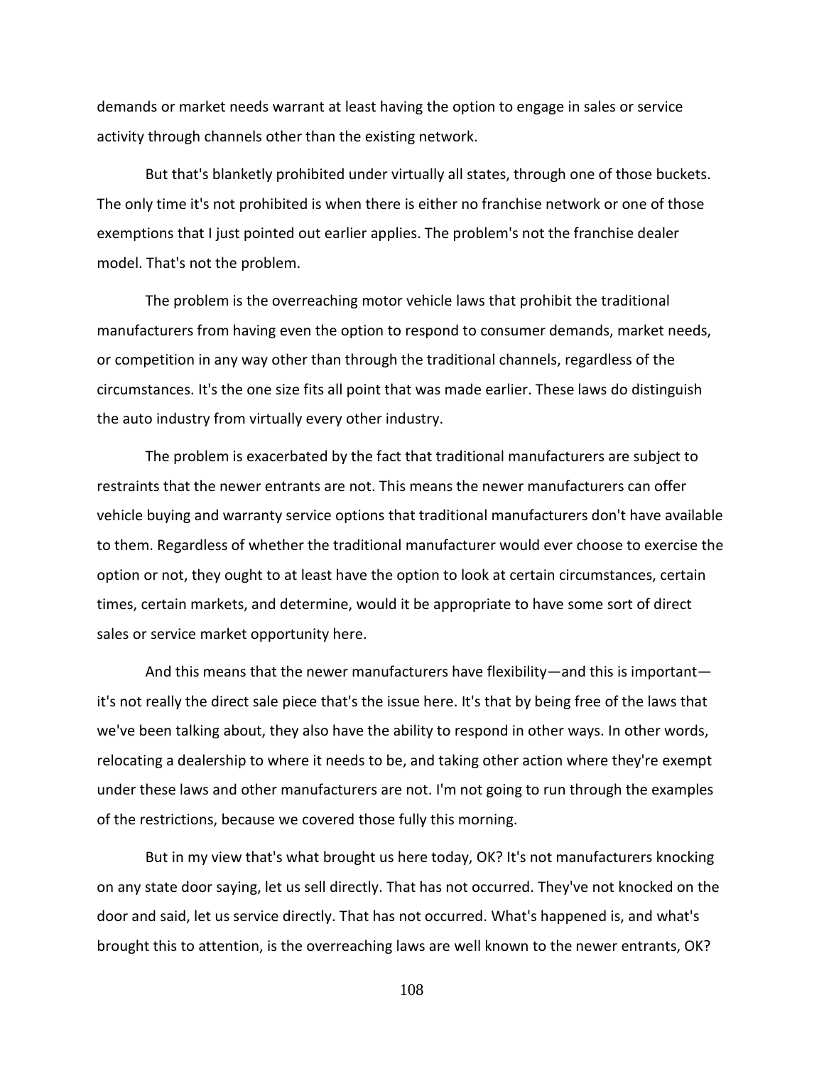demands or market needs warrant at least having the option to engage in sales or service activity through channels other than the existing network.

But that's blanketly prohibited under virtually all states, through one of those buckets. The only time it's not prohibited is when there is either no franchise network or one of those exemptions that I just pointed out earlier applies. The problem's not the franchise dealer model. That's not the problem.

The problem is the overreaching motor vehicle laws that prohibit the traditional manufacturers from having even the option to respond to consumer demands, market needs, or competition in any way other than through the traditional channels, regardless of the circumstances. It's the one size fits all point that was made earlier. These laws do distinguish the auto industry from virtually every other industry.

The problem is exacerbated by the fact that traditional manufacturers are subject to restraints that the newer entrants are not. This means the newer manufacturers can offer vehicle buying and warranty service options that traditional manufacturers don't have available to them. Regardless of whether the traditional manufacturer would ever choose to exercise the option or not, they ought to at least have the option to look at certain circumstances, certain times, certain markets, and determine, would it be appropriate to have some sort of direct sales or service market opportunity here.

And this means that the newer manufacturers have flexibility—and this is important—it's not really the direct sale piece that's the issue here. It's that by being free of the laws that we've been talking about, they also have the ability to respond in other ways. In other words, relocating a dealership to where it needs to be, and taking other action where they're exempt under these laws and other manufacturers are not. I'm not going to run through the examples of the restrictions, because we covered those fully this morning.

But in my view that's what brought us here today, OK? It's not manufacturers knocking on any state door saying, let us sell directly. That has not occurred. They've not knocked on the door and said, let us service directly. That has not occurred. What's happened is, and what's brought this to attention, is the overreaching laws are well known to the newer entrants, OK?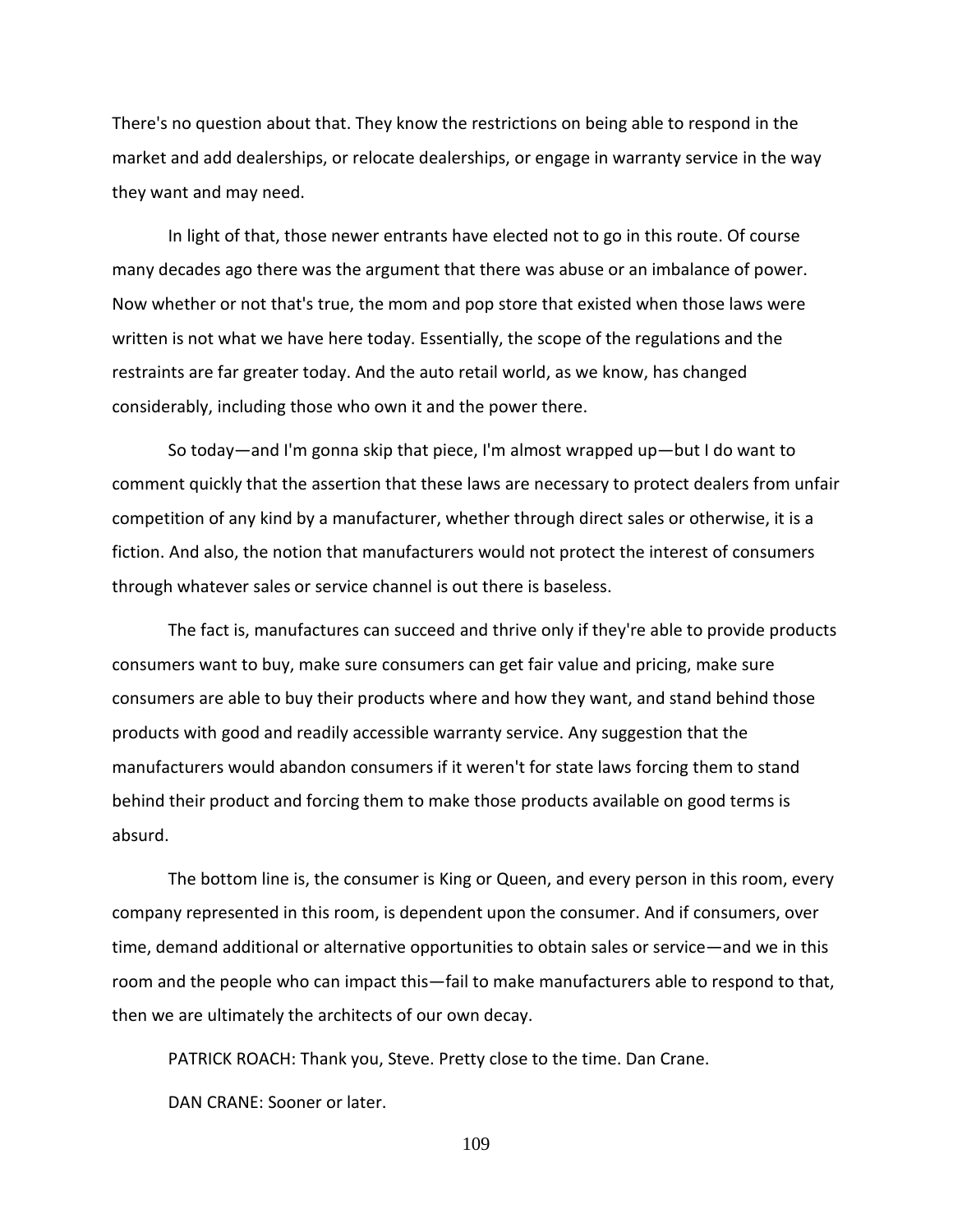There's no question about that. They know the restrictions on being able to respond in the market and add dealerships, or relocate dealerships, or engage in warranty service in the way they want and may need.

In light of that, those newer entrants have elected not to go in this route. Of course many decades ago there was the argument that there was abuse or an imbalance of power. Now whether or not that's true, the mom and pop store that existed when those laws were written is not what we have here today. Essentially, the scope of the regulations and the restraints are far greater today. And the auto retail world, as we know, has changed considerably, including those who own it and the power there.

So today—and I'm gonna skip that piece, I'm almost wrapped up—but I do want to comment quickly that the assertion that these laws are necessary to protect dealers from unfair competition of any kind by a manufacturer, whether through direct sales or otherwise, it is a fiction. And also, the notion that manufacturers would not protect the interest of consumers through whatever sales or service channel is out there is baseless.

The fact is, manufactures can succeed and thrive only if they're able to provide products consumers want to buy, make sure consumers can get fair value and pricing, make sure consumers are able to buy their products where and how they want, and stand behind those products with good and readily accessible warranty service. Any suggestion that the manufacturers would abandon consumers if it weren't for state laws forcing them to stand behind their product and forcing them to make those products available on good terms is absurd.

The bottom line is, the consumer is King or Queen, and every person in this room, every company represented in this room, is dependent upon the consumer. And if consumers, over time, demand additional or alternative opportunities to obtain sales or service—and we in this room and the people who can impact this—fail to make manufacturers able to respond to that, then we are ultimately the architects of our own decay.

PATRICK ROACH: Thank you, Steve. Pretty close to the time. Dan Crane.

DAN CRANE: Sooner or later.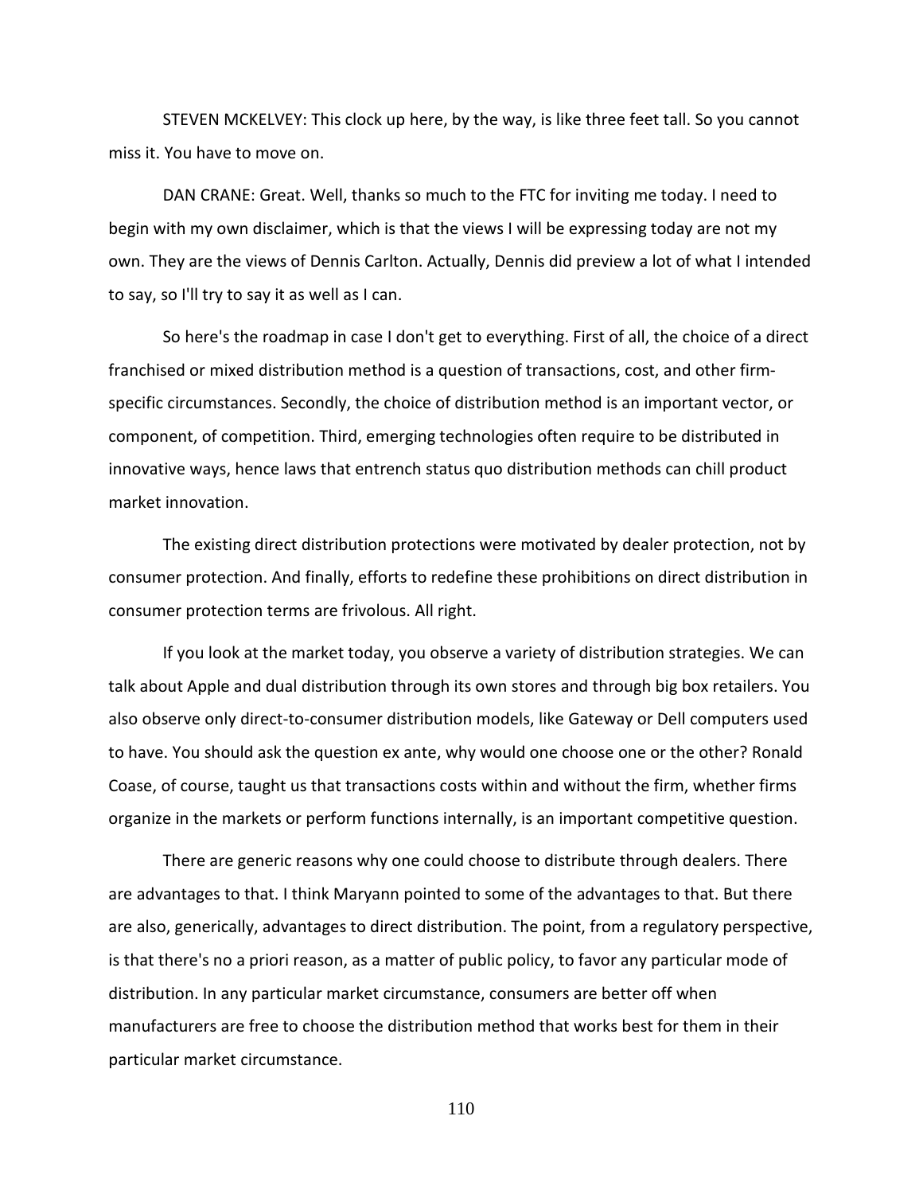STEVEN MCKELVEY: This clock up here, by the way, is like three feet tall. So you cannot miss it. You have to move on.

DAN CRANE: Great. Well, thanks so much to the FTC for inviting me today. I need to begin with my own disclaimer, which is that the views I will be expressing today are not my own. They are the views of Dennis Carlton. Actually, Dennis did preview a lot of what I intended to say, so I'll try to say it as well as I can.

So here's the roadmap in case I don't get to everything. First of all, the choice of a direct franchised or mixed distribution method is a question of transactions, cost, and other firm-specific circumstances. Secondly, the choice of distribution method is an important vector, or component, of competition. Third, emerging technologies often require to be distributed in innovative ways, hence laws that entrench status quo distribution methods can chill product market innovation.

The existing direct distribution protections were motivated by dealer protection, not by consumer protection. And finally, efforts to redefine these prohibitions on direct distribution in consumer protection terms are frivolous. All right.

If you look at the market today, you observe a variety of distribution strategies. We can talk about Apple and dual distribution through its own stores and through big box retailers. You also observe only direct-to-consumer distribution models, like Gateway or Dell computers used to have. You should ask the question ex ante, why would one choose one or the other? Ronald Coase, of course, taught us that transactions costs within and without the firm, whether firms organize in the markets or perform functions internally, is an important competitive question.

There are generic reasons why one could choose to distribute through dealers. There are advantages to that. I think Maryann pointed to some of the advantages to that. But there are also, generically, advantages to direct distribution. The point, from a regulatory perspective, is that there's no a priori reason, as a matter of public policy, to favor any particular mode of distribution. In any particular market circumstance, consumers are better off when manufacturers are free to choose the distribution method that works best for them in their particular market circumstance.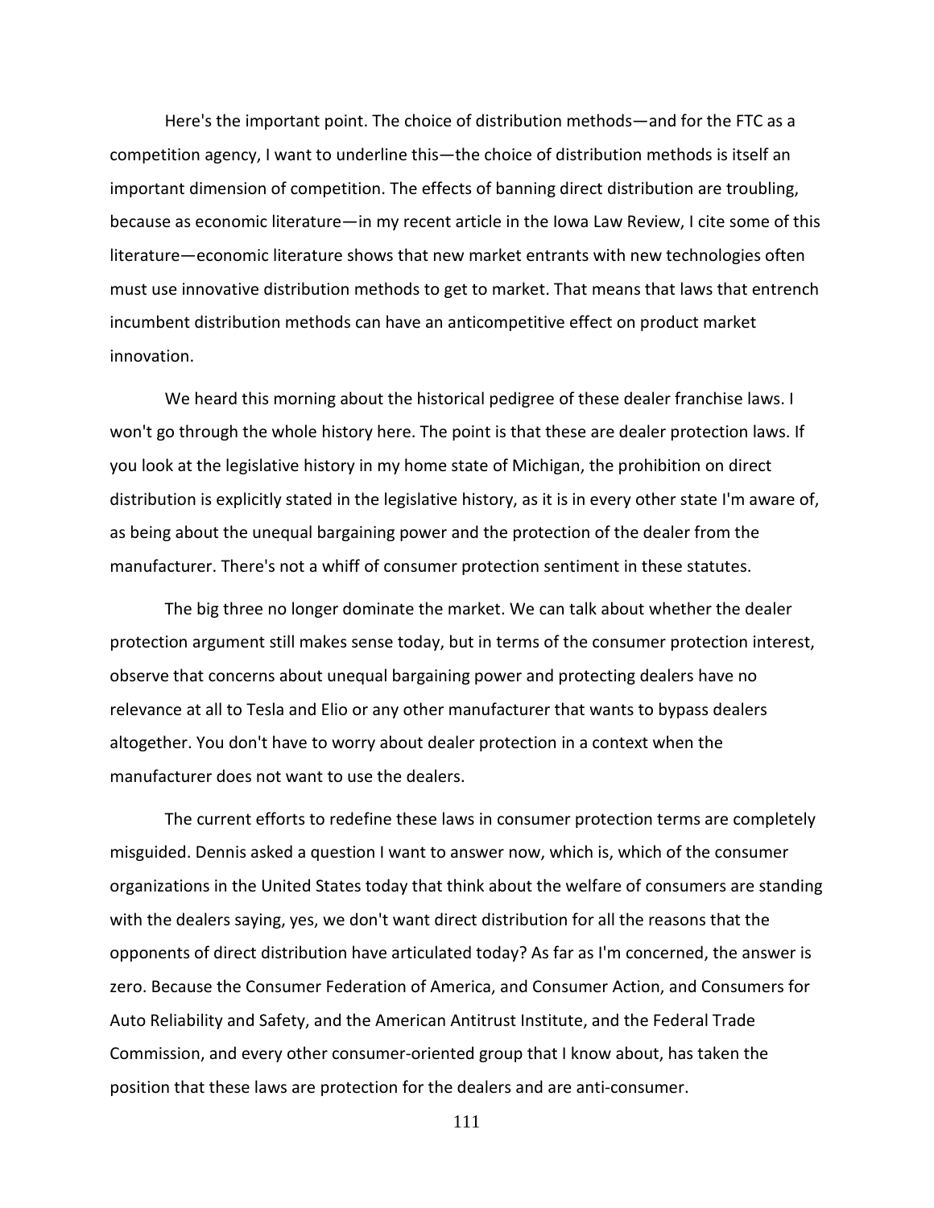Here's the important point. The choice of distribution methods—and for the FTC as a competition agency, I want to underline this—the choice of distribution methods is itself an important dimension of competition. The effects of banning direct distribution are troubling, because as economic literature—in my recent article in the Iowa Law Review, I cite some of this literature—economic literature shows that new market entrants with new technologies often must use innovative distribution methods to get to market. That means that laws that entrench incumbent distribution methods can have an anticompetitive effect on product market innovation.

We heard this morning about the historical pedigree of these dealer franchise laws. I won't go through the whole history here. The point is that these are dealer protection laws. If you look at the legislative history in my home state of Michigan, the prohibition on direct distribution is explicitly stated in the legislative history, as it is in every other state I'm aware of, as being about the unequal bargaining power and the protection of the dealer from the manufacturer. There's not a whiff of consumer protection sentiment in these statutes.

The big three no longer dominate the market. We can talk about whether the dealer protection argument still makes sense today, but in terms of the consumer protection interest, observe that concerns about unequal bargaining power and protecting dealers have no relevance at all to Tesla and Elio or any other manufacturer that wants to bypass dealers altogether. You don't have to worry about dealer protection in a context when the manufacturer does not want to use the dealers.

The current efforts to redefine these laws in consumer protection terms are completely misguided. Dennis asked a question I want to answer now, which is, which of the consumer organizations in the United States today that think about the welfare of consumers are standing with the dealers saying, yes, we don't want direct distribution for all the reasons that the opponents of direct distribution have articulated today? As far as I'm concerned, the answer is zero. Because the Consumer Federation of America, and Consumer Action, and Consumers for Auto Reliability and Safety, and the American Antitrust Institute, and the Federal Trade Commission, and every other consumer-oriented group that I know about, has taken the position that these laws are protection for the dealers and are anti-consumer.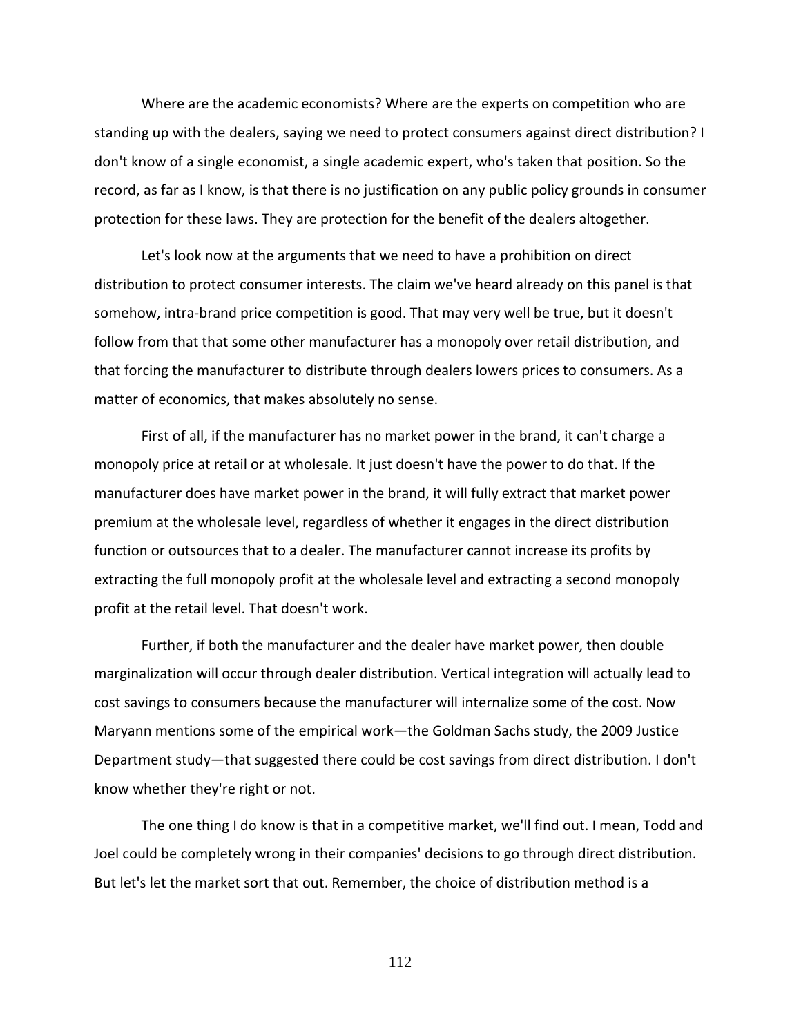Where are the academic economists? Where are the experts on competition who are standing up with the dealers, saying we need to protect consumers against direct distribution? I don't know of a single economist, a single academic expert, who's taken that position. So the record, as far as I know, is that there is no justification on any public policy grounds in consumer protection for these laws. They are protection for the benefit of the dealers altogether.

Let's look now at the arguments that we need to have a prohibition on direct distribution to protect consumer interests. The claim we've heard already on this panel is that somehow, intra-brand price competition is good. That may very well be true, but it doesn't follow from that that some other manufacturer has a monopoly over retail distribution, and that forcing the manufacturer to distribute through dealers lowers prices to consumers. As a matter of economics, that makes absolutely no sense.

First of all, if the manufacturer has no market power in the brand, it can't charge a monopoly price at retail or at wholesale. It just doesn't have the power to do that. If the manufacturer does have market power in the brand, it will fully extract that market power premium at the wholesale level, regardless of whether it engages in the direct distribution function or outsources that to a dealer. The manufacturer cannot increase its profits by extracting the full monopoly profit at the wholesale level and extracting a second monopoly profit at the retail level. That doesn't work.

Further, if both the manufacturer and the dealer have market power, then double marginalization will occur through dealer distribution. Vertical integration will actually lead to cost savings to consumers because the manufacturer will internalize some of the cost. Now Maryann mentions some of the empirical work—the Goldman Sachs study, the 2009 Justice Department study—that suggested there could be cost savings from direct distribution. I don't know whether they're right or not.

The one thing I do know is that in a competitive market, we'll find out. I mean, Todd and Joel could be completely wrong in their companies' decisions to go through direct distribution. But let's let the market sort that out. Remember, the choice of distribution method is a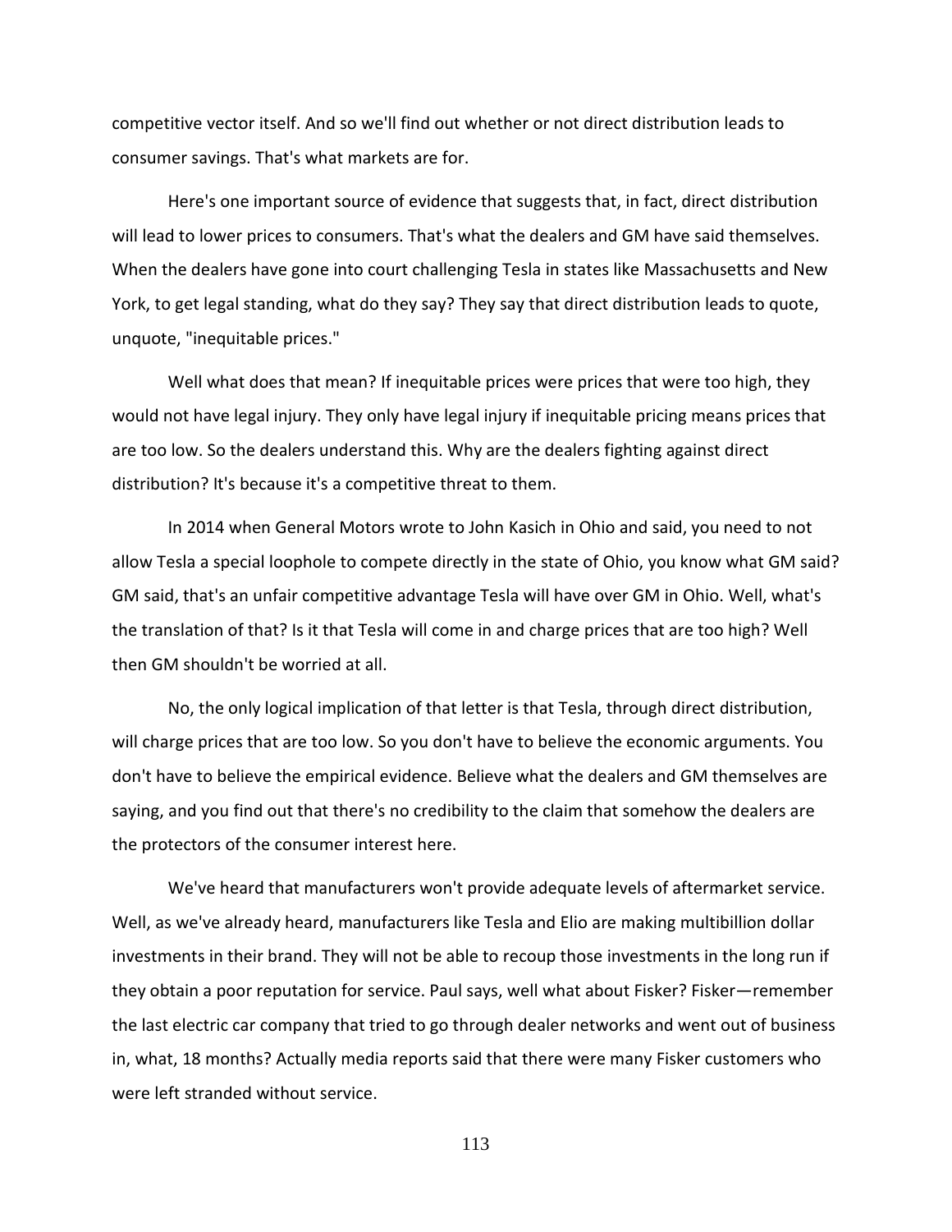competitive vector itself. And so we'll find out whether or not direct distribution leads to consumer savings. That's what markets are for.

Here's one important source of evidence that suggests that, in fact, direct distribution will lead to lower prices to consumers. That's what the dealers and GM have said themselves. When the dealers have gone into court challenging Tesla in states like Massachusetts and New York, to get legal standing, what do they say? They say that direct distribution leads to quote, unquote, "inequitable prices."

Well what does that mean? If inequitable prices were prices that were too high, they would not have legal injury. They only have legal injury if inequitable pricing means prices that are too low. So the dealers understand this. Why are the dealers fighting against direct distribution? It's because it's a competitive threat to them.

In 2014 when General Motors wrote to John Kasich in Ohio and said, you need to not allow Tesla a special loophole to compete directly in the state of Ohio, you know what GM said? GM said, that's an unfair competitive advantage Tesla will have over GM in Ohio. Well, what's the translation of that? Is it that Tesla will come in and charge prices that are too high? Well then GM shouldn't be worried at all.

No, the only logical implication of that letter is that Tesla, through direct distribution, will charge prices that are too low. So you don't have to believe the economic arguments. You don't have to believe the empirical evidence. Believe what the dealers and GM themselves are saying, and you find out that there's no credibility to the claim that somehow the dealers are the protectors of the consumer interest here.

We've heard that manufacturers won't provide adequate levels of aftermarket service. Well, as we've already heard, manufacturers like Tesla and Elio are making multibillion dollar investments in their brand. They will not be able to recoup those investments in the long run if they obtain a poor reputation for service. Paul says, well what about Fisker? Fisker—remember the last electric car company that tried to go through dealer networks and went out of business in, what, 18 months? Actually media reports said that there were many Fisker customers who were left stranded without service.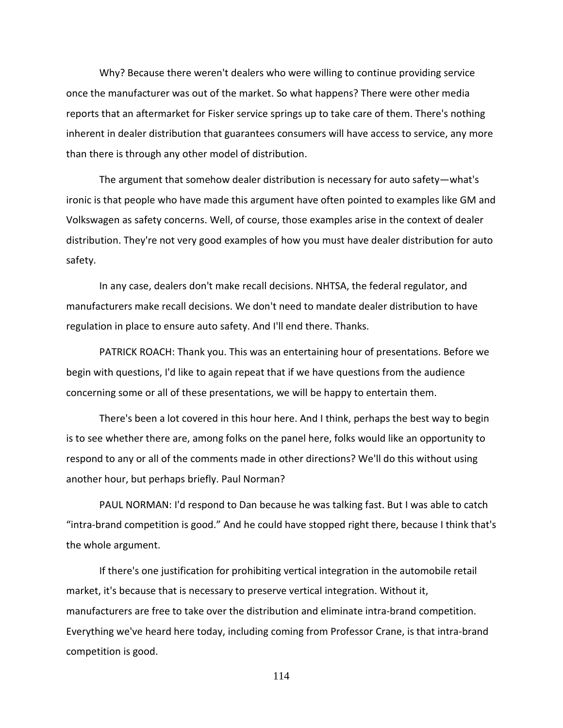Why? Because there weren't dealers who were willing to continue providing service once the manufacturer was out of the market. So what happens? There were other media reports that an aftermarket for Fisker service springs up to take care of them. There's nothing inherent in dealer distribution that guarantees consumers will have access to service, any more than there is through any other model of distribution.

The argument that somehow dealer distribution is necessary for auto safety—what's ironic is that people who have made this argument have often pointed to examples like GM and Volkswagen as safety concerns. Well, of course, those examples arise in the context of dealer distribution. They're not very good examples of how you must have dealer distribution for auto safety.

In any case, dealers don't make recall decisions. NHTSA, the federal regulator, and manufacturers make recall decisions. We don't need to mandate dealer distribution to have regulation in place to ensure auto safety. And I'll end there. Thanks.

PATRICK ROACH: Thank you. This was an entertaining hour of presentations. Before we begin with questions, I'd like to again repeat that if we have questions from the audience concerning some or all of these presentations, we will be happy to entertain them.

There's been a lot covered in this hour here. And I think, perhaps the best way to begin is to see whether there are, among folks on the panel here, folks would like an opportunity to respond to any or all of the comments made in other directions? We'll do this without using another hour, but perhaps briefly. Paul Norman?

PAUL NORMAN: I'd respond to Dan because he was talking fast. But I was able to catch "intra-brand competition is good." And he could have stopped right there, because I think that's the whole argument.

If there's one justification for prohibiting vertical integration in the automobile retail market, it's because that is necessary to preserve vertical integration. Without it, manufacturers are free to take over the distribution and eliminate intra-brand competition. Everything we've heard here today, including coming from Professor Crane, is that intra-brand competition is good.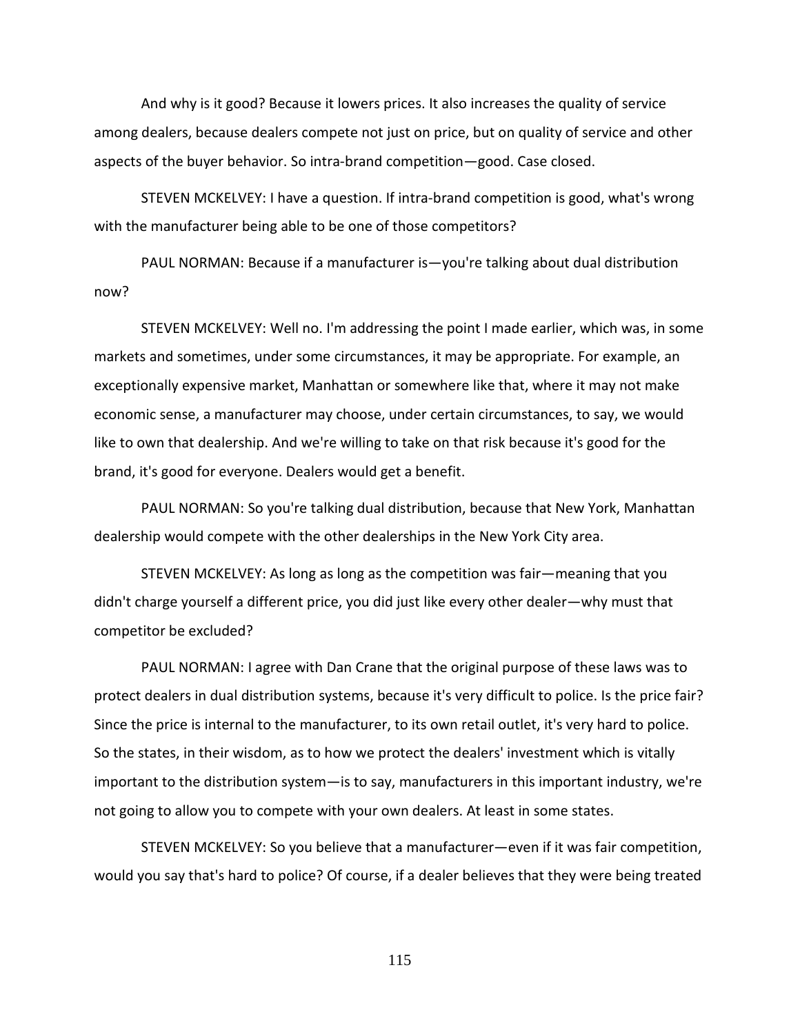And why is it good? Because it lowers prices. It also increases the quality of service among dealers, because dealers compete not just on price, but on quality of service and other aspects of the buyer behavior. So intra-brand competition—good. Case closed.

STEVEN MCKELVEY: I have a question. If intra-brand competition is good, what's wrong with the manufacturer being able to be one of those competitors?

PAUL NORMAN: Because if a manufacturer is—you're talking about dual distribution now?

STEVEN MCKELVEY: Well no. I'm addressing the point I made earlier, which was, in some markets and sometimes, under some circumstances, it may be appropriate. For example, an exceptionally expensive market, Manhattan or somewhere like that, where it may not make economic sense, a manufacturer may choose, under certain circumstances, to say, we would like to own that dealership. And we're willing to take on that risk because it's good for the brand, it's good for everyone. Dealers would get a benefit.

PAUL NORMAN: So you're talking dual distribution, because that New York, Manhattan dealership would compete with the other dealerships in the New York City area.

STEVEN MCKELVEY: As long as long as the competition was fair—meaning that you didn't charge yourself a different price, you did just like every other dealer—why must that competitor be excluded?

PAUL NORMAN: I agree with Dan Crane that the original purpose of these laws was to protect dealers in dual distribution systems, because it's very difficult to police. Is the price fair? Since the price is internal to the manufacturer, to its own retail outlet, it's very hard to police. So the states, in their wisdom, as to how we protect the dealers' investment which is vitally important to the distribution system—is to say, manufacturers in this important industry, we're not going to allow you to compete with your own dealers. At least in some states.

STEVEN MCKELVEY: So you believe that a manufacturer—even if it was fair competition, would you say that's hard to police? Of course, if a dealer believes that they were being treated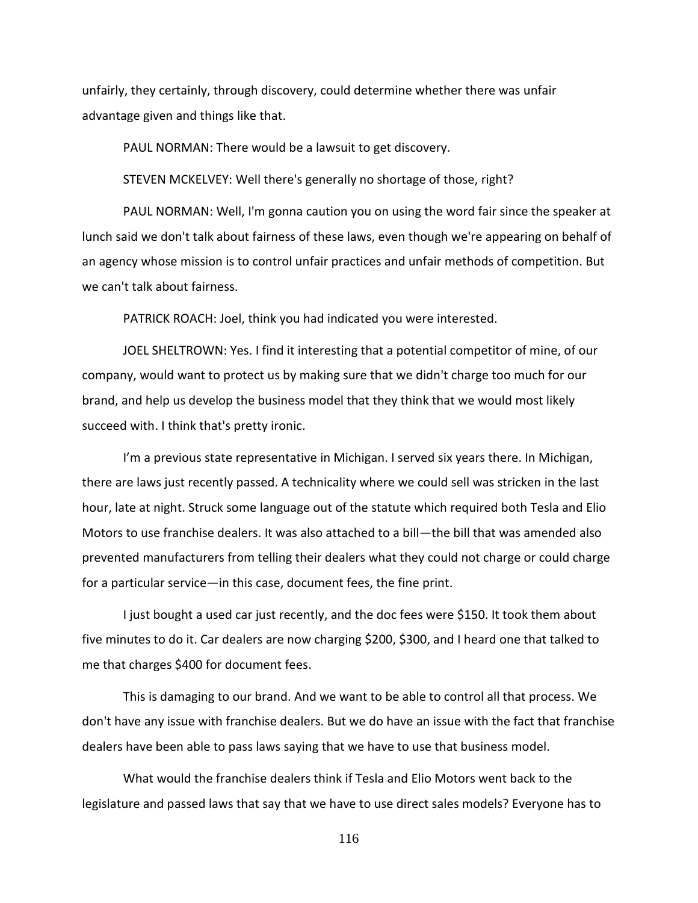unfairly, they certainly, through discovery, could determine whether there was unfair advantage given and things like that.

PAUL NORMAN: There would be a lawsuit to get discovery.

STEVEN MCKELVEY: Well there's generally no shortage of those, right?

PAUL NORMAN: Well, I'm gonna caution you on using the word fair since the speaker at lunch said we don't talk about fairness of these laws, even though we're appearing on behalf of an agency whose mission is to control unfair practices and unfair methods of competition. But we can't talk about fairness.

PATRICK ROACH: Joel, think you had indicated you were interested.

JOEL SHELTROWN: Yes. I find it interesting that a potential competitor of mine, of our company, would want to protect us by making sure that we didn't charge too much for our brand, and help us develop the business model that they think that we would most likely succeed with. I think that's pretty ironic.

I'm a previous state representative in Michigan. I served six years there. In Michigan, there are laws just recently passed. A technicality where we could sell was stricken in the last hour, late at night. Struck some language out of the statute which required both Tesla and Elio Motors to use franchise dealers. It was also attached to a bill—the bill that was amended also prevented manufacturers from telling their dealers what they could not charge or could charge for a particular service—in this case, document fees, the fine print.

I just bought a used car just recently, and the doc fees were $150. It took them about five minutes to do it. Car dealers are now charging $200, $300, and I heard one that talked to me that charges $400 for document fees.

This is damaging to our brand. And we want to be able to control all that process. We don't have any issue with franchise dealers. But we do have an issue with the fact that franchise dealers have been able to pass laws saying that we have to use that business model.

What would the franchise dealers think if Tesla and Elio Motors went back to the legislature and passed laws that say that we have to use direct sales models? Everyone has to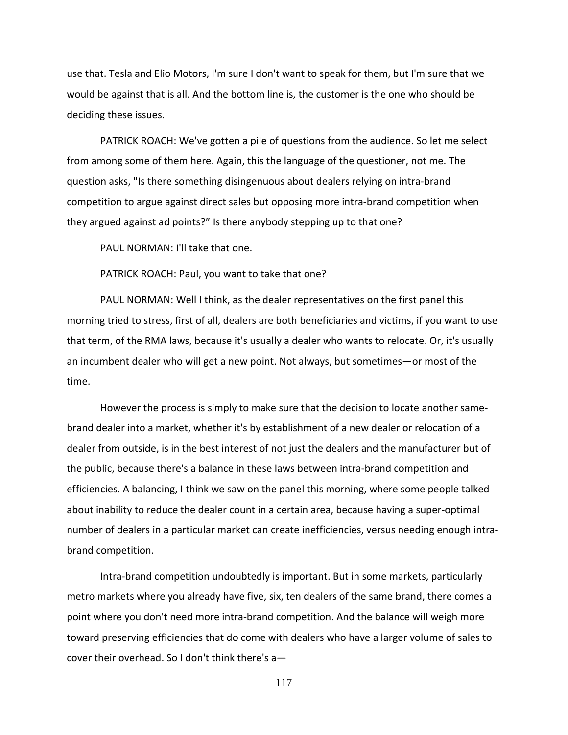use that. Tesla and Elio Motors, I'm sure I don't want to speak for them, but I'm sure that we would be against that is all. And the bottom line is, the customer is the one who should be deciding these issues.

PATRICK ROACH: We've gotten a pile of questions from the audience. So let me select from among some of them here. Again, this the language of the questioner, not me. The question asks, "Is there something disingenuous about dealers relying on intra-brand competition to argue against direct sales but opposing more intra-brand competition when they argued against ad points?" Is there anybody stepping up to that one?

PAUL NORMAN: I'll take that one.

PATRICK ROACH: Paul, you want to take that one?

PAUL NORMAN: Well I think, as the dealer representatives on the first panel this morning tried to stress, first of all, dealers are both beneficiaries and victims, if you want to use that term, of the RMA laws, because it's usually a dealer who wants to relocate. Or, it's usually an incumbent dealer who will get a new point. Not always, but sometimes—or most of the time.

However the process is simply to make sure that the decision to locate another same-brand dealer into a market, whether it's by establishment of a new dealer or relocation of a dealer from outside, is in the best interest of not just the dealers and the manufacturer but of the public, because there's a balance in these laws between intra-brand competition and efficiencies. A balancing, I think we saw on the panel this morning, where some people talked about inability to reduce the dealer count in a certain area, because having a super-optimal number of dealers in a particular market can create inefficiencies, versus needing enough intra-brand competition.

Intra-brand competition undoubtedly is important. But in some markets, particularly metro markets where you already have five, six, ten dealers of the same brand, there comes a point where you don't need more intra-brand competition. And the balance will weigh more toward preserving efficiencies that do come with dealers who have a larger volume of sales to cover their overhead. So I don't think there's a—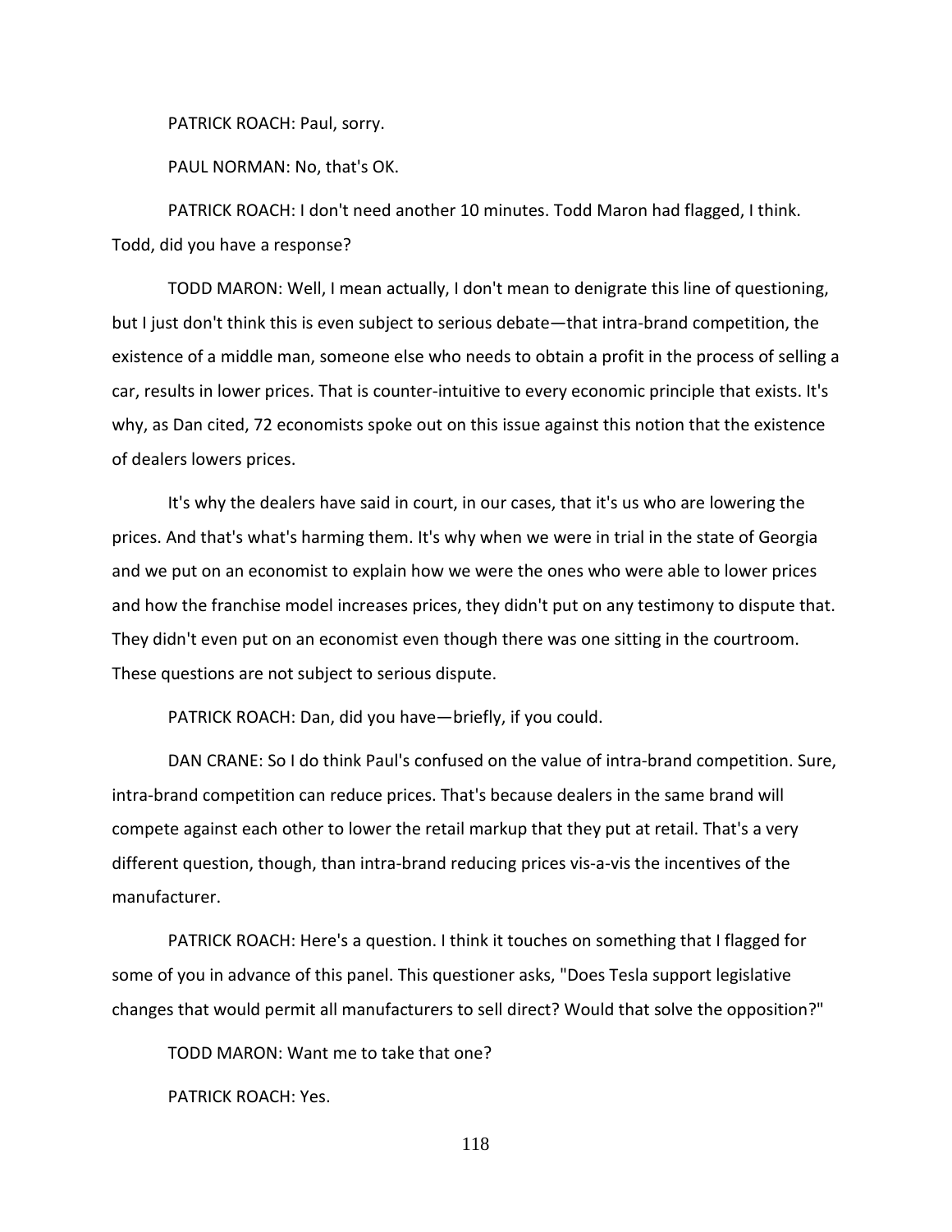PATRICK ROACH: Paul, sorry.

PAUL NORMAN: No, that's OK.

PATRICK ROACH: I don't need another 10 minutes. Todd Maron had flagged, I think. Todd, did you have a response?

TODD MARON: Well, I mean actually, I don't mean to denigrate this line of questioning, but I just don't think this is even subject to serious debate—that intra-brand competition, the existence of a middle man, someone else who needs to obtain a profit in the process of selling a car, results in lower prices. That is counter-intuitive to every economic principle that exists. It's why, as Dan cited, 72 economists spoke out on this issue against this notion that the existence of dealers lowers prices.

It's why the dealers have said in court, in our cases, that it's us who are lowering the prices. And that's what's harming them. It's why when we were in trial in the state of Georgia and we put on an economist to explain how we were the ones who were able to lower prices and how the franchise model increases prices, they didn't put on any testimony to dispute that. They didn't even put on an economist even though there was one sitting in the courtroom. These questions are not subject to serious dispute.

PATRICK ROACH: Dan, did you have—briefly, if you could.

DAN CRANE: So I do think Paul's confused on the value of intra-brand competition. Sure, intra-brand competition can reduce prices. That's because dealers in the same brand will compete against each other to lower the retail markup that they put at retail. That's a very different question, though, than intra-brand reducing prices vis-a-vis the incentives of the manufacturer.

PATRICK ROACH: Here's a question. I think it touches on something that I flagged for some of you in advance of this panel. This questioner asks, "Does Tesla support legislative changes that would permit all manufacturers to sell direct? Would that solve the opposition?"

TODD MARON: Want me to take that one?

PATRICK ROACH: Yes.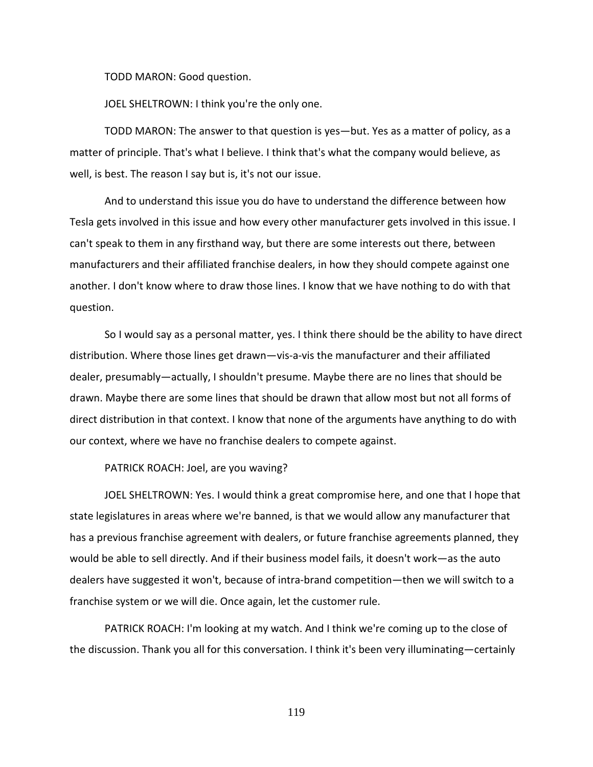TODD MARON: Good question.

JOEL SHELTROWN: I think you're the only one.

TODD MARON: The answer to that question is yes—but. Yes as a matter of policy, as a matter of principle. That's what I believe. I think that's what the company would believe, as well, is best. The reason I say but is, it's not our issue.

And to understand this issue you do have to understand the difference between how Tesla gets involved in this issue and how every other manufacturer gets involved in this issue. I can't speak to them in any firsthand way, but there are some interests out there, between manufacturers and their affiliated franchise dealers, in how they should compete against one another. I don't know where to draw those lines. I know that we have nothing to do with that question.

So I would say as a personal matter, yes. I think there should be the ability to have direct distribution. Where those lines get drawn—vis-a-vis the manufacturer and their affiliated dealer, presumably—actually, I shouldn't presume. Maybe there are no lines that should be drawn. Maybe there are some lines that should be drawn that allow most but not all forms of direct distribution in that context. I know that none of the arguments have anything to do with our context, where we have no franchise dealers to compete against.

PATRICK ROACH: Joel, are you waving?

JOEL SHELTROWN: Yes. I would think a great compromise here, and one that I hope that state legislatures in areas where we're banned, is that we would allow any manufacturer that has a previous franchise agreement with dealers, or future franchise agreements planned, they would be able to sell directly. And if their business model fails, it doesn't work—as the auto dealers have suggested it won't, because of intra-brand competition—then we will switch to a franchise system or we will die. Once again, let the customer rule.

PATRICK ROACH: I'm looking at my watch. And I think we're coming up to the close of the discussion. Thank you all for this conversation. I think it's been very illuminating—certainly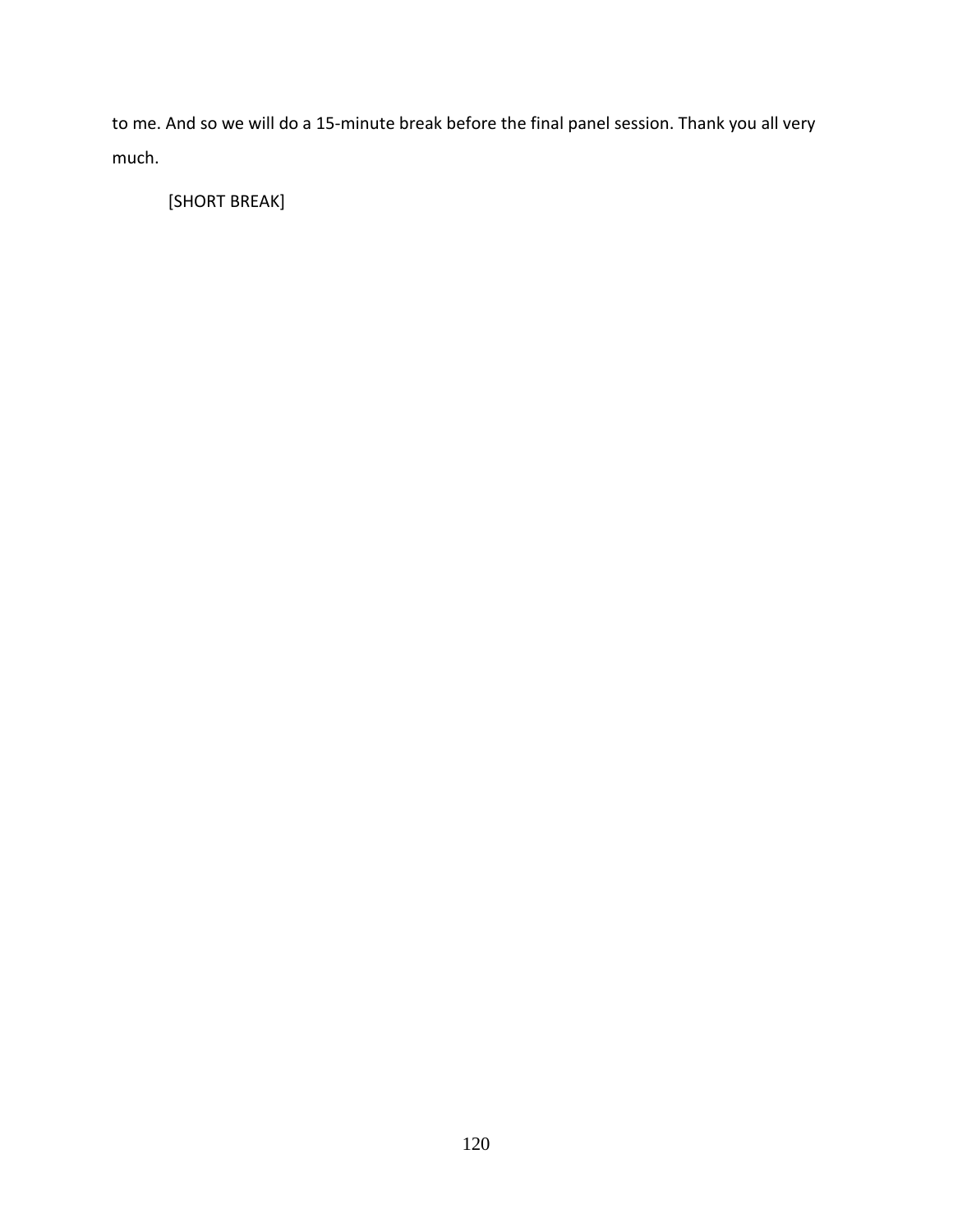to me. And so we will do a 15-minute break before the final panel session. Thank you all very much.

[SHORT BREAK]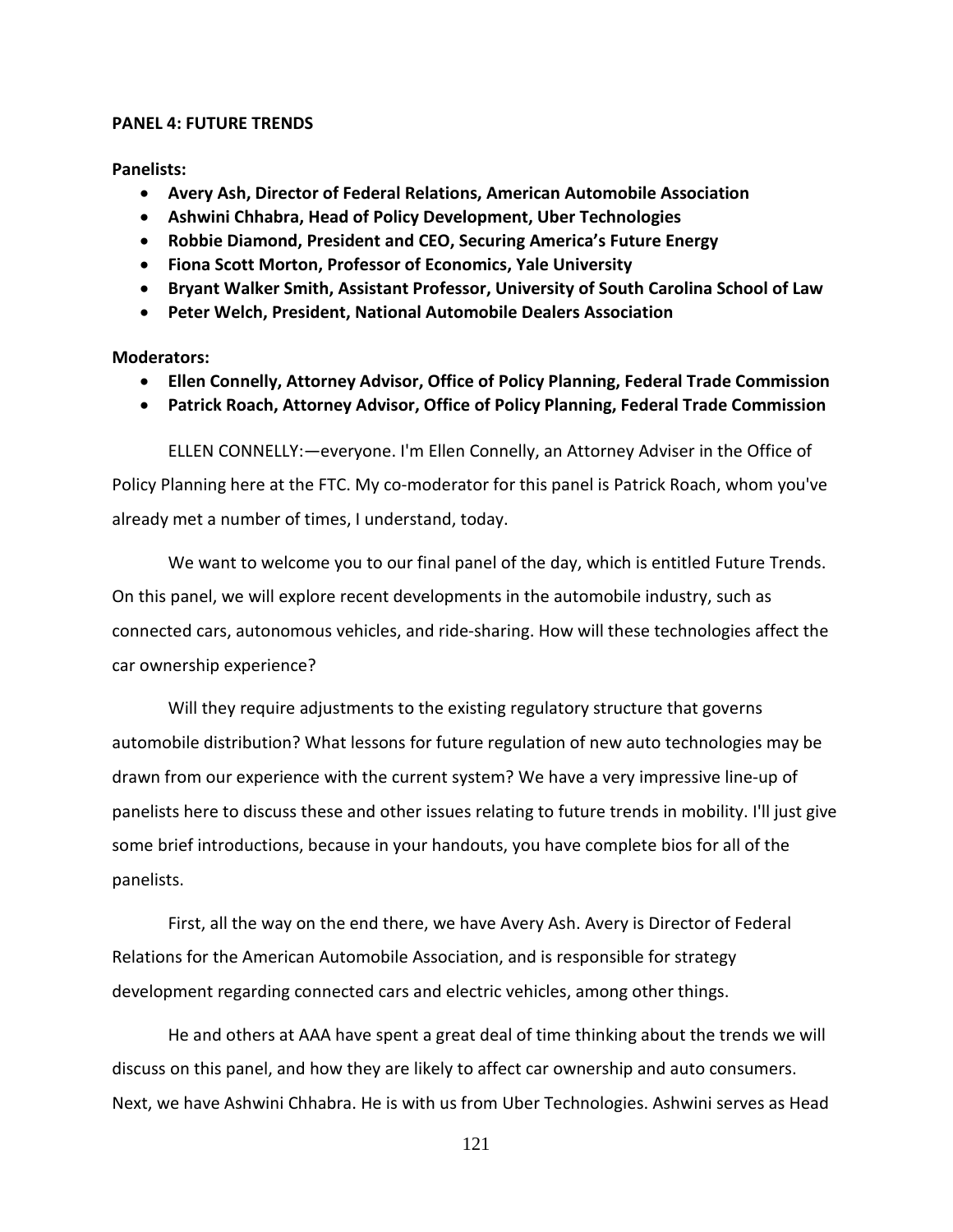**PANEL 4: FUTURE TRENDS**

**Panelists:**

- **Avery Ash, Director of Federal Relations, American Automobile Association**
- **Ashwini Chhabra, Head of Policy Development, Uber Technologies**
- **Robbie Diamond, President and CEO, Securing America's Future Energy**
- **Fiona Scott Morton, Professor of Economics, Yale University**
- **Bryant Walker Smith, Assistant Professor, University of South Carolina School of Law**
- **Peter Welch, President, National Automobile Dealers Association**

**Moderators:**

- **Ellen Connelly, Attorney Advisor, Office of Policy Planning, Federal Trade Commission**
- **Patrick Roach, Attorney Advisor, Office of Policy Planning, Federal Trade Commission**

ELLEN CONNELLY:—everyone. I'm Ellen Connelly, an Attorney Adviser in the Office of Policy Planning here at the FTC. My co-moderator for this panel is Patrick Roach, whom you've already met a number of times, I understand, today.

We want to welcome you to our final panel of the day, which is entitled Future Trends. On this panel, we will explore recent developments in the automobile industry, such as connected cars, autonomous vehicles, and ride-sharing. How will these technologies affect the car ownership experience?

Will they require adjustments to the existing regulatory structure that governs automobile distribution? What lessons for future regulation of new auto technologies may be drawn from our experience with the current system? We have a very impressive line-up of panelists here to discuss these and other issues relating to future trends in mobility. I'll just give some brief introductions, because in your handouts, you have complete bios for all of the panelists.

First, all the way on the end there, we have Avery Ash. Avery is Director of Federal Relations for the American Automobile Association, and is responsible for strategy development regarding connected cars and electric vehicles, among other things.

He and others at AAA have spent a great deal of time thinking about the trends we will discuss on this panel, and how they are likely to affect car ownership and auto consumers. Next, we have Ashwini Chhabra. He is with us from Uber Technologies. Ashwini serves as Head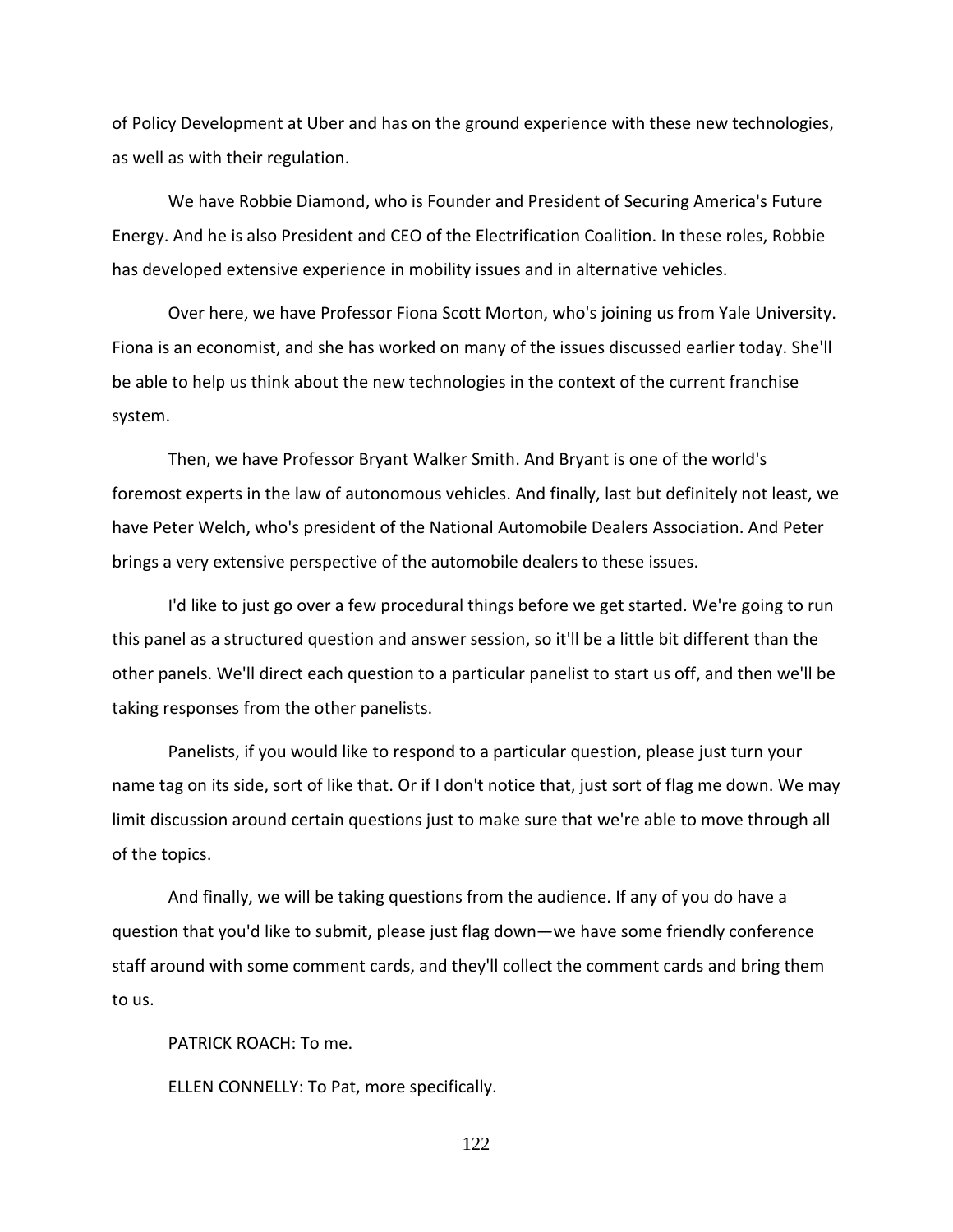of Policy Development at Uber and has on the ground experience with these new technologies, as well as with their regulation.

We have Robbie Diamond, who is Founder and President of Securing America's Future Energy. And he is also President and CEO of the Electrification Coalition. In these roles, Robbie has developed extensive experience in mobility issues and in alternative vehicles.

Over here, we have Professor Fiona Scott Morton, who's joining us from Yale University. Fiona is an economist, and she has worked on many of the issues discussed earlier today. She'll be able to help us think about the new technologies in the context of the current franchise system.

Then, we have Professor Bryant Walker Smith. And Bryant is one of the world's foremost experts in the law of autonomous vehicles. And finally, last but definitely not least, we have Peter Welch, who's president of the National Automobile Dealers Association. And Peter brings a very extensive perspective of the automobile dealers to these issues.

I'd like to just go over a few procedural things before we get started. We're going to run this panel as a structured question and answer session, so it'll be a little bit different than the other panels. We'll direct each question to a particular panelist to start us off, and then we'll be taking responses from the other panelists.

Panelists, if you would like to respond to a particular question, please just turn your name tag on its side, sort of like that. Or if I don't notice that, just sort of flag me down. We may limit discussion around certain questions just to make sure that we're able to move through all of the topics.

And finally, we will be taking questions from the audience. If any of you do have a question that you'd like to submit, please just flag down—we have some friendly conference staff around with some comment cards, and they'll collect the comment cards and bring them to us.

PATRICK ROACH: To me.

ELLEN CONNELLY: To Pat, more specifically.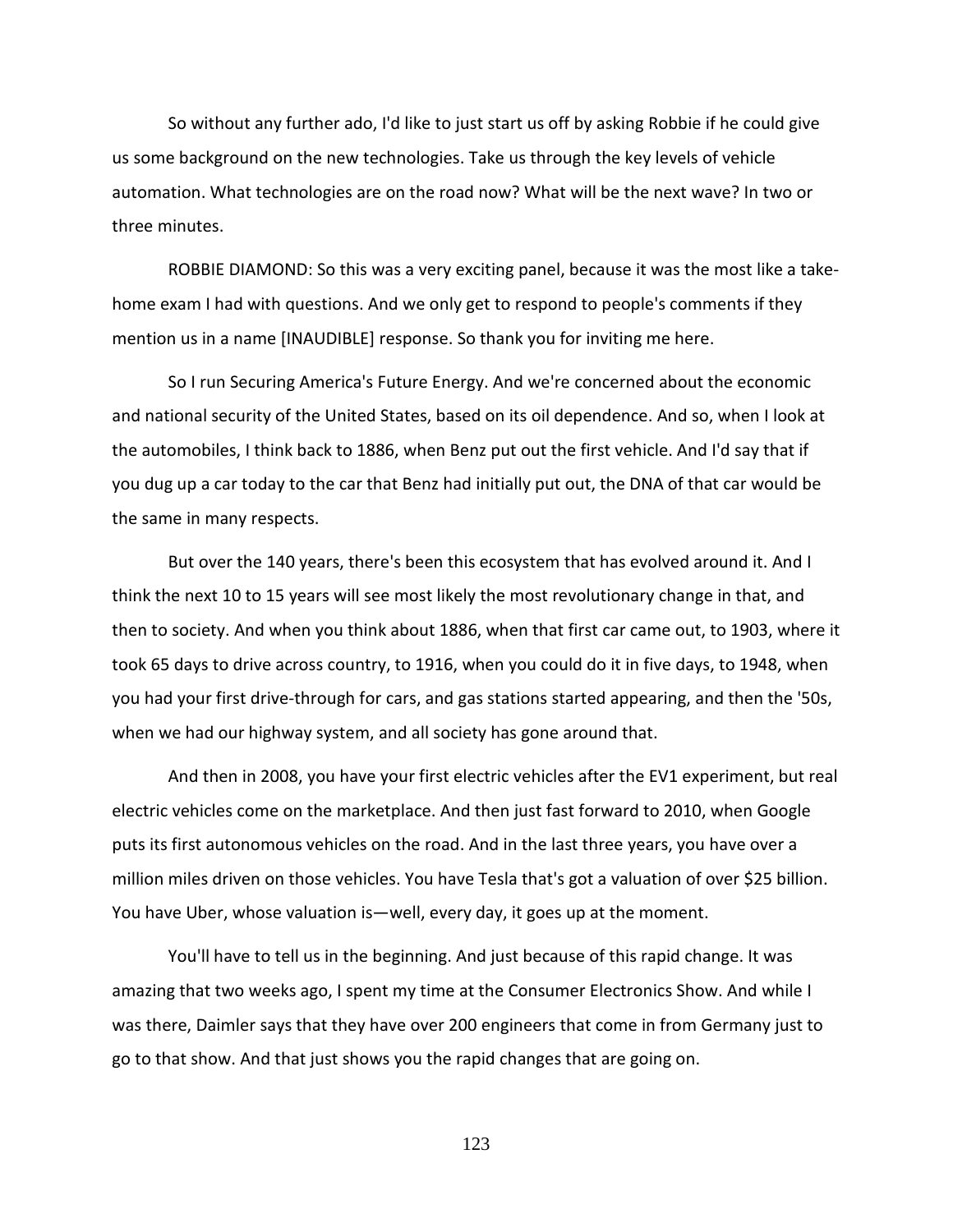So without any further ado, I'd like to just start us off by asking Robbie if he could give us some background on the new technologies. Take us through the key levels of vehicle automation. What technologies are on the road now? What will be the next wave? In two or three minutes.

ROBBIE DIAMOND: So this was a very exciting panel, because it was the most like a take-home exam I had with questions. And we only get to respond to people's comments if they mention us in a name [INAUDIBLE] response. So thank you for inviting me here.

So I run Securing America's Future Energy. And we're concerned about the economic and national security of the United States, based on its oil dependence. And so, when I look at the automobiles, I think back to 1886, when Benz put out the first vehicle. And I'd say that if you dug up a car today to the car that Benz had initially put out, the DNA of that car would be the same in many respects.

But over the 140 years, there's been this ecosystem that has evolved around it. And I think the next 10 to 15 years will see most likely the most revolutionary change in that, and then to society. And when you think about 1886, when that first car came out, to 1903, where it took 65 days to drive across country, to 1916, when you could do it in five days, to 1948, when you had your first drive-through for cars, and gas stations started appearing, and then the '50s, when we had our highway system, and all society has gone around that.

And then in 2008, you have your first electric vehicles after the EV1 experiment, but real electric vehicles come on the marketplace. And then just fast forward to 2010, when Google puts its first autonomous vehicles on the road. And in the last three years, you have over a million miles driven on those vehicles. You have Tesla that's got a valuation of over $25 billion. You have Uber, whose valuation is—well, every day, it goes up at the moment.

You'll have to tell us in the beginning. And just because of this rapid change. It was amazing that two weeks ago, I spent my time at the Consumer Electronics Show. And while I was there, Daimler says that they have over 200 engineers that come in from Germany just to go to that show. And that just shows you the rapid changes that are going on.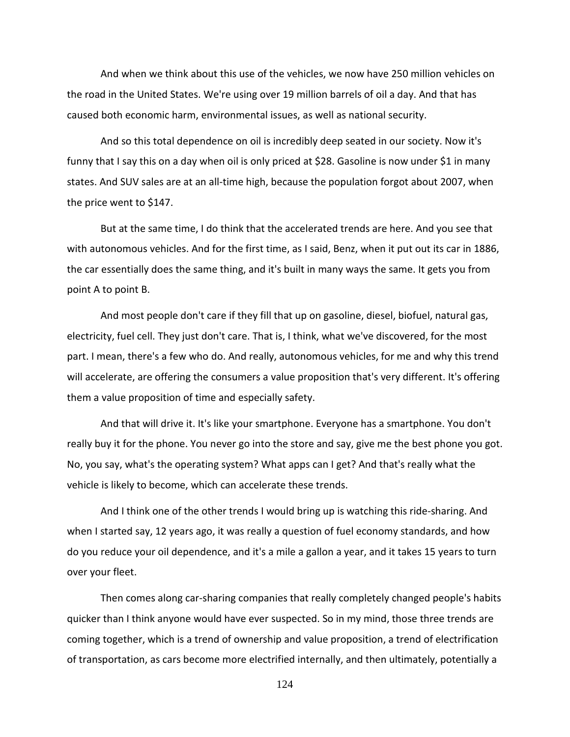And when we think about this use of the vehicles, we now have 250 million vehicles on the road in the United States. We're using over 19 million barrels of oil a day. And that has caused both economic harm, environmental issues, as well as national security.

And so this total dependence on oil is incredibly deep seated in our society. Now it's funny that I say this on a day when oil is only priced at $28. Gasoline is now under $1 in many states. And SUV sales are at an all-time high, because the population forgot about 2007, when the price went to $147.

But at the same time, I do think that the accelerated trends are here. And you see that with autonomous vehicles. And for the first time, as I said, Benz, when it put out its car in 1886, the car essentially does the same thing, and it's built in many ways the same. It gets you from point A to point B.

And most people don't care if they fill that up on gasoline, diesel, biofuel, natural gas, electricity, fuel cell. They just don't care. That is, I think, what we've discovered, for the most part. I mean, there's a few who do. And really, autonomous vehicles, for me and why this trend will accelerate, are offering the consumers a value proposition that's very different. It's offering them a value proposition of time and especially safety.

And that will drive it. It's like your smartphone. Everyone has a smartphone. You don't really buy it for the phone. You never go into the store and say, give me the best phone you got. No, you say, what's the operating system? What apps can I get? And that's really what the vehicle is likely to become, which can accelerate these trends.

And I think one of the other trends I would bring up is watching this ride-sharing. And when I started say, 12 years ago, it was really a question of fuel economy standards, and how do you reduce your oil dependence, and it's a mile a gallon a year, and it takes 15 years to turn over your fleet.

Then comes along car-sharing companies that really completely changed people's habits quicker than I think anyone would have ever suspected. So in my mind, those three trends are coming together, which is a trend of ownership and value proposition, a trend of electrification of transportation, as cars become more electrified internally, and then ultimately, potentially a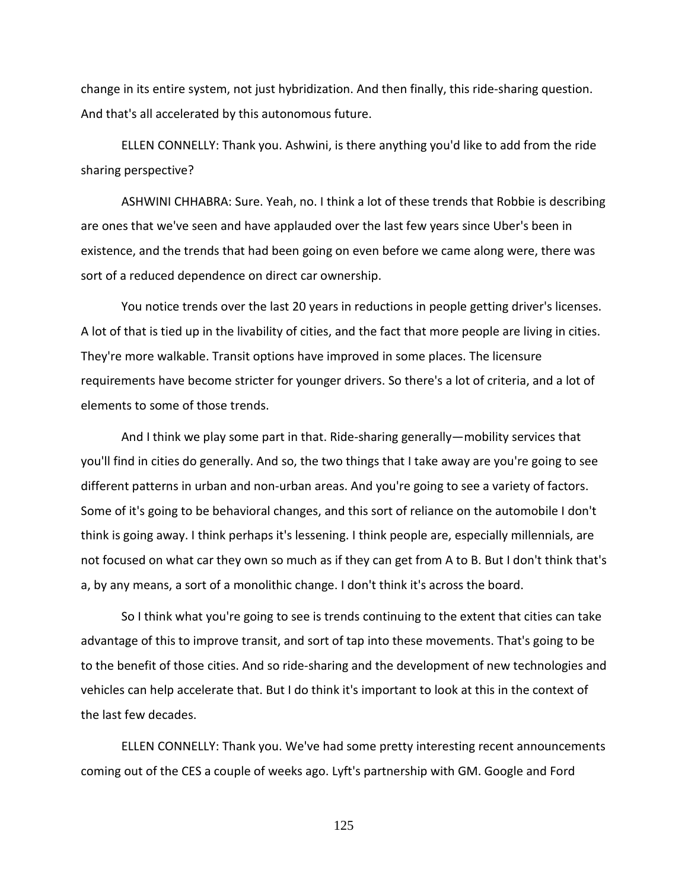change in its entire system, not just hybridization. And then finally, this ride-sharing question. And that's all accelerated by this autonomous future.

ELLEN CONNELLY: Thank you. Ashwini, is there anything you'd like to add from the ride sharing perspective?

ASHWINI CHHABRA: Sure. Yeah, no. I think a lot of these trends that Robbie is describing are ones that we've seen and have applauded over the last few years since Uber's been in existence, and the trends that had been going on even before we came along were, there was sort of a reduced dependence on direct car ownership.

You notice trends over the last 20 years in reductions in people getting driver's licenses. A lot of that is tied up in the livability of cities, and the fact that more people are living in cities. They're more walkable. Transit options have improved in some places. The licensure requirements have become stricter for younger drivers. So there's a lot of criteria, and a lot of elements to some of those trends.

And I think we play some part in that. Ride-sharing generally—mobility services that you'll find in cities do generally. And so, the two things that I take away are you're going to see different patterns in urban and non-urban areas. And you're going to see a variety of factors. Some of it's going to be behavioral changes, and this sort of reliance on the automobile I don't think is going away. I think perhaps it's lessening. I think people are, especially millennials, are not focused on what car they own so much as if they can get from A to B. But I don't think that's a, by any means, a sort of a monolithic change. I don't think it's across the board.

So I think what you're going to see is trends continuing to the extent that cities can take advantage of this to improve transit, and sort of tap into these movements. That's going to be to the benefit of those cities. And so ride-sharing and the development of new technologies and vehicles can help accelerate that. But I do think it's important to look at this in the context of the last few decades.

ELLEN CONNELLY: Thank you. We've had some pretty interesting recent announcements coming out of the CES a couple of weeks ago. Lyft's partnership with GM. Google and Ford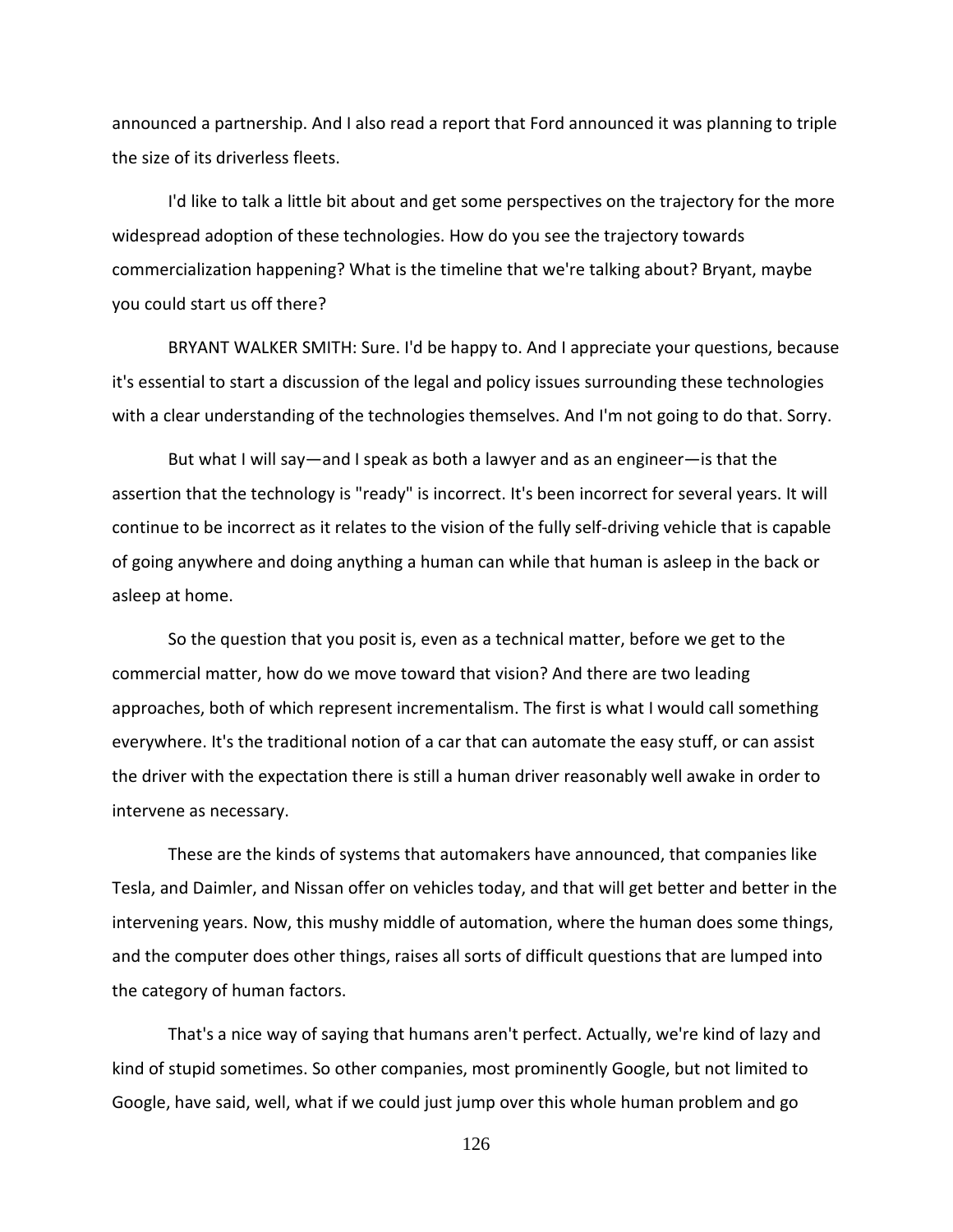announced a partnership. And I also read a report that Ford announced it was planning to triple the size of its driverless fleets.

I'd like to talk a little bit about and get some perspectives on the trajectory for the more widespread adoption of these technologies. How do you see the trajectory towards commercialization happening? What is the timeline that we're talking about? Bryant, maybe you could start us off there?

BRYANT WALKER SMITH: Sure. I'd be happy to. And I appreciate your questions, because it's essential to start a discussion of the legal and policy issues surrounding these technologies with a clear understanding of the technologies themselves. And I'm not going to do that. Sorry.

But what I will say—and I speak as both a lawyer and as an engineer—is that the assertion that the technology is "ready" is incorrect. It's been incorrect for several years. It will continue to be incorrect as it relates to the vision of the fully self-driving vehicle that is capable of going anywhere and doing anything a human can while that human is asleep in the back or asleep at home.

So the question that you posit is, even as a technical matter, before we get to the commercial matter, how do we move toward that vision? And there are two leading approaches, both of which represent incrementalism. The first is what I would call something everywhere. It's the traditional notion of a car that can automate the easy stuff, or can assist the driver with the expectation there is still a human driver reasonably well awake in order to intervene as necessary.

These are the kinds of systems that automakers have announced, that companies like Tesla, and Daimler, and Nissan offer on vehicles today, and that will get better and better in the intervening years. Now, this mushy middle of automation, where the human does some things, and the computer does other things, raises all sorts of difficult questions that are lumped into the category of human factors.

That's a nice way of saying that humans aren't perfect. Actually, we're kind of lazy and kind of stupid sometimes. So other companies, most prominently Google, but not limited to Google, have said, well, what if we could just jump over this whole human problem and go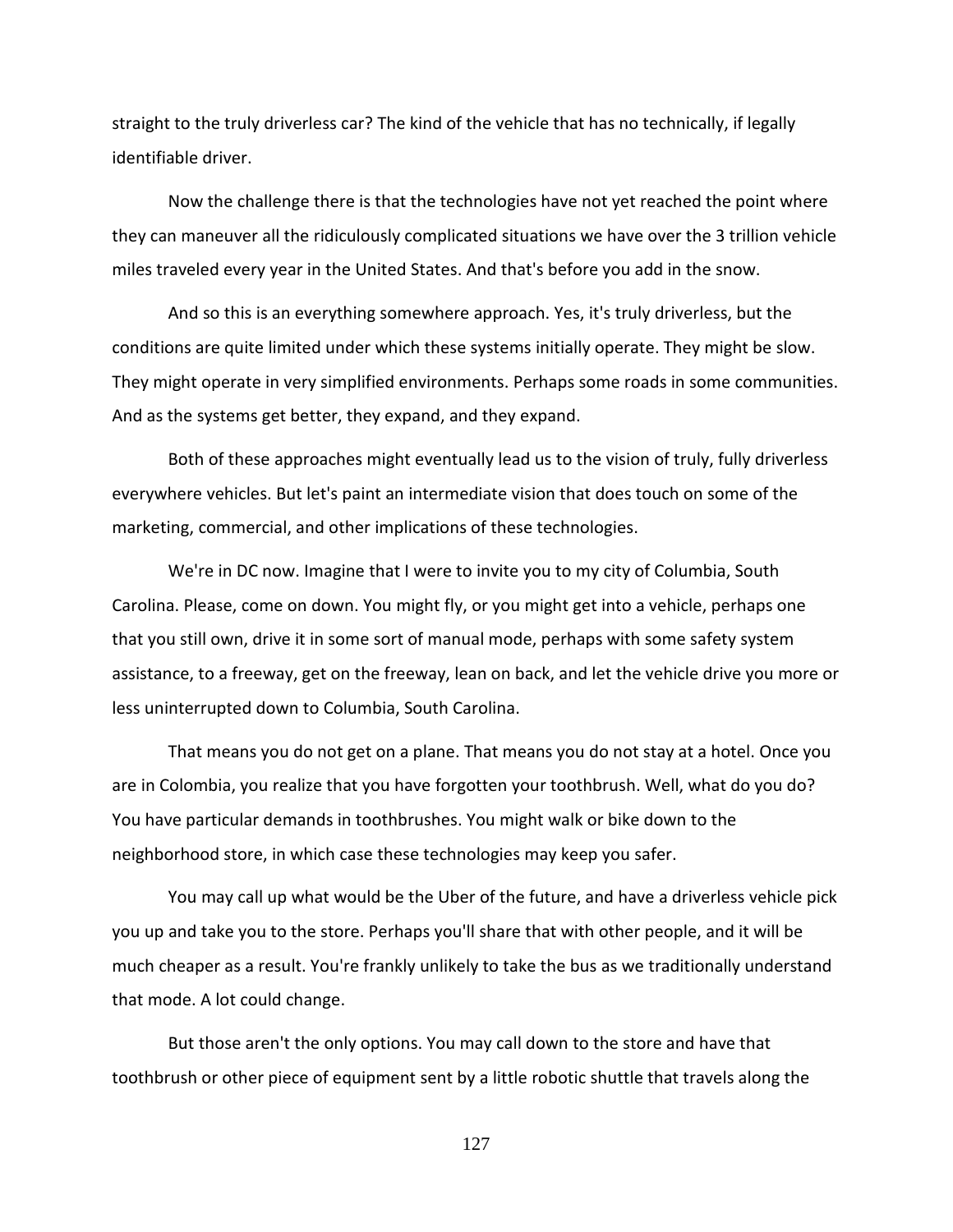straight to the truly driverless car? The kind of the vehicle that has no technically, if legally identifiable driver.

Now the challenge there is that the technologies have not yet reached the point where they can maneuver all the ridiculously complicated situations we have over the 3 trillion vehicle miles traveled every year in the United States. And that's before you add in the snow.

And so this is an everything somewhere approach. Yes, it's truly driverless, but the conditions are quite limited under which these systems initially operate. They might be slow. They might operate in very simplified environments. Perhaps some roads in some communities. And as the systems get better, they expand, and they expand.

Both of these approaches might eventually lead us to the vision of truly, fully driverless everywhere vehicles. But let's paint an intermediate vision that does touch on some of the marketing, commercial, and other implications of these technologies.

We're in DC now. Imagine that I were to invite you to my city of Columbia, South Carolina. Please, come on down. You might fly, or you might get into a vehicle, perhaps one that you still own, drive it in some sort of manual mode, perhaps with some safety system assistance, to a freeway, get on the freeway, lean on back, and let the vehicle drive you more or less uninterrupted down to Columbia, South Carolina.

That means you do not get on a plane. That means you do not stay at a hotel. Once you are in Colombia, you realize that you have forgotten your toothbrush. Well, what do you do? You have particular demands in toothbrushes. You might walk or bike down to the neighborhood store, in which case these technologies may keep you safer.

You may call up what would be the Uber of the future, and have a driverless vehicle pick you up and take you to the store. Perhaps you'll share that with other people, and it will be much cheaper as a result. You're frankly unlikely to take the bus as we traditionally understand that mode. A lot could change.

But those aren't the only options. You may call down to the store and have that toothbrush or other piece of equipment sent by a little robotic shuttle that travels along the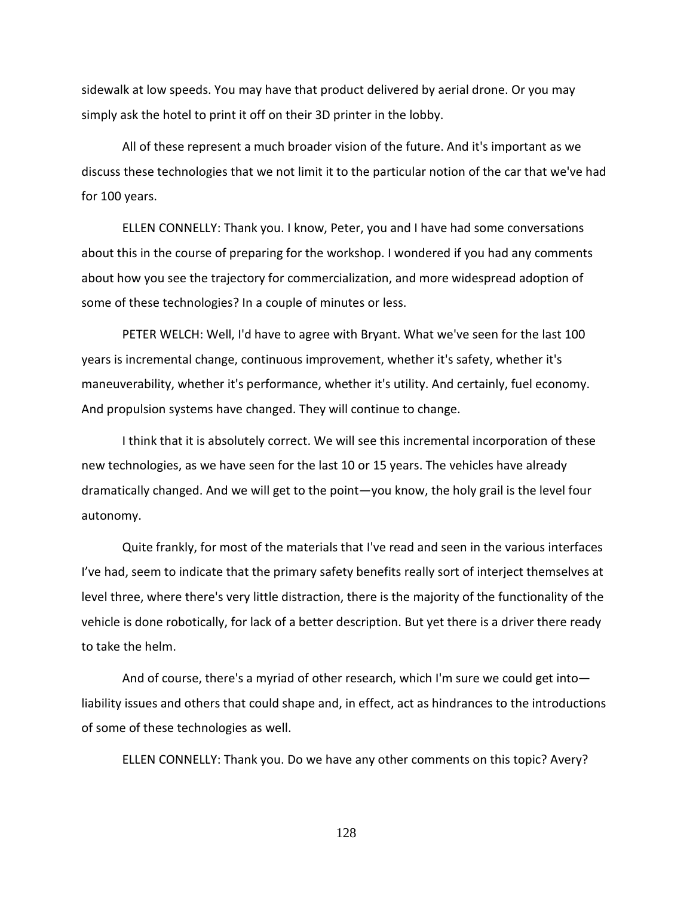sidewalk at low speeds. You may have that product delivered by aerial drone. Or you may simply ask the hotel to print it off on their 3D printer in the lobby.

All of these represent a much broader vision of the future. And it's important as we discuss these technologies that we not limit it to the particular notion of the car that we've had for 100 years.

ELLEN CONNELLY: Thank you. I know, Peter, you and I have had some conversations about this in the course of preparing for the workshop. I wondered if you had any comments about how you see the trajectory for commercialization, and more widespread adoption of some of these technologies? In a couple of minutes or less.

PETER WELCH: Well, I'd have to agree with Bryant. What we've seen for the last 100 years is incremental change, continuous improvement, whether it's safety, whether it's maneuverability, whether it's performance, whether it's utility. And certainly, fuel economy. And propulsion systems have changed. They will continue to change.

I think that it is absolutely correct. We will see this incremental incorporation of these new technologies, as we have seen for the last 10 or 15 years. The vehicles have already dramatically changed. And we will get to the point—you know, the holy grail is the level four autonomy.

Quite frankly, for most of the materials that I've read and seen in the various interfaces I've had, seem to indicate that the primary safety benefits really sort of interject themselves at level three, where there's very little distraction, there is the majority of the functionality of the vehicle is done robotically, for lack of a better description. But yet there is a driver there ready to take the helm.

And of course, there's a myriad of other research, which I'm sure we could get into—liability issues and others that could shape and, in effect, act as hindrances to the introductions of some of these technologies as well.

ELLEN CONNELLY: Thank you. Do we have any other comments on this topic? Avery?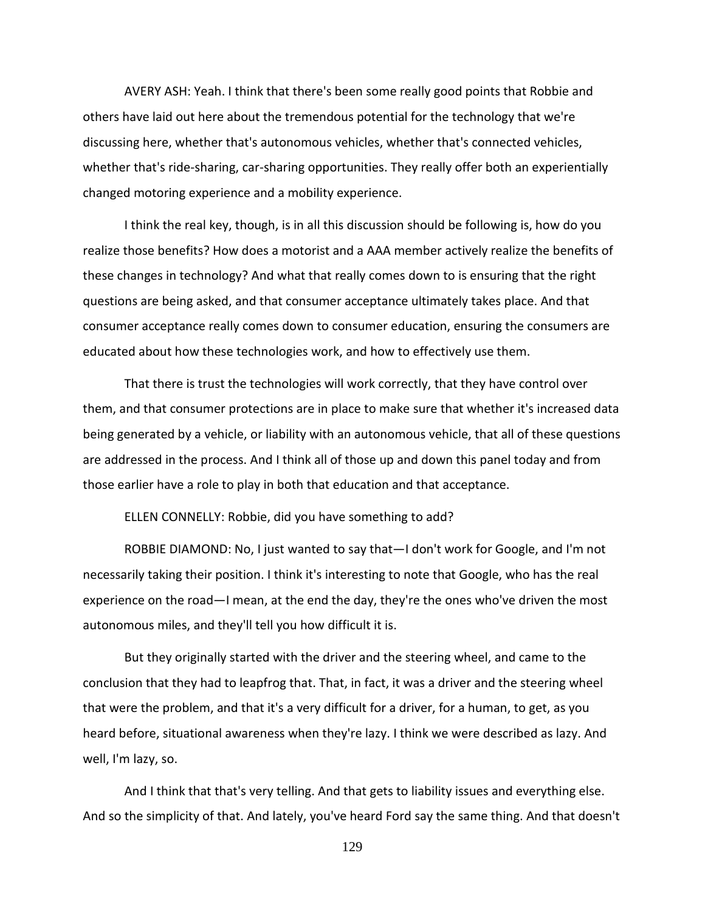AVERY ASH: Yeah. I think that there's been some really good points that Robbie and others have laid out here about the tremendous potential for the technology that we're discussing here, whether that's autonomous vehicles, whether that's connected vehicles, whether that's ride-sharing, car-sharing opportunities. They really offer both an experientially changed motoring experience and a mobility experience.

I think the real key, though, is in all this discussion should be following is, how do you realize those benefits? How does a motorist and a AAA member actively realize the benefits of these changes in technology? And what that really comes down to is ensuring that the right questions are being asked, and that consumer acceptance ultimately takes place. And that consumer acceptance really comes down to consumer education, ensuring the consumers are educated about how these technologies work, and how to effectively use them.

That there is trust the technologies will work correctly, that they have control over them, and that consumer protections are in place to make sure that whether it's increased data being generated by a vehicle, or liability with an autonomous vehicle, that all of these questions are addressed in the process. And I think all of those up and down this panel today and from those earlier have a role to play in both that education and that acceptance.

ELLEN CONNELLY: Robbie, did you have something to add?

ROBBIE DIAMOND: No, I just wanted to say that—I don't work for Google, and I'm not necessarily taking their position. I think it's interesting to note that Google, who has the real experience on the road—I mean, at the end the day, they're the ones who've driven the most autonomous miles, and they'll tell you how difficult it is.

But they originally started with the driver and the steering wheel, and came to the conclusion that they had to leapfrog that. That, in fact, it was a driver and the steering wheel that were the problem, and that it's a very difficult for a driver, for a human, to get, as you heard before, situational awareness when they're lazy. I think we were described as lazy. And well, I'm lazy, so.

And I think that that's very telling. And that gets to liability issues and everything else. And so the simplicity of that. And lately, you've heard Ford say the same thing. And that doesn't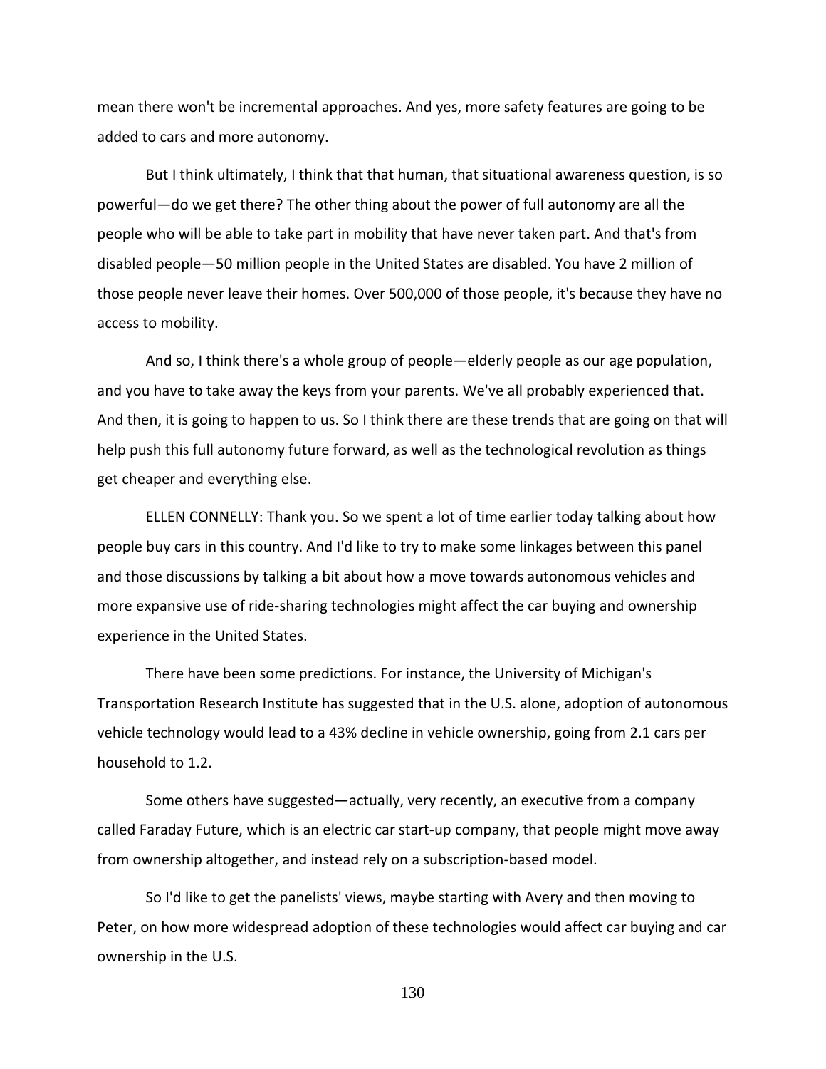mean there won't be incremental approaches. And yes, more safety features are going to be added to cars and more autonomy.

But I think ultimately, I think that that human, that situational awareness question, is so powerful—do we get there? The other thing about the power of full autonomy are all the people who will be able to take part in mobility that have never taken part. And that's from disabled people—50 million people in the United States are disabled. You have 2 million of those people never leave their homes. Over 500,000 of those people, it's because they have no access to mobility.

And so, I think there's a whole group of people—elderly people as our age population, and you have to take away the keys from your parents. We've all probably experienced that. And then, it is going to happen to us. So I think there are these trends that are going on that will help push this full autonomy future forward, as well as the technological revolution as things get cheaper and everything else.

ELLEN CONNELLY: Thank you. So we spent a lot of time earlier today talking about how people buy cars in this country. And I'd like to try to make some linkages between this panel and those discussions by talking a bit about how a move towards autonomous vehicles and more expansive use of ride-sharing technologies might affect the car buying and ownership experience in the United States.

There have been some predictions. For instance, the University of Michigan's Transportation Research Institute has suggested that in the U.S. alone, adoption of autonomous vehicle technology would lead to a 43% decline in vehicle ownership, going from 2.1 cars per household to 1.2.

Some others have suggested—actually, very recently, an executive from a company called Faraday Future, which is an electric car start-up company, that people might move away from ownership altogether, and instead rely on a subscription-based model.

So I'd like to get the panelists' views, maybe starting with Avery and then moving to Peter, on how more widespread adoption of these technologies would affect car buying and car ownership in the U.S.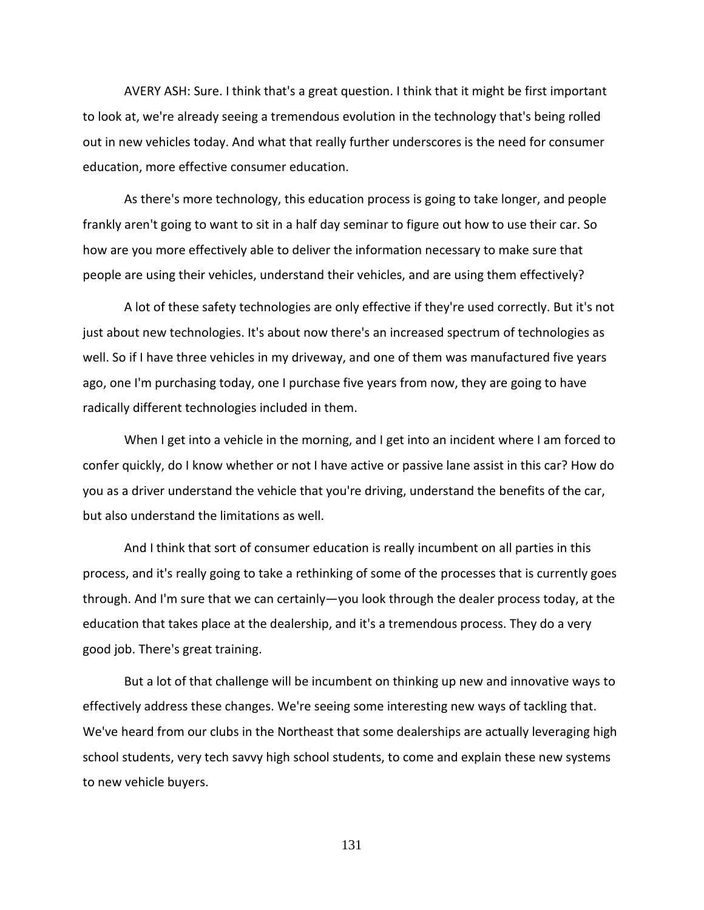AVERY ASH: Sure. I think that's a great question. I think that it might be first important to look at, we're already seeing a tremendous evolution in the technology that's being rolled out in new vehicles today. And what that really further underscores is the need for consumer education, more effective consumer education.

As there's more technology, this education process is going to take longer, and people frankly aren't going to want to sit in a half day seminar to figure out how to use their car. So how are you more effectively able to deliver the information necessary to make sure that people are using their vehicles, understand their vehicles, and are using them effectively?

A lot of these safety technologies are only effective if they're used correctly. But it's not just about new technologies. It's about now there's an increased spectrum of technologies as well. So if I have three vehicles in my driveway, and one of them was manufactured five years ago, one I'm purchasing today, one I purchase five years from now, they are going to have radically different technologies included in them.

When I get into a vehicle in the morning, and I get into an incident where I am forced to confer quickly, do I know whether or not I have active or passive lane assist in this car? How do you as a driver understand the vehicle that you're driving, understand the benefits of the car, but also understand the limitations as well.

And I think that sort of consumer education is really incumbent on all parties in this process, and it's really going to take a rethinking of some of the processes that is currently goes through. And I'm sure that we can certainly—you look through the dealer process today, at the education that takes place at the dealership, and it's a tremendous process. They do a very good job. There's great training.

But a lot of that challenge will be incumbent on thinking up new and innovative ways to effectively address these changes. We're seeing some interesting new ways of tackling that. We've heard from our clubs in the Northeast that some dealerships are actually leveraging high school students, very tech savvy high school students, to come and explain these new systems to new vehicle buyers.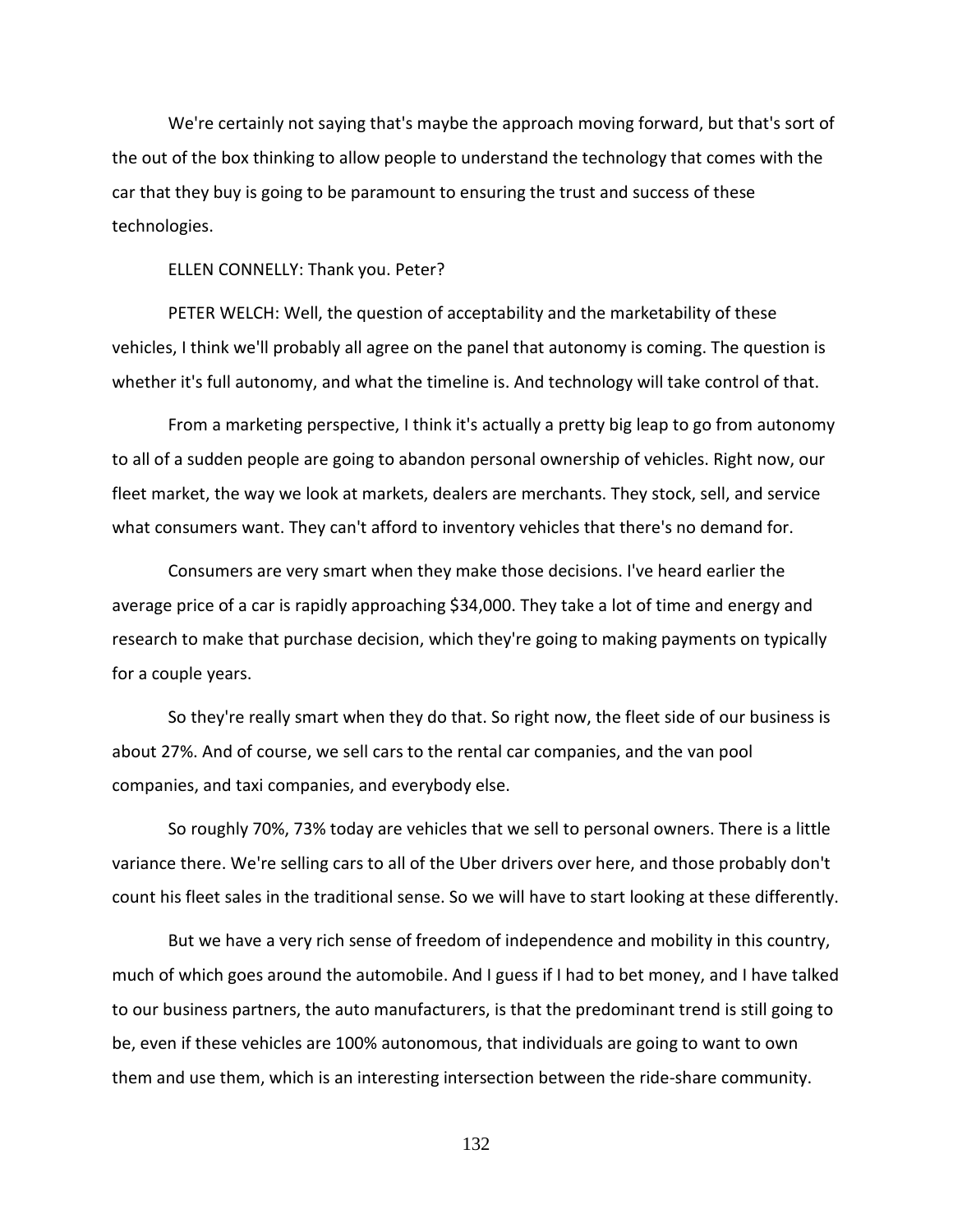We're certainly not saying that's maybe the approach moving forward, but that's sort of the out of the box thinking to allow people to understand the technology that comes with the car that they buy is going to be paramount to ensuring the trust and success of these technologies.

ELLEN CONNELLY: Thank you. Peter?

PETER WELCH: Well, the question of acceptability and the marketability of these vehicles, I think we'll probably all agree on the panel that autonomy is coming. The question is whether it's full autonomy, and what the timeline is. And technology will take control of that.

From a marketing perspective, I think it's actually a pretty big leap to go from autonomy to all of a sudden people are going to abandon personal ownership of vehicles. Right now, our fleet market, the way we look at markets, dealers are merchants. They stock, sell, and service what consumers want. They can't afford to inventory vehicles that there's no demand for.

Consumers are very smart when they make those decisions. I've heard earlier the average price of a car is rapidly approaching $34,000. They take a lot of time and energy and research to make that purchase decision, which they're going to making payments on typically for a couple years.

So they're really smart when they do that. So right now, the fleet side of our business is about 27%. And of course, we sell cars to the rental car companies, and the van pool companies, and taxi companies, and everybody else.

So roughly 70%, 73% today are vehicles that we sell to personal owners. There is a little variance there. We're selling cars to all of the Uber drivers over here, and those probably don't count his fleet sales in the traditional sense. So we will have to start looking at these differently.

But we have a very rich sense of freedom of independence and mobility in this country, much of which goes around the automobile. And I guess if I had to bet money, and I have talked to our business partners, the auto manufacturers, is that the predominant trend is still going to be, even if these vehicles are 100% autonomous, that individuals are going to want to own them and use them, which is an interesting intersection between the ride-share community.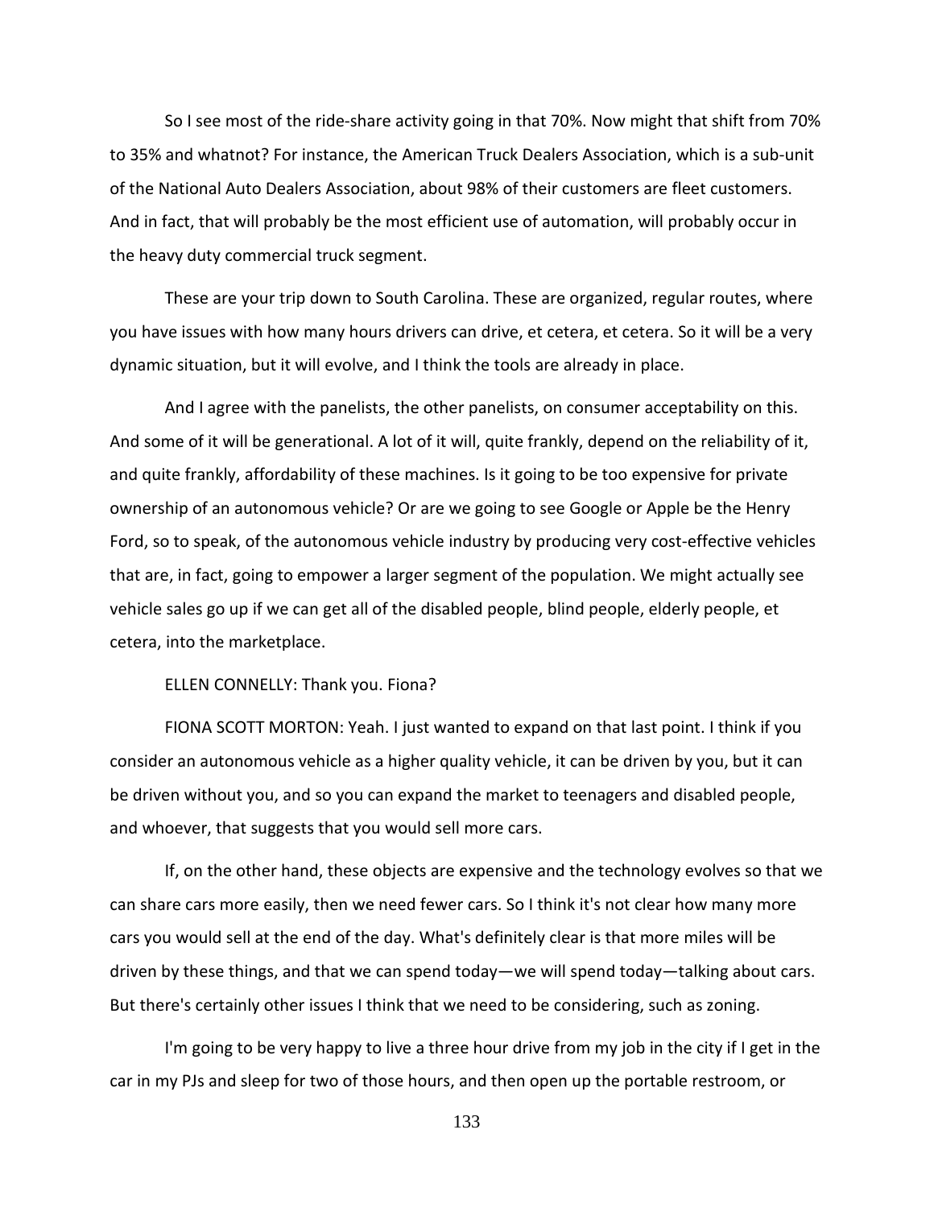So I see most of the ride-share activity going in that 70%. Now might that shift from 70% to 35% and whatnot? For instance, the American Truck Dealers Association, which is a sub-unit of the National Auto Dealers Association, about 98% of their customers are fleet customers. And in fact, that will probably be the most efficient use of automation, will probably occur in the heavy duty commercial truck segment.

These are your trip down to South Carolina. These are organized, regular routes, where you have issues with how many hours drivers can drive, et cetera, et cetera. So it will be a very dynamic situation, but it will evolve, and I think the tools are already in place.

And I agree with the panelists, the other panelists, on consumer acceptability on this. And some of it will be generational. A lot of it will, quite frankly, depend on the reliability of it, and quite frankly, affordability of these machines. Is it going to be too expensive for private ownership of an autonomous vehicle? Or are we going to see Google or Apple be the Henry Ford, so to speak, of the autonomous vehicle industry by producing very cost-effective vehicles that are, in fact, going to empower a larger segment of the population. We might actually see vehicle sales go up if we can get all of the disabled people, blind people, elderly people, et cetera, into the marketplace.

ELLEN CONNELLY: Thank you. Fiona?

FIONA SCOTT MORTON: Yeah. I just wanted to expand on that last point. I think if you consider an autonomous vehicle as a higher quality vehicle, it can be driven by you, but it can be driven without you, and so you can expand the market to teenagers and disabled people, and whoever, that suggests that you would sell more cars.

If, on the other hand, these objects are expensive and the technology evolves so that we can share cars more easily, then we need fewer cars. So I think it's not clear how many more cars you would sell at the end of the day. What's definitely clear is that more miles will be driven by these things, and that we can spend today—we will spend today—talking about cars. But there's certainly other issues I think that we need to be considering, such as zoning.

I'm going to be very happy to live a three hour drive from my job in the city if I get in the car in my PJs and sleep for two of those hours, and then open up the portable restroom, or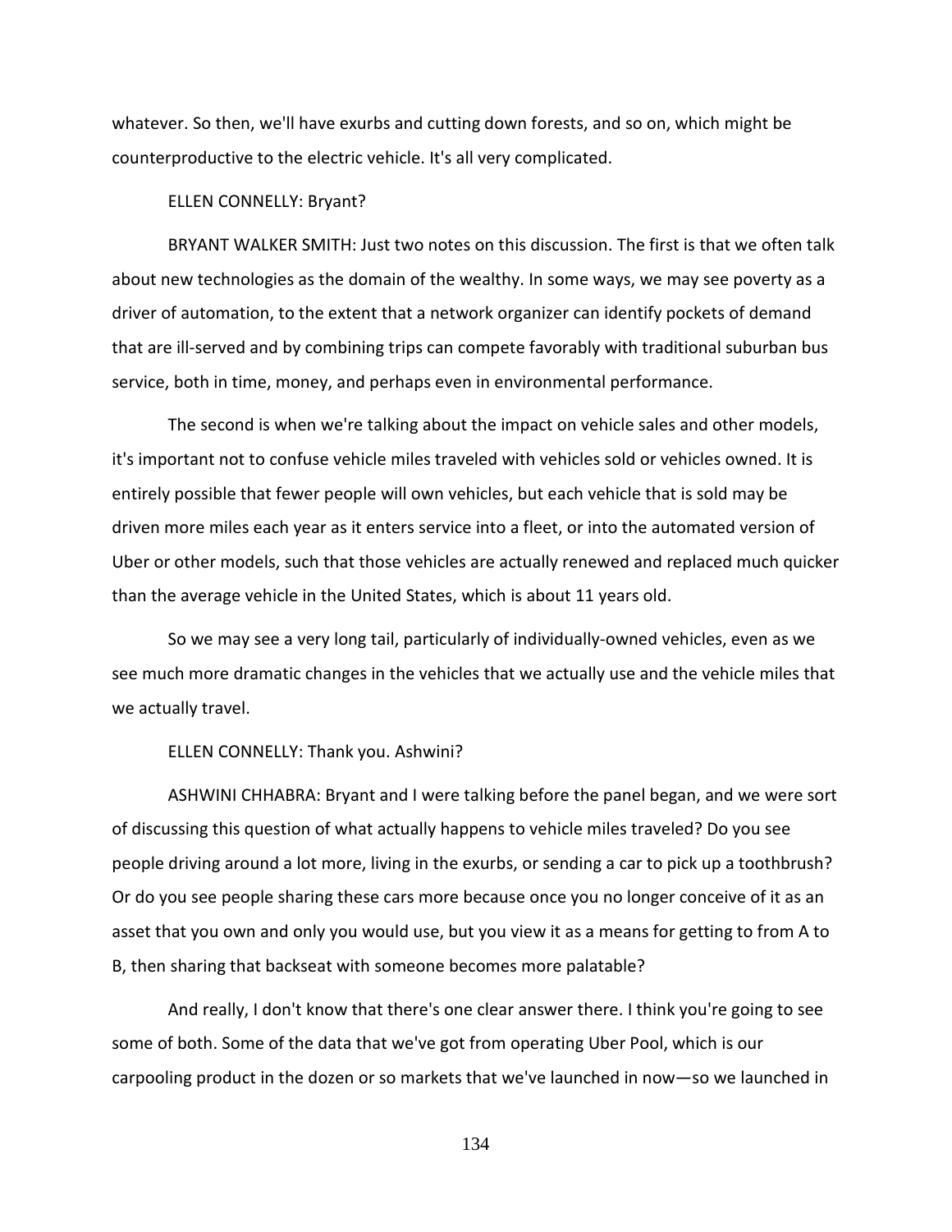whatever. So then, we'll have exurbs and cutting down forests, and so on, which might be counterproductive to the electric vehicle. It's all very complicated.

ELLEN CONNELLY: Bryant?

BRYANT WALKER SMITH: Just two notes on this discussion. The first is that we often talk about new technologies as the domain of the wealthy. In some ways, we may see poverty as a driver of automation, to the extent that a network organizer can identify pockets of demand that are ill-served and by combining trips can compete favorably with traditional suburban bus service, both in time, money, and perhaps even in environmental performance.

The second is when we're talking about the impact on vehicle sales and other models, it's important not to confuse vehicle miles traveled with vehicles sold or vehicles owned. It is entirely possible that fewer people will own vehicles, but each vehicle that is sold may be driven more miles each year as it enters service into a fleet, or into the automated version of Uber or other models, such that those vehicles are actually renewed and replaced much quicker than the average vehicle in the United States, which is about 11 years old.

So we may see a very long tail, particularly of individually-owned vehicles, even as we see much more dramatic changes in the vehicles that we actually use and the vehicle miles that we actually travel.

ELLEN CONNELLY: Thank you. Ashwini?

ASHWINI CHHABRA: Bryant and I were talking before the panel began, and we were sort of discussing this question of what actually happens to vehicle miles traveled? Do you see people driving around a lot more, living in the exurbs, or sending a car to pick up a toothbrush? Or do you see people sharing these cars more because once you no longer conceive of it as an asset that you own and only you would use, but you view it as a means for getting to from A to B, then sharing that backseat with someone becomes more palatable?

And really, I don't know that there's one clear answer there. I think you're going to see some of both. Some of the data that we've got from operating Uber Pool, which is our carpooling product in the dozen or so markets that we've launched in now—so we launched in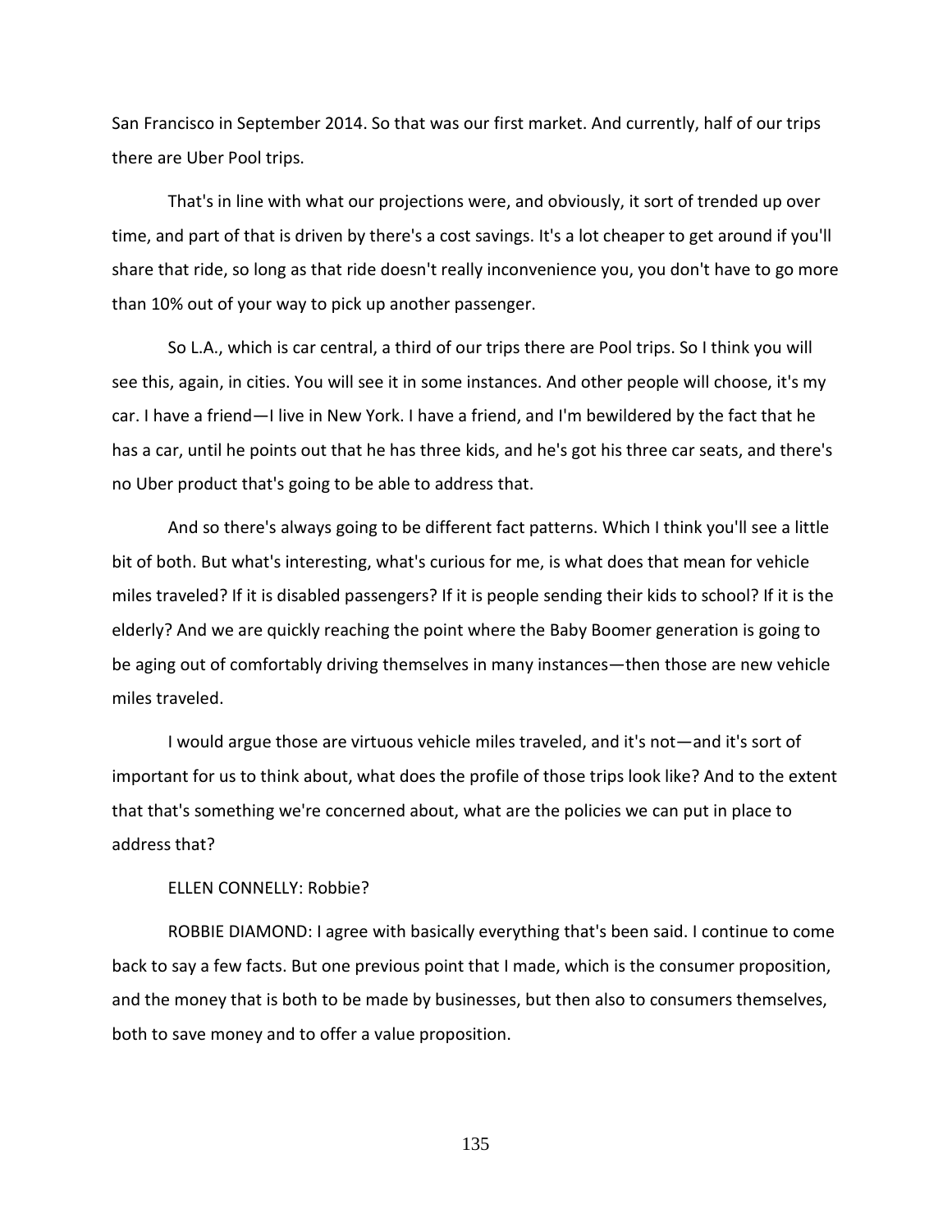San Francisco in September 2014. So that was our first market. And currently, half of our trips there are Uber Pool trips.

That's in line with what our projections were, and obviously, it sort of trended up over time, and part of that is driven by there's a cost savings. It's a lot cheaper to get around if you'll share that ride, so long as that ride doesn't really inconvenience you, you don't have to go more than 10% out of your way to pick up another passenger.

So L.A., which is car central, a third of our trips there are Pool trips. So I think you will see this, again, in cities. You will see it in some instances. And other people will choose, it's my car. I have a friend—I live in New York. I have a friend, and I'm bewildered by the fact that he has a car, until he points out that he has three kids, and he's got his three car seats, and there's no Uber product that's going to be able to address that.

And so there's always going to be different fact patterns. Which I think you'll see a little bit of both. But what's interesting, what's curious for me, is what does that mean for vehicle miles traveled? If it is disabled passengers? If it is people sending their kids to school? If it is the elderly? And we are quickly reaching the point where the Baby Boomer generation is going to be aging out of comfortably driving themselves in many instances—then those are new vehicle miles traveled.

I would argue those are virtuous vehicle miles traveled, and it's not—and it's sort of important for us to think about, what does the profile of those trips look like? And to the extent that that's something we're concerned about, what are the policies we can put in place to address that?

ELLEN CONNELLY: Robbie?

ROBBIE DIAMOND: I agree with basically everything that's been said. I continue to come back to say a few facts. But one previous point that I made, which is the consumer proposition, and the money that is both to be made by businesses, but then also to consumers themselves, both to save money and to offer a value proposition.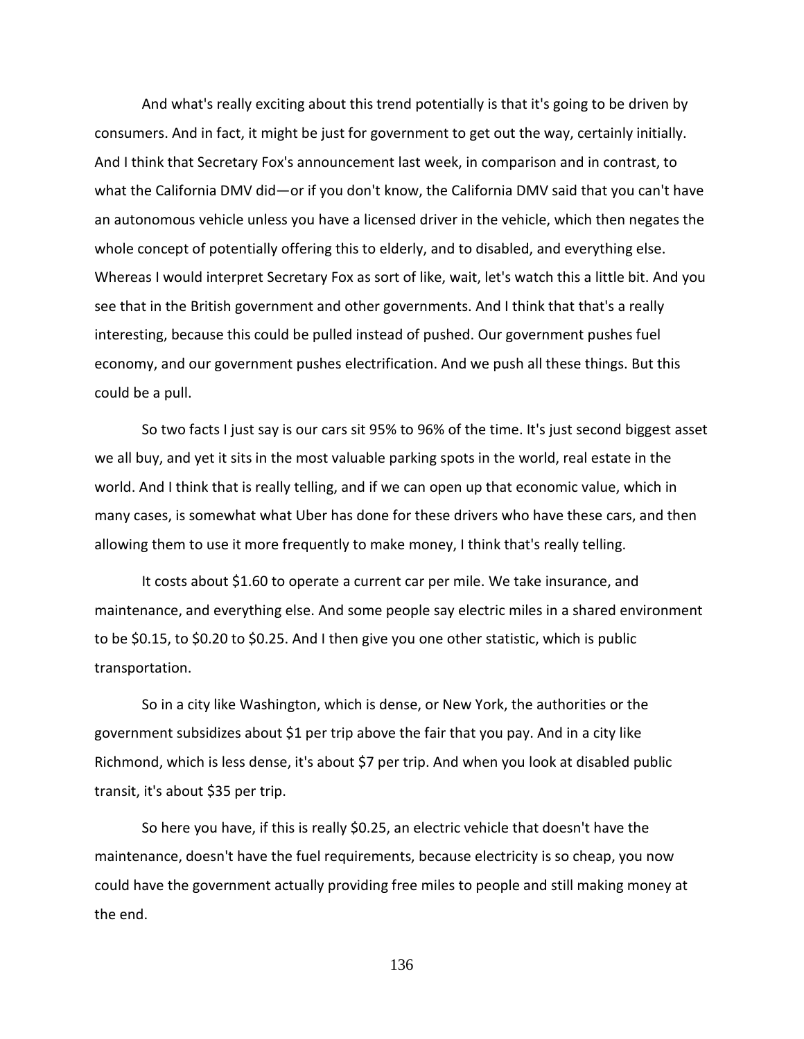And what's really exciting about this trend potentially is that it's going to be driven by consumers. And in fact, it might be just for government to get out the way, certainly initially. And I think that Secretary Fox's announcement last week, in comparison and in contrast, to what the California DMV did—or if you don't know, the California DMV said that you can't have an autonomous vehicle unless you have a licensed driver in the vehicle, which then negates the whole concept of potentially offering this to elderly, and to disabled, and everything else. Whereas I would interpret Secretary Fox as sort of like, wait, let's watch this a little bit. And you see that in the British government and other governments. And I think that that's a really interesting, because this could be pulled instead of pushed. Our government pushes fuel economy, and our government pushes electrification. And we push all these things. But this could be a pull.

So two facts I just say is our cars sit 95% to 96% of the time. It's just second biggest asset we all buy, and yet it sits in the most valuable parking spots in the world, real estate in the world. And I think that is really telling, and if we can open up that economic value, which in many cases, is somewhat what Uber has done for these drivers who have these cars, and then allowing them to use it more frequently to make money, I think that's really telling.

It costs about $1.60 to operate a current car per mile. We take insurance, and maintenance, and everything else. And some people say electric miles in a shared environment to be $0.15, to $0.20 to $0.25. And I then give you one other statistic, which is public transportation.

So in a city like Washington, which is dense, or New York, the authorities or the government subsidizes about $1 per trip above the fair that you pay. And in a city like Richmond, which is less dense, it's about $7 per trip. And when you look at disabled public transit, it's about $35 per trip.

So here you have, if this is really $0.25, an electric vehicle that doesn't have the maintenance, doesn't have the fuel requirements, because electricity is so cheap, you now could have the government actually providing free miles to people and still making money at the end.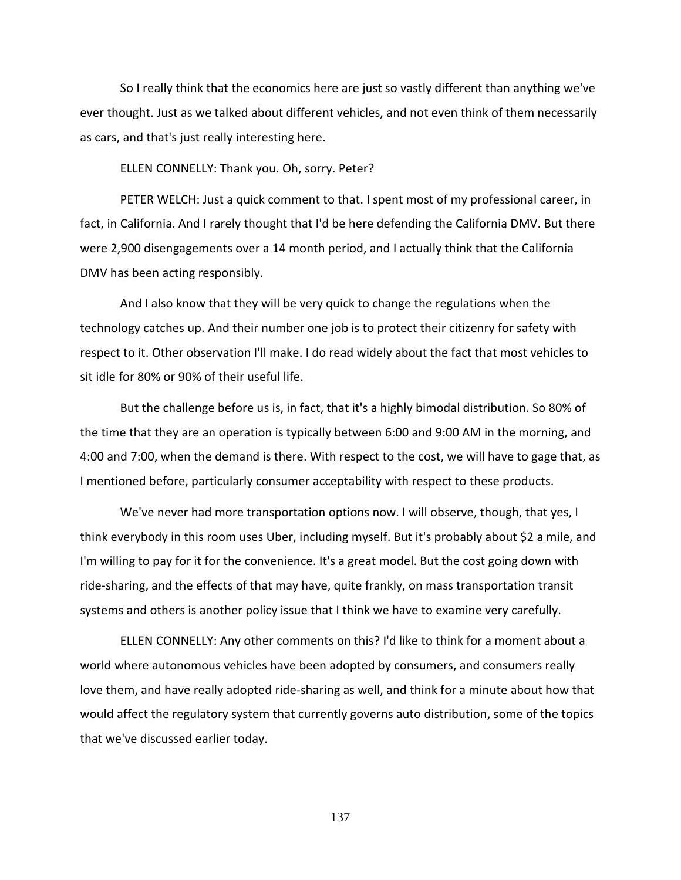So I really think that the economics here are just so vastly different than anything we've ever thought. Just as we talked about different vehicles, and not even think of them necessarily as cars, and that's just really interesting here.

ELLEN CONNELLY: Thank you. Oh, sorry. Peter?

PETER WELCH: Just a quick comment to that. I spent most of my professional career, in fact, in California. And I rarely thought that I'd be here defending the California DMV. But there were 2,900 disengagements over a 14 month period, and I actually think that the California DMV has been acting responsibly.

And I also know that they will be very quick to change the regulations when the technology catches up. And their number one job is to protect their citizenry for safety with respect to it. Other observation I'll make. I do read widely about the fact that most vehicles to sit idle for 80% or 90% of their useful life.

But the challenge before us is, in fact, that it's a highly bimodal distribution. So 80% of the time that they are an operation is typically between 6:00 and 9:00 AM in the morning, and 4:00 and 7:00, when the demand is there. With respect to the cost, we will have to gage that, as I mentioned before, particularly consumer acceptability with respect to these products.

We've never had more transportation options now. I will observe, though, that yes, I think everybody in this room uses Uber, including myself. But it's probably about $2 a mile, and I'm willing to pay for it for the convenience. It's a great model. But the cost going down with ride-sharing, and the effects of that may have, quite frankly, on mass transportation transit systems and others is another policy issue that I think we have to examine very carefully.

ELLEN CONNELLY: Any other comments on this? I'd like to think for a moment about a world where autonomous vehicles have been adopted by consumers, and consumers really love them, and have really adopted ride-sharing as well, and think for a minute about how that would affect the regulatory system that currently governs auto distribution, some of the topics that we've discussed earlier today.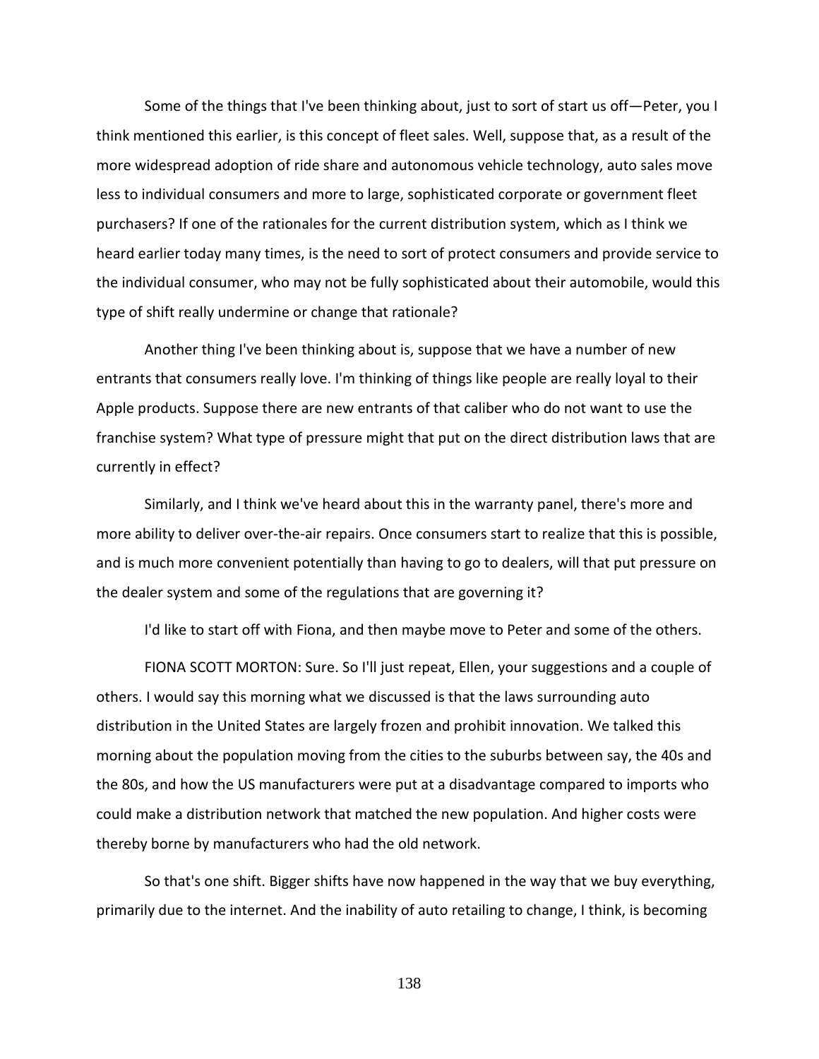Some of the things that I've been thinking about, just to sort of start us off—Peter, you I think mentioned this earlier, is this concept of fleet sales. Well, suppose that, as a result of the more widespread adoption of ride share and autonomous vehicle technology, auto sales move less to individual consumers and more to large, sophisticated corporate or government fleet purchasers? If one of the rationales for the current distribution system, which as I think we heard earlier today many times, is the need to sort of protect consumers and provide service to the individual consumer, who may not be fully sophisticated about their automobile, would this type of shift really undermine or change that rationale?

Another thing I've been thinking about is, suppose that we have a number of new entrants that consumers really love. I'm thinking of things like people are really loyal to their Apple products. Suppose there are new entrants of that caliber who do not want to use the franchise system? What type of pressure might that put on the direct distribution laws that are currently in effect?

Similarly, and I think we've heard about this in the warranty panel, there's more and more ability to deliver over-the-air repairs. Once consumers start to realize that this is possible, and is much more convenient potentially than having to go to dealers, will that put pressure on the dealer system and some of the regulations that are governing it?

I'd like to start off with Fiona, and then maybe move to Peter and some of the others.

FIONA SCOTT MORTON: Sure. So I'll just repeat, Ellen, your suggestions and a couple of others. I would say this morning what we discussed is that the laws surrounding auto distribution in the United States are largely frozen and prohibit innovation. We talked this morning about the population moving from the cities to the suburbs between say, the 40s and the 80s, and how the US manufacturers were put at a disadvantage compared to imports who could make a distribution network that matched the new population. And higher costs were thereby borne by manufacturers who had the old network.

So that's one shift. Bigger shifts have now happened in the way that we buy everything, primarily due to the internet. And the inability of auto retailing to change, I think, is becoming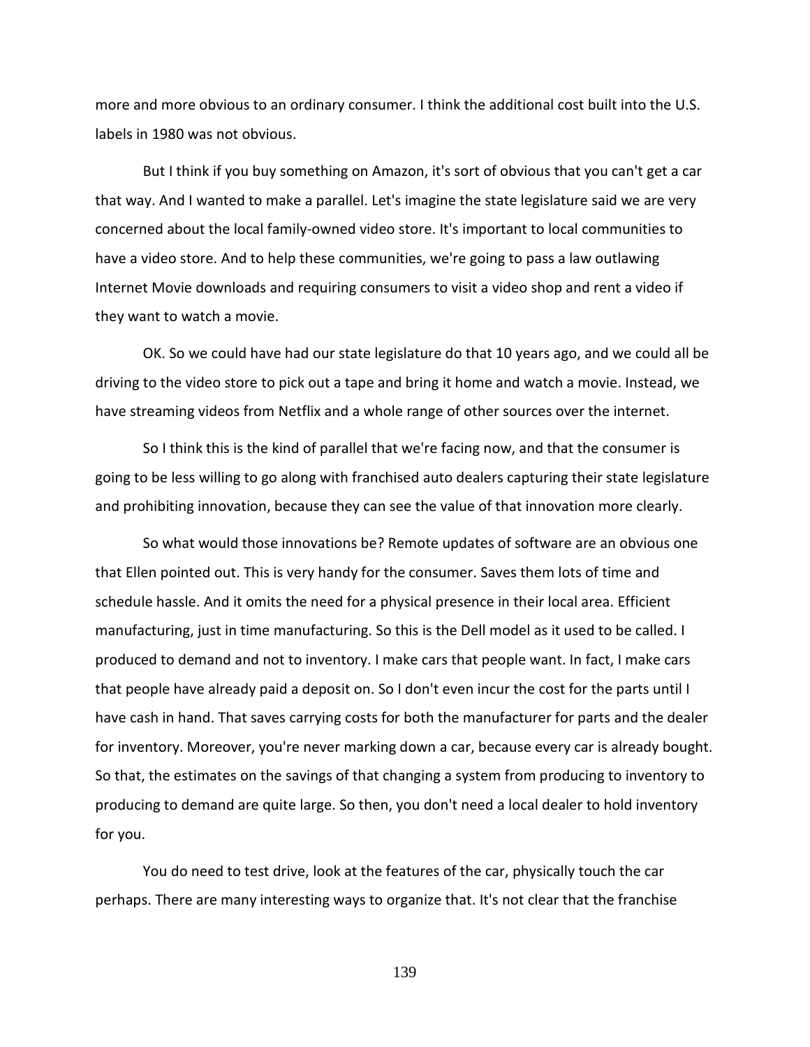more and more obvious to an ordinary consumer. I think the additional cost built into the U.S. labels in 1980 was not obvious.

But I think if you buy something on Amazon, it's sort of obvious that you can't get a car that way. And I wanted to make a parallel. Let's imagine the state legislature said we are very concerned about the local family-owned video store. It's important to local communities to have a video store. And to help these communities, we're going to pass a law outlawing Internet Movie downloads and requiring consumers to visit a video shop and rent a video if they want to watch a movie.

OK. So we could have had our state legislature do that 10 years ago, and we could all be driving to the video store to pick out a tape and bring it home and watch a movie. Instead, we have streaming videos from Netflix and a whole range of other sources over the internet.

So I think this is the kind of parallel that we're facing now, and that the consumer is going to be less willing to go along with franchised auto dealers capturing their state legislature and prohibiting innovation, because they can see the value of that innovation more clearly.

So what would those innovations be? Remote updates of software are an obvious one that Ellen pointed out. This is very handy for the consumer. Saves them lots of time and schedule hassle. And it omits the need for a physical presence in their local area. Efficient manufacturing, just in time manufacturing. So this is the Dell model as it used to be called. I produced to demand and not to inventory. I make cars that people want. In fact, I make cars that people have already paid a deposit on. So I don't even incur the cost for the parts until I have cash in hand. That saves carrying costs for both the manufacturer for parts and the dealer for inventory. Moreover, you're never marking down a car, because every car is already bought. So that, the estimates on the savings of that changing a system from producing to inventory to producing to demand are quite large. So then, you don't need a local dealer to hold inventory for you.

You do need to test drive, look at the features of the car, physically touch the car perhaps. There are many interesting ways to organize that. It's not clear that the franchise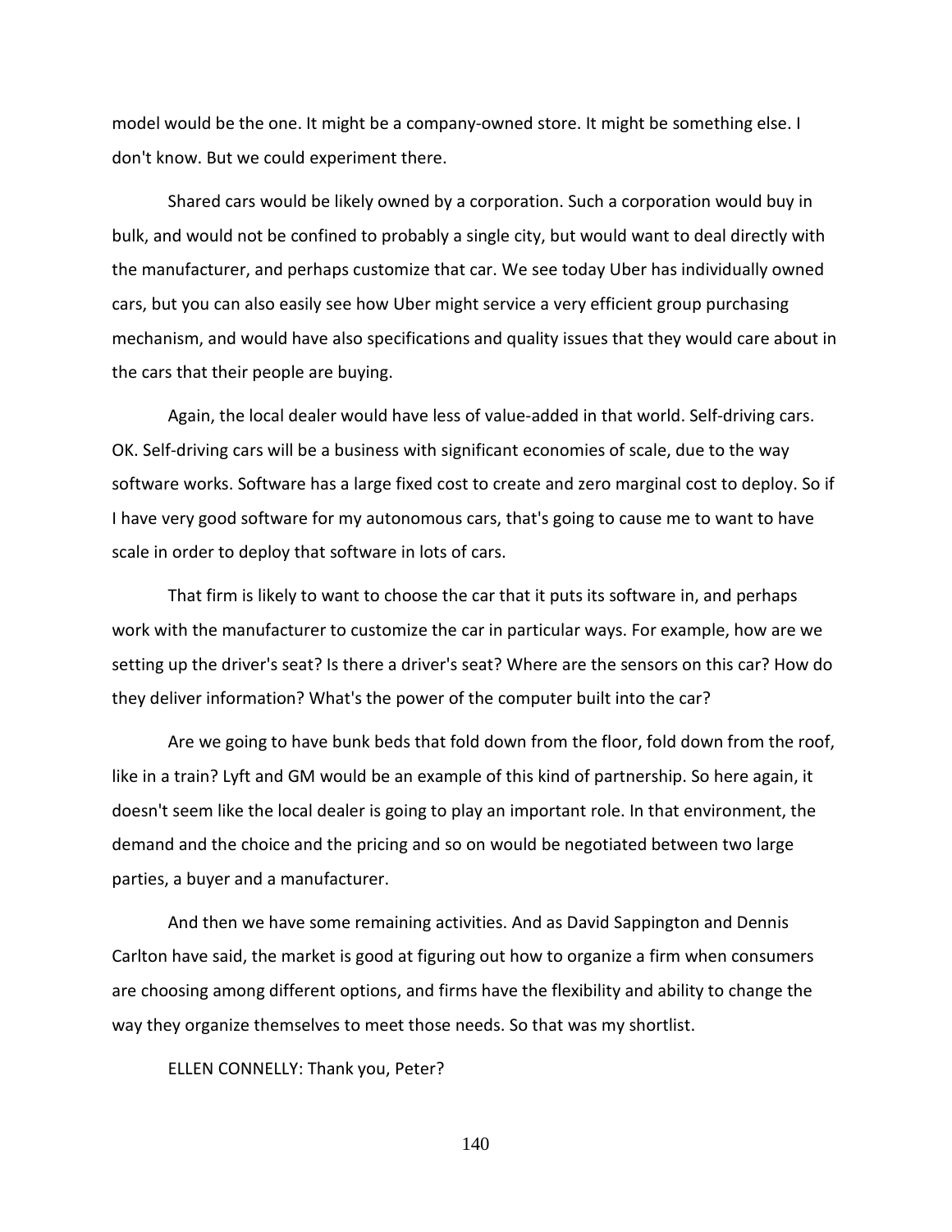model would be the one. It might be a company-owned store. It might be something else. I don't know. But we could experiment there.

Shared cars would be likely owned by a corporation. Such a corporation would buy in bulk, and would not be confined to probably a single city, but would want to deal directly with the manufacturer, and perhaps customize that car. We see today Uber has individually owned cars, but you can also easily see how Uber might service a very efficient group purchasing mechanism, and would have also specifications and quality issues that they would care about in the cars that their people are buying.

Again, the local dealer would have less of value-added in that world. Self-driving cars. OK. Self-driving cars will be a business with significant economies of scale, due to the way software works. Software has a large fixed cost to create and zero marginal cost to deploy. So if I have very good software for my autonomous cars, that's going to cause me to want to have scale in order to deploy that software in lots of cars.

That firm is likely to want to choose the car that it puts its software in, and perhaps work with the manufacturer to customize the car in particular ways. For example, how are we setting up the driver's seat? Is there a driver's seat? Where are the sensors on this car? How do they deliver information? What's the power of the computer built into the car?

Are we going to have bunk beds that fold down from the floor, fold down from the roof, like in a train? Lyft and GM would be an example of this kind of partnership. So here again, it doesn't seem like the local dealer is going to play an important role. In that environment, the demand and the choice and the pricing and so on would be negotiated between two large parties, a buyer and a manufacturer.

And then we have some remaining activities. And as David Sappington and Dennis Carlton have said, the market is good at figuring out how to organize a firm when consumers are choosing among different options, and firms have the flexibility and ability to change the way they organize themselves to meet those needs. So that was my shortlist.

ELLEN CONNELLY: Thank you, Peter?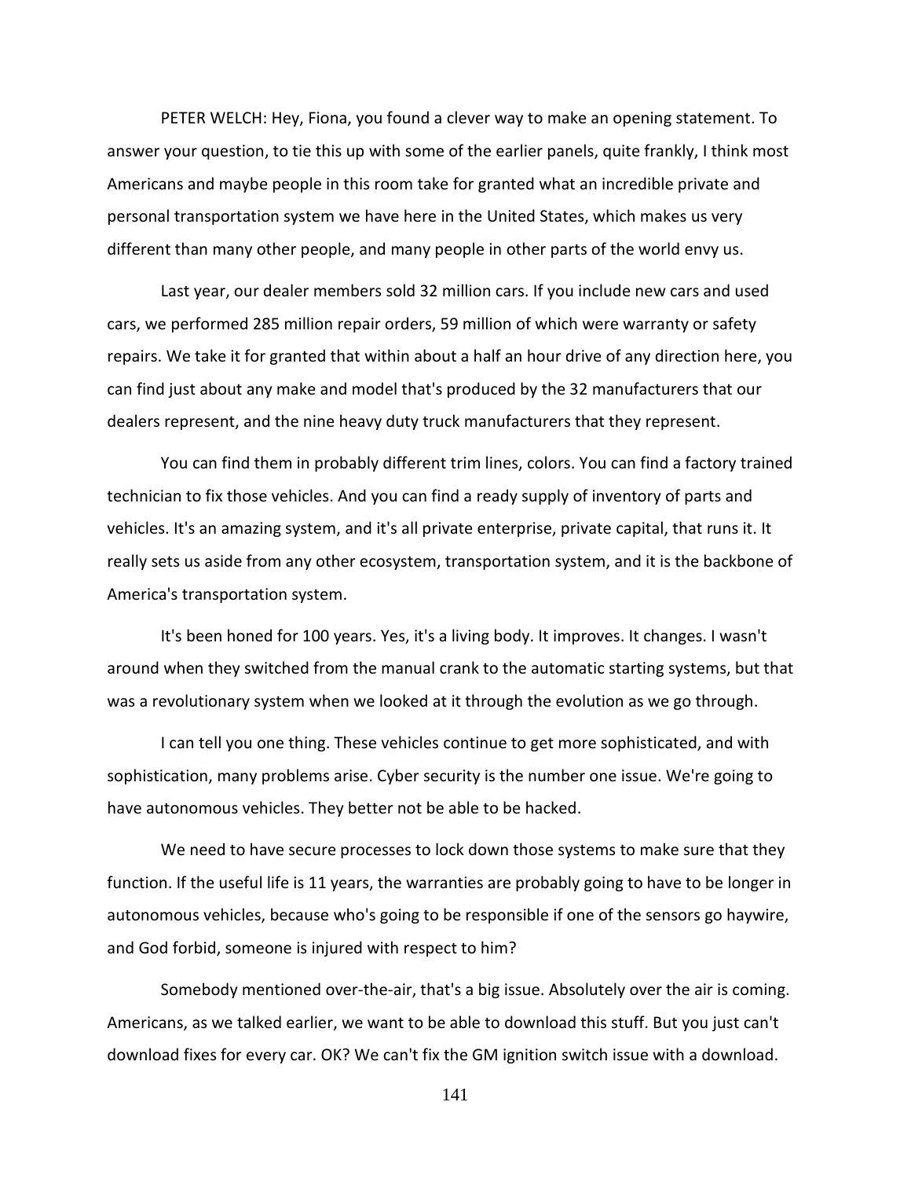PETER WELCH: Hey, Fiona, you found a clever way to make an opening statement. To answer your question, to tie this up with some of the earlier panels, quite frankly, I think most Americans and maybe people in this room take for granted what an incredible private and personal transportation system we have here in the United States, which makes us very different than many other people, and many people in other parts of the world envy us.

Last year, our dealer members sold 32 million cars. If you include new cars and used cars, we performed 285 million repair orders, 59 million of which were warranty or safety repairs. We take it for granted that within about a half an hour drive of any direction here, you can find just about any make and model that's produced by the 32 manufacturers that our dealers represent, and the nine heavy duty truck manufacturers that they represent.

You can find them in probably different trim lines, colors. You can find a factory trained technician to fix those vehicles. And you can find a ready supply of inventory of parts and vehicles. It's an amazing system, and it's all private enterprise, private capital, that runs it. It really sets us aside from any other ecosystem, transportation system, and it is the backbone of America's transportation system.

It's been honed for 100 years. Yes, it's a living body. It improves. It changes. I wasn't around when they switched from the manual crank to the automatic starting systems, but that was a revolutionary system when we looked at it through the evolution as we go through.

I can tell you one thing. These vehicles continue to get more sophisticated, and with sophistication, many problems arise. Cyber security is the number one issue. We're going to have autonomous vehicles. They better not be able to be hacked.

We need to have secure processes to lock down those systems to make sure that they function. If the useful life is 11 years, the warranties are probably going to have to be longer in autonomous vehicles, because who's going to be responsible if one of the sensors go haywire, and God forbid, someone is injured with respect to him?

Somebody mentioned over-the-air, that's a big issue. Absolutely over the air is coming. Americans, as we talked earlier, we want to be able to download this stuff. But you just can't download fixes for every car. OK? We can't fix the GM ignition switch issue with a download.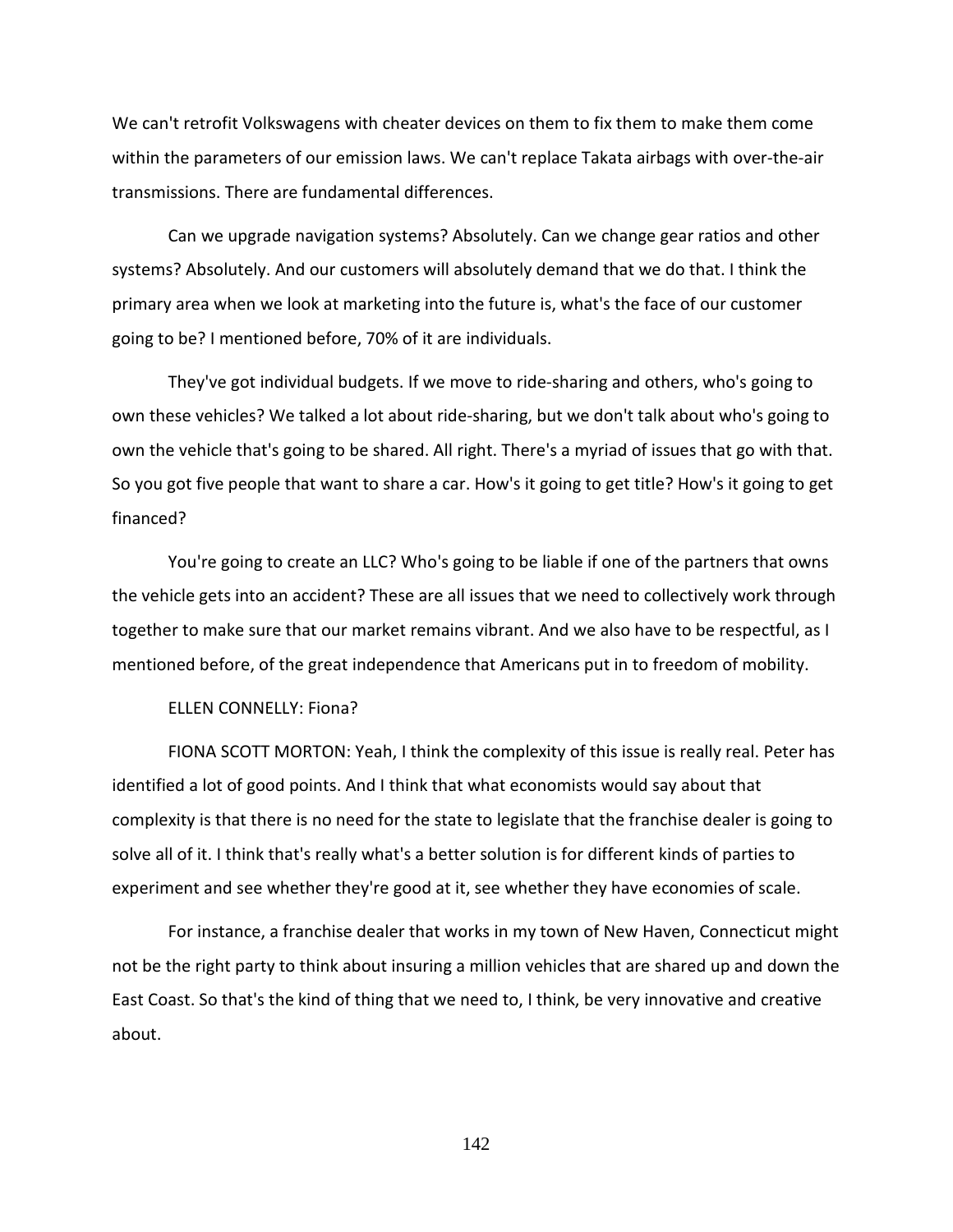We can't retrofit Volkswagens with cheater devices on them to fix them to make them come within the parameters of our emission laws. We can't replace Takata airbags with over-the-air transmissions. There are fundamental differences.

Can we upgrade navigation systems? Absolutely. Can we change gear ratios and other systems? Absolutely. And our customers will absolutely demand that we do that. I think the primary area when we look at marketing into the future is, what's the face of our customer going to be? I mentioned before, 70% of it are individuals.

They've got individual budgets. If we move to ride-sharing and others, who's going to own these vehicles? We talked a lot about ride-sharing, but we don't talk about who's going to own the vehicle that's going to be shared. All right. There's a myriad of issues that go with that. So you got five people that want to share a car. How's it going to get title? How's it going to get financed?

You're going to create an LLC? Who's going to be liable if one of the partners that owns the vehicle gets into an accident? These are all issues that we need to collectively work through together to make sure that our market remains vibrant. And we also have to be respectful, as I mentioned before, of the great independence that Americans put in to freedom of mobility.

ELLEN CONNELLY: Fiona?

FIONA SCOTT MORTON: Yeah, I think the complexity of this issue is really real. Peter has identified a lot of good points. And I think that what economists would say about that complexity is that there is no need for the state to legislate that the franchise dealer is going to solve all of it. I think that's really what's a better solution is for different kinds of parties to experiment and see whether they're good at it, see whether they have economies of scale.

For instance, a franchise dealer that works in my town of New Haven, Connecticut might not be the right party to think about insuring a million vehicles that are shared up and down the East Coast. So that's the kind of thing that we need to, I think, be very innovative and creative about.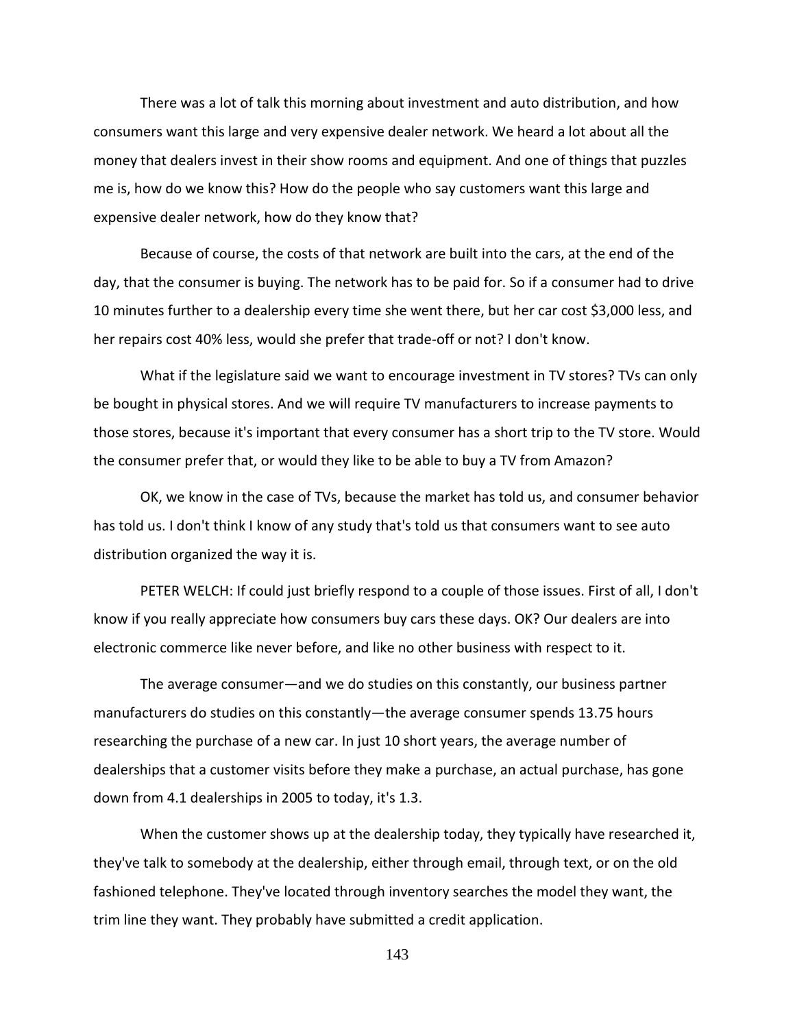There was a lot of talk this morning about investment and auto distribution, and how consumers want this large and very expensive dealer network. We heard a lot about all the money that dealers invest in their show rooms and equipment. And one of things that puzzles me is, how do we know this? How do the people who say customers want this large and expensive dealer network, how do they know that?

Because of course, the costs of that network are built into the cars, at the end of the day, that the consumer is buying. The network has to be paid for. So if a consumer had to drive 10 minutes further to a dealership every time she went there, but her car cost $3,000 less, and her repairs cost 40% less, would she prefer that trade-off or not? I don't know.

What if the legislature said we want to encourage investment in TV stores? TVs can only be bought in physical stores. And we will require TV manufacturers to increase payments to those stores, because it's important that every consumer has a short trip to the TV store. Would the consumer prefer that, or would they like to be able to buy a TV from Amazon?

OK, we know in the case of TVs, because the market has told us, and consumer behavior has told us. I don't think I know of any study that's told us that consumers want to see auto distribution organized the way it is.

PETER WELCH: If could just briefly respond to a couple of those issues. First of all, I don't know if you really appreciate how consumers buy cars these days. OK? Our dealers are into electronic commerce like never before, and like no other business with respect to it.

The average consumer—and we do studies on this constantly, our business partner manufacturers do studies on this constantly—the average consumer spends 13.75 hours researching the purchase of a new car. In just 10 short years, the average number of dealerships that a customer visits before they make a purchase, an actual purchase, has gone down from 4.1 dealerships in 2005 to today, it's 1.3.

When the customer shows up at the dealership today, they typically have researched it, they've talk to somebody at the dealership, either through email, through text, or on the old fashioned telephone. They've located through inventory searches the model they want, the trim line they want. They probably have submitted a credit application.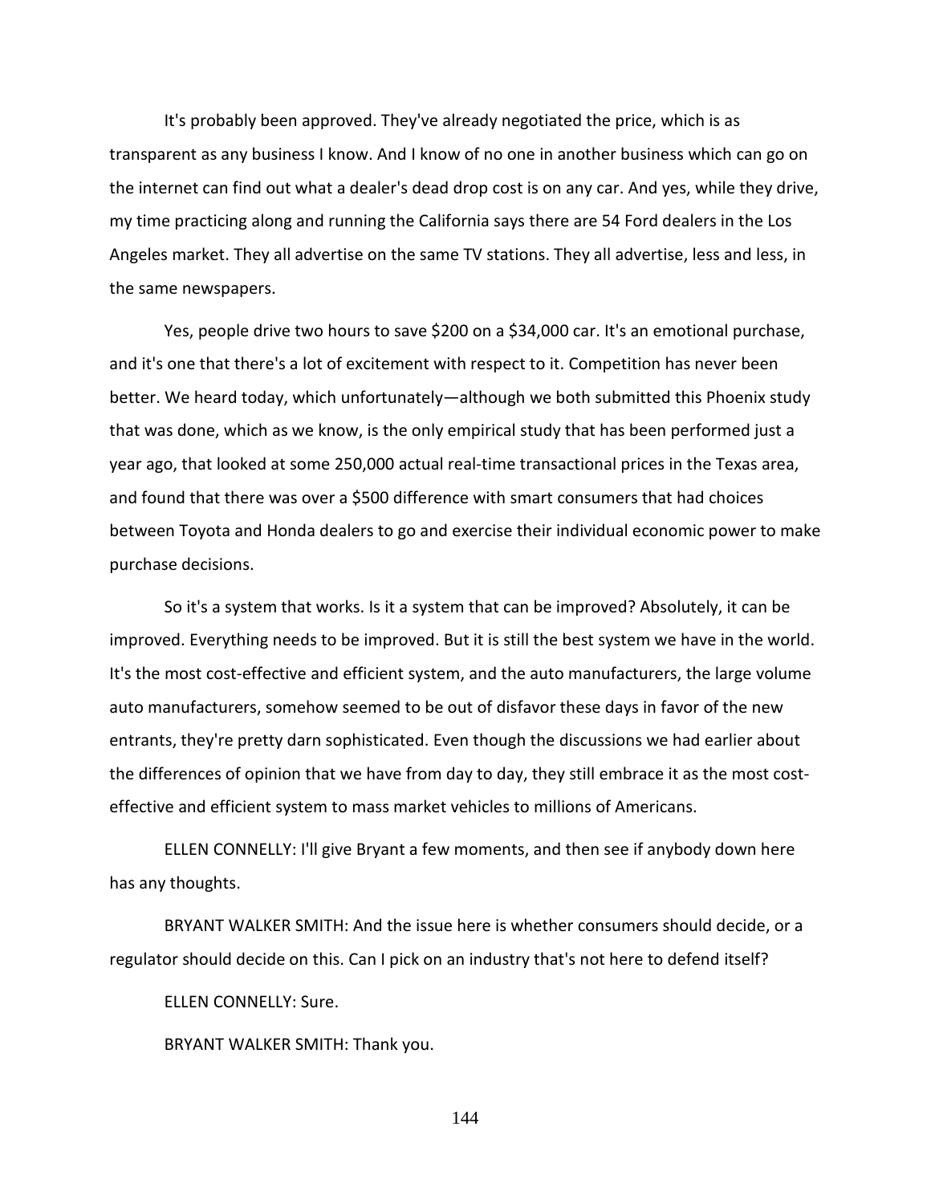It's probably been approved. They've already negotiated the price, which is as transparent as any business I know. And I know of no one in another business which can go on the internet can find out what a dealer's dead drop cost is on any car. And yes, while they drive, my time practicing along and running the California says there are 54 Ford dealers in the Los Angeles market. They all advertise on the same TV stations. They all advertise, less and less, in the same newspapers.

Yes, people drive two hours to save $200 on a $34,000 car. It's an emotional purchase, and it's one that there's a lot of excitement with respect to it. Competition has never been better. We heard today, which unfortunately—although we both submitted this Phoenix study that was done, which as we know, is the only empirical study that has been performed just a year ago, that looked at some 250,000 actual real-time transactional prices in the Texas area, and found that there was over a $500 difference with smart consumers that had choices between Toyota and Honda dealers to go and exercise their individual economic power to make purchase decisions.

So it's a system that works. Is it a system that can be improved? Absolutely, it can be improved. Everything needs to be improved. But it is still the best system we have in the world. It's the most cost-effective and efficient system, and the auto manufacturers, the large volume auto manufacturers, somehow seemed to be out of disfavor these days in favor of the new entrants, they're pretty darn sophisticated. Even though the discussions we had earlier about the differences of opinion that we have from day to day, they still embrace it as the most cost-effective and efficient system to mass market vehicles to millions of Americans.

ELLEN CONNELLY: I'll give Bryant a few moments, and then see if anybody down here has any thoughts.

BRYANT WALKER SMITH: And the issue here is whether consumers should decide, or a regulator should decide on this. Can I pick on an industry that's not here to defend itself?

ELLEN CONNELLY: Sure.

BRYANT WALKER SMITH: Thank you.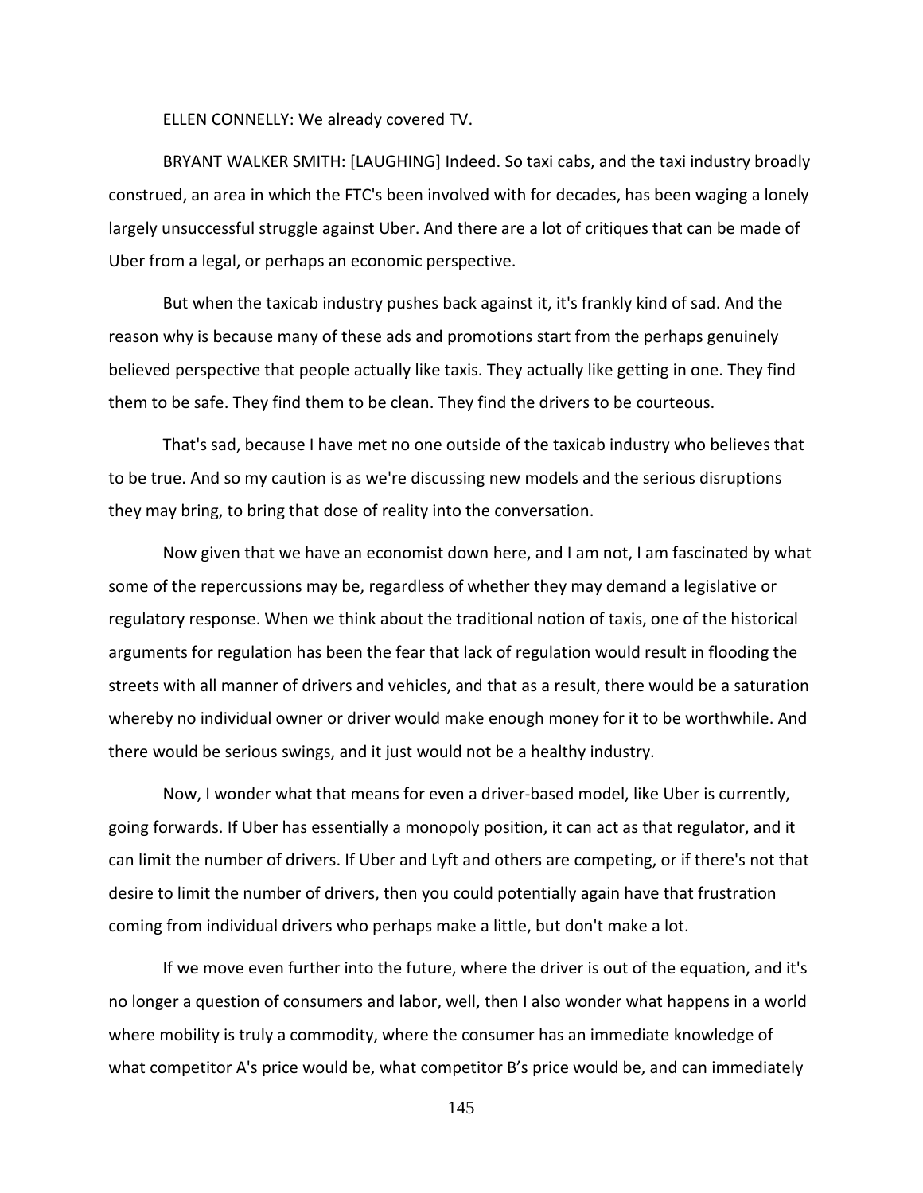ELLEN CONNELLY: We already covered TV.

BRYANT WALKER SMITH: [LAUGHING] Indeed. So taxi cabs, and the taxi industry broadly construed, an area in which the FTC's been involved with for decades, has been waging a lonely largely unsuccessful struggle against Uber. And there are a lot of critiques that can be made of Uber from a legal, or perhaps an economic perspective.

But when the taxicab industry pushes back against it, it's frankly kind of sad. And the reason why is because many of these ads and promotions start from the perhaps genuinely believed perspective that people actually like taxis. They actually like getting in one. They find them to be safe. They find them to be clean. They find the drivers to be courteous.

That's sad, because I have met no one outside of the taxicab industry who believes that to be true. And so my caution is as we're discussing new models and the serious disruptions they may bring, to bring that dose of reality into the conversation.

Now given that we have an economist down here, and I am not, I am fascinated by what some of the repercussions may be, regardless of whether they may demand a legislative or regulatory response. When we think about the traditional notion of taxis, one of the historical arguments for regulation has been the fear that lack of regulation would result in flooding the streets with all manner of drivers and vehicles, and that as a result, there would be a saturation whereby no individual owner or driver would make enough money for it to be worthwhile. And there would be serious swings, and it just would not be a healthy industry.

Now, I wonder what that means for even a driver-based model, like Uber is currently, going forwards. If Uber has essentially a monopoly position, it can act as that regulator, and it can limit the number of drivers. If Uber and Lyft and others are competing, or if there's not that desire to limit the number of drivers, then you could potentially again have that frustration coming from individual drivers who perhaps make a little, but don't make a lot.

If we move even further into the future, where the driver is out of the equation, and it's no longer a question of consumers and labor, well, then I also wonder what happens in a world where mobility is truly a commodity, where the consumer has an immediate knowledge of what competitor A's price would be, what competitor B's price would be, and can immediately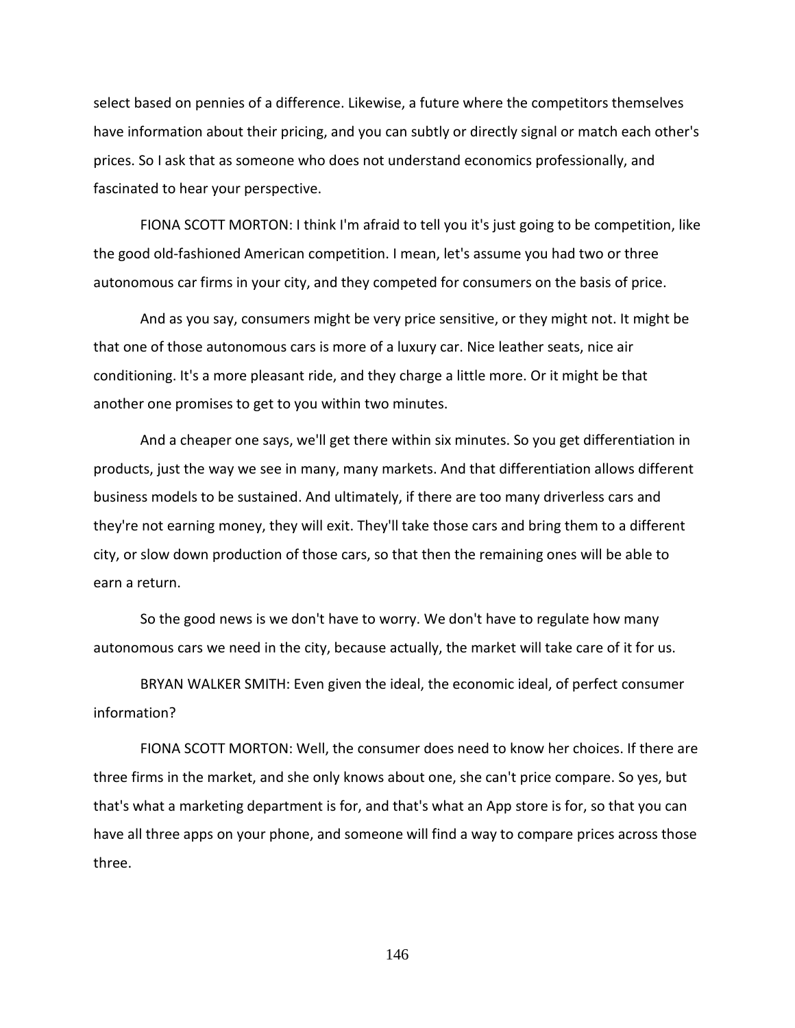select based on pennies of a difference. Likewise, a future where the competitors themselves have information about their pricing, and you can subtly or directly signal or match each other's prices. So I ask that as someone who does not understand economics professionally, and fascinated to hear your perspective.

FIONA SCOTT MORTON: I think I'm afraid to tell you it's just going to be competition, like the good old-fashioned American competition. I mean, let's assume you had two or three autonomous car firms in your city, and they competed for consumers on the basis of price.

And as you say, consumers might be very price sensitive, or they might not. It might be that one of those autonomous cars is more of a luxury car. Nice leather seats, nice air conditioning. It's a more pleasant ride, and they charge a little more. Or it might be that another one promises to get to you within two minutes.

And a cheaper one says, we'll get there within six minutes. So you get differentiation in products, just the way we see in many, many markets. And that differentiation allows different business models to be sustained. And ultimately, if there are too many driverless cars and they're not earning money, they will exit. They'll take those cars and bring them to a different city, or slow down production of those cars, so that then the remaining ones will be able to earn a return.

So the good news is we don't have to worry. We don't have to regulate how many autonomous cars we need in the city, because actually, the market will take care of it for us.

BRYAN WALKER SMITH: Even given the ideal, the economic ideal, of perfect consumer information?

FIONA SCOTT MORTON: Well, the consumer does need to know her choices. If there are three firms in the market, and she only knows about one, she can't price compare. So yes, but that's what a marketing department is for, and that's what an App store is for, so that you can have all three apps on your phone, and someone will find a way to compare prices across those three.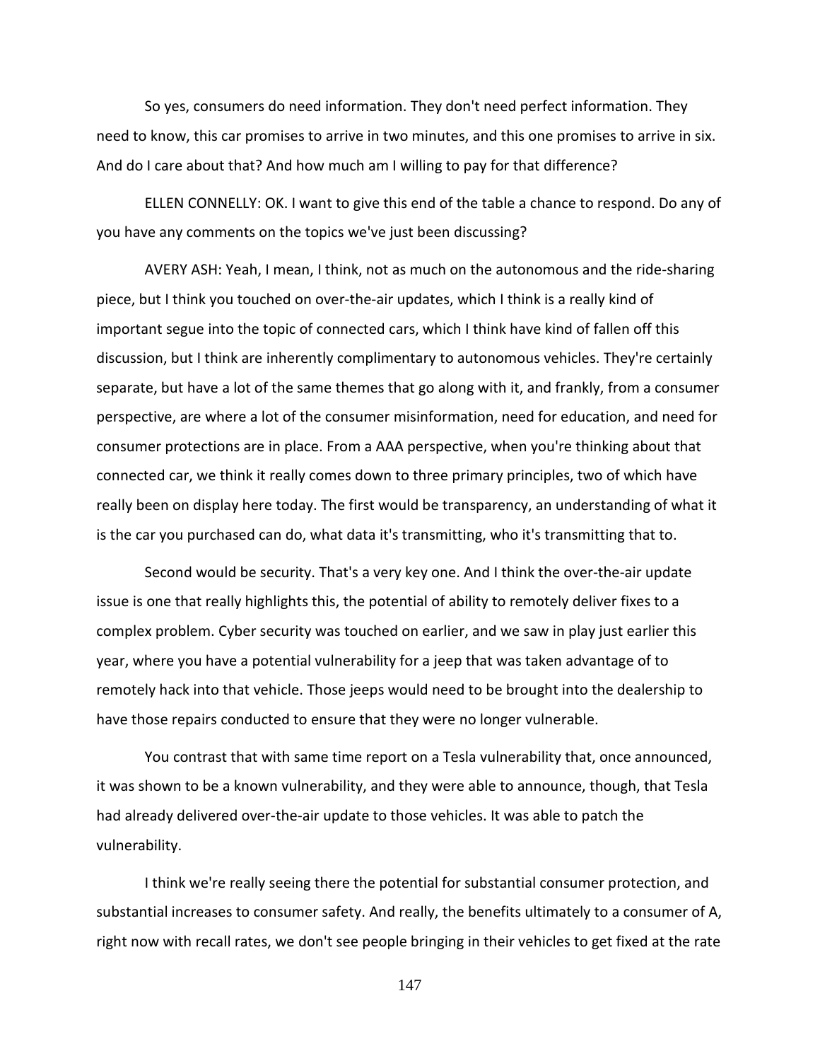So yes, consumers do need information. They don't need perfect information. They need to know, this car promises to arrive in two minutes, and this one promises to arrive in six. And do I care about that? And how much am I willing to pay for that difference?

ELLEN CONNELLY: OK. I want to give this end of the table a chance to respond. Do any of you have any comments on the topics we've just been discussing?

AVERY ASH: Yeah, I mean, I think, not as much on the autonomous and the ride-sharing piece, but I think you touched on over-the-air updates, which I think is a really kind of important segue into the topic of connected cars, which I think have kind of fallen off this discussion, but I think are inherently complimentary to autonomous vehicles. They're certainly separate, but have a lot of the same themes that go along with it, and frankly, from a consumer perspective, are where a lot of the consumer misinformation, need for education, and need for consumer protections are in place. From a AAA perspective, when you're thinking about that connected car, we think it really comes down to three primary principles, two of which have really been on display here today. The first would be transparency, an understanding of what it is the car you purchased can do, what data it's transmitting, who it's transmitting that to.

Second would be security. That's a very key one. And I think the over-the-air update issue is one that really highlights this, the potential of ability to remotely deliver fixes to a complex problem. Cyber security was touched on earlier, and we saw in play just earlier this year, where you have a potential vulnerability for a jeep that was taken advantage of to remotely hack into that vehicle. Those jeeps would need to be brought into the dealership to have those repairs conducted to ensure that they were no longer vulnerable.

You contrast that with same time report on a Tesla vulnerability that, once announced, it was shown to be a known vulnerability, and they were able to announce, though, that Tesla had already delivered over-the-air update to those vehicles. It was able to patch the vulnerability.

I think we're really seeing there the potential for substantial consumer protection, and substantial increases to consumer safety. And really, the benefits ultimately to a consumer of A, right now with recall rates, we don't see people bringing in their vehicles to get fixed at the rate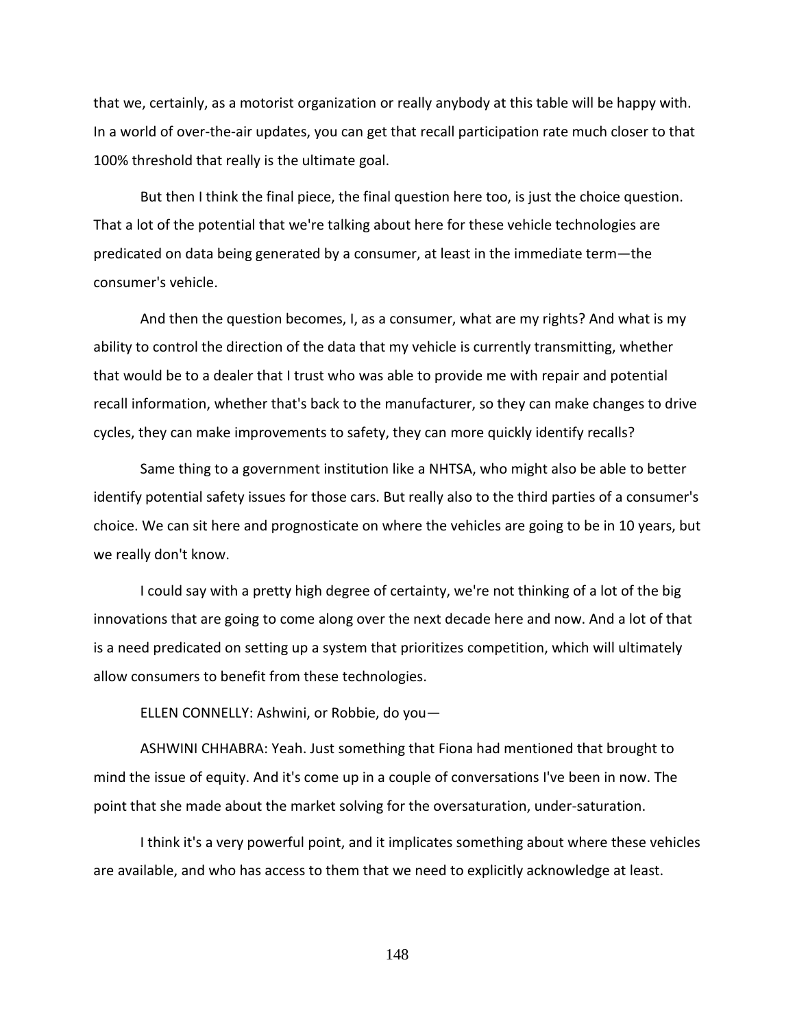that we, certainly, as a motorist organization or really anybody at this table will be happy with. In a world of over-the-air updates, you can get that recall participation rate much closer to that 100% threshold that really is the ultimate goal.

But then I think the final piece, the final question here too, is just the choice question. That a lot of the potential that we're talking about here for these vehicle technologies are predicated on data being generated by a consumer, at least in the immediate term—the consumer's vehicle.

And then the question becomes, I, as a consumer, what are my rights? And what is my ability to control the direction of the data that my vehicle is currently transmitting, whether that would be to a dealer that I trust who was able to provide me with repair and potential recall information, whether that's back to the manufacturer, so they can make changes to drive cycles, they can make improvements to safety, they can more quickly identify recalls?

Same thing to a government institution like a NHTSA, who might also be able to better identify potential safety issues for those cars. But really also to the third parties of a consumer's choice. We can sit here and prognosticate on where the vehicles are going to be in 10 years, but we really don't know.

I could say with a pretty high degree of certainty, we're not thinking of a lot of the big innovations that are going to come along over the next decade here and now. And a lot of that is a need predicated on setting up a system that prioritizes competition, which will ultimately allow consumers to benefit from these technologies.

ELLEN CONNELLY: Ashwini, or Robbie, do you—

ASHWINI CHHABRA: Yeah. Just something that Fiona had mentioned that brought to mind the issue of equity. And it's come up in a couple of conversations I've been in now. The point that she made about the market solving for the oversaturation, under-saturation.

I think it's a very powerful point, and it implicates something about where these vehicles are available, and who has access to them that we need to explicitly acknowledge at least.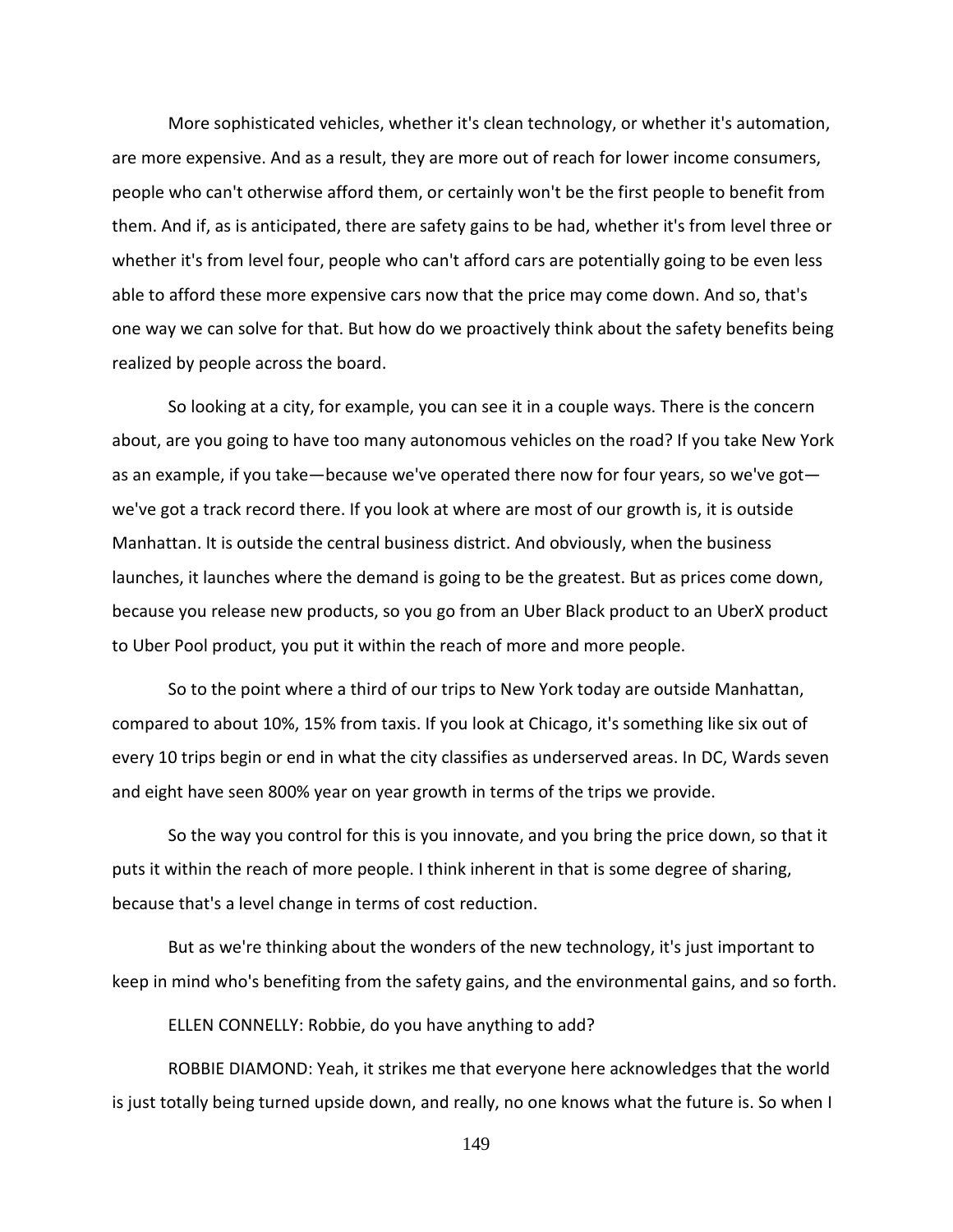More sophisticated vehicles, whether it's clean technology, or whether it's automation, are more expensive. And as a result, they are more out of reach for lower income consumers, people who can't otherwise afford them, or certainly won't be the first people to benefit from them. And if, as is anticipated, there are safety gains to be had, whether it's from level three or whether it's from level four, people who can't afford cars are potentially going to be even less able to afford these more expensive cars now that the price may come down. And so, that's one way we can solve for that. But how do we proactively think about the safety benefits being realized by people across the board.

So looking at a city, for example, you can see it in a couple ways. There is the concern about, are you going to have too many autonomous vehicles on the road? If you take New York as an example, if you take—because we've operated there now for four years, so we've got—we've got a track record there. If you look at where are most of our growth is, it is outside Manhattan. It is outside the central business district. And obviously, when the business launches, it launches where the demand is going to be the greatest. But as prices come down, because you release new products, so you go from an Uber Black product to an UberX product to Uber Pool product, you put it within the reach of more and more people.

So to the point where a third of our trips to New York today are outside Manhattan, compared to about 10%, 15% from taxis. If you look at Chicago, it's something like six out of every 10 trips begin or end in what the city classifies as underserved areas. In DC, Wards seven and eight have seen 800% year on year growth in terms of the trips we provide.

So the way you control for this is you innovate, and you bring the price down, so that it puts it within the reach of more people. I think inherent in that is some degree of sharing, because that's a level change in terms of cost reduction.

But as we're thinking about the wonders of the new technology, it's just important to keep in mind who's benefiting from the safety gains, and the environmental gains, and so forth.

ELLEN CONNELLY: Robbie, do you have anything to add?

ROBBIE DIAMOND: Yeah, it strikes me that everyone here acknowledges that the world is just totally being turned upside down, and really, no one knows what the future is. So when I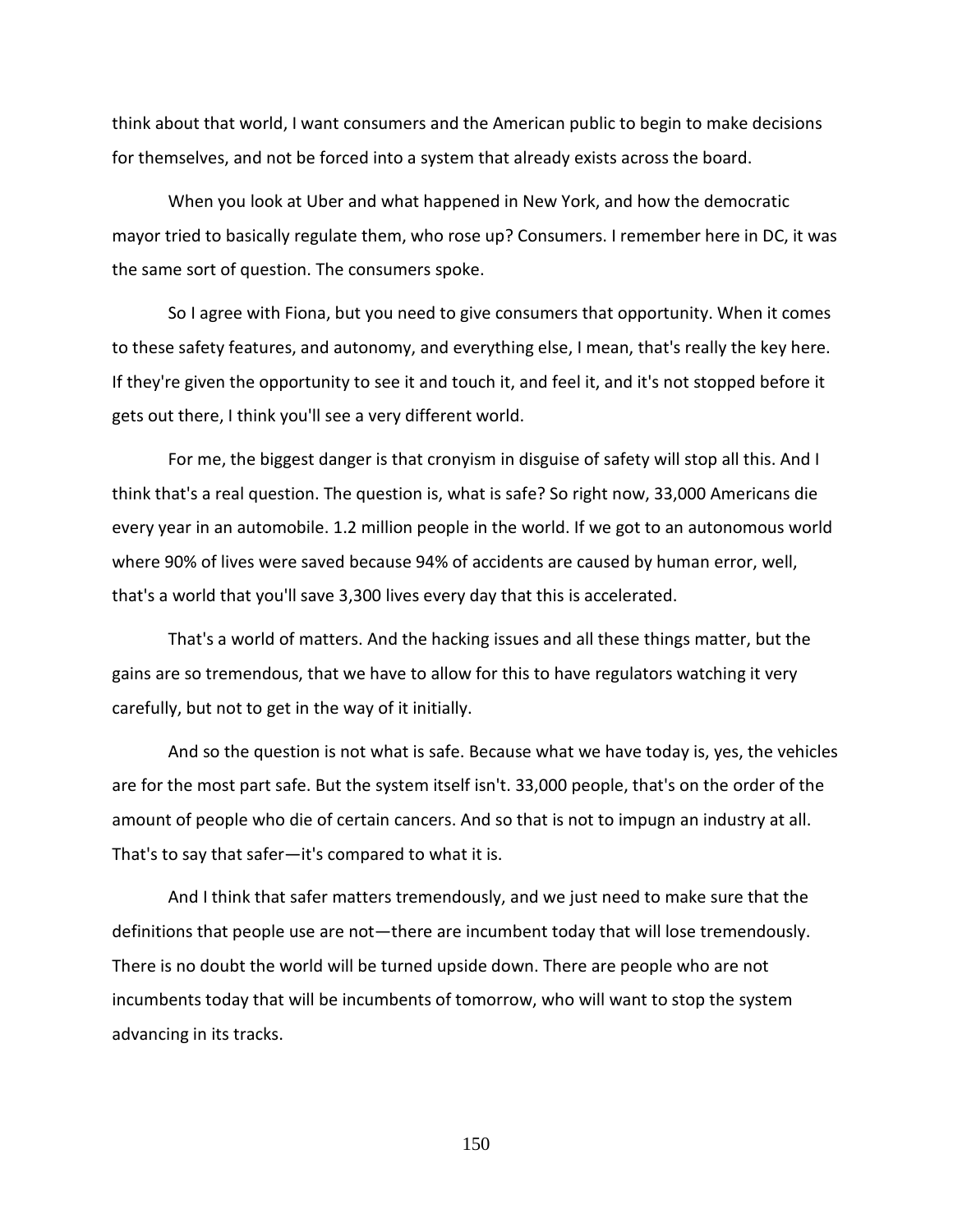think about that world, I want consumers and the American public to begin to make decisions for themselves, and not be forced into a system that already exists across the board.

When you look at Uber and what happened in New York, and how the democratic mayor tried to basically regulate them, who rose up? Consumers. I remember here in DC, it was the same sort of question. The consumers spoke.

So I agree with Fiona, but you need to give consumers that opportunity. When it comes to these safety features, and autonomy, and everything else, I mean, that's really the key here. If they're given the opportunity to see it and touch it, and feel it, and it's not stopped before it gets out there, I think you'll see a very different world.

For me, the biggest danger is that cronyism in disguise of safety will stop all this. And I think that's a real question. The question is, what is safe? So right now, 33,000 Americans die every year in an automobile. 1.2 million people in the world. If we got to an autonomous world where 90% of lives were saved because 94% of accidents are caused by human error, well, that's a world that you'll save 3,300 lives every day that this is accelerated.

That's a world of matters. And the hacking issues and all these things matter, but the gains are so tremendous, that we have to allow for this to have regulators watching it very carefully, but not to get in the way of it initially.

And so the question is not what is safe. Because what we have today is, yes, the vehicles are for the most part safe. But the system itself isn't. 33,000 people, that's on the order of the amount of people who die of certain cancers. And so that is not to impugn an industry at all. That's to say that safer—it's compared to what it is.

And I think that safer matters tremendously, and we just need to make sure that the definitions that people use are not—there are incumbent today that will lose tremendously. There is no doubt the world will be turned upside down. There are people who are not incumbents today that will be incumbents of tomorrow, who will want to stop the system advancing in its tracks.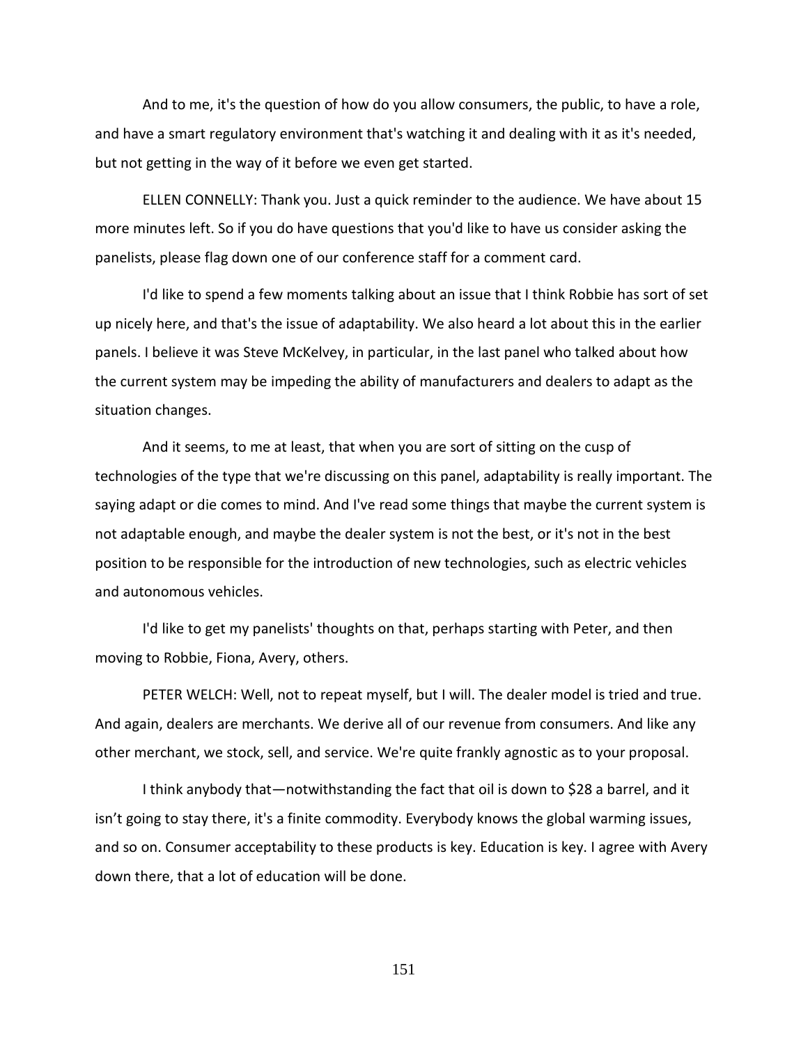And to me, it's the question of how do you allow consumers, the public, to have a role, and have a smart regulatory environment that's watching it and dealing with it as it's needed, but not getting in the way of it before we even get started.

ELLEN CONNELLY: Thank you. Just a quick reminder to the audience. We have about 15 more minutes left. So if you do have questions that you'd like to have us consider asking the panelists, please flag down one of our conference staff for a comment card.

I'd like to spend a few moments talking about an issue that I think Robbie has sort of set up nicely here, and that's the issue of adaptability. We also heard a lot about this in the earlier panels. I believe it was Steve McKelvey, in particular, in the last panel who talked about how the current system may be impeding the ability of manufacturers and dealers to adapt as the situation changes.

And it seems, to me at least, that when you are sort of sitting on the cusp of technologies of the type that we're discussing on this panel, adaptability is really important. The saying adapt or die comes to mind. And I've read some things that maybe the current system is not adaptable enough, and maybe the dealer system is not the best, or it's not in the best position to be responsible for the introduction of new technologies, such as electric vehicles and autonomous vehicles.

I'd like to get my panelists' thoughts on that, perhaps starting with Peter, and then moving to Robbie, Fiona, Avery, others.

PETER WELCH: Well, not to repeat myself, but I will. The dealer model is tried and true. And again, dealers are merchants. We derive all of our revenue from consumers. And like any other merchant, we stock, sell, and service. We're quite frankly agnostic as to your proposal.

I think anybody that—notwithstanding the fact that oil is down to $28 a barrel, and it isn't going to stay there, it's a finite commodity. Everybody knows the global warming issues, and so on. Consumer acceptability to these products is key. Education is key. I agree with Avery down there, that a lot of education will be done.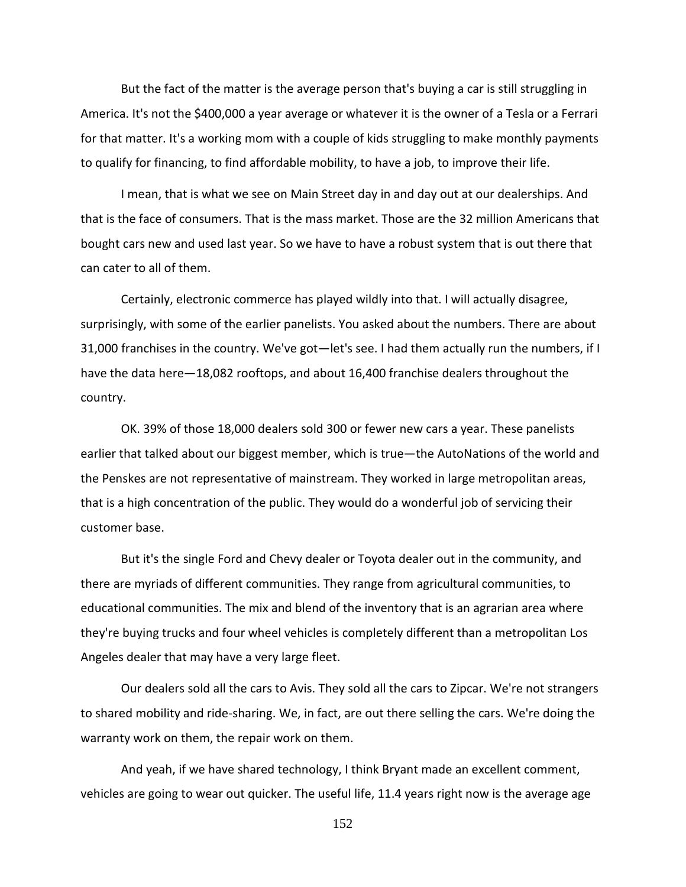But the fact of the matter is the average person that's buying a car is still struggling in America. It's not the $400,000 a year average or whatever it is the owner of a Tesla or a Ferrari for that matter. It's a working mom with a couple of kids struggling to make monthly payments to qualify for financing, to find affordable mobility, to have a job, to improve their life.

I mean, that is what we see on Main Street day in and day out at our dealerships. And that is the face of consumers. That is the mass market. Those are the 32 million Americans that bought cars new and used last year. So we have to have a robust system that is out there that can cater to all of them.

Certainly, electronic commerce has played wildly into that. I will actually disagree, surprisingly, with some of the earlier panelists. You asked about the numbers. There are about 31,000 franchises in the country. We've got—let's see. I had them actually run the numbers, if I have the data here—18,082 rooftops, and about 16,400 franchise dealers throughout the country.

OK. 39% of those 18,000 dealers sold 300 or fewer new cars a year. These panelists earlier that talked about our biggest member, which is true—the AutoNations of the world and the Penskes are not representative of mainstream. They worked in large metropolitan areas, that is a high concentration of the public. They would do a wonderful job of servicing their customer base.

But it's the single Ford and Chevy dealer or Toyota dealer out in the community, and there are myriads of different communities. They range from agricultural communities, to educational communities. The mix and blend of the inventory that is an agrarian area where they're buying trucks and four wheel vehicles is completely different than a metropolitan Los Angeles dealer that may have a very large fleet.

Our dealers sold all the cars to Avis. They sold all the cars to Zipcar. We're not strangers to shared mobility and ride-sharing. We, in fact, are out there selling the cars. We're doing the warranty work on them, the repair work on them.

And yeah, if we have shared technology, I think Bryant made an excellent comment, vehicles are going to wear out quicker. The useful life, 11.4 years right now is the average age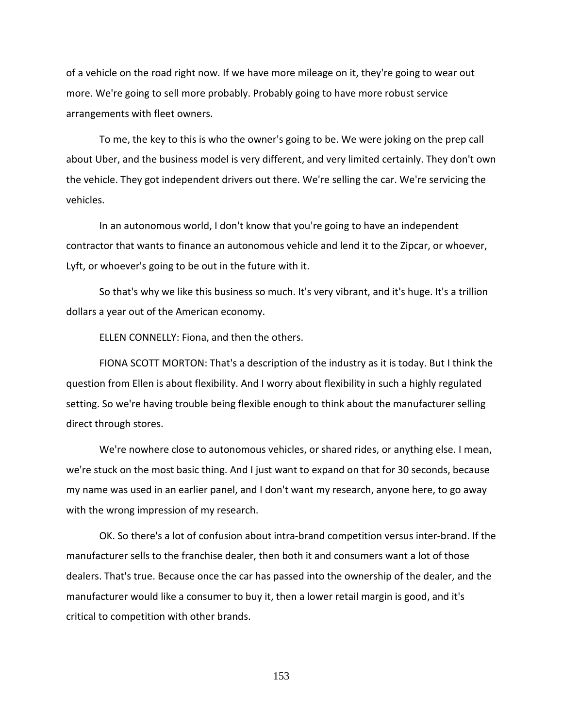of a vehicle on the road right now. If we have more mileage on it, they're going to wear out more. We're going to sell more probably. Probably going to have more robust service arrangements with fleet owners.

To me, the key to this is who the owner's going to be. We were joking on the prep call about Uber, and the business model is very different, and very limited certainly. They don't own the vehicle. They got independent drivers out there. We're selling the car. We're servicing the vehicles.

In an autonomous world, I don't know that you're going to have an independent contractor that wants to finance an autonomous vehicle and lend it to the Zipcar, or whoever, Lyft, or whoever's going to be out in the future with it.

So that's why we like this business so much. It's very vibrant, and it's huge. It's a trillion dollars a year out of the American economy.

ELLEN CONNELLY: Fiona, and then the others.

FIONA SCOTT MORTON: That's a description of the industry as it is today. But I think the question from Ellen is about flexibility. And I worry about flexibility in such a highly regulated setting. So we're having trouble being flexible enough to think about the manufacturer selling direct through stores.

We're nowhere close to autonomous vehicles, or shared rides, or anything else. I mean, we're stuck on the most basic thing. And I just want to expand on that for 30 seconds, because my name was used in an earlier panel, and I don't want my research, anyone here, to go away with the wrong impression of my research.

OK. So there's a lot of confusion about intra-brand competition versus inter-brand. If the manufacturer sells to the franchise dealer, then both it and consumers want a lot of those dealers. That's true. Because once the car has passed into the ownership of the dealer, and the manufacturer would like a consumer to buy it, then a lower retail margin is good, and it's critical to competition with other brands.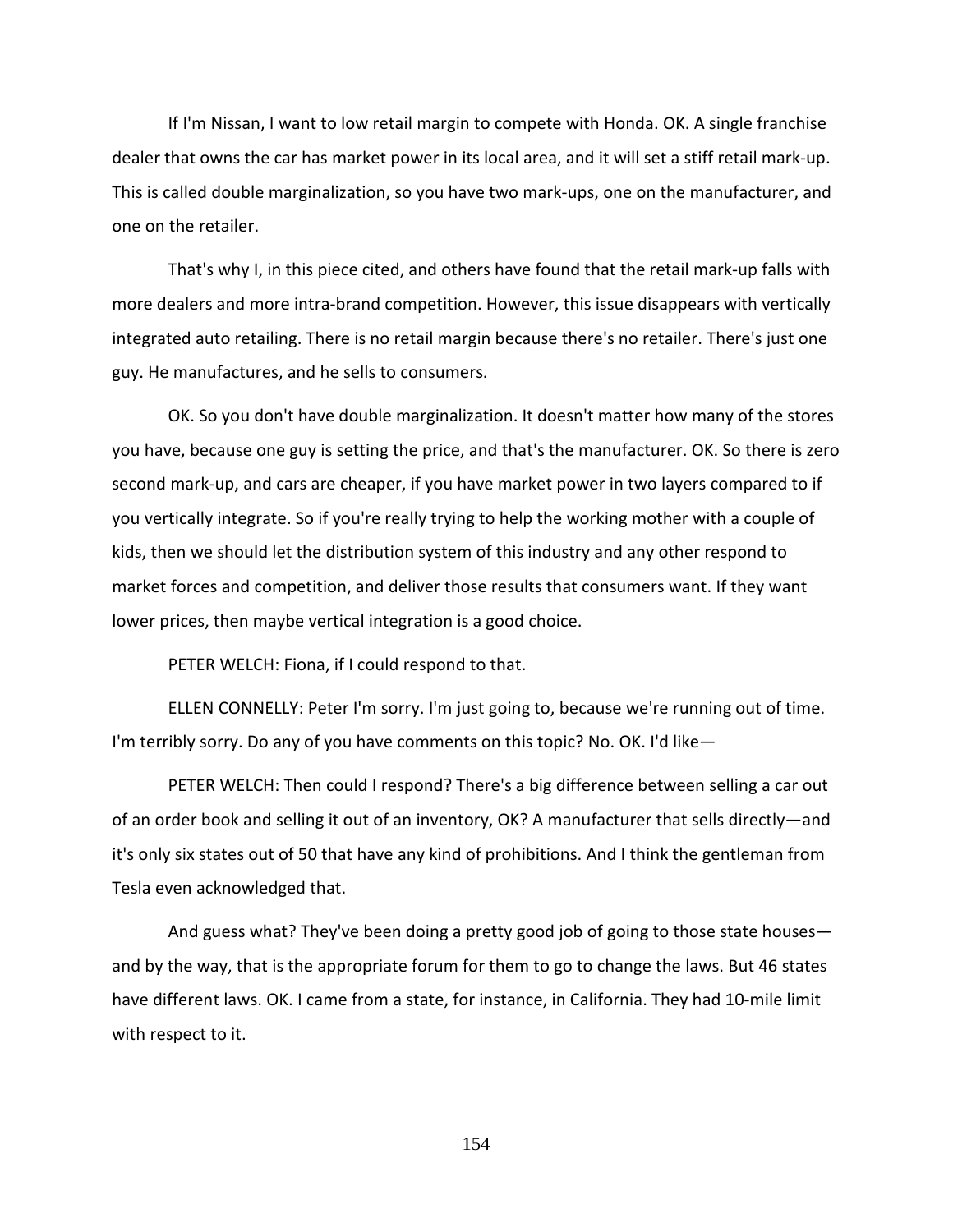If I'm Nissan, I want to low retail margin to compete with Honda. OK. A single franchise dealer that owns the car has market power in its local area, and it will set a stiff retail mark-up. This is called double marginalization, so you have two mark-ups, one on the manufacturer, and one on the retailer.

That's why I, in this piece cited, and others have found that the retail mark-up falls with more dealers and more intra-brand competition. However, this issue disappears with vertically integrated auto retailing. There is no retail margin because there's no retailer. There's just one guy. He manufactures, and he sells to consumers.

OK. So you don't have double marginalization. It doesn't matter how many of the stores you have, because one guy is setting the price, and that's the manufacturer. OK. So there is zero second mark-up, and cars are cheaper, if you have market power in two layers compared to if you vertically integrate. So if you're really trying to help the working mother with a couple of kids, then we should let the distribution system of this industry and any other respond to market forces and competition, and deliver those results that consumers want. If they want lower prices, then maybe vertical integration is a good choice.

PETER WELCH: Fiona, if I could respond to that.

ELLEN CONNELLY: Peter I'm sorry. I'm just going to, because we're running out of time. I'm terribly sorry. Do any of you have comments on this topic? No. OK. I'd like—

PETER WELCH: Then could I respond? There's a big difference between selling a car out of an order book and selling it out of an inventory, OK? A manufacturer that sells directly—and it's only six states out of 50 that have any kind of prohibitions. And I think the gentleman from Tesla even acknowledged that.

And guess what? They've been doing a pretty good job of going to those state houses—and by the way, that is the appropriate forum for them to go to change the laws. But 46 states have different laws. OK. I came from a state, for instance, in California. They had 10-mile limit with respect to it.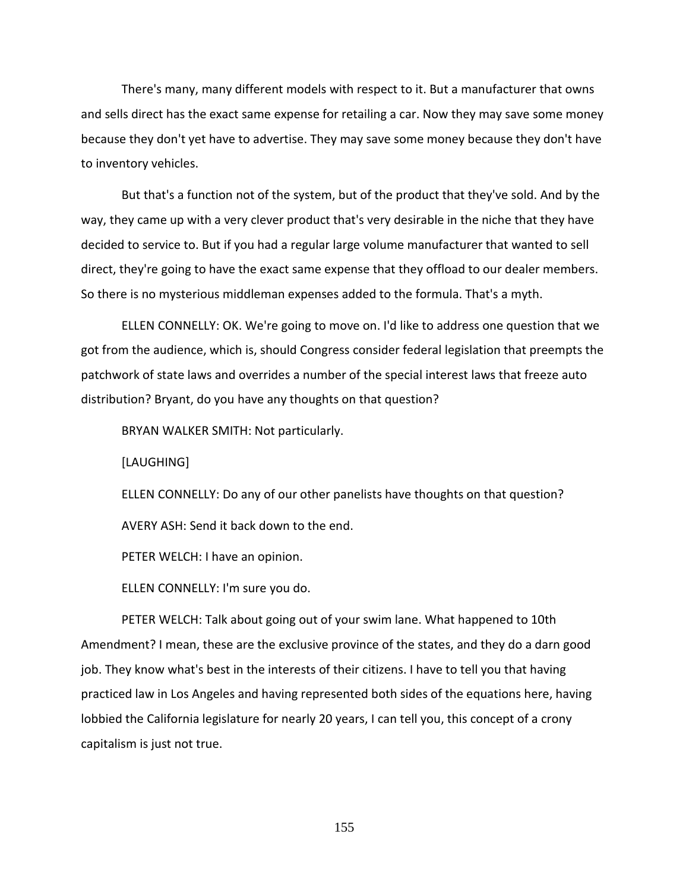There's many, many different models with respect to it. But a manufacturer that owns and sells direct has the exact same expense for retailing a car. Now they may save some money because they don't yet have to advertise. They may save some money because they don't have to inventory vehicles.

But that's a function not of the system, but of the product that they've sold. And by the way, they came up with a very clever product that's very desirable in the niche that they have decided to service to. But if you had a regular large volume manufacturer that wanted to sell direct, they're going to have the exact same expense that they offload to our dealer members. So there is no mysterious middleman expenses added to the formula. That's a myth.

ELLEN CONNELLY: OK. We're going to move on. I'd like to address one question that we got from the audience, which is, should Congress consider federal legislation that preempts the patchwork of state laws and overrides a number of the special interest laws that freeze auto distribution? Bryant, do you have any thoughts on that question?

BRYAN WALKER SMITH: Not particularly.

[LAUGHING]

ELLEN CONNELLY: Do any of our other panelists have thoughts on that question?

AVERY ASH: Send it back down to the end.

PETER WELCH: I have an opinion.

ELLEN CONNELLY: I'm sure you do.

PETER WELCH: Talk about going out of your swim lane. What happened to 10th Amendment? I mean, these are the exclusive province of the states, and they do a darn good job. They know what's best in the interests of their citizens. I have to tell you that having practiced law in Los Angeles and having represented both sides of the equations here, having lobbied the California legislature for nearly 20 years, I can tell you, this concept of a crony capitalism is just not true.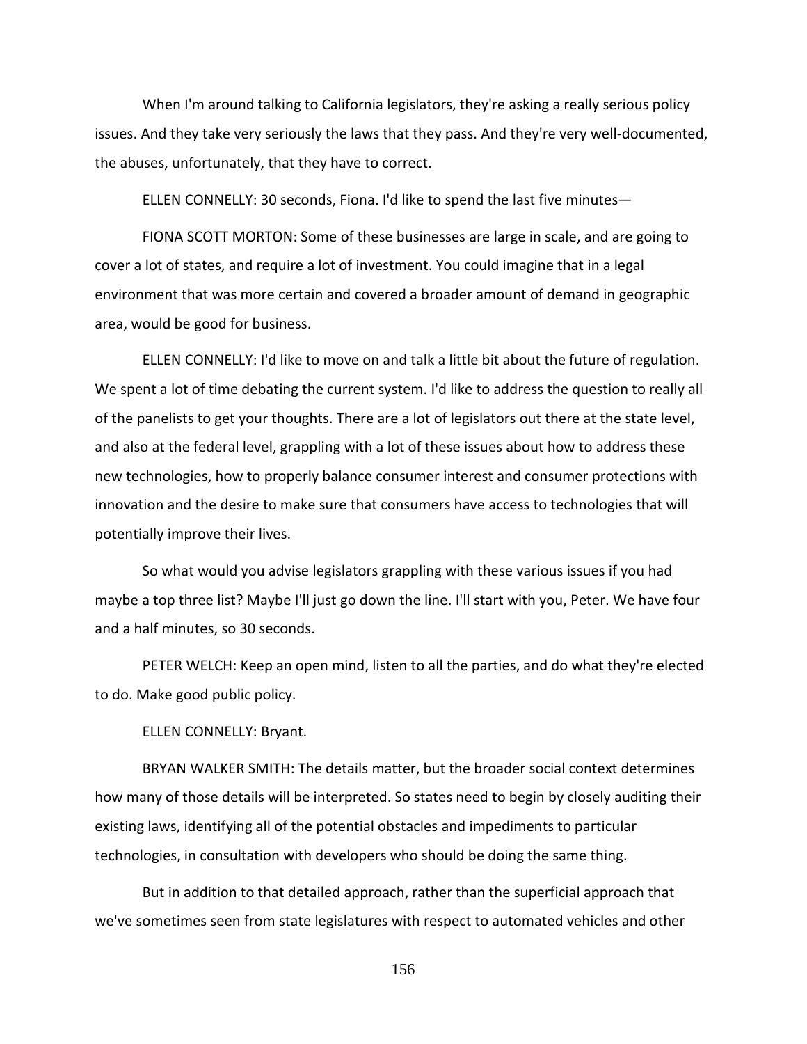When I'm around talking to California legislators, they're asking a really serious policy issues. And they take very seriously the laws that they pass. And they're very well-documented, the abuses, unfortunately, that they have to correct.

ELLEN CONNELLY: 30 seconds, Fiona. I'd like to spend the last five minutes—

FIONA SCOTT MORTON: Some of these businesses are large in scale, and are going to cover a lot of states, and require a lot of investment. You could imagine that in a legal environment that was more certain and covered a broader amount of demand in geographic area, would be good for business.

ELLEN CONNELLY: I'd like to move on and talk a little bit about the future of regulation. We spent a lot of time debating the current system. I'd like to address the question to really all of the panelists to get your thoughts. There are a lot of legislators out there at the state level, and also at the federal level, grappling with a lot of these issues about how to address these new technologies, how to properly balance consumer interest and consumer protections with innovation and the desire to make sure that consumers have access to technologies that will potentially improve their lives.

So what would you advise legislators grappling with these various issues if you had maybe a top three list? Maybe I'll just go down the line. I'll start with you, Peter. We have four and a half minutes, so 30 seconds.

PETER WELCH: Keep an open mind, listen to all the parties, and do what they're elected to do. Make good public policy.

ELLEN CONNELLY: Bryant.

BRYAN WALKER SMITH: The details matter, but the broader social context determines how many of those details will be interpreted. So states need to begin by closely auditing their existing laws, identifying all of the potential obstacles and impediments to particular technologies, in consultation with developers who should be doing the same thing.

But in addition to that detailed approach, rather than the superficial approach that we've sometimes seen from state legislatures with respect to automated vehicles and other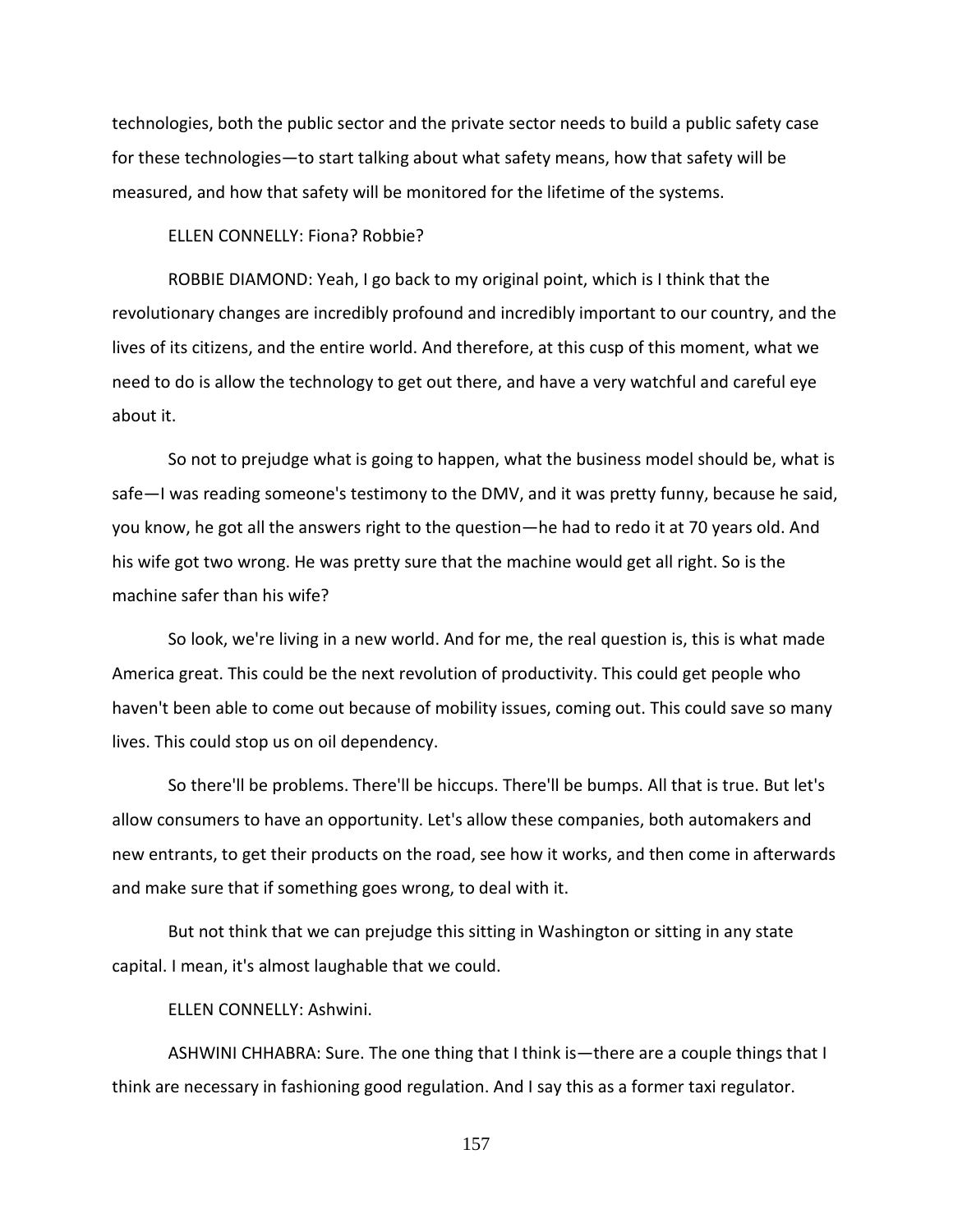technologies, both the public sector and the private sector needs to build a public safety case for these technologies—to start talking about what safety means, how that safety will be measured, and how that safety will be monitored for the lifetime of the systems.

ELLEN CONNELLY: Fiona? Robbie?

ROBBIE DIAMOND: Yeah, I go back to my original point, which is I think that the revolutionary changes are incredibly profound and incredibly important to our country, and the lives of its citizens, and the entire world. And therefore, at this cusp of this moment, what we need to do is allow the technology to get out there, and have a very watchful and careful eye about it.

So not to prejudge what is going to happen, what the business model should be, what is safe—I was reading someone's testimony to the DMV, and it was pretty funny, because he said, you know, he got all the answers right to the question—he had to redo it at 70 years old. And his wife got two wrong. He was pretty sure that the machine would get all right. So is the machine safer than his wife?

So look, we're living in a new world. And for me, the real question is, this is what made America great. This could be the next revolution of productivity. This could get people who haven't been able to come out because of mobility issues, coming out. This could save so many lives. This could stop us on oil dependency.

So there'll be problems. There'll be hiccups. There'll be bumps. All that is true. But let's allow consumers to have an opportunity. Let's allow these companies, both automakers and new entrants, to get their products on the road, see how it works, and then come in afterwards and make sure that if something goes wrong, to deal with it.

But not think that we can prejudge this sitting in Washington or sitting in any state capital. I mean, it's almost laughable that we could.

ELLEN CONNELLY: Ashwini.

ASHWINI CHHABRA: Sure. The one thing that I think is—there are a couple things that I think are necessary in fashioning good regulation. And I say this as a former taxi regulator.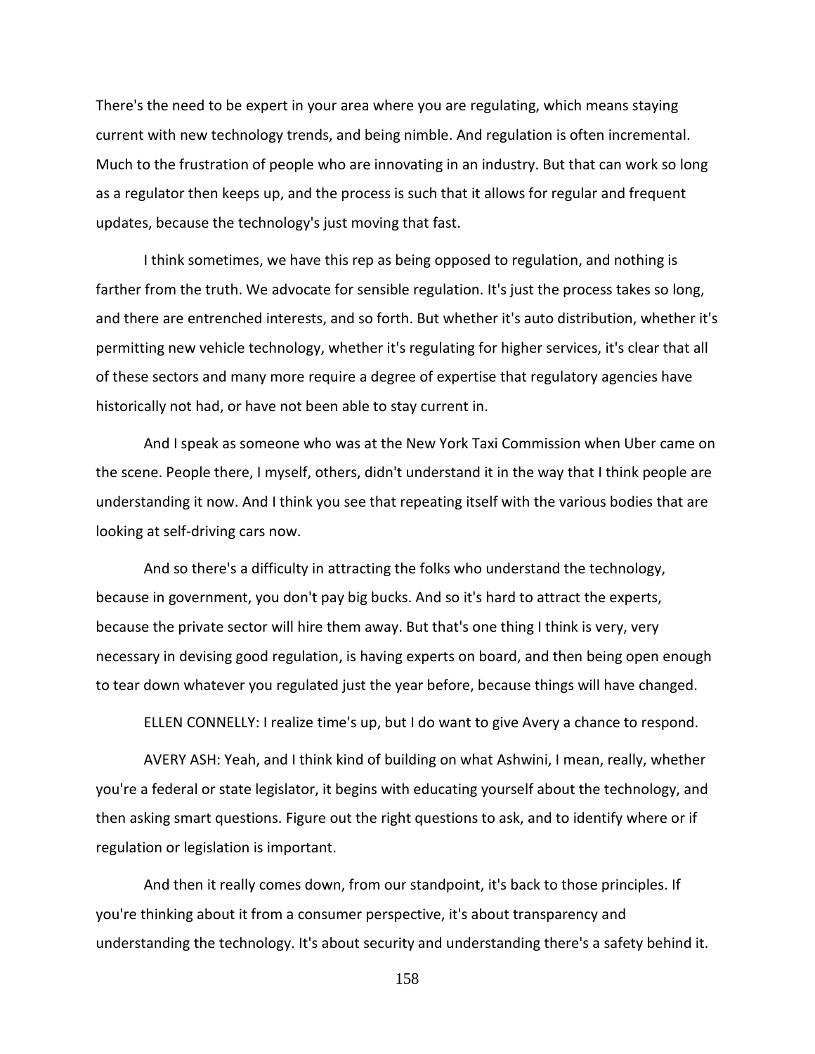There's the need to be expert in your area where you are regulating, which means staying current with new technology trends, and being nimble. And regulation is often incremental. Much to the frustration of people who are innovating in an industry. But that can work so long as a regulator then keeps up, and the process is such that it allows for regular and frequent updates, because the technology's just moving that fast.

I think sometimes, we have this rep as being opposed to regulation, and nothing is farther from the truth. We advocate for sensible regulation. It's just the process takes so long, and there are entrenched interests, and so forth. But whether it's auto distribution, whether it's permitting new vehicle technology, whether it's regulating for higher services, it's clear that all of these sectors and many more require a degree of expertise that regulatory agencies have historically not had, or have not been able to stay current in.

And I speak as someone who was at the New York Taxi Commission when Uber came on the scene. People there, I myself, others, didn't understand it in the way that I think people are understanding it now. And I think you see that repeating itself with the various bodies that are looking at self-driving cars now.

And so there's a difficulty in attracting the folks who understand the technology, because in government, you don't pay big bucks. And so it's hard to attract the experts, because the private sector will hire them away. But that's one thing I think is very, very necessary in devising good regulation, is having experts on board, and then being open enough to tear down whatever you regulated just the year before, because things will have changed.

ELLEN CONNELLY: I realize time's up, but I do want to give Avery a chance to respond.

AVERY ASH: Yeah, and I think kind of building on what Ashwini, I mean, really, whether you're a federal or state legislator, it begins with educating yourself about the technology, and then asking smart questions. Figure out the right questions to ask, and to identify where or if regulation or legislation is important.

And then it really comes down, from our standpoint, it's back to those principles. If you're thinking about it from a consumer perspective, it's about transparency and understanding the technology. It's about security and understanding there's a safety behind it.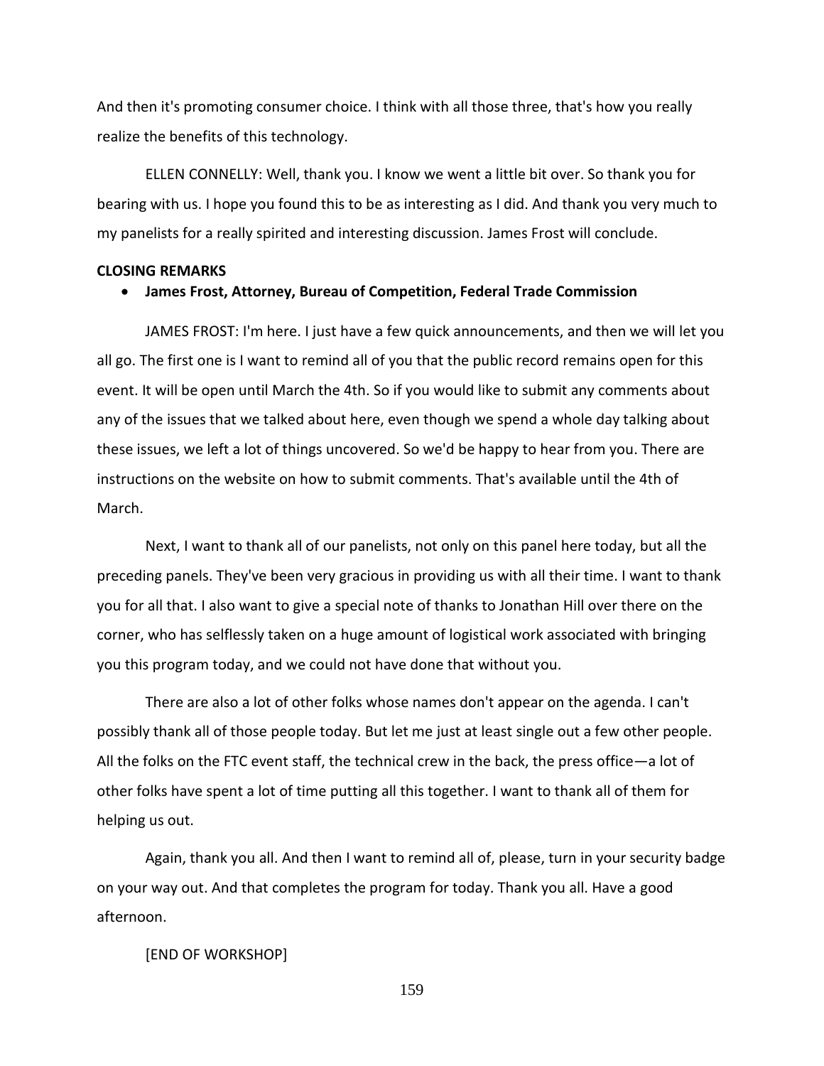And then it's promoting consumer choice. I think with all those three, that's how you really realize the benefits of this technology.

ELLEN CONNELLY: Well, thank you. I know we went a little bit over. So thank you for bearing with us. I hope you found this to be as interesting as I did. And thank you very much to my panelists for a really spirited and interesting discussion. James Frost will conclude.

**CLOSING REMARKS**

- **James Frost, Attorney, Bureau of Competition, Federal Trade Commission**

JAMES FROST: I'm here. I just have a few quick announcements, and then we will let you all go. The first one is I want to remind all of you that the public record remains open for this event. It will be open until March the 4th. So if you would like to submit any comments about any of the issues that we talked about here, even though we spend a whole day talking about these issues, we left a lot of things uncovered. So we'd be happy to hear from you. There are instructions on the website on how to submit comments. That's available until the 4th of March.

Next, I want to thank all of our panelists, not only on this panel here today, but all the preceding panels. They've been very gracious in providing us with all their time. I want to thank you for all that. I also want to give a special note of thanks to Jonathan Hill over there on the corner, who has selflessly taken on a huge amount of logistical work associated with bringing you this program today, and we could not have done that without you.

There are also a lot of other folks whose names don't appear on the agenda. I can't possibly thank all of those people today. But let me just at least single out a few other people. All the folks on the FTC event staff, the technical crew in the back, the press office—a lot of other folks have spent a lot of time putting all this together. I want to thank all of them for helping us out.

Again, thank you all. And then I want to remind all of, please, turn in your security badge on your way out. And that completes the program for today. Thank you all. Have a good afternoon.

[END OF WORKSHOP]